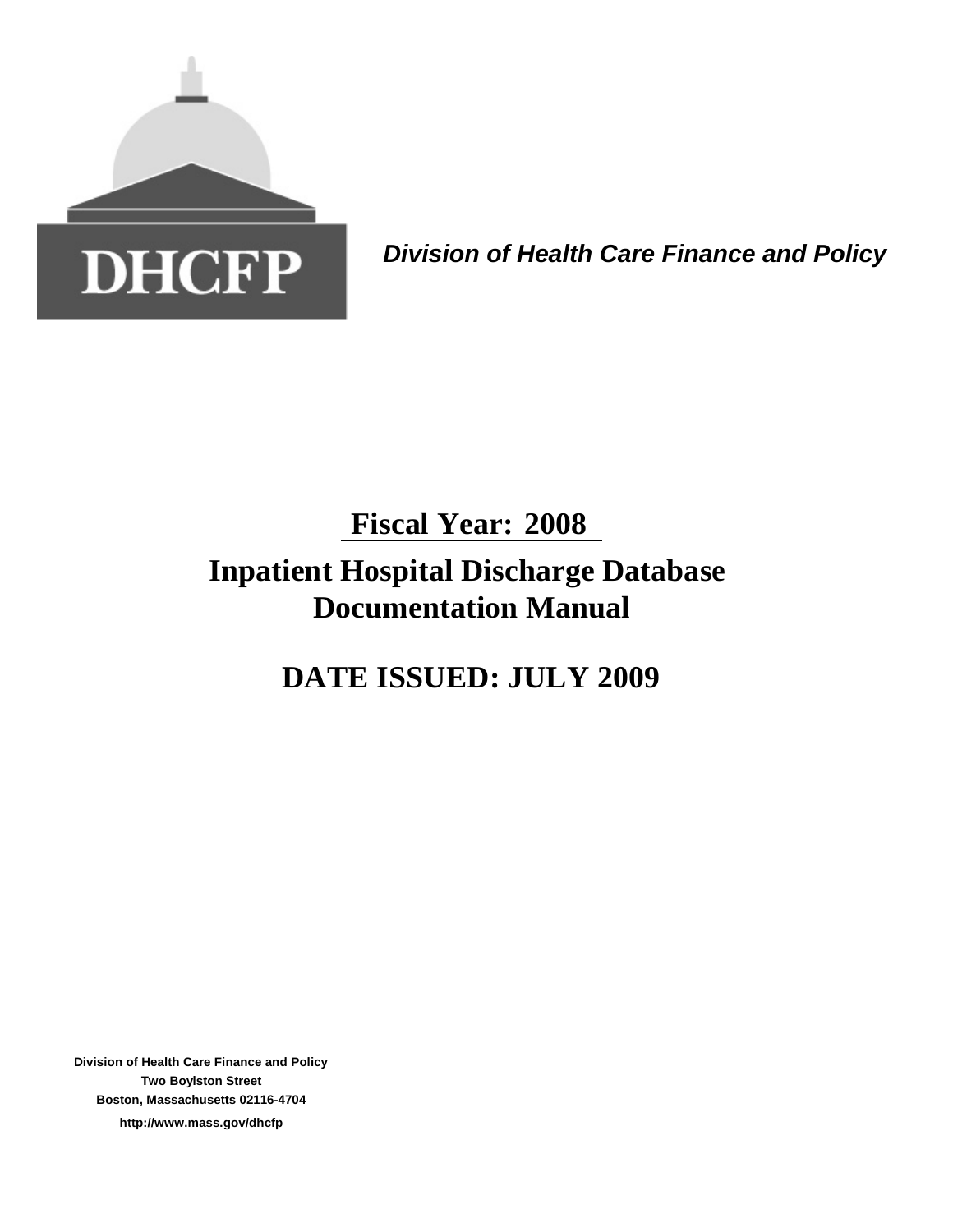DHCFP

*Division of Health Care Finance and Policy*

# Fiscal Year: 2008

# Inpatient Hospital Discharge Database Documentation Manual

## DATE ISSUED: JULY 2009

**Division of Health Care Finance and Policy**
**Two Boylston Street**
**Boston, Massachusetts 02116-4704**
**http://www.mass.gov/dhcfp**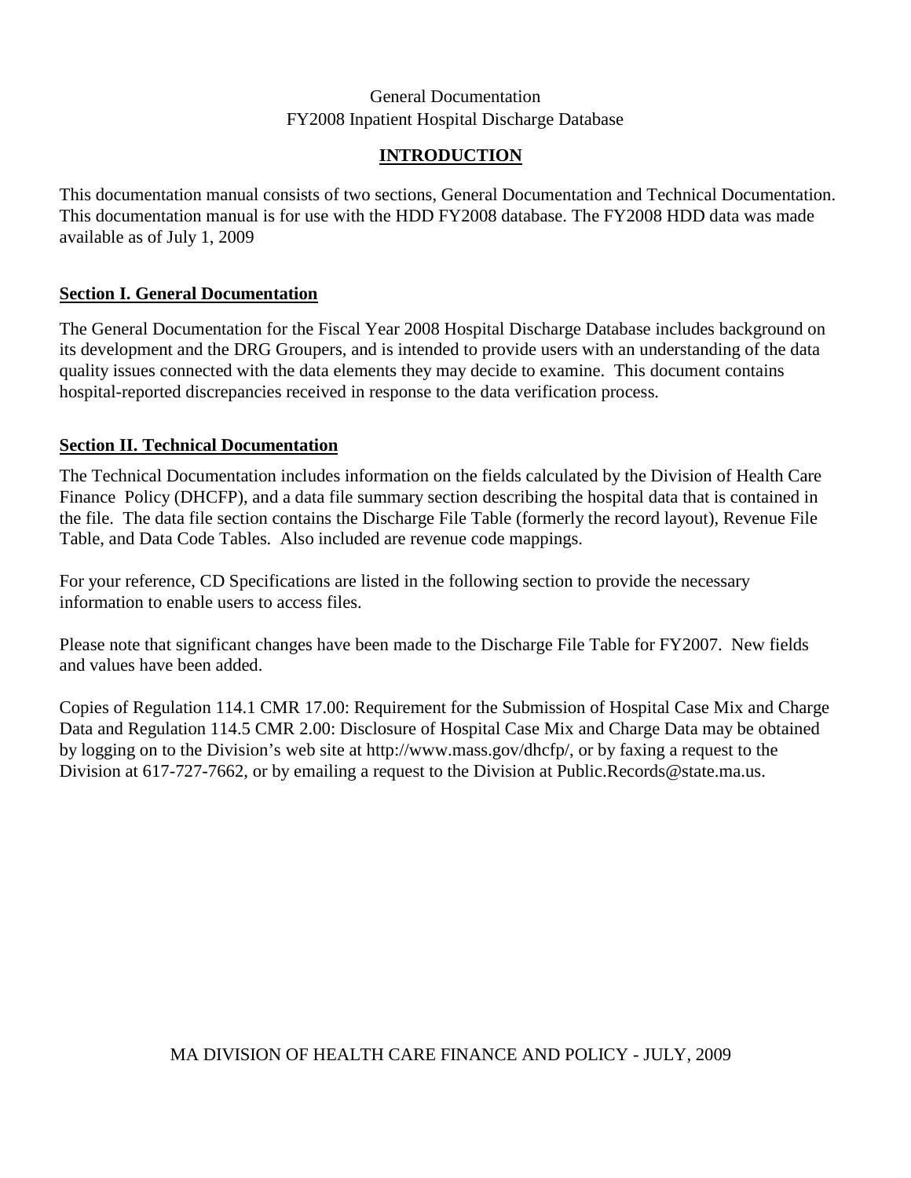General Documentation
FY2008 Inpatient Hospital Discharge Database

## INTRODUCTION

This documentation manual consists of two sections, General Documentation and Technical Documentation. This documentation manual is for use with the HDD FY2008 database. The FY2008 HDD data was made available as of July 1, 2009

### Section I. General Documentation

The General Documentation for the Fiscal Year 2008 Hospital Discharge Database includes background on its development and the DRG Groupers, and is intended to provide users with an understanding of the data quality issues connected with the data elements they may decide to examine. This document contains hospital-reported discrepancies received in response to the data verification process.

### Section II. Technical Documentation

The Technical Documentation includes information on the fields calculated by the Division of Health Care Finance Policy (DHCFP), and a data file summary section describing the hospital data that is contained in the file. The data file section contains the Discharge File Table (formerly the record layout), Revenue File Table, and Data Code Tables. Also included are revenue code mappings.

For your reference, CD Specifications are listed in the following section to provide the necessary information to enable users to access files.

Please note that significant changes have been made to the Discharge File Table for FY2007. New fields and values have been added.

Copies of Regulation 114.1 CMR 17.00: Requirement for the Submission of Hospital Case Mix and Charge Data and Regulation 114.5 CMR 2.00: Disclosure of Hospital Case Mix and Charge Data may be obtained by logging on to the Division's web site at http://www.mass.gov/dhcfp/, or by faxing a request to the Division at 617-727-7662, or by emailing a request to the Division at Public.Records@state.ma.us.

MA DIVISION OF HEALTH CARE FINANCE AND POLICY - JULY, 2009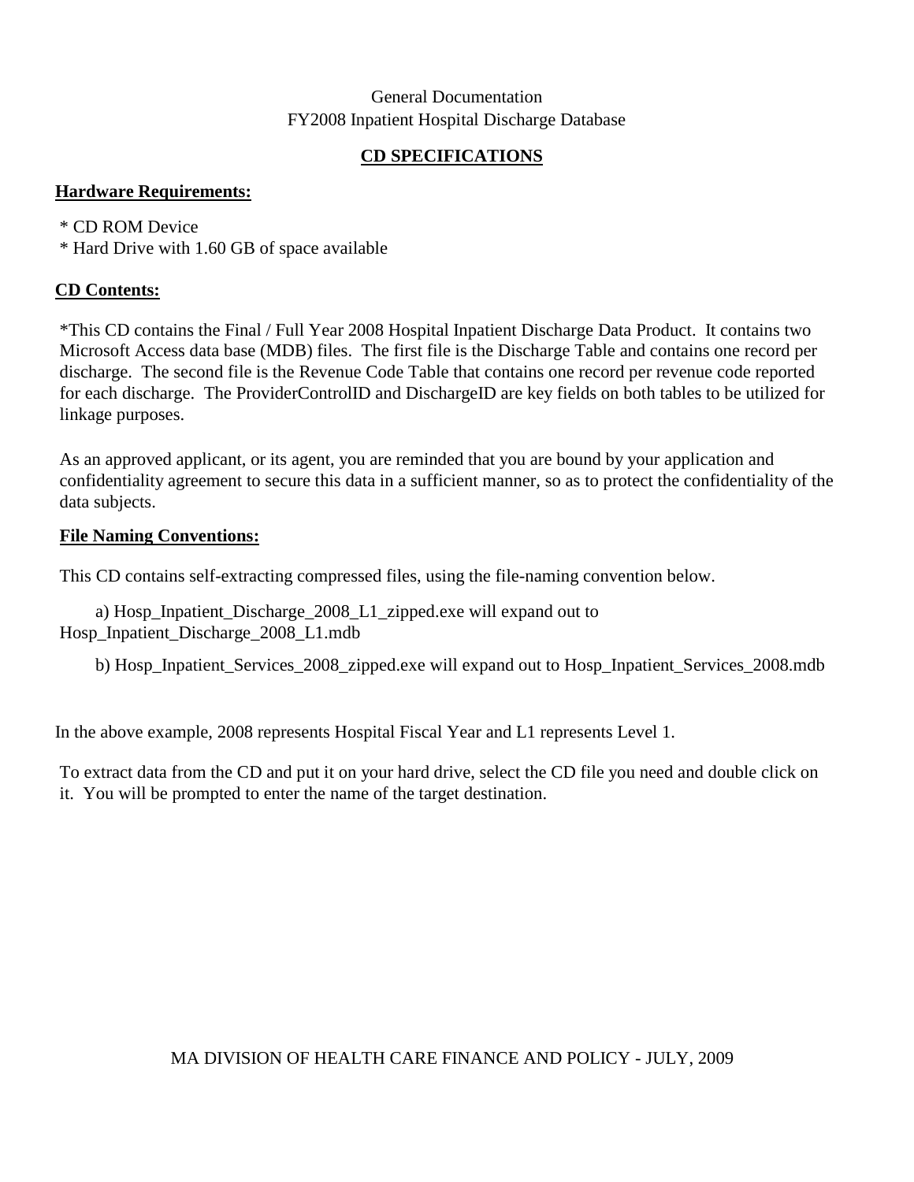General Documentation
FY2008 Inpatient Hospital Discharge Database

# CD SPECIFICATIONS

## Hardware Requirements:

* CD ROM Device
* Hard Drive with 1.60 GB of space available

## CD Contents:

*This CD contains the Final / Full Year 2008 Hospital Inpatient Discharge Data Product. It contains two Microsoft Access data base (MDB) files. The first file is the Discharge Table and contains one record per discharge. The second file is the Revenue Code Table that contains one record per revenue code reported for each discharge. The ProviderControlID and DischargeID are key fields on both tables to be utilized for linkage purposes.

As an approved applicant, or its agent, you are reminded that you are bound by your application and confidentiality agreement to secure this data in a sufficient manner, so as to protect the confidentiality of the data subjects.

## File Naming Conventions:

This CD contains self-extracting compressed files, using the file-naming convention below.

a) Hosp_Inpatient_Discharge_2008_L1_zipped.exe will expand out to Hosp_Inpatient_Discharge_2008_L1.mdb

b) Hosp_Inpatient_Services_2008_zipped.exe will expand out to Hosp_Inpatient_Services_2008.mdb

In the above example, 2008 represents Hospital Fiscal Year and L1 represents Level 1.

To extract data from the CD and put it on your hard drive, select the CD file you need and double click on it. You will be prompted to enter the name of the target destination.

MA DIVISION OF HEALTH CARE FINANCE AND POLICY - JULY, 2009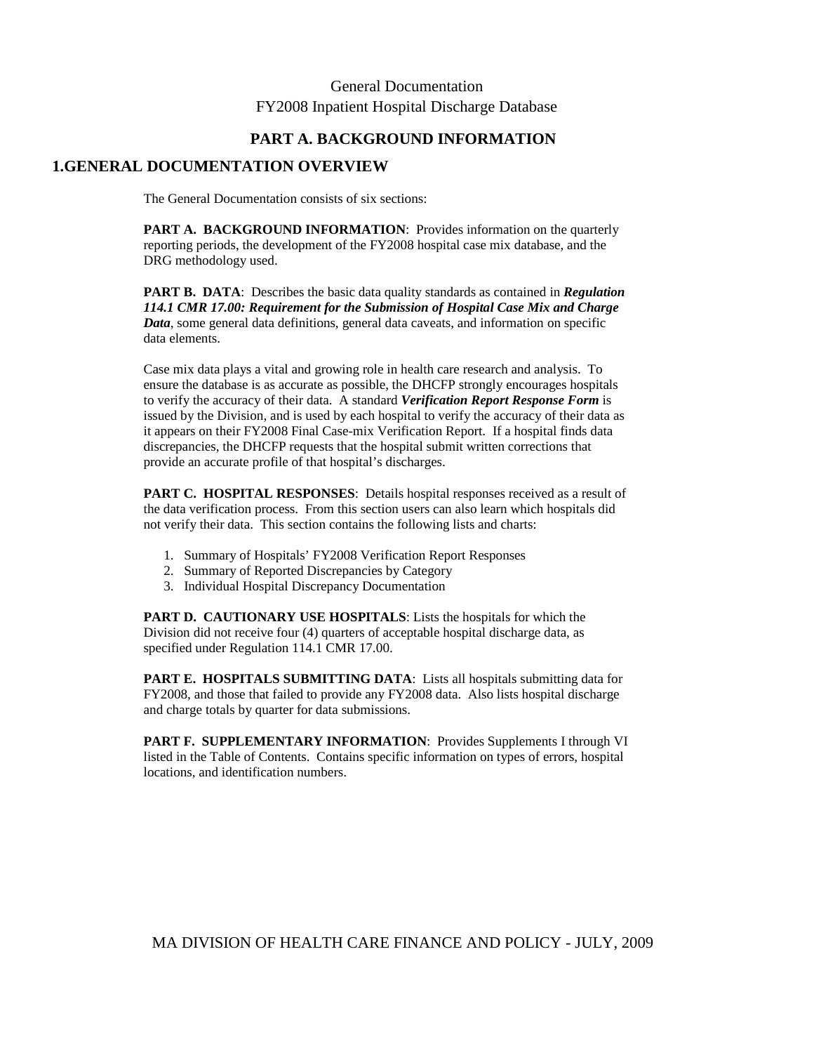General Documentation
FY2008 Inpatient Hospital Discharge Database

# PART A. BACKGROUND INFORMATION

## 1.GENERAL DOCUMENTATION OVERVIEW

The General Documentation consists of six sections:

**PART A. BACKGROUND INFORMATION**: Provides information on the quarterly reporting periods, the development of the FY2008 hospital case mix database, and the DRG methodology used.

**PART B. DATA**: Describes the basic data quality standards as contained in ***Regulation 114.1 CMR 17.00: Requirement for the Submission of Hospital Case Mix and Charge Data***, some general data definitions, general data caveats, and information on specific data elements.

Case mix data plays a vital and growing role in health care research and analysis. To ensure the database is as accurate as possible, the DHCFP strongly encourages hospitals to verify the accuracy of their data. A standard ***Verification Report Response Form*** is issued by the Division, and is used by each hospital to verify the accuracy of their data as it appears on their FY2008 Final Case-mix Verification Report. If a hospital finds data discrepancies, the DHCFP requests that the hospital submit written corrections that provide an accurate profile of that hospital's discharges.

**PART C. HOSPITAL RESPONSES**: Details hospital responses received as a result of the data verification process. From this section users can also learn which hospitals did not verify their data. This section contains the following lists and charts:

1. Summary of Hospitals' FY2008 Verification Report Responses
2. Summary of Reported Discrepancies by Category
3. Individual Hospital Discrepancy Documentation

**PART D. CAUTIONARY USE HOSPITALS**: Lists the hospitals for which the Division did not receive four (4) quarters of acceptable hospital discharge data, as specified under Regulation 114.1 CMR 17.00.

**PART E. HOSPITALS SUBMITTING DATA**: Lists all hospitals submitting data for FY2008, and those that failed to provide any FY2008 data. Also lists hospital discharge and charge totals by quarter for data submissions.

**PART F. SUPPLEMENTARY INFORMATION**: Provides Supplements I through VI listed in the Table of Contents. Contains specific information on types of errors, hospital locations, and identification numbers.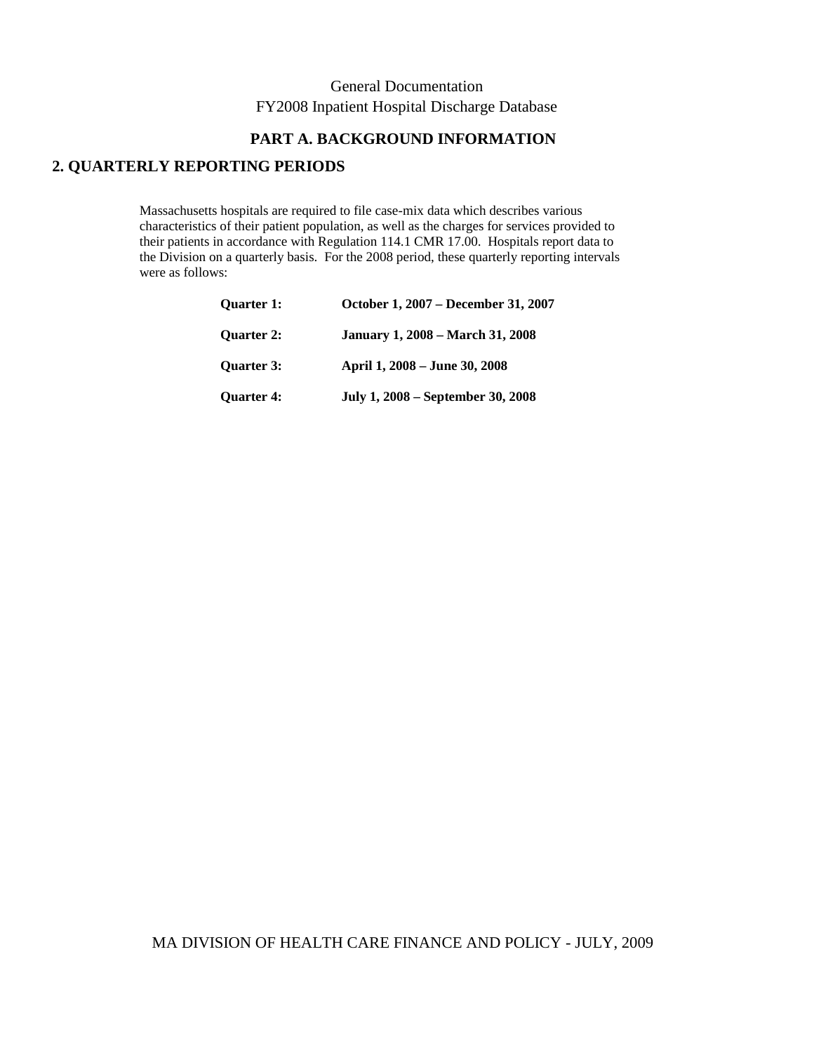General Documentation
FY2008 Inpatient Hospital Discharge Database

## PART A. BACKGROUND INFORMATION

## 2. QUARTERLY REPORTING PERIODS

Massachusetts hospitals are required to file case-mix data which describes various characteristics of their patient population, as well as the charges for services provided to their patients in accordance with Regulation 114.1 CMR 17.00. Hospitals report data to the Division on a quarterly basis. For the 2008 period, these quarterly reporting intervals were as follows:

| | |
|---|---|
| **Quarter 1:** | **October 1, 2007 – December 31, 2007** |
| **Quarter 2:** | **January 1, 2008 – March 31, 2008** |
| **Quarter 3:** | **April 1, 2008 – June 30, 2008** |
| **Quarter 4:** | **July 1, 2008 – September 30, 2008** |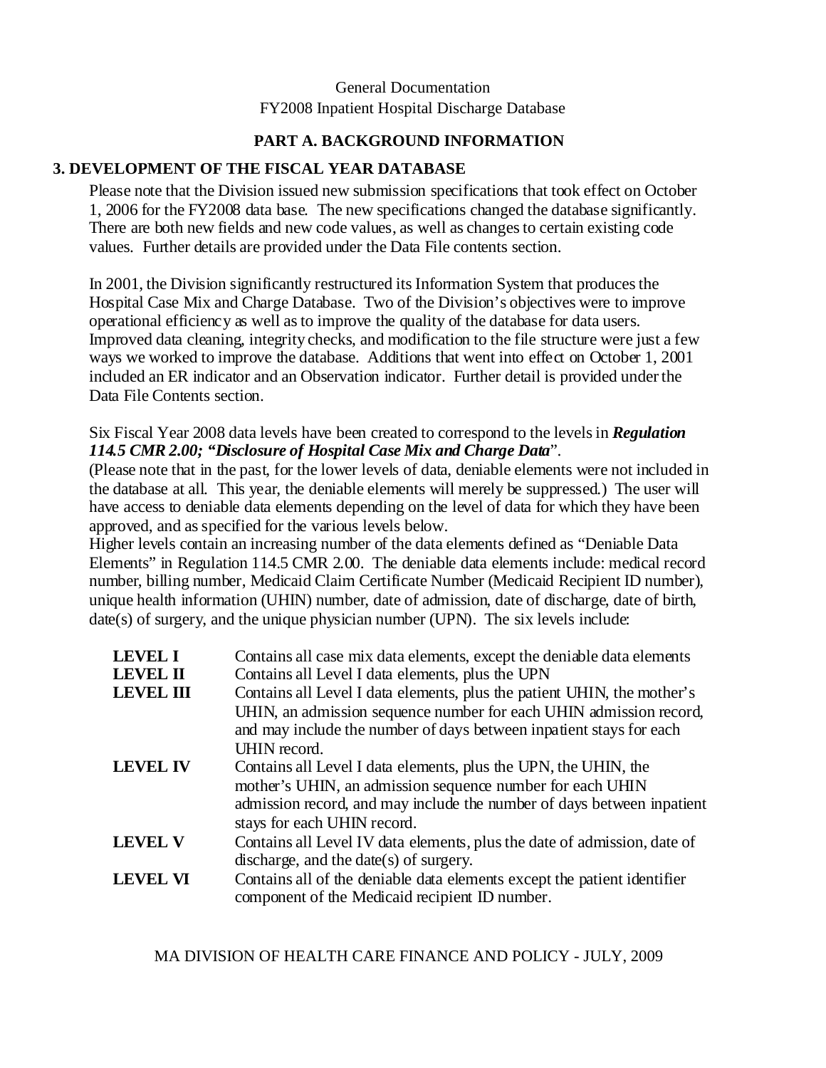General Documentation
FY2008 Inpatient Hospital Discharge Database

## PART A. BACKGROUND INFORMATION

### 3. DEVELOPMENT OF THE FISCAL YEAR DATABASE

Please note that the Division issued new submission specifications that took effect on October 1, 2006 for the FY2008 data base. The new specifications changed the database significantly. There are both new fields and new code values, as well as changes to certain existing code values. Further details are provided under the Data File contents section.

In 2001, the Division significantly restructured its Information System that produces the Hospital Case Mix and Charge Database. Two of the Division's objectives were to improve operational efficiency as well as to improve the quality of the database for data users. Improved data cleaning, integrity checks, and modification to the file structure were just a few ways we worked to improve the database. Additions that went into effect on October 1, 2001 included an ER indicator and an Observation indicator. Further detail is provided under the Data File Contents section.

Six Fiscal Year 2008 data levels have been created to correspond to the levels in ***Regulation 114.5 CMR 2.00; "Disclosure of Hospital Case Mix and Charge Data***".
(Please note that in the past, for the lower levels of data, deniable elements were not included in the database at all. This year, the deniable elements will merely be suppressed.) The user will have access to deniable data elements depending on the level of data for which they have been approved, and as specified for the various levels below.
Higher levels contain an increasing number of the data elements defined as "Deniable Data Elements" in Regulation 114.5 CMR 2.00. The deniable data elements include: medical record number, billing number, Medicaid Claim Certificate Number (Medicaid Recipient ID number), unique health information (UHIN) number, date of admission, date of discharge, date of birth, date(s) of surgery, and the unique physician number (UPN). The six levels include:

| | |
|---|---|
| **LEVEL I** | Contains all case mix data elements, except the deniable data elements |
| **LEVEL II** | Contains all Level I data elements, plus the UPN |
| **LEVEL III** | Contains all Level I data elements, plus the patient UHIN, the mother's UHIN, an admission sequence number for each UHIN admission record, and may include the number of days between inpatient stays for each UHIN record. |
| **LEVEL IV** | Contains all Level I data elements, plus the UPN, the UHIN, the mother's UHIN, an admission sequence number for each UHIN admission record, and may include the number of days between inpatient stays for each UHIN record. |
| **LEVEL V** | Contains all Level IV data elements, plus the date of admission, date of discharge, and the date(s) of surgery. |
| **LEVEL VI** | Contains all of the deniable data elements except the patient identifier component of the Medicaid recipient ID number. |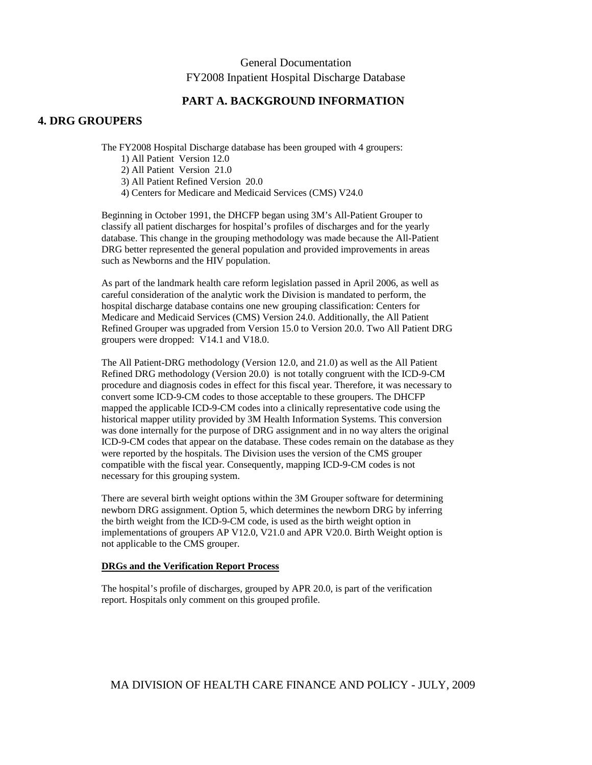General Documentation
FY2008 Inpatient Hospital Discharge Database

## PART A. BACKGROUND INFORMATION

## 4. DRG GROUPERS

The FY2008 Hospital Discharge database has been grouped with 4 groupers:

1) All Patient Version 12.0
2) All Patient Version 21.0
3) All Patient Refined Version 20.0
4) Centers for Medicare and Medicaid Services (CMS) V24.0

Beginning in October 1991, the DHCFP began using 3M's All-Patient Grouper to classify all patient discharges for hospital's profiles of discharges and for the yearly database. This change in the grouping methodology was made because the All-Patient DRG better represented the general population and provided improvements in areas such as Newborns and the HIV population.

As part of the landmark health care reform legislation passed in April 2006, as well as careful consideration of the analytic work the Division is mandated to perform, the hospital discharge database contains one new grouping classification: Centers for Medicare and Medicaid Services (CMS) Version 24.0. Additionally, the All Patient Refined Grouper was upgraded from Version 15.0 to Version 20.0. Two All Patient DRG groupers were dropped: V14.1 and V18.0.

The All Patient-DRG methodology (Version 12.0, and 21.0) as well as the All Patient Refined DRG methodology (Version 20.0) is not totally congruent with the ICD-9-CM procedure and diagnosis codes in effect for this fiscal year. Therefore, it was necessary to convert some ICD-9-CM codes to those acceptable to these groupers. The DHCFP mapped the applicable ICD-9-CM codes into a clinically representative code using the historical mapper utility provided by 3M Health Information Systems. This conversion was done internally for the purpose of DRG assignment and in no way alters the original ICD-9-CM codes that appear on the database. These codes remain on the database as they were reported by the hospitals. The Division uses the version of the CMS grouper compatible with the fiscal year. Consequently, mapping ICD-9-CM codes is not necessary for this grouping system.

There are several birth weight options within the 3M Grouper software for determining newborn DRG assignment. Option 5, which determines the newborn DRG by inferring the birth weight from the ICD-9-CM code, is used as the birth weight option in implementations of groupers AP V12.0, V21.0 and APR V20.0. Birth Weight option is not applicable to the CMS grouper.

**DRGs and the Verification Report Process**

The hospital's profile of discharges, grouped by APR 20.0, is part of the verification report. Hospitals only comment on this grouped profile.

MA DIVISION OF HEALTH CARE FINANCE AND POLICY - JULY, 2009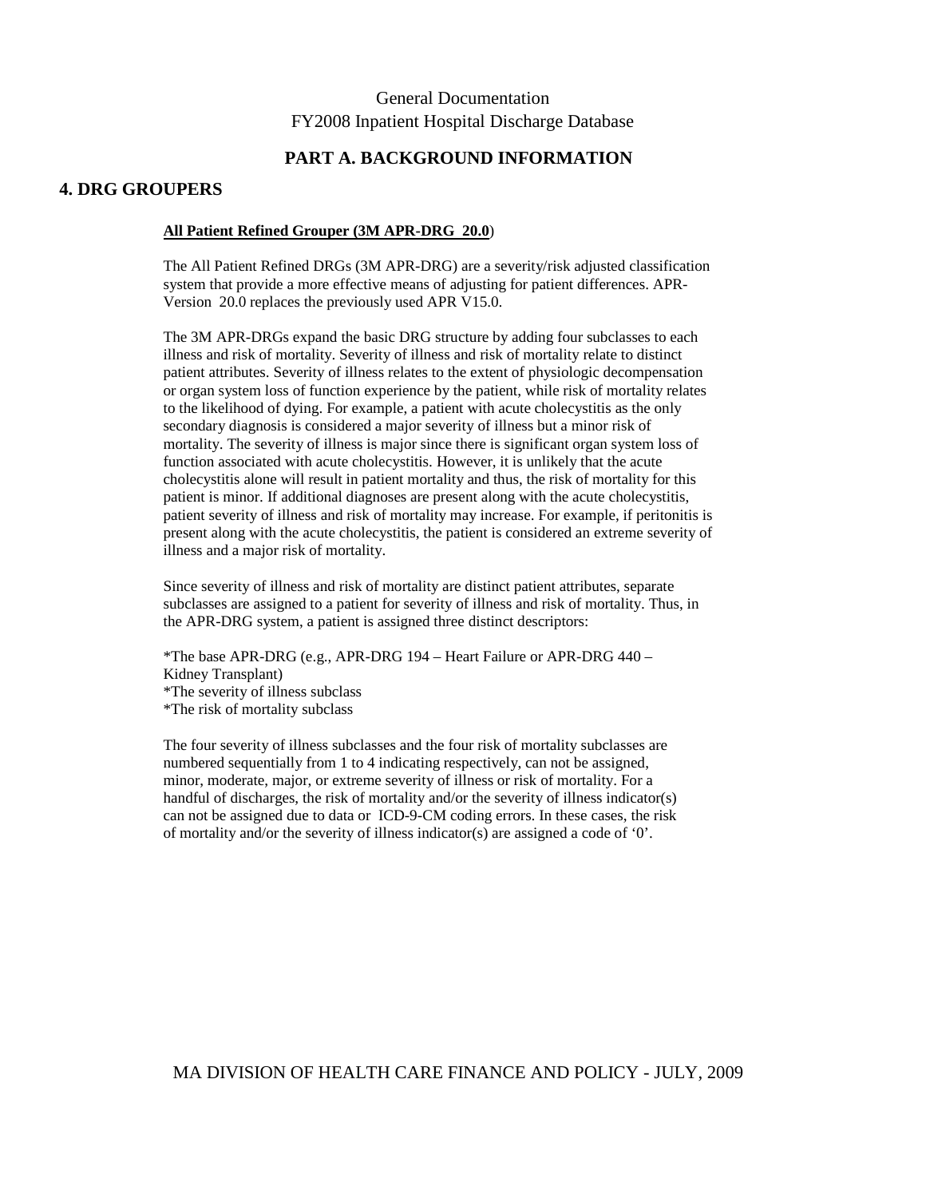General Documentation
FY2008 Inpatient Hospital Discharge Database

## PART A. BACKGROUND INFORMATION

## 4. DRG GROUPERS

**All Patient Refined Grouper (3M APR-DRG 20.0**)

The All Patient Refined DRGs (3M APR-DRG) are a severity/risk adjusted classification system that provide a more effective means of adjusting for patient differences. APR-Version 20.0 replaces the previously used APR V15.0.

The 3M APR-DRGs expand the basic DRG structure by adding four subclasses to each illness and risk of mortality. Severity of illness and risk of mortality relate to distinct patient attributes. Severity of illness relates to the extent of physiologic decompensation or organ system loss of function experience by the patient, while risk of mortality relates to the likelihood of dying. For example, a patient with acute cholecystitis as the only secondary diagnosis is considered a major severity of illness but a minor risk of mortality. The severity of illness is major since there is significant organ system loss of function associated with acute cholecystitis. However, it is unlikely that the acute cholecystitis alone will result in patient mortality and thus, the risk of mortality for this patient is minor. If additional diagnoses are present along with the acute cholecystitis, patient severity of illness and risk of mortality may increase. For example, if peritonitis is present along with the acute cholecystitis, the patient is considered an extreme severity of illness and a major risk of mortality.

Since severity of illness and risk of mortality are distinct patient attributes, separate subclasses are assigned to a patient for severity of illness and risk of mortality. Thus, in the APR-DRG system, a patient is assigned three distinct descriptors:

*The base APR-DRG (e.g., APR-DRG 194 – Heart Failure or APR-DRG 440 – Kidney Transplant)
*The severity of illness subclass
*The risk of mortality subclass

The four severity of illness subclasses and the four risk of mortality subclasses are numbered sequentially from 1 to 4 indicating respectively, can not be assigned, minor, moderate, major, or extreme severity of illness or risk of mortality. For a handful of discharges, the risk of mortality and/or the severity of illness indicator(s) can not be assigned due to data or ICD-9-CM coding errors. In these cases, the risk of mortality and/or the severity of illness indicator(s) are assigned a code of '0'.

MA DIVISION OF HEALTH CARE FINANCE AND POLICY - JULY, 2009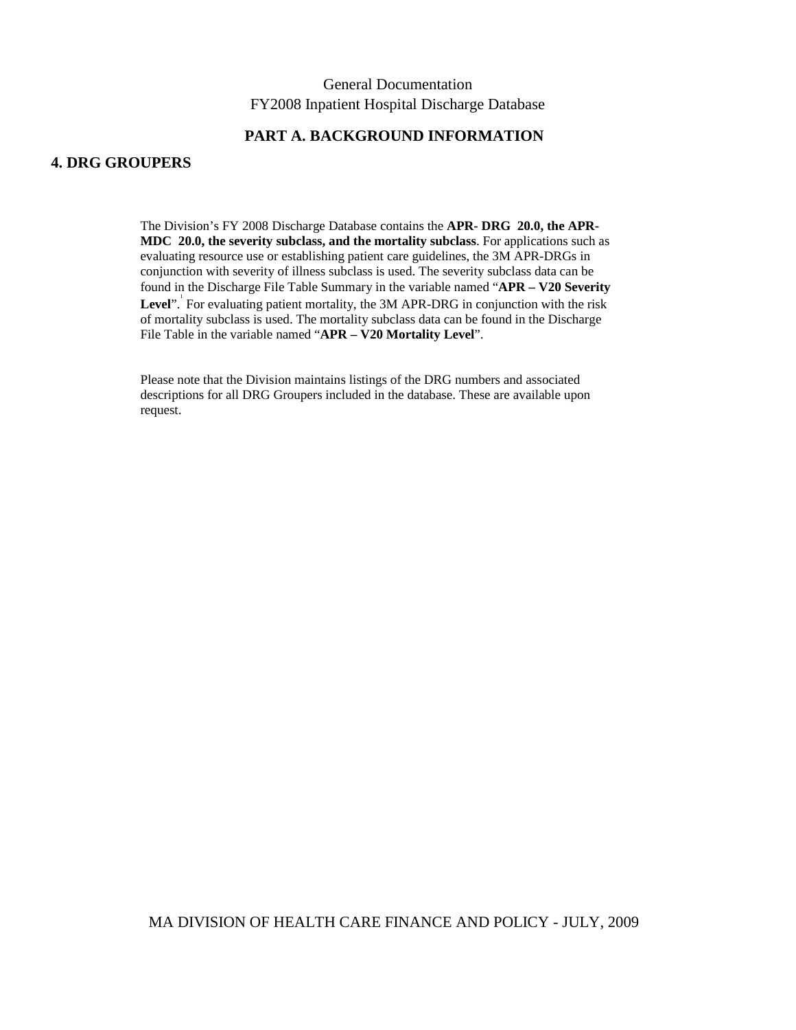## PART A. BACKGROUND INFORMATION

### 4. DRG GROUPERS

The Division's FY 2008 Discharge Database contains the **APR- DRG 20.0, the APR-MDC 20.0, the severity subclass, and the mortality subclass**. For applications such as evaluating resource use or establishing patient care guidelines, the 3M APR-DRGs in conjunction with severity of illness subclass is used. The severity subclass data can be found in the Discharge File Table Summary in the variable named "**APR – V20 Severity Level**".[1] For evaluating patient mortality, the 3M APR-DRG in conjunction with the risk of mortality subclass is used. The mortality subclass data can be found in the Discharge File Table in the variable named "**APR – V20 Mortality Level**".

Please note that the Division maintains listings of the DRG numbers and associated descriptions for all DRG Groupers included in the database. These are available upon request.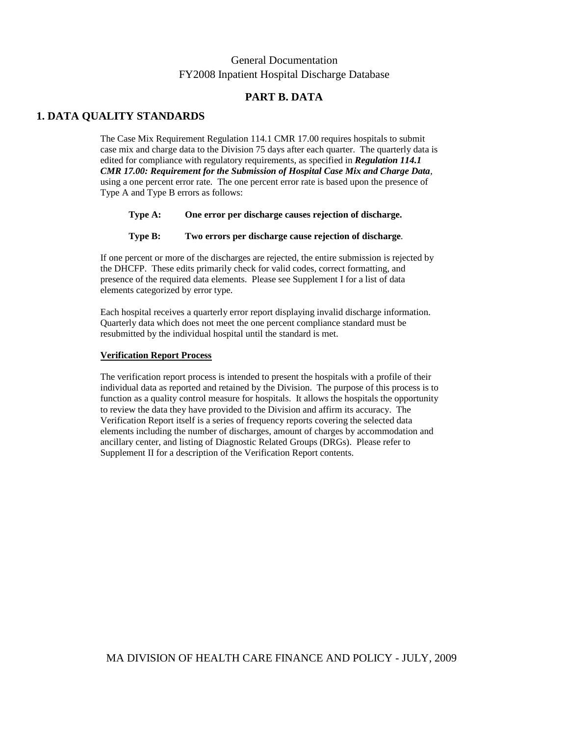General Documentation
FY2008 Inpatient Hospital Discharge Database

## PART B. DATA

## 1. DATA QUALITY STANDARDS

The Case Mix Requirement Regulation 114.1 CMR 17.00 requires hospitals to submit case mix and charge data to the Division 75 days after each quarter. The quarterly data is edited for compliance with regulatory requirements, as specified in ***Regulation 114.1 CMR 17.00: Requirement for the Submission of Hospital Case Mix and Charge Data***, using a one percent error rate. The one percent error rate is based upon the presence of Type A and Type B errors as follows:

**Type A:** **One error per discharge causes rejection of discharge.**

**Type B:** **Two errors per discharge cause rejection of discharge**.

If one percent or more of the discharges are rejected, the entire submission is rejected by the DHCFP. These edits primarily check for valid codes, correct formatting, and presence of the required data elements. Please see Supplement I for a list of data elements categorized by error type.

Each hospital receives a quarterly error report displaying invalid discharge information. Quarterly data which does not meet the one percent compliance standard must be resubmitted by the individual hospital until the standard is met.

**Verification Report Process**

The verification report process is intended to present the hospitals with a profile of their individual data as reported and retained by the Division. The purpose of this process is to function as a quality control measure for hospitals. It allows the hospitals the opportunity to review the data they have provided to the Division and affirm its accuracy. The Verification Report itself is a series of frequency reports covering the selected data elements including the number of discharges, amount of charges by accommodation and ancillary center, and listing of Diagnostic Related Groups (DRGs). Please refer to Supplement II for a description of the Verification Report contents.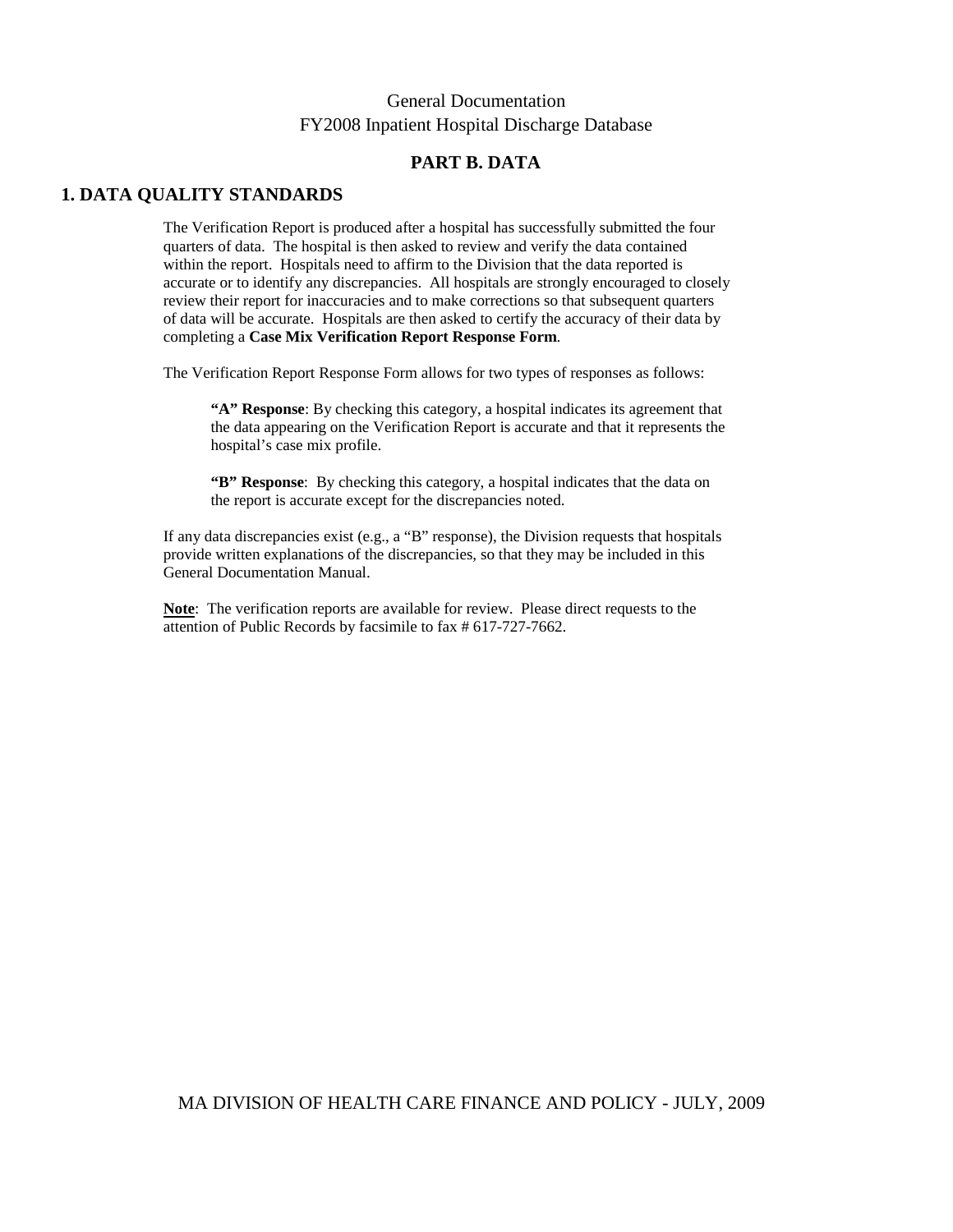General Documentation
FY2008 Inpatient Hospital Discharge Database

## PART B. DATA

### 1. DATA QUALITY STANDARDS

The Verification Report is produced after a hospital has successfully submitted the four quarters of data. The hospital is then asked to review and verify the data contained within the report. Hospitals need to affirm to the Division that the data reported is accurate or to identify any discrepancies. All hospitals are strongly encouraged to closely review their report for inaccuracies and to make corrections so that subsequent quarters of data will be accurate. Hospitals are then asked to certify the accuracy of their data by completing a **Case Mix Verification Report Response Form**.

The Verification Report Response Form allows for two types of responses as follows:

**"A" Response**: By checking this category, a hospital indicates its agreement that the data appearing on the Verification Report is accurate and that it represents the hospital's case mix profile.

**"B" Response**: By checking this category, a hospital indicates that the data on the report is accurate except for the discrepancies noted.

If any data discrepancies exist (e.g., a "B" response), the Division requests that hospitals provide written explanations of the discrepancies, so that they may be included in this General Documentation Manual.

**Note**: The verification reports are available for review. Please direct requests to the attention of Public Records by facsimile to fax # 617-727-7662.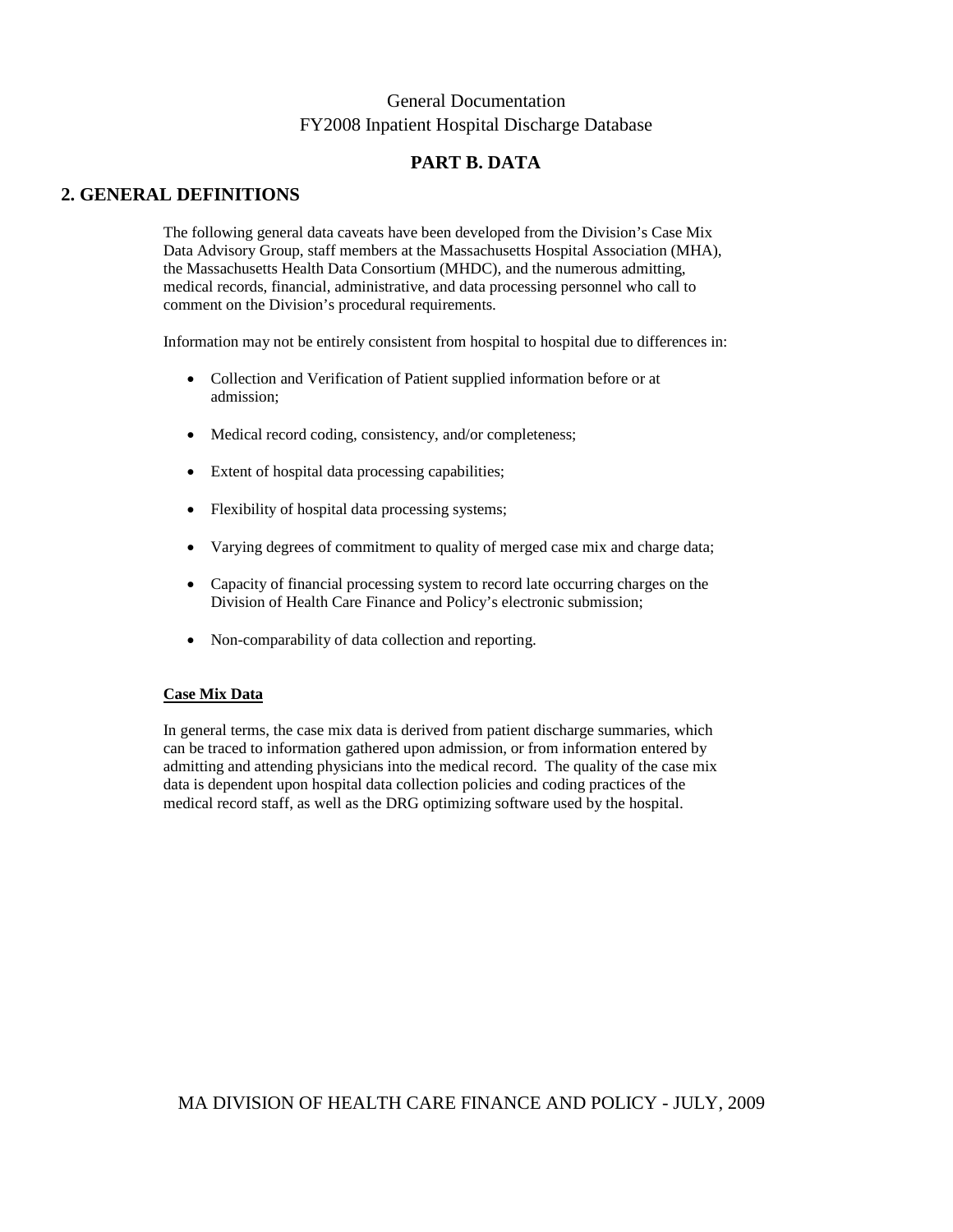## PART B. DATA

## 2. GENERAL DEFINITIONS

The following general data caveats have been developed from the Division's Case Mix Data Advisory Group, staff members at the Massachusetts Hospital Association (MHA), the Massachusetts Health Data Consortium (MHDC), and the numerous admitting, medical records, financial, administrative, and data processing personnel who call to comment on the Division's procedural requirements.

Information may not be entirely consistent from hospital to hospital due to differences in:

- Collection and Verification of Patient supplied information before or at admission;
- Medical record coding, consistency, and/or completeness;
- Extent of hospital data processing capabilities;
- Flexibility of hospital data processing systems;
- Varying degrees of commitment to quality of merged case mix and charge data;
- Capacity of financial processing system to record late occurring charges on the Division of Health Care Finance and Policy's electronic submission;
- Non-comparability of data collection and reporting.

**Case Mix Data**

In general terms, the case mix data is derived from patient discharge summaries, which can be traced to information gathered upon admission, or from information entered by admitting and attending physicians into the medical record. The quality of the case mix data is dependent upon hospital data collection policies and coding practices of the medical record staff, as well as the DRG optimizing software used by the hospital.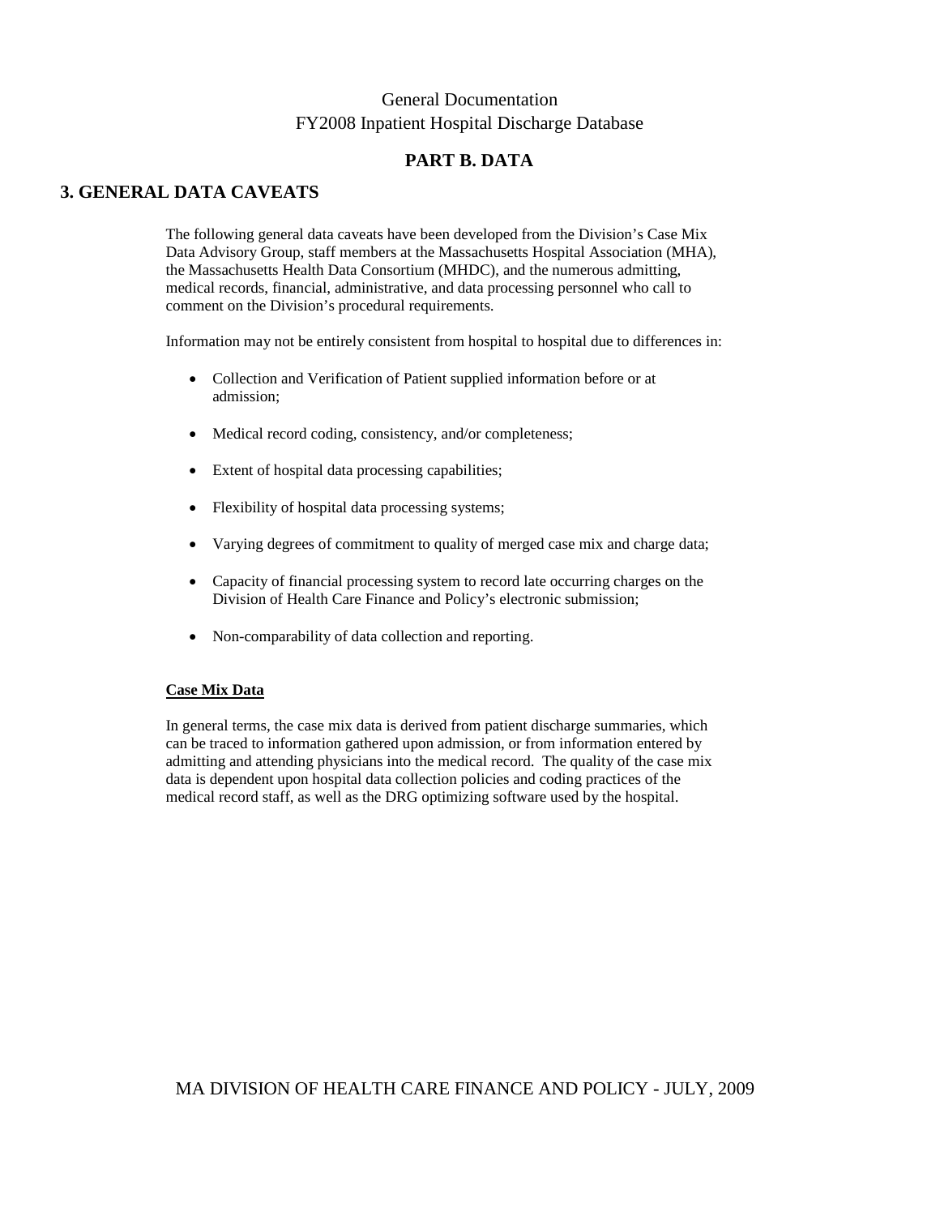## PART B. DATA

## 3. GENERAL DATA CAVEATS

The following general data caveats have been developed from the Division's Case Mix Data Advisory Group, staff members at the Massachusetts Hospital Association (MHA), the Massachusetts Health Data Consortium (MHDC), and the numerous admitting, medical records, financial, administrative, and data processing personnel who call to comment on the Division's procedural requirements.

Information may not be entirely consistent from hospital to hospital due to differences in:

- Collection and Verification of Patient supplied information before or at admission;
- Medical record coding, consistency, and/or completeness;
- Extent of hospital data processing capabilities;
- Flexibility of hospital data processing systems;
- Varying degrees of commitment to quality of merged case mix and charge data;
- Capacity of financial processing system to record late occurring charges on the Division of Health Care Finance and Policy's electronic submission;
- Non-comparability of data collection and reporting.

### Case Mix Data

In general terms, the case mix data is derived from patient discharge summaries, which can be traced to information gathered upon admission, or from information entered by admitting and attending physicians into the medical record. The quality of the case mix data is dependent upon hospital data collection policies and coding practices of the medical record staff, as well as the DRG optimizing software used by the hospital.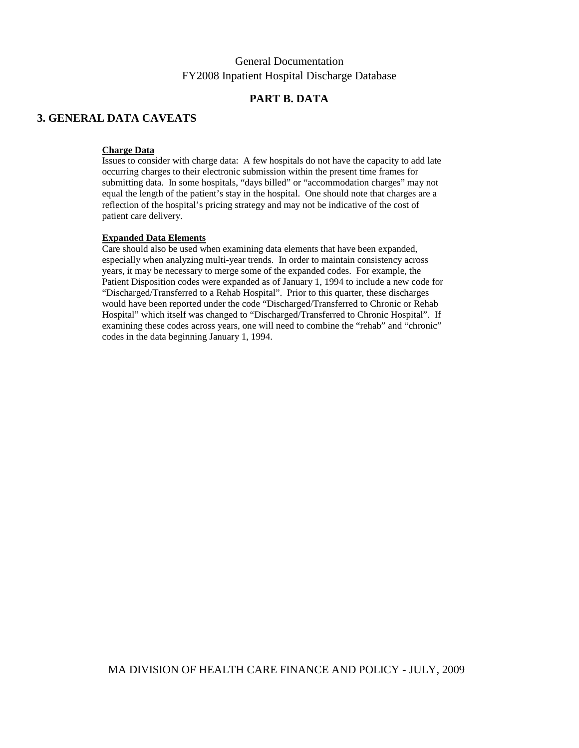## PART B. DATA

## 3. GENERAL DATA CAVEATS

**Charge Data**

Issues to consider with charge data: A few hospitals do not have the capacity to add late occurring charges to their electronic submission within the present time frames for submitting data. In some hospitals, "days billed" or "accommodation charges" may not equal the length of the patient's stay in the hospital. One should note that charges are a reflection of the hospital's pricing strategy and may not be indicative of the cost of patient care delivery.

**Expanded Data Elements**

Care should also be used when examining data elements that have been expanded, especially when analyzing multi-year trends. In order to maintain consistency across years, it may be necessary to merge some of the expanded codes. For example, the Patient Disposition codes were expanded as of January 1, 1994 to include a new code for "Discharged/Transferred to a Rehab Hospital". Prior to this quarter, these discharges would have been reported under the code "Discharged/Transferred to Chronic or Rehab Hospital" which itself was changed to "Discharged/Transferred to Chronic Hospital". If examining these codes across years, one will need to combine the "rehab" and "chronic" codes in the data beginning January 1, 1994.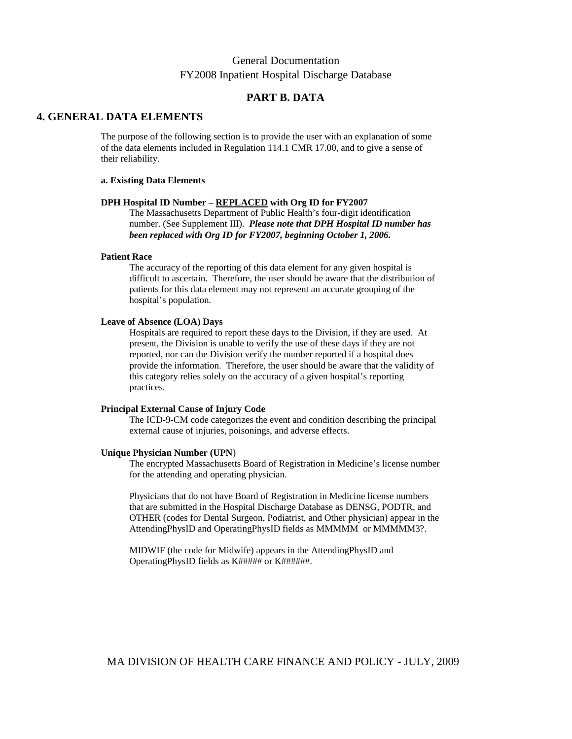General Documentation
FY2008 Inpatient Hospital Discharge Database

## PART B. DATA

## 4. GENERAL DATA ELEMENTS

The purpose of the following section is to provide the user with an explanation of some of the data elements included in Regulation 114.1 CMR 17.00, and to give a sense of their reliability.

### a. Existing Data Elements

**DPH Hospital ID Number – REPLACED with Org ID for FY2007**

The Massachusetts Department of Public Health's four-digit identification number. (See Supplement III). ***Please note that DPH Hospital ID number has been replaced with Org ID for FY2007, beginning October 1, 2006.***

**Patient Race**

The accuracy of the reporting of this data element for any given hospital is difficult to ascertain. Therefore, the user should be aware that the distribution of patients for this data element may not represent an accurate grouping of the hospital's population.

**Leave of Absence (LOA) Days**

Hospitals are required to report these days to the Division, if they are used. At present, the Division is unable to verify the use of these days if they are not reported, nor can the Division verify the number reported if a hospital does provide the information. Therefore, the user should be aware that the validity of this category relies solely on the accuracy of a given hospital's reporting practices.

**Principal External Cause of Injury Code**

The ICD-9-CM code categorizes the event and condition describing the principal external cause of injuries, poisonings, and adverse effects.

**Unique Physician Number (UPN)**

The encrypted Massachusetts Board of Registration in Medicine's license number for the attending and operating physician.

Physicians that do not have Board of Registration in Medicine license numbers that are submitted in the Hospital Discharge Database as DENSG, PODTR, and OTHER (codes for Dental Surgeon, Podiatrist, and Other physician) appear in the AttendingPhysID and OperatingPhysID fields as MMMMM or MMMMM3?.

MIDWIF (the code for Midwife) appears in the AttendingPhysID and OperatingPhysID fields as K##### or K######.

MA DIVISION OF HEALTH CARE FINANCE AND POLICY - JULY, 2009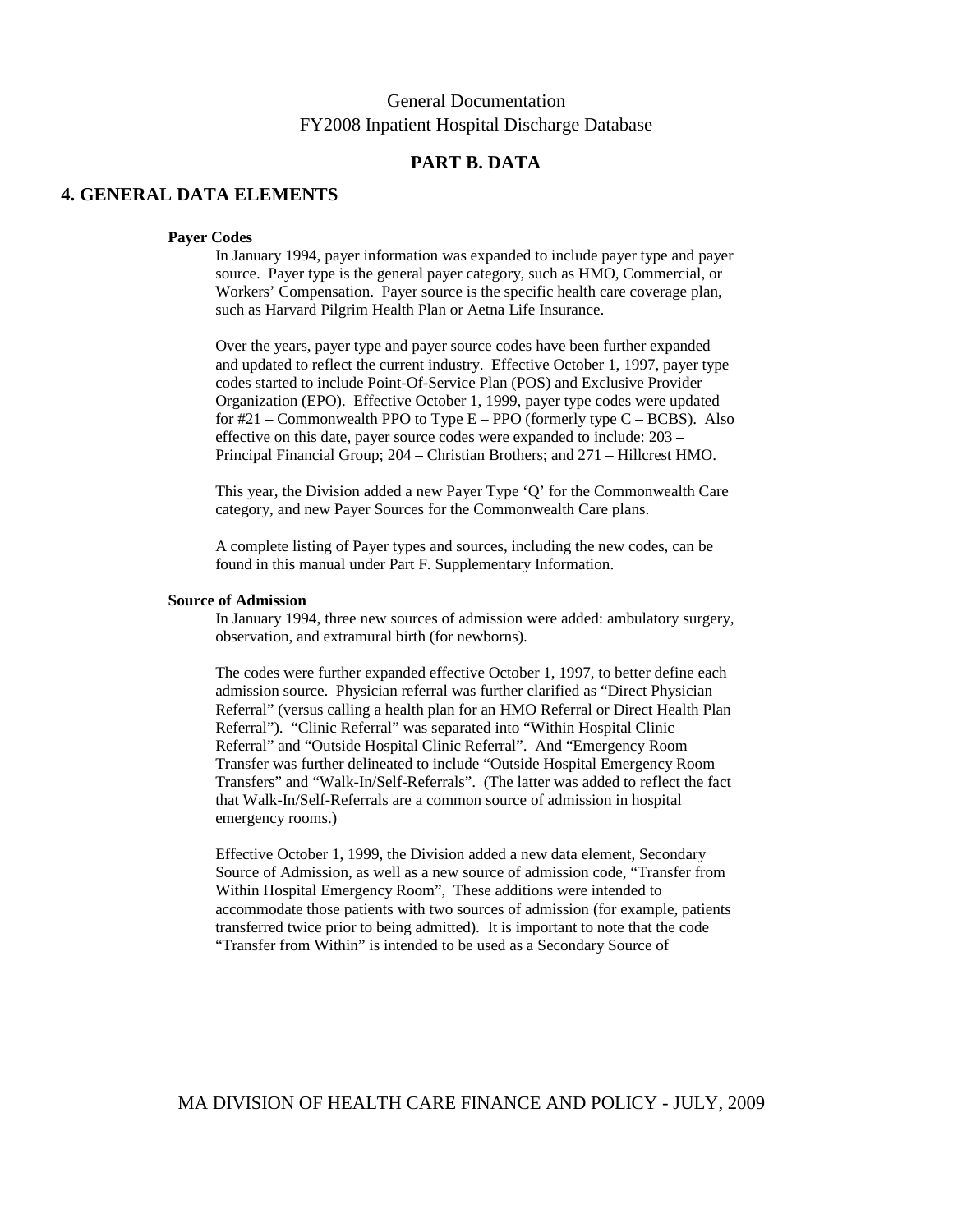# PART B. DATA

## 4. GENERAL DATA ELEMENTS

**Payer Codes**

In January 1994, payer information was expanded to include payer type and payer source. Payer type is the general payer category, such as HMO, Commercial, or Workers' Compensation. Payer source is the specific health care coverage plan, such as Harvard Pilgrim Health Plan or Aetna Life Insurance.

Over the years, payer type and payer source codes have been further expanded and updated to reflect the current industry. Effective October 1, 1997, payer type codes started to include Point-Of-Service Plan (POS) and Exclusive Provider Organization (EPO). Effective October 1, 1999, payer type codes were updated for #21 – Commonwealth PPO to Type E – PPO (formerly type C – BCBS). Also effective on this date, payer source codes were expanded to include: 203 – Principal Financial Group; 204 – Christian Brothers; and 271 – Hillcrest HMO.

This year, the Division added a new Payer Type 'Q' for the Commonwealth Care category, and new Payer Sources for the Commonwealth Care plans.

A complete listing of Payer types and sources, including the new codes, can be found in this manual under Part F. Supplementary Information.

**Source of Admission**

In January 1994, three new sources of admission were added: ambulatory surgery, observation, and extramural birth (for newborns).

The codes were further expanded effective October 1, 1997, to better define each admission source. Physician referral was further clarified as "Direct Physician Referral" (versus calling a health plan for an HMO Referral or Direct Health Plan Referral"). "Clinic Referral" was separated into "Within Hospital Clinic Referral" and "Outside Hospital Clinic Referral". And "Emergency Room Transfer was further delineated to include "Outside Hospital Emergency Room Transfers" and "Walk-In/Self-Referrals". (The latter was added to reflect the fact that Walk-In/Self-Referrals are a common source of admission in hospital emergency rooms.)

Effective October 1, 1999, the Division added a new data element, Secondary Source of Admission, as well as a new source of admission code, "Transfer from Within Hospital Emergency Room", These additions were intended to accommodate those patients with two sources of admission (for example, patients transferred twice prior to being admitted). It is important to note that the code "Transfer from Within" is intended to be used as a Secondary Source of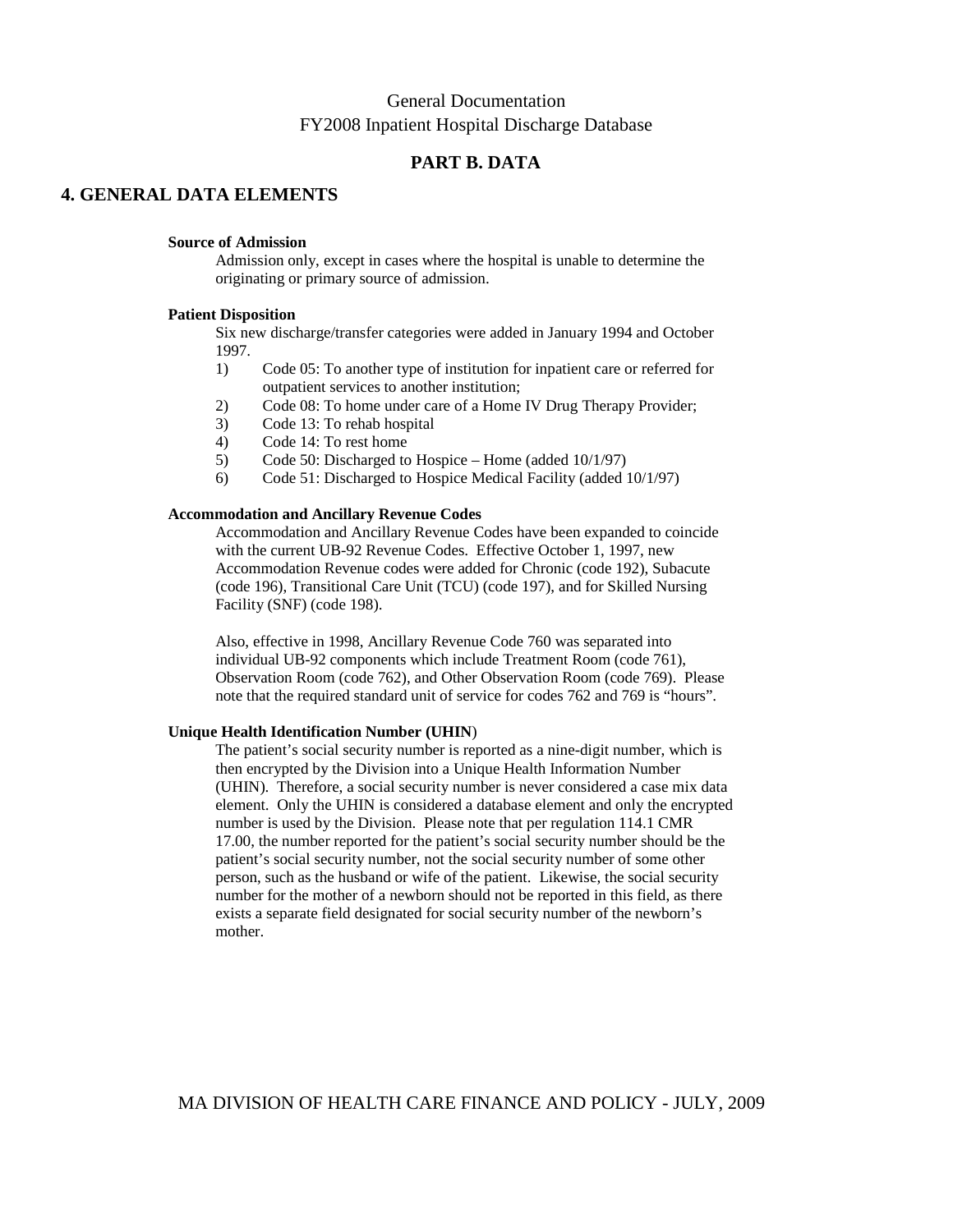## PART B. DATA

## 4. GENERAL DATA ELEMENTS

**Source of Admission**

Admission only, except in cases where the hospital is unable to determine the originating or primary source of admission.

**Patient Disposition**

Six new discharge/transfer categories were added in January 1994 and October 1997.

1) Code 05: To another type of institution for inpatient care or referred for outpatient services to another institution;
2) Code 08: To home under care of a Home IV Drug Therapy Provider;
3) Code 13: To rehab hospital
4) Code 14: To rest home
5) Code 50: Discharged to Hospice – Home (added 10/1/97)
6) Code 51: Discharged to Hospice Medical Facility (added 10/1/97)

**Accommodation and Ancillary Revenue Codes**

Accommodation and Ancillary Revenue Codes have been expanded to coincide with the current UB-92 Revenue Codes. Effective October 1, 1997, new Accommodation Revenue codes were added for Chronic (code 192), Subacute (code 196), Transitional Care Unit (TCU) (code 197), and for Skilled Nursing Facility (SNF) (code 198).

Also, effective in 1998, Ancillary Revenue Code 760 was separated into individual UB-92 components which include Treatment Room (code 761), Observation Room (code 762), and Other Observation Room (code 769). Please note that the required standard unit of service for codes 762 and 769 is "hours".

**Unique Health Identification Number (UHIN)**

The patient's social security number is reported as a nine-digit number, which is then encrypted by the Division into a Unique Health Information Number (UHIN). Therefore, a social security number is never considered a case mix data element. Only the UHIN is considered a database element and only the encrypted number is used by the Division. Please note that per regulation 114.1 CMR 17.00, the number reported for the patient's social security number should be the patient's social security number, not the social security number of some other person, such as the husband or wife of the patient. Likewise, the social security number for the mother of a newborn should not be reported in this field, as there exists a separate field designated for social security number of the newborn's mother.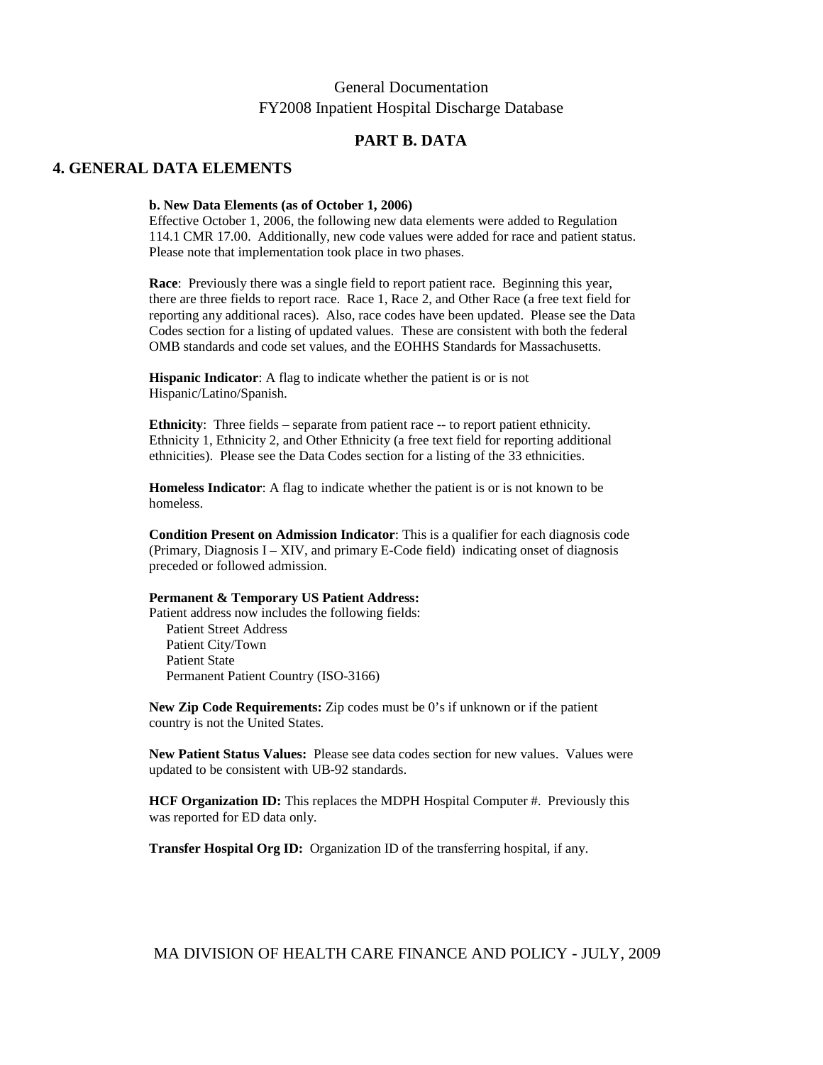## 4. GENERAL DATA ELEMENTS

**b. New Data Elements (as of October 1, 2006)**
Effective October 1, 2006, the following new data elements were added to Regulation 114.1 CMR 17.00. Additionally, new code values were added for race and patient status. Please note that implementation took place in two phases.

**Race**: Previously there was a single field to report patient race. Beginning this year, there are three fields to report race. Race 1, Race 2, and Other Race (a free text field for reporting any additional races). Also, race codes have been updated. Please see the Data Codes section for a listing of updated values. These are consistent with both the federal OMB standards and code set values, and the EOHHS Standards for Massachusetts.

**Hispanic Indicator**: A flag to indicate whether the patient is or is not Hispanic/Latino/Spanish.

**Ethnicity**: Three fields – separate from patient race -- to report patient ethnicity. Ethnicity 1, Ethnicity 2, and Other Ethnicity (a free text field for reporting additional ethnicities). Please see the Data Codes section for a listing of the 33 ethnicities.

**Homeless Indicator**: A flag to indicate whether the patient is or is not known to be homeless.

**Condition Present on Admission Indicator**: This is a qualifier for each diagnosis code (Primary, Diagnosis I – XIV, and primary E-Code field) indicating onset of diagnosis preceded or followed admission.

**Permanent & Temporary US Patient Address:**
Patient address now includes the following fields:
- Patient Street Address
- Patient City/Town
- Patient State
- Permanent Patient Country (ISO-3166)

**New Zip Code Requirements:** Zip codes must be 0's if unknown or if the patient country is not the United States.

**New Patient Status Values:** Please see data codes section for new values. Values were updated to be consistent with UB-92 standards.

**HCF Organization ID:** This replaces the MDPH Hospital Computer #. Previously this was reported for ED data only.

**Transfer Hospital Org ID:** Organization ID of the transferring hospital, if any.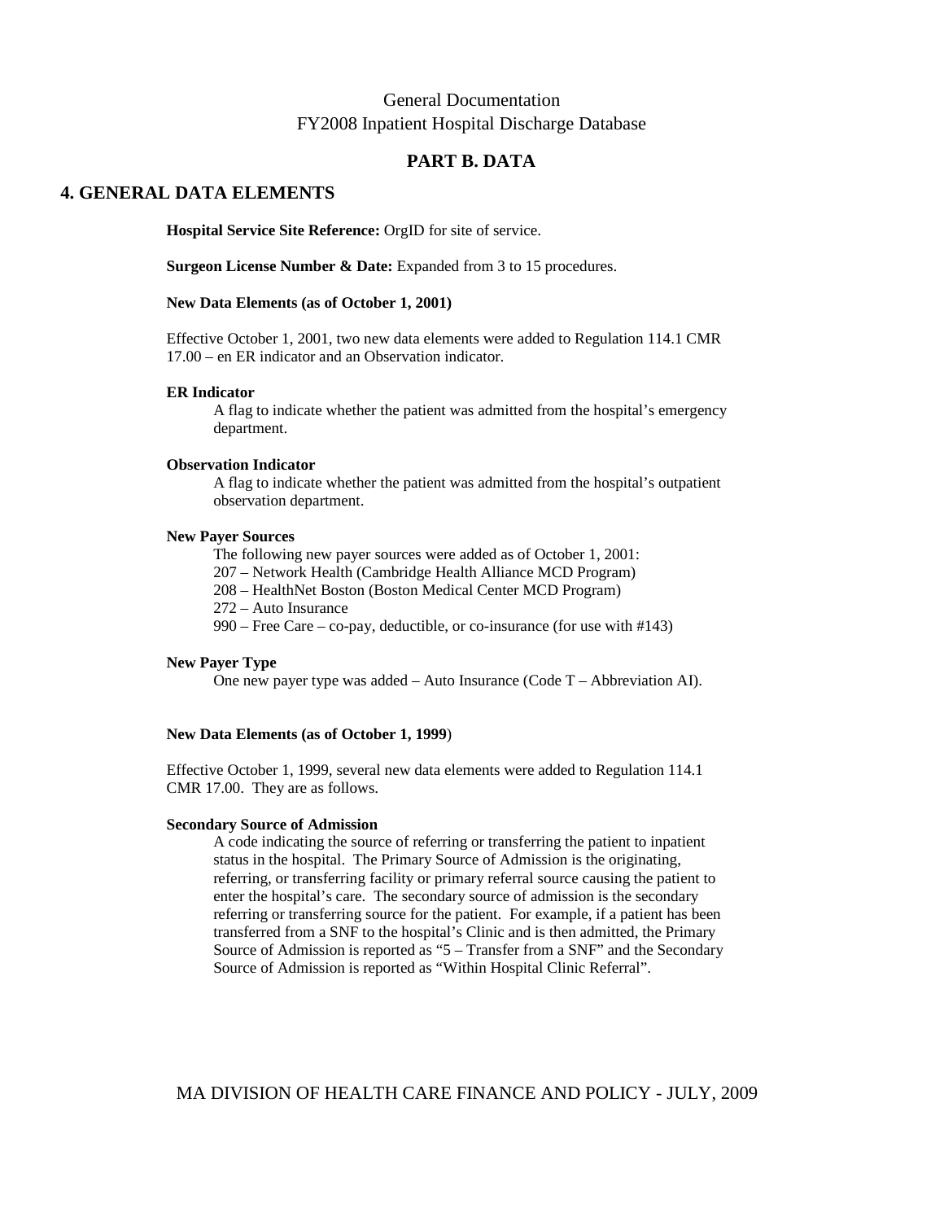General Documentation
FY2008 Inpatient Hospital Discharge Database

## PART B. DATA

## 4. GENERAL DATA ELEMENTS

**Hospital Service Site Reference:** OrgID for site of service.

**Surgeon License Number & Date:** Expanded from 3 to 15 procedures.

**New Data Elements (as of October 1, 2001)**

Effective October 1, 2001, two new data elements were added to Regulation 114.1 CMR 17.00 – en ER indicator and an Observation indicator.

**ER Indicator**

A flag to indicate whether the patient was admitted from the hospital's emergency department.

**Observation Indicator**

A flag to indicate whether the patient was admitted from the hospital's outpatient observation department.

**New Payer Sources**

The following new payer sources were added as of October 1, 2001:
207 – Network Health (Cambridge Health Alliance MCD Program)
208 – HealthNet Boston (Boston Medical Center MCD Program)
272 – Auto Insurance
990 – Free Care – co-pay, deductible, or co-insurance (for use with #143)

**New Payer Type**

One new payer type was added – Auto Insurance (Code T – Abbreviation AI).

**New Data Elements (as of October 1, 1999)**

Effective October 1, 1999, several new data elements were added to Regulation 114.1 CMR 17.00. They are as follows.

**Secondary Source of Admission**

A code indicating the source of referring or transferring the patient to inpatient status in the hospital. The Primary Source of Admission is the originating, referring, or transferring facility or primary referral source causing the patient to enter the hospital's care. The secondary source of admission is the secondary referring or transferring source for the patient. For example, if a patient has been transferred from a SNF to the hospital's Clinic and is then admitted, the Primary Source of Admission is reported as "5 – Transfer from a SNF" and the Secondary Source of Admission is reported as "Within Hospital Clinic Referral".

MA DIVISION OF HEALTH CARE FINANCE AND POLICY - JULY, 2009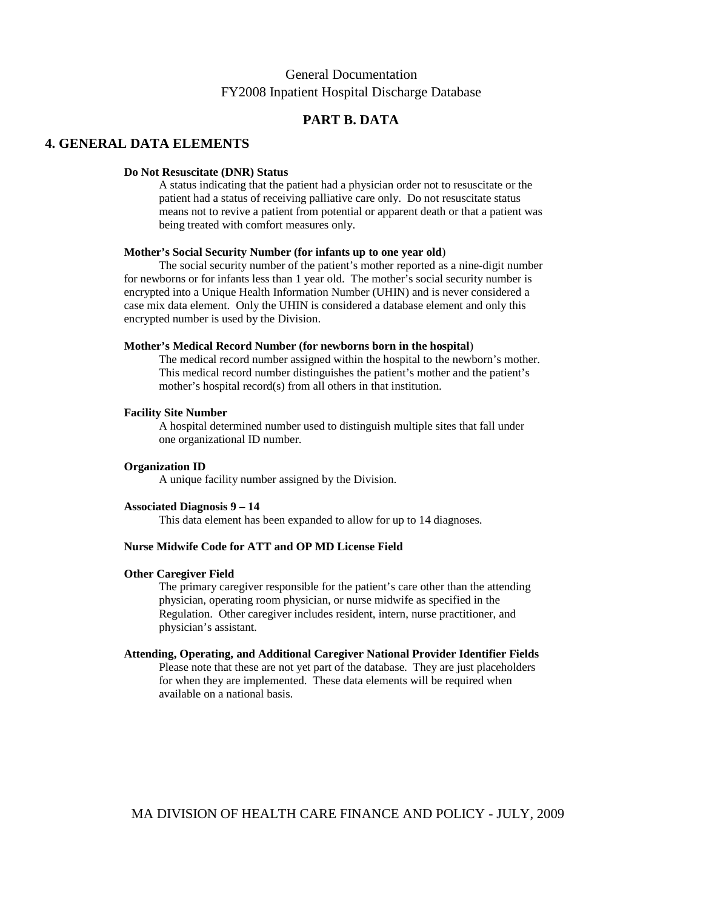General Documentation
FY2008 Inpatient Hospital Discharge Database

## PART B. DATA

## 4. GENERAL DATA ELEMENTS

**Do Not Resuscitate (DNR) Status**

A status indicating that the patient had a physician order not to resuscitate or the patient had a status of receiving palliative care only. Do not resuscitate status means not to revive a patient from potential or apparent death or that a patient was being treated with comfort measures only.

**Mother's Social Security Number (for infants up to one year old**)

The social security number of the patient's mother reported as a nine-digit number for newborns or for infants less than 1 year old. The mother's social security number is encrypted into a Unique Health Information Number (UHIN) and is never considered a case mix data element. Only the UHIN is considered a database element and only this encrypted number is used by the Division.

**Mother's Medical Record Number (for newborns born in the hospital**)

The medical record number assigned within the hospital to the newborn's mother. This medical record number distinguishes the patient's mother and the patient's mother's hospital record(s) from all others in that institution.

**Facility Site Number**

A hospital determined number used to distinguish multiple sites that fall under one organizational ID number.

**Organization ID**

A unique facility number assigned by the Division.

**Associated Diagnosis 9 – 14**

This data element has been expanded to allow for up to 14 diagnoses.

**Nurse Midwife Code for ATT and OP MD License Field**

**Other Caregiver Field**

The primary caregiver responsible for the patient's care other than the attending physician, operating room physician, or nurse midwife as specified in the Regulation. Other caregiver includes resident, intern, nurse practitioner, and physician's assistant.

**Attending, Operating, and Additional Caregiver National Provider Identifier Fields**

Please note that these are not yet part of the database. They are just placeholders for when they are implemented. These data elements will be required when available on a national basis.

MA DIVISION OF HEALTH CARE FINANCE AND POLICY - JULY, 2009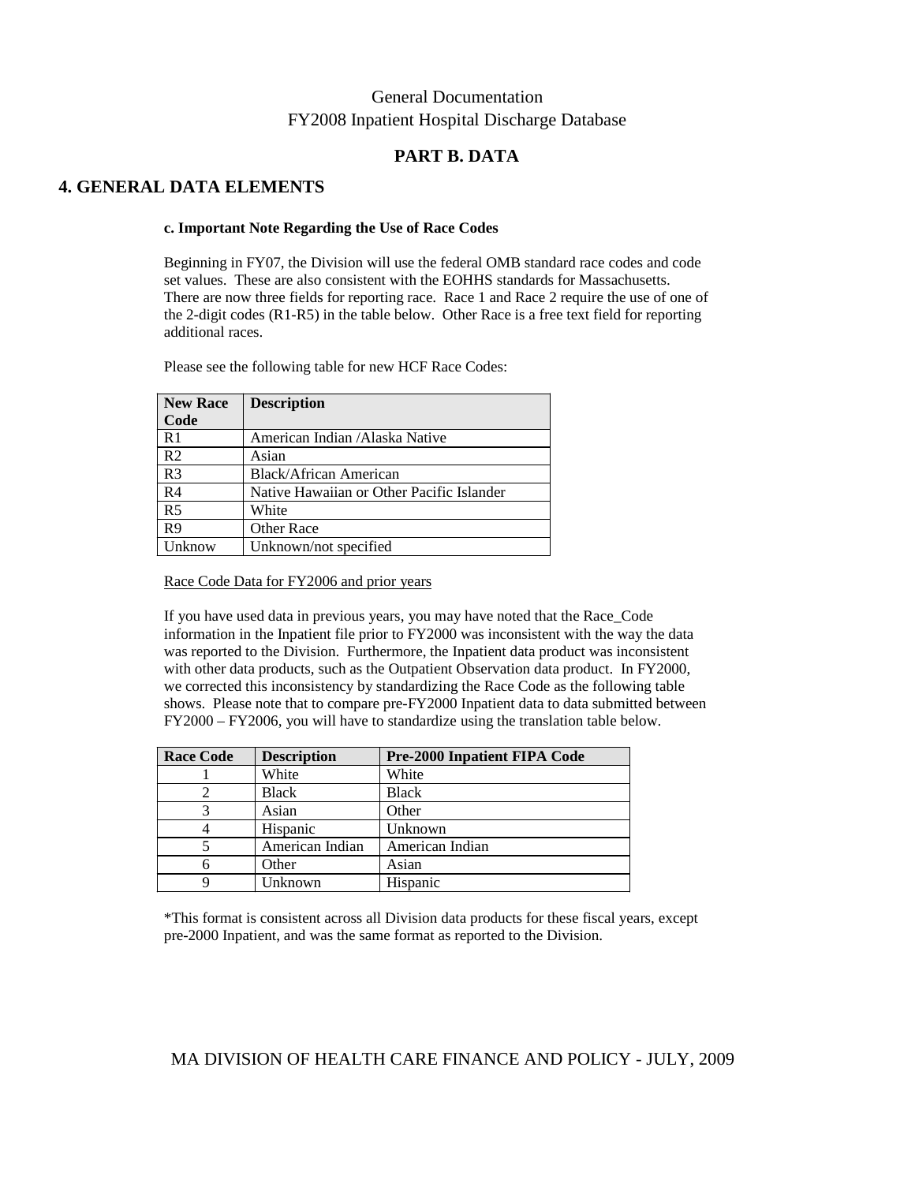General Documentation
FY2008 Inpatient Hospital Discharge Database

## PART B. DATA

## 4. GENERAL DATA ELEMENTS

**c. Important Note Regarding the Use of Race Codes**

Beginning in FY07, the Division will use the federal OMB standard race codes and code set values. These are also consistent with the EOHHS standards for Massachusetts. There are now three fields for reporting race. Race 1 and Race 2 require the use of one of the 2-digit codes (R1-R5) in the table below. Other Race is a free text field for reporting additional races.

Please see the following table for new HCF Race Codes:

| New Race Code | Description |
|---|---|
| R1 | American Indian /Alaska Native |
| R2 | Asian |
| R3 | Black/African American |
| R4 | Native Hawaiian or Other Pacific Islander |
| R5 | White |
| R9 | Other Race |
| Unknow | Unknown/not specified |

Race Code Data for FY2006 and prior years

If you have used data in previous years, you may have noted that the Race_Code information in the Inpatient file prior to FY2000 was inconsistent with the way the data was reported to the Division. Furthermore, the Inpatient data product was inconsistent with other data products, such as the Outpatient Observation data product. In FY2000, we corrected this inconsistency by standardizing the Race Code as the following table shows. Please note that to compare pre-FY2000 Inpatient data to data submitted between FY2000 – FY2006, you will have to standardize using the translation table below.

| Race Code | Description | Pre-2000 Inpatient FIPA Code |
|---|---|---|
| 1 | White | White |
| 2 | Black | Black |
| 3 | Asian | Other |
| 4 | Hispanic | Unknown |
| 5 | American Indian | American Indian |
| 6 | Other | Asian |
| 9 | Unknown | Hispanic |

*This format is consistent across all Division data products for these fiscal years, except pre-2000 Inpatient, and was the same format as reported to the Division.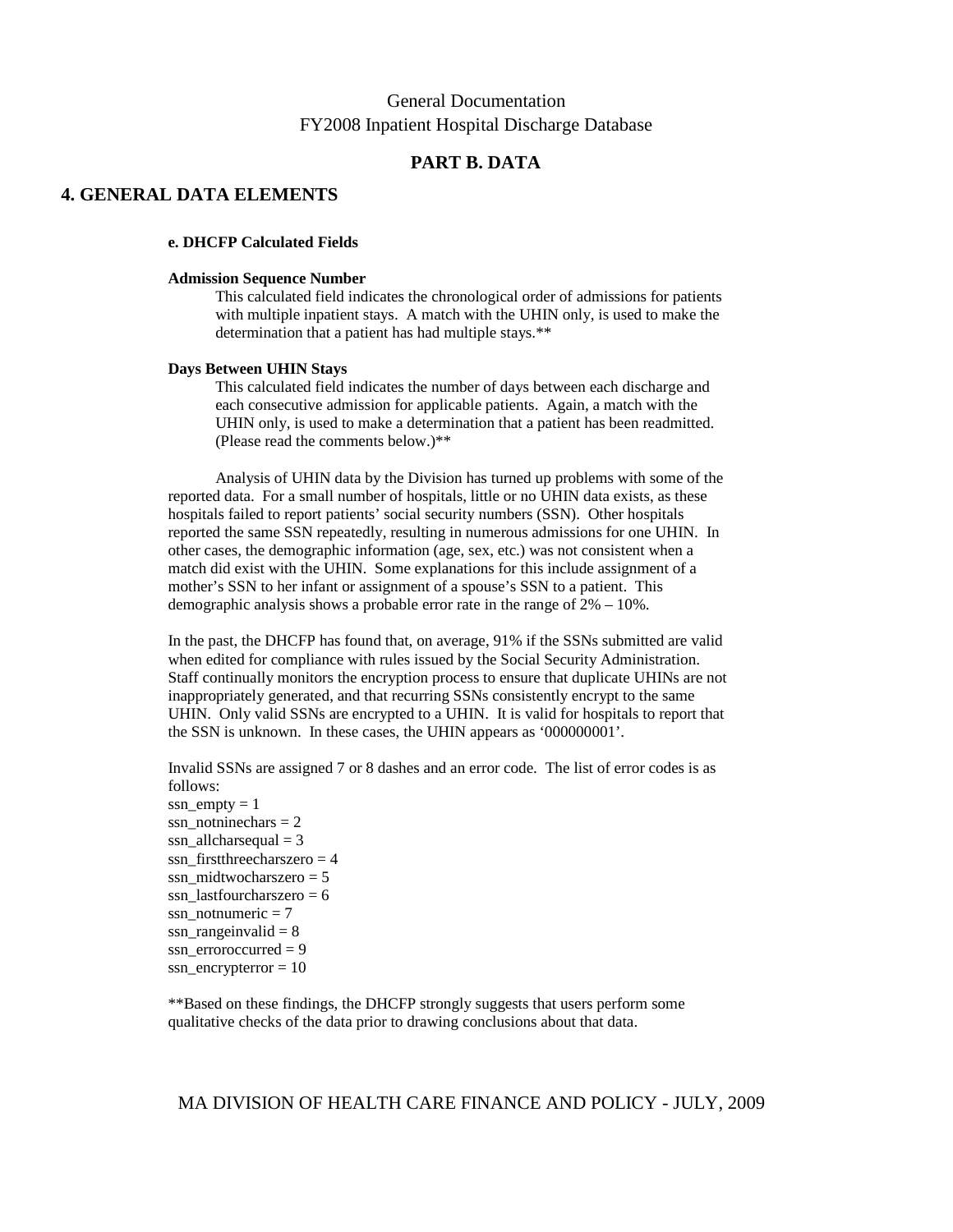General Documentation
FY2008 Inpatient Hospital Discharge Database

## PART B. DATA

## 4. GENERAL DATA ELEMENTS

### e. DHCFP Calculated Fields

**Admission Sequence Number**

This calculated field indicates the chronological order of admissions for patients with multiple inpatient stays. A match with the UHIN only, is used to make the determination that a patient has had multiple stays.**

**Days Between UHIN Stays**

This calculated field indicates the number of days between each discharge and each consecutive admission for applicable patients. Again, a match with the UHIN only, is used to make a determination that a patient has been readmitted. (Please read the comments below.)**

Analysis of UHIN data by the Division has turned up problems with some of the reported data. For a small number of hospitals, little or no UHIN data exists, as these hospitals failed to report patients' social security numbers (SSN). Other hospitals reported the same SSN repeatedly, resulting in numerous admissions for one UHIN. In other cases, the demographic information (age, sex, etc.) was not consistent when a match did exist with the UHIN. Some explanations for this include assignment of a mother's SSN to her infant or assignment of a spouse's SSN to a patient. This demographic analysis shows a probable error rate in the range of 2% – 10%.

In the past, the DHCFP has found that, on average, 91% if the SSNs submitted are valid when edited for compliance with rules issued by the Social Security Administration. Staff continually monitors the encryption process to ensure that duplicate UHINs are not inappropriately generated, and that recurring SSNs consistently encrypt to the same UHIN. Only valid SSNs are encrypted to a UHIN. It is valid for hospitals to report that the SSN is unknown. In these cases, the UHIN appears as '000000001'.

Invalid SSNs are assigned 7 or 8 dashes and an error code. The list of error codes is as follows:
ssn_empty = 1
ssn_notninechars = 2
ssn_allcharsequal = 3
ssn_firstthreecharszero = 4
ssn_midtwocharszero = 5
ssn_lastfourcharszero = 6
ssn_notnumeric = 7
ssn_rangeinvalid = 8
ssn_erroroccurred = 9
ssn_encrypterror = 10

**Based on these findings, the DHCFP strongly suggests that users perform some qualitative checks of the data prior to drawing conclusions about that data.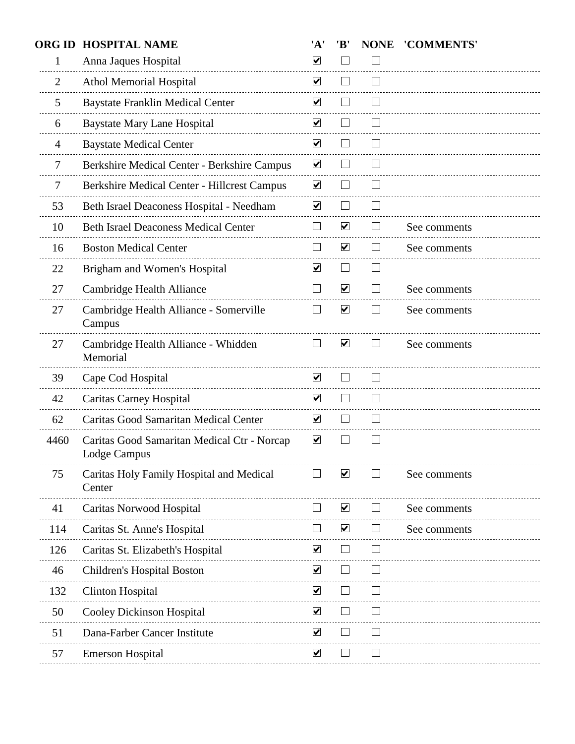| ORG ID | HOSPITAL NAME | 'A' | 'B' | NONE | 'COMMENTS' |
|---|---|---|---|---|---|
| 1 | Anna Jaques Hospital | ☑ | ☐ | ☐ | |
| 2 | Athol Memorial Hospital | ☑ | ☐ | ☐ | |
| 5 | Baystate Franklin Medical Center | ☑ | ☐ | ☐ | |
| 6 | Baystate Mary Lane Hospital | ☑ | ☐ | ☐ | |
| 4 | Baystate Medical Center | ☑ | ☐ | ☐ | |
| 7 | Berkshire Medical Center - Berkshire Campus | ☑ | ☐ | ☐ | |
| 7 | Berkshire Medical Center - Hillcrest Campus | ☑ | ☐ | ☐ | |
| 53 | Beth Israel Deaconess Hospital - Needham | ☑ | ☐ | ☐ | |
| 10 | Beth Israel Deaconess Medical Center | ☐ | ☑ | ☐ | See comments |
| 16 | Boston Medical Center | ☐ | ☑ | ☐ | See comments |
| 22 | Brigham and Women's Hospital | ☑ | ☐ | ☐ | |
| 27 | Cambridge Health Alliance | ☐ | ☑ | ☐ | See comments |
| 27 | Cambridge Health Alliance - Somerville Campus | ☐ | ☑ | ☐ | See comments |
| 27 | Cambridge Health Alliance - Whidden Memorial | ☐ | ☑ | ☐ | See comments |
| 39 | Cape Cod Hospital | ☑ | ☐ | ☐ | |
| 42 | Caritas Carney Hospital | ☑ | ☐ | ☐ | |
| 62 | Caritas Good Samaritan Medical Center | ☑ | ☐ | ☐ | |
| 4460 | Caritas Good Samaritan Medical Ctr - Norcap Lodge Campus | ☑ | ☐ | ☐ | |
| 75 | Caritas Holy Family Hospital and Medical Center | ☐ | ☑ | ☐ | See comments |
| 41 | Caritas Norwood Hospital | ☐ | ☑ | ☐ | See comments |
| 114 | Caritas St. Anne's Hospital | ☐ | ☑ | ☐ | See comments |
| 126 | Caritas St. Elizabeth's Hospital | ☑ | ☐ | ☐ | |
| 46 | Children's Hospital Boston | ☑ | ☐ | ☐ | |
| 132 | Clinton Hospital | ☑ | ☐ | ☐ | |
| 50 | Cooley Dickinson Hospital | ☑ | ☐ | ☐ | |
| 51 | Dana-Farber Cancer Institute | ☑ | ☐ | ☐ | |
| 57 | Emerson Hospital | ☑ | ☐ | ☐ | |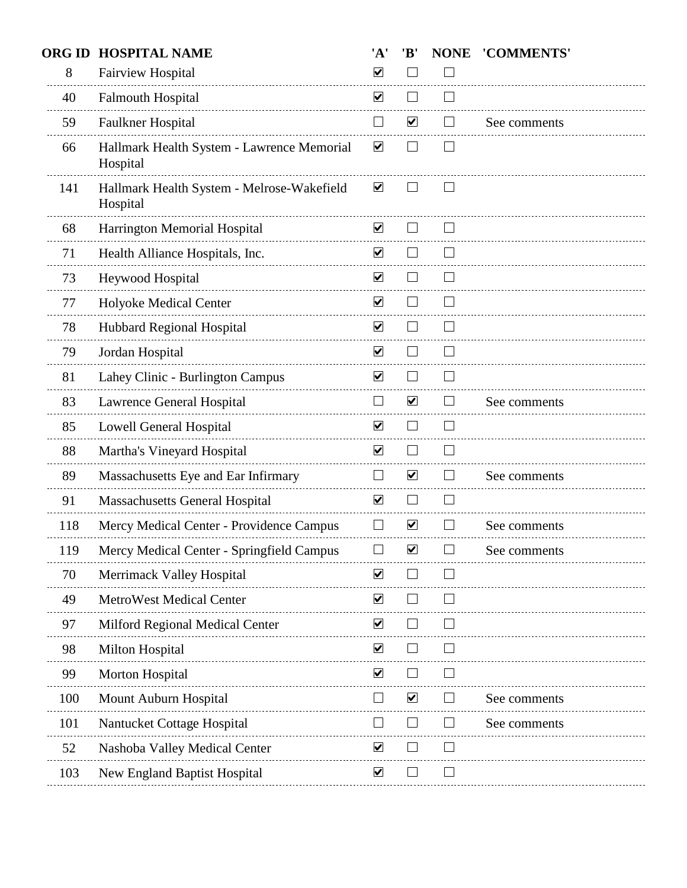| ORG ID | HOSPITAL NAME | 'A' | 'B' | NONE | 'COMMENTS' |
|---|---|---|---|---|---|
| 8 | Fairview Hospital | ☑ | ☐ | ☐ | |
| 40 | Falmouth Hospital | ☑ | ☐ | ☐ | |
| 59 | Faulkner Hospital | ☐ | ☑ | ☐ | See comments |
| 66 | Hallmark Health System - Lawrence Memorial Hospital | ☑ | ☐ | ☐ | |
| 141 | Hallmark Health System - Melrose-Wakefield Hospital | ☑ | ☐ | ☐ | |
| 68 | Harrington Memorial Hospital | ☑ | ☐ | ☐ | |
| 71 | Health Alliance Hospitals, Inc. | ☑ | ☐ | ☐ | |
| 73 | Heywood Hospital | ☑ | ☐ | ☐ | |
| 77 | Holyoke Medical Center | ☑ | ☐ | ☐ | |
| 78 | Hubbard Regional Hospital | ☑ | ☐ | ☐ | |
| 79 | Jordan Hospital | ☑ | ☐ | ☐ | |
| 81 | Lahey Clinic - Burlington Campus | ☑ | ☐ | ☐ | |
| 83 | Lawrence General Hospital | ☐ | ☑ | ☐ | See comments |
| 85 | Lowell General Hospital | ☑ | ☐ | ☐ | |
| 88 | Martha's Vineyard Hospital | ☑ | ☐ | ☐ | |
| 89 | Massachusetts Eye and Ear Infirmary | ☐ | ☑ | ☐ | See comments |
| 91 | Massachusetts General Hospital | ☑ | ☐ | ☐ | |
| 118 | Mercy Medical Center - Providence Campus | ☐ | ☑ | ☐ | See comments |
| 119 | Mercy Medical Center - Springfield Campus | ☐ | ☑ | ☐ | See comments |
| 70 | Merrimack Valley Hospital | ☑ | ☐ | ☐ | |
| 49 | MetroWest Medical Center | ☑ | ☐ | ☐ | |
| 97 | Milford Regional Medical Center | ☑ | ☐ | ☐ | |
| 98 | Milton Hospital | ☑ | ☐ | ☐ | |
| 99 | Morton Hospital | ☑ | ☐ | ☐ | |
| 100 | Mount Auburn Hospital | ☐ | ☑ | ☐ | See comments |
| 101 | Nantucket Cottage Hospital | ☐ | ☐ | ☐ | See comments |
| 52 | Nashoba Valley Medical Center | ☑ | ☐ | ☐ | |
| 103 | New England Baptist Hospital | ☑ | ☐ | ☐ | |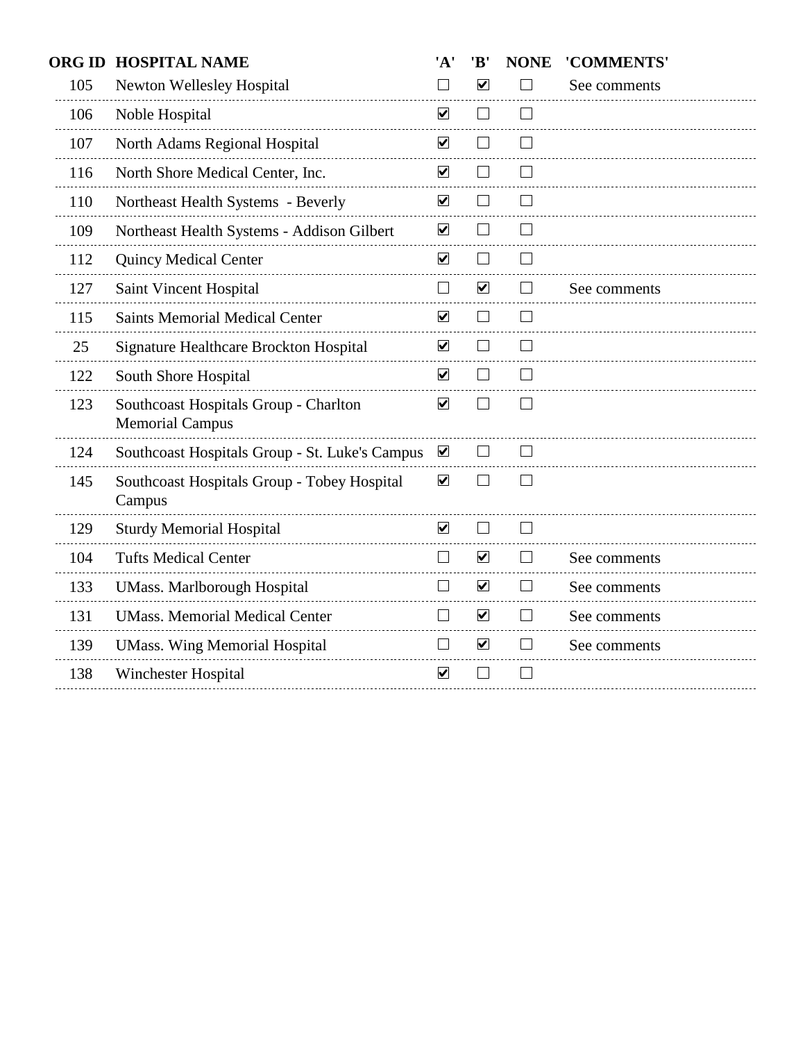| ORG ID | HOSPITAL NAME | 'A' | 'B' | NONE | 'COMMENTS' |
|---|---|---|---|---|---|
| 105 | Newton Wellesley Hospital | ☐ | ☑ | ☐ | See comments |
| 106 | Noble Hospital | ☑ | ☐ | ☐ | |
| 107 | North Adams Regional Hospital | ☑ | ☐ | ☐ | |
| 116 | North Shore Medical Center, Inc. | ☑ | ☐ | ☐ | |
| 110 | Northeast Health Systems - Beverly | ☑ | ☐ | ☐ | |
| 109 | Northeast Health Systems - Addison Gilbert | ☑ | ☐ | ☐ | |
| 112 | Quincy Medical Center | ☑ | ☐ | ☐ | |
| 127 | Saint Vincent Hospital | ☐ | ☑ | ☐ | See comments |
| 115 | Saints Memorial Medical Center | ☑ | ☐ | ☐ | |
| 25 | Signature Healthcare Brockton Hospital | ☑ | ☐ | ☐ | |
| 122 | South Shore Hospital | ☑ | ☐ | ☐ | |
| 123 | Southcoast Hospitals Group - Charlton Memorial Campus | ☑ | ☐ | ☐ | |
| 124 | Southcoast Hospitals Group - St. Luke's Campus | ☑ | ☐ | ☐ | |
| 145 | Southcoast Hospitals Group - Tobey Hospital Campus | ☑ | ☐ | ☐ | |
| 129 | Sturdy Memorial Hospital | ☑ | ☐ | ☐ | |
| 104 | Tufts Medical Center | ☐ | ☑ | ☐ | See comments |
| 133 | UMass. Marlborough Hospital | ☐ | ☑ | ☐ | See comments |
| 131 | UMass. Memorial Medical Center | ☐ | ☑ | ☐ | See comments |
| 139 | UMass. Wing Memorial Hospital | ☐ | ☑ | ☐ | See comments |
| 138 | Winchester Hospital | ☑ | ☐ | ☐ | |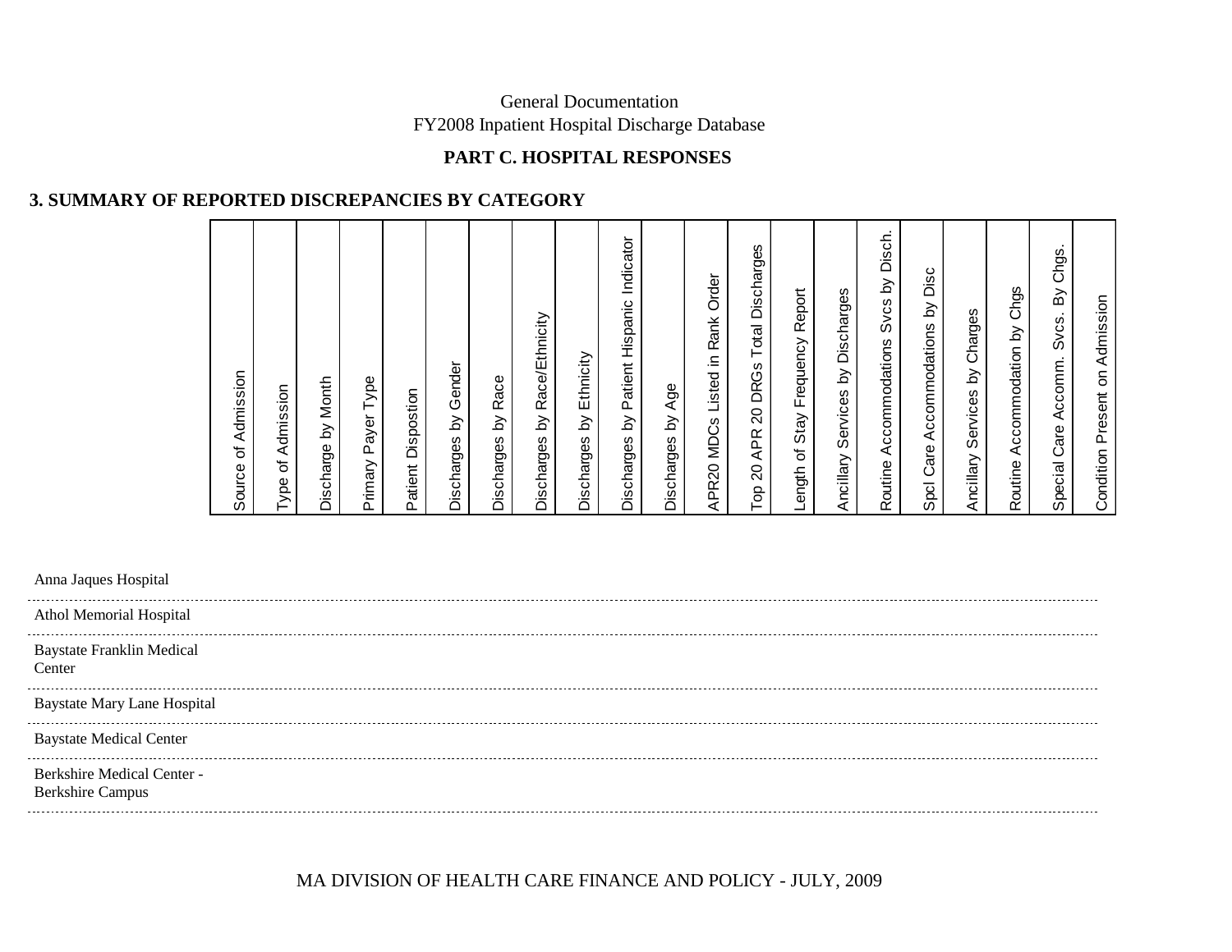General Documentation
FY2008 Inpatient Hospital Discharge Database

**PART C. HOSPITAL RESPONSES**

## 3. SUMMARY OF REPORTED DISCREPANCIES BY CATEGORY

| | Source of Admission | Type of Admission | Discharge by Month | Primary Payer Type | Patient Dispostion | Discharges by Gender | Discharges by Race | Discharges by Race/Ethnicity | Discharges by Ethnicity | Discharges by Patient Hispanic Indicator | Discharges by Age | APR20 MDCs Listed in Rank Order | Top 20 APR 20 DRGs Total Discharges | Length of Stay Frequency Report | Ancillary Services by Discharges | Routine Accommodations Svcs by Disch. | Spcl Care Accommodations by Disc | Ancillary Services by Charges | Routine Accommodation by Chgs | Special Care Accomm. Svcs. By Chgs. | Condition Present on Admission |
|---|---|---|---|---|---|---|---|---|---|---|---|---|---|---|---|---|---|---|---|---|---|
| Anna Jaques Hospital | | | | | | | | | | | | | | | | | | | | | |
| Athol Memorial Hospital | | | | | | | | | | | | | | | | | | | | | |
| Baystate Franklin Medical Center | | | | | | | | | | | | | | | | | | | | | |
| Baystate Mary Lane Hospital | | | | | | | | | | | | | | | | | | | | | |
| Baystate Medical Center | | | | | | | | | | | | | | | | | | | | | |
| Berkshire Medical Center - Berkshire Campus | | | | | | | | | | | | | | | | | | | | | |

MA DIVISION OF HEALTH CARE FINANCE AND POLICY - JULY, 2009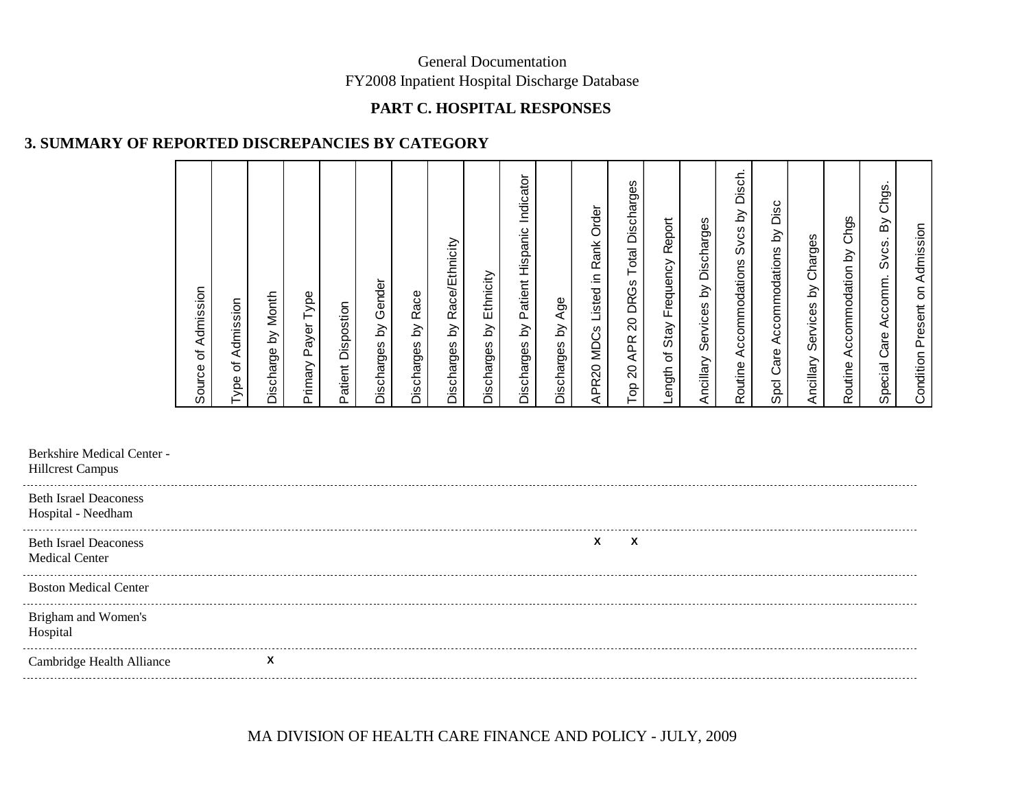## PART C. HOSPITAL RESPONSES

### 3. SUMMARY OF REPORTED DISCREPANCIES BY CATEGORY

| | Source of Admission | Type of Admission | Discharge by Month | Primary Payer Type | Patient Dispostion | Discharges by Gender | Discharges by Race | Discharges by Race/Ethnicity | Discharges by Ethnicity | Discharges by Patient Hispanic Indicator | Discharges by Age | APR20 MDCs Listed in Rank Order | Top 20 APR 20 DRGs Total Discharges | Length of Stay Frequency Report | Ancillary Services by Discharges | Routine Accommodations Svcs by Disch. | Spcl Care Accommodations by Disc | Ancillary Services by Charges | Routine Accommodation by Chgs | Special Care Accomm. Svcs. By Chgs. | Condition Present on Admission |
|---|---|---|---|---|---|---|---|---|---|---|---|---|---|---|---|---|---|---|---|---|---|
| Berkshire Medical Center - Hillcrest Campus | | | | | | | | | | | | | | | | | | | | | |
| Beth Israel Deaconess Hospital - Needham | | | | | | | | | | | | | | | | | | | | | |
| Beth Israel Deaconess Medical Center | | | | | | | | | | | | X | X | | | | | | | | |
| Boston Medical Center | | | | | | | | | | | | | | | | | | | | | |
| Brigham and Women's Hospital | | | | | | | | | | | | | | | | | | | | | |
| Cambridge Health Alliance | | | X | | | | | | | | | | | | | | | | | | |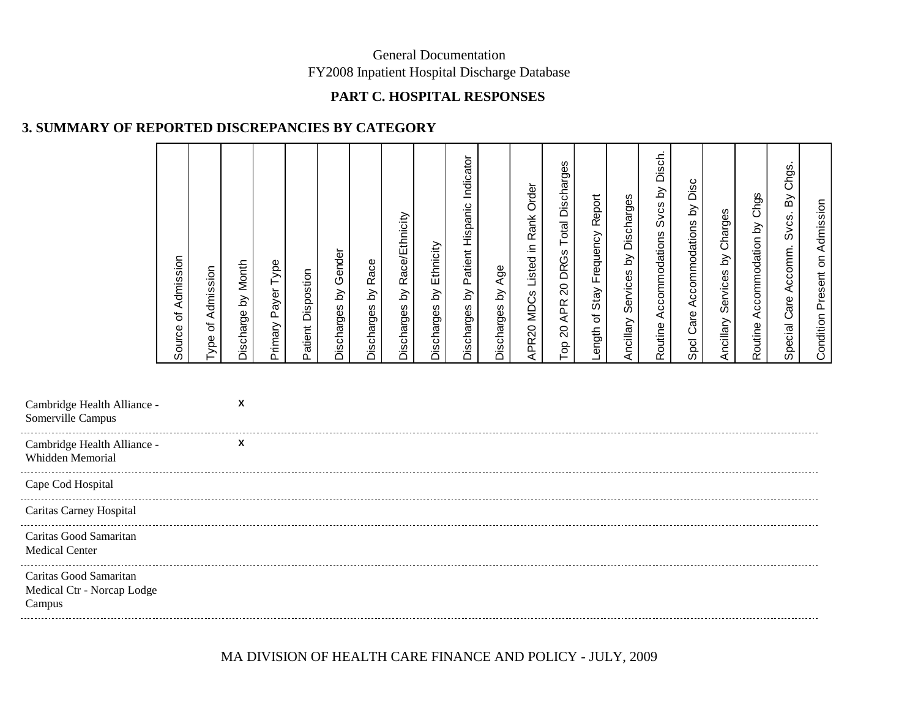## PART C. HOSPITAL RESPONSES

### 3. SUMMARY OF REPORTED DISCREPANCIES BY CATEGORY

| | Source of Admission | Type of Admission | Discharge by Month | Primary Payer Type | Patient Dispostion | Discharges by Gender | Discharges by Race | Discharges by Race/Ethnicity | Discharges by Ethnicity | Discharges by Patient Hispanic Indicator | Discharges by Age | APR20 MDCs Listed in Rank Order | Top 20 APR 20 DRGs Total Discharges | Length of Stay Frequency Report | Ancillary Services by Discharges | Routine Accommodations Svcs by Disch. | Spcl Care Accommodations by Disc | Ancillary Services by Charges | Routine Accommodation by Chgs | Special Care Accomm. Svcs. By Chgs. | Condition Present on Admission |
|---|---|---|---|---|---|---|---|---|---|---|---|---|---|---|---|---|---|---|---|---|---|
| Cambridge Health Alliance - Somerville Campus | | | x | | | | | | | | | | | | | | | | | | |
| Cambridge Health Alliance - Whidden Memorial | | | x | | | | | | | | | | | | | | | | | | |
| Cape Cod Hospital | | | | | | | | | | | | | | | | | | | | | |
| Caritas Carney Hospital | | | | | | | | | | | | | | | | | | | | | |
| Caritas Good Samaritan Medical Center | | | | | | | | | | | | | | | | | | | | | |
| Caritas Good Samaritan Medical Ctr - Norcap Lodge Campus | | | | | | | | | | | | | | | | | | | | | |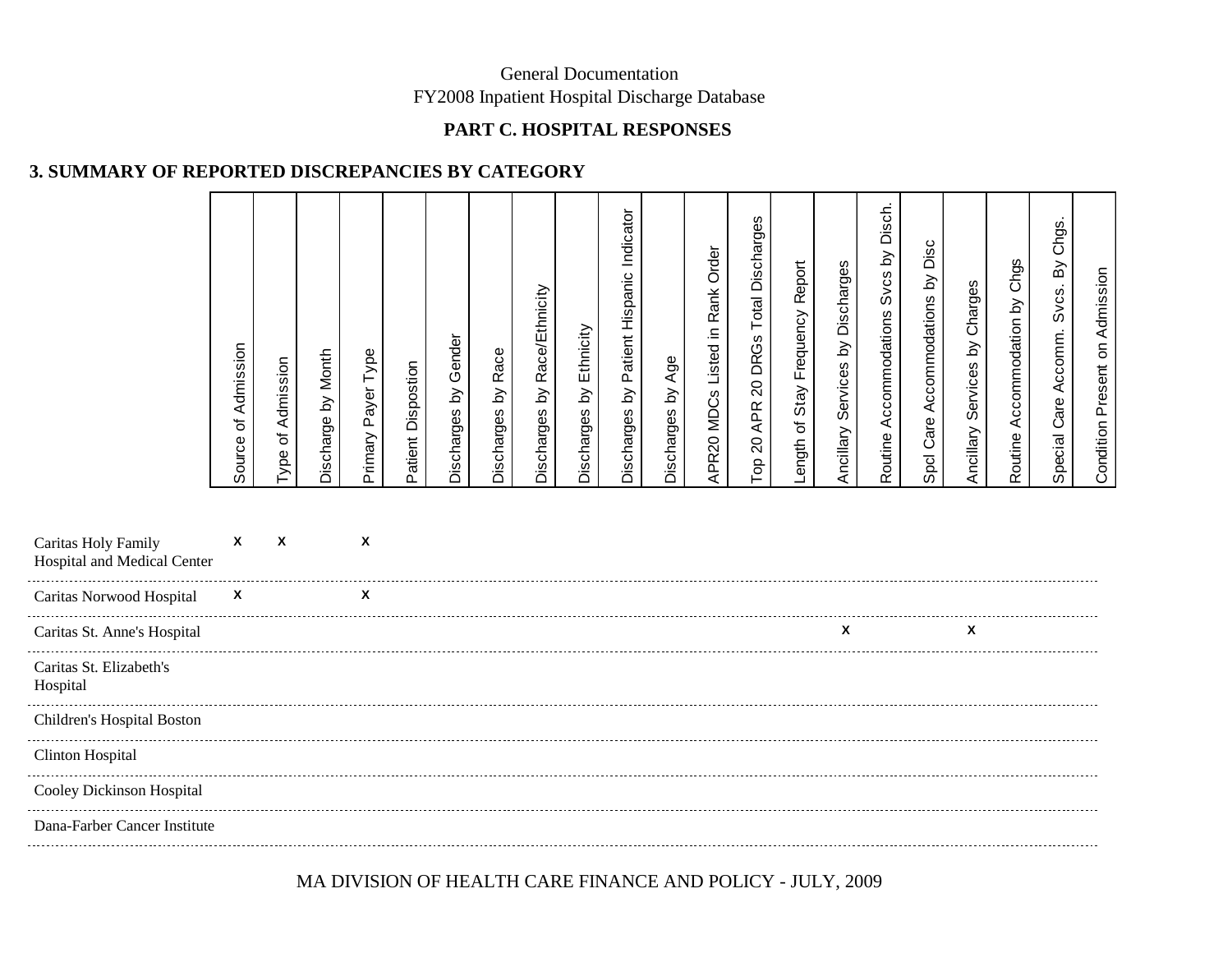General Documentation
FY2008 Inpatient Hospital Discharge Database

**PART C. HOSPITAL RESPONSES**

## 3. SUMMARY OF REPORTED DISCREPANCIES BY CATEGORY

| | Source of Admission | Type of Admission | Discharge by Month | Primary Payer Type | Patient Dispostion | Discharges by Gender | Discharges by Race | Discharges by Race/Ethnicity | Discharges by Ethnicity | Discharges by Patient Hispanic Indicator | Discharges by Age | APR20 MDCs Listed in Rank Order | Top 20 APR 20 DRGs Total Discharges | Length of Stay Frequency Report | Ancillary Services by Discharges | Routine Accommodations Svcs by Disch. | Spcl Care Accommodations by Disc | Ancillary Services by Charges | Routine Accommodation by Chgs | Special Care Accomm. Svcs. By Chgs. | Condition Present on Admission |
|---|---|---|---|---|---|---|---|---|---|---|---|---|---|---|---|---|---|---|---|---|---|
| Caritas Holy Family Hospital and Medical Center | x | x | | x | | | | | | | | | | | | | | | | | |
| Caritas Norwood Hospital | x | | | x | | | | | | | | | | | | | | | | | |
| Caritas St. Anne's Hospital | | | | | | | | | | | | | | | x | | | x | | | |
| Caritas St. Elizabeth's Hospital | | | | | | | | | | | | | | | | | | | | | |
| Children's Hospital Boston | | | | | | | | | | | | | | | | | | | | | |
| Clinton Hospital | | | | | | | | | | | | | | | | | | | | | |
| Cooley Dickinson Hospital | | | | | | | | | | | | | | | | | | | | | |
| Dana-Farber Cancer Institute | | | | | | | | | | | | | | | | | | | | | |

MA DIVISION OF HEALTH CARE FINANCE AND POLICY - JULY, 2009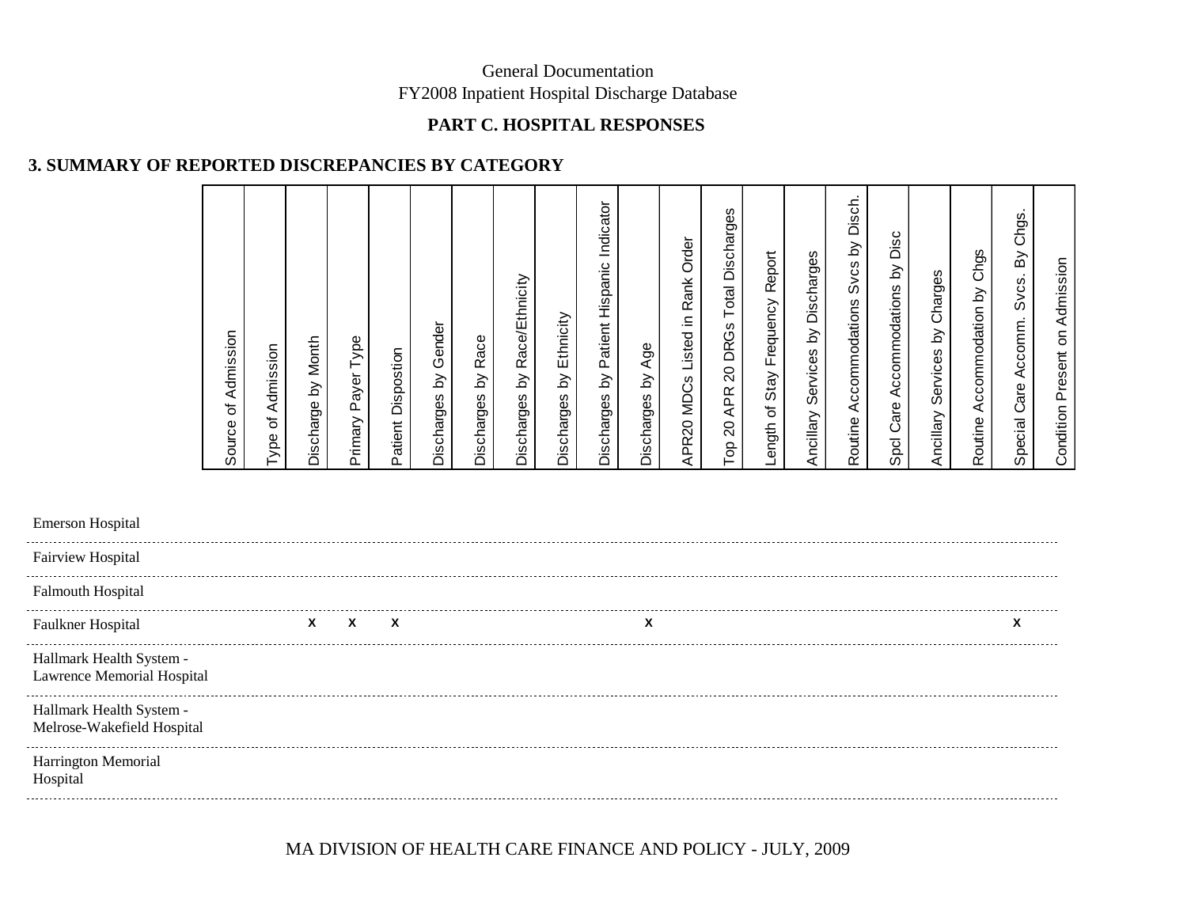General Documentation
FY2008 Inpatient Hospital Discharge Database

**PART C. HOSPITAL RESPONSES**

**3. SUMMARY OF REPORTED DISCREPANCIES BY CATEGORY**

| | Source of Admission | Type of Admission | Discharge by Month | Primary Payer Type | Patient Dispostion | Discharges by Gender | Discharges by Race | Discharges by Race/Ethnicity | Discharges by Ethnicity | Discharges by Patient Hispanic Indicator | Discharges by Age | APR20 MDCs Listed in Rank Order | Top 20 APR 20 DRGs Total Discharges | Length of Stay Frequency Report | Ancillary Services by Discharges | Routine Accommodations Svcs by Disch. | Spcl Care Accommodations by Disc | Ancillary Services by Charges | Routine Accommodation by Chgs | Special Care Accomm. Svcs. By Chgs. | Condition Present on Admission |
|---|---|---|---|---|---|---|---|---|---|---|---|---|---|---|---|---|---|---|---|---|---|
| Emerson Hospital | | | | | | | | | | | | | | | | | | | | | |
| Fairview Hospital | | | | | | | | | | | | | | | | | | | | | |
| Falmouth Hospital | | | | | | | | | | | | | | | | | | | | | |
| Faulkner Hospital | | | x | x | x | | | | | | x | | | | | | | | | x | |
| Hallmark Health System - Lawrence Memorial Hospital | | | | | | | | | | | | | | | | | | | | | |
| Hallmark Health System - Melrose-Wakefield Hospital | | | | | | | | | | | | | | | | | | | | | |
| Harrington Memorial Hospital | | | | | | | | | | | | | | | | | | | | | |

MA DIVISION OF HEALTH CARE FINANCE AND POLICY - JULY, 2009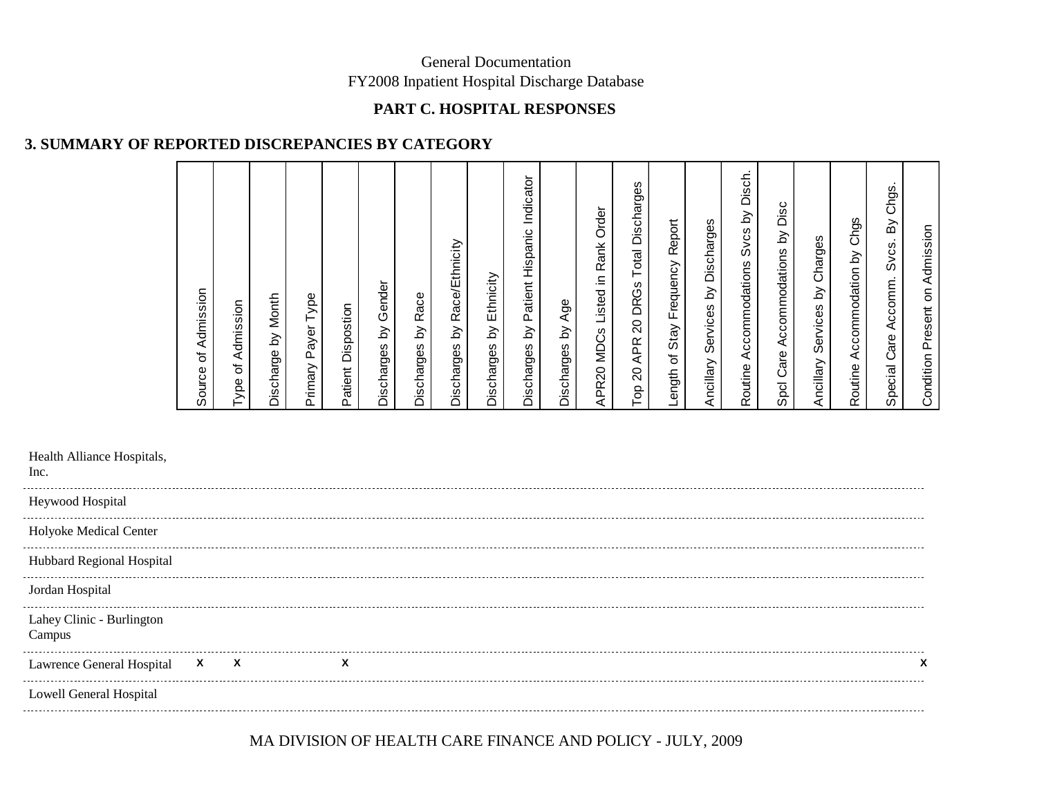General Documentation
FY2008 Inpatient Hospital Discharge Database

## PART C. HOSPITAL RESPONSES

### 3. SUMMARY OF REPORTED DISCREPANCIES BY CATEGORY

| | Source of Admission | Type of Admission | Discharge by Month | Primary Payer Type | Patient Dispostion | Discharges by Gender | Discharges by Race | Discharges by Race/Ethnicity | Discharges by Ethnicity | Discharges by Patient Hispanic Indicator | Discharges by Age | APR20 MDCs Listed in Rank Order | Top 20 APR 20 DRGs Total Discharges | Length of Stay Frequency Report | Ancillary Services by Discharges | Routine Accommodations Svcs by Disch. | Spcl Care Accommodations by Disc | Ancillary Services by Charges | Routine Accommodation by Chgs | Special Care Accomm. Svcs. By Chgs. | Condition Present on Admission |
|---|---|---|---|---|---|---|---|---|---|---|---|---|---|---|---|---|---|---|---|---|---|
| Health Alliance Hospitals, Inc. | | | | | | | | | | | | | | | | | | | | | |
| Heywood Hospital | | | | | | | | | | | | | | | | | | | | | |
| Holyoke Medical Center | | | | | | | | | | | | | | | | | | | | | |
| Hubbard Regional Hospital | | | | | | | | | | | | | | | | | | | | | |
| Jordan Hospital | | | | | | | | | | | | | | | | | | | | | |
| Lahey Clinic - Burlington Campus | | | | | | | | | | | | | | | | | | | | | |
| Lawrence General Hospital | x | x | | | x | | | | | | | | | | | | | | | | x |
| Lowell General Hospital | | | | | | | | | | | | | | | | | | | | | |

MA DIVISION OF HEALTH CARE FINANCE AND POLICY - JULY, 2009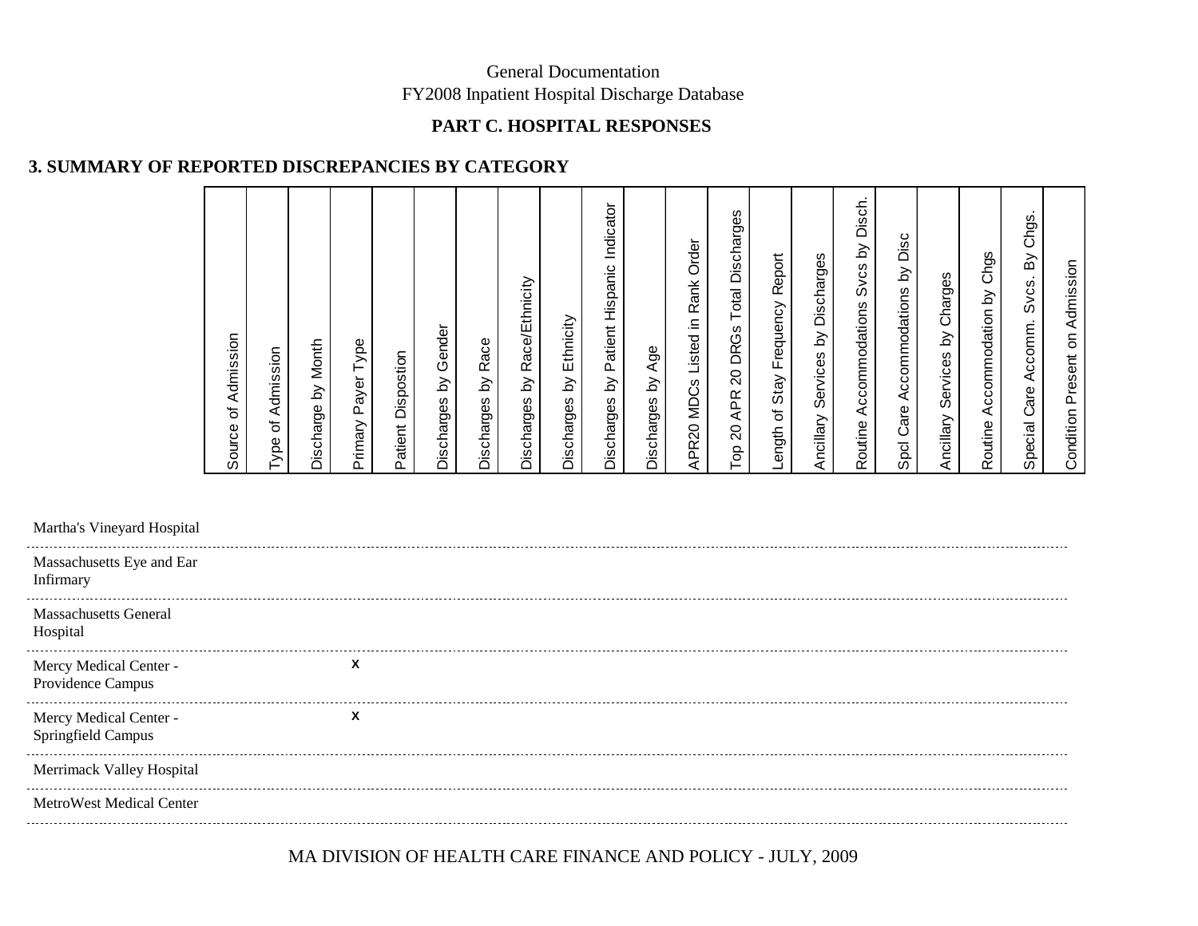## PART C. HOSPITAL RESPONSES

### 3. SUMMARY OF REPORTED DISCREPANCIES BY CATEGORY

| Hospital | Source of Admission | Type of Admission | Discharge by Month | Primary Payer Type | Patient Dispostion | Discharges by Gender | Discharges by Race | Discharges by Race/Ethnicity | Discharges by Ethnicity | Discharges by Patient Hispanic Indicator | Discharges by Age | APR20 MDCs Listed in Rank Order | Top 20 APR 20 DRGs Total Discharges | Length of Stay Frequency Report | Ancillary Services by Discharges | Routine Accommodations Svcs by Disch. | Spcl Care Accommodations by Disc | Ancillary Services by Charges | Routine Accommodation by Chgs | Special Care Accomm. Svcs. By Chgs. | Condition Present on Admission |
|---|---|---|---|---|---|---|---|---|---|---|---|---|---|---|---|---|---|---|---|---|---|
| Martha's Vineyard Hospital | | | | | | | | | | | | | | | | | | | | | |
| Massachusetts Eye and Ear Infirmary | | | | | | | | | | | | | | | | | | | | | |
| Massachusetts General Hospital | | | | | | | | | | | | | | | | | | | | | |
| Mercy Medical Center - Providence Campus | | | | X | | | | | | | | | | | | | | | | | |
| Mercy Medical Center - Springfield Campus | | | | X | | | | | | | | | | | | | | | | | |
| Merrimack Valley Hospital | | | | | | | | | | | | | | | | | | | | | |
| MetroWest Medical Center | | | | | | | | | | | | | | | | | | | | | |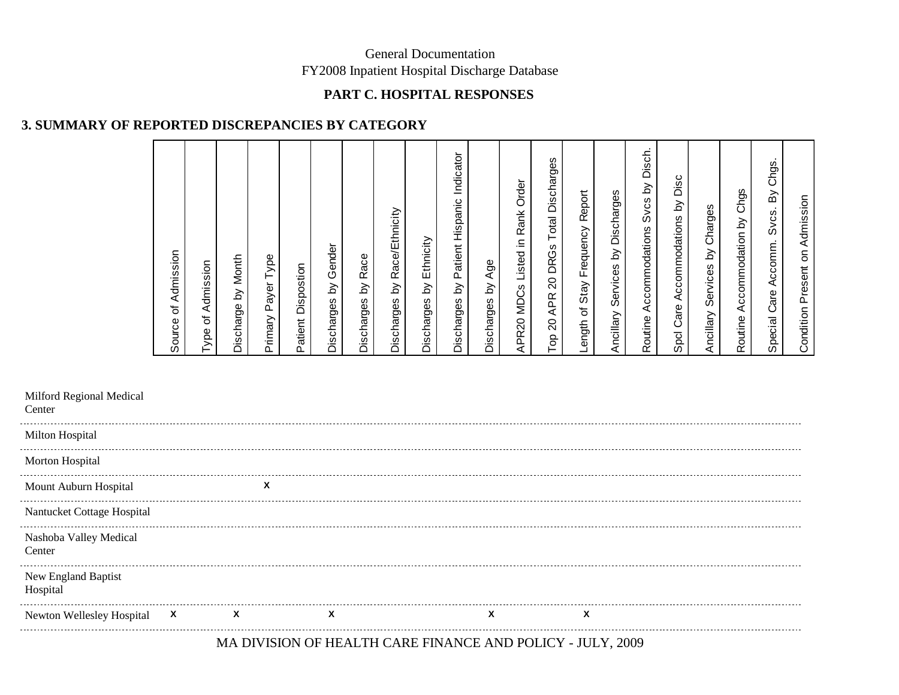General Documentation
FY2008 Inpatient Hospital Discharge Database

## PART C. HOSPITAL RESPONSES

### 3. SUMMARY OF REPORTED DISCREPANCIES BY CATEGORY

| | Source of Admission | Type of Admission | Discharge by Month | Primary Payer Type | Patient Dispostion | Discharges by Gender | Discharges by Race | Discharges by Race/Ethnicity | Discharges by Ethnicity | Discharges by Patient Hispanic Indicator | Discharges by Age | APR20 MDCs Listed in Rank Order | Top 20 APR 20 DRGs Total Discharges | Length of Stay Frequency Report | Ancillary Services by Discharges | Routine Accommodations Svcs by Disch. | Spcl Care Accommodations by Disc | Ancillary Services by Charges | Routine Accommodation by Chgs | Special Care Accomm. Svcs. By Chgs. | Condition Present on Admission |
|---|---|---|---|---|---|---|---|---|---|---|---|---|---|---|---|---|---|---|---|---|---|
| Milford Regional Medical Center | | | | | | | | | | | | | | | | | | | | | |
| Milton Hospital | | | | | | | | | | | | | | | | | | | | | |
| Morton Hospital | | | | | | | | | | | | | | | | | | | | | |
| Mount Auburn Hospital | | | | x | | | | | | | | | | | | | | | | | |
| Nantucket Cottage Hospital | | | | | | | | | | | | | | | | | | | | | |
| Nashoba Valley Medical Center | | | | | | | | | | | | | | | | | | | | | |
| New England Baptist Hospital | | | | | | | | | | | | | | | | | | | | | |
| Newton Wellesley Hospital | x | | x | | | x | | | | | x | | | x | | | | | | | |

MA DIVISION OF HEALTH CARE FINANCE AND POLICY - JULY, 2009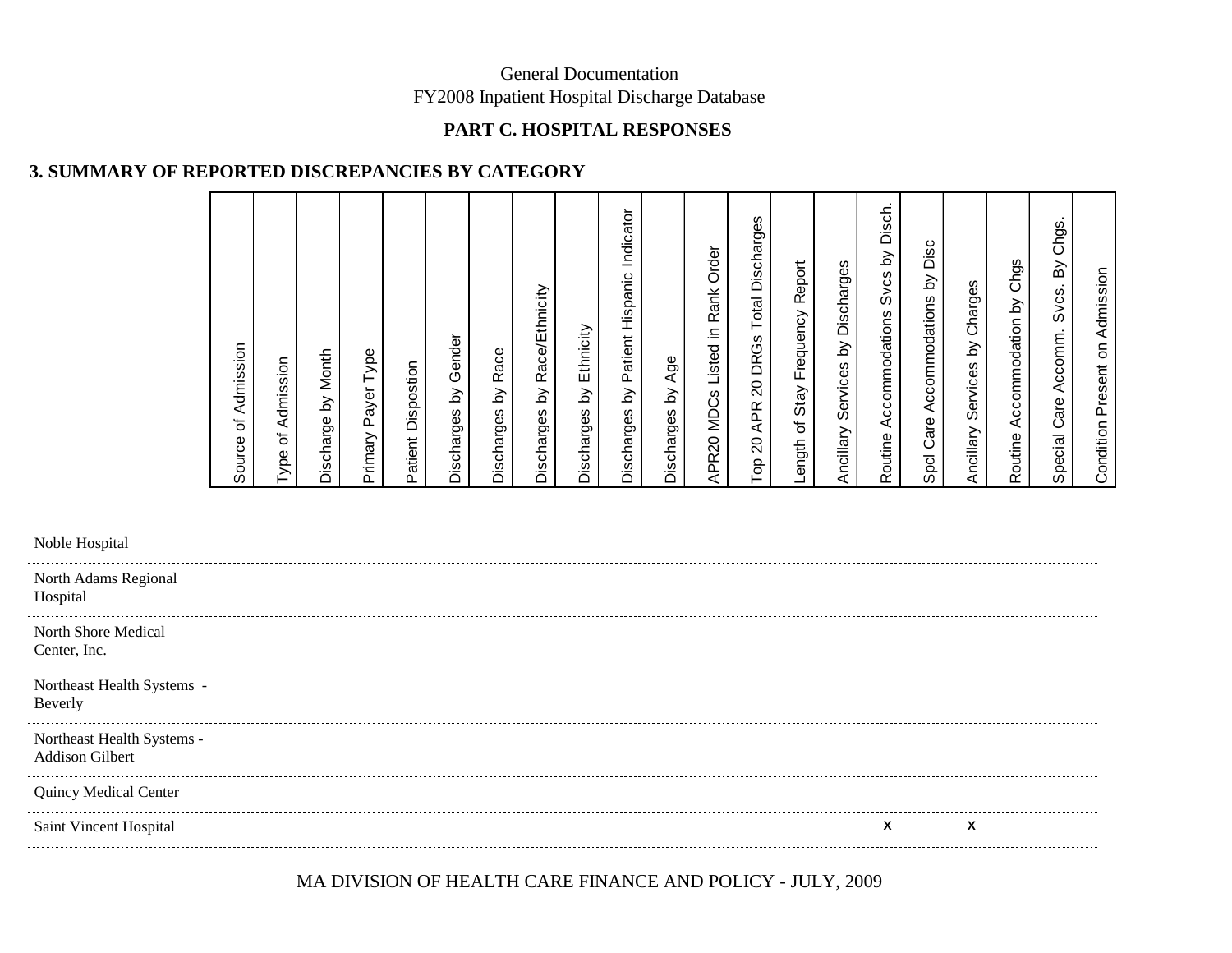General Documentation
FY2008 Inpatient Hospital Discharge Database

## PART C. HOSPITAL RESPONSES

### 3. SUMMARY OF REPORTED DISCREPANCIES BY CATEGORY

| | Source of Admission | Type of Admission | Discharge by Month | Primary Payer Type | Patient Dispostion | Discharges by Gender | Discharges by Race | Discharges by Race/Ethnicity | Discharges by Ethnicity | Discharges by Patient Hispanic Indicator | Discharges by Age | APR20 MDCs Listed in Rank Order | Top 20 APR 20 DRGs Total Discharges | Length of Stay Frequency Report | Ancillary Services by Discharges | Routine Accommodations Svcs by Disch. | Spcl Care Accommodations by Disc | Ancillary Services by Charges | Routine Accommodation by Chgs | Special Care Accomm. Svcs. By Chgs. | Condition Present on Admission |
|---|---|---|---|---|---|---|---|---|---|---|---|---|---|---|---|---|---|---|---|---|---|
| Noble Hospital | | | | | | | | | | | | | | | | | | | | | |
| North Adams Regional Hospital | | | | | | | | | | | | | | | | | | | | | |
| North Shore Medical Center, Inc. | | | | | | | | | | | | | | | | | | | | | |
| Northeast Health Systems - Beverly | | | | | | | | | | | | | | | | | | | | | |
| Northeast Health Systems - Addison Gilbert | | | | | | | | | | | | | | | | | | | | | |
| Quincy Medical Center | | | | | | | | | | | | | | | | | | | | | |
| Saint Vincent Hospital | | | | | | | | | | | | | | | | x | | x | | | |

MA DIVISION OF HEALTH CARE FINANCE AND POLICY - JULY, 2009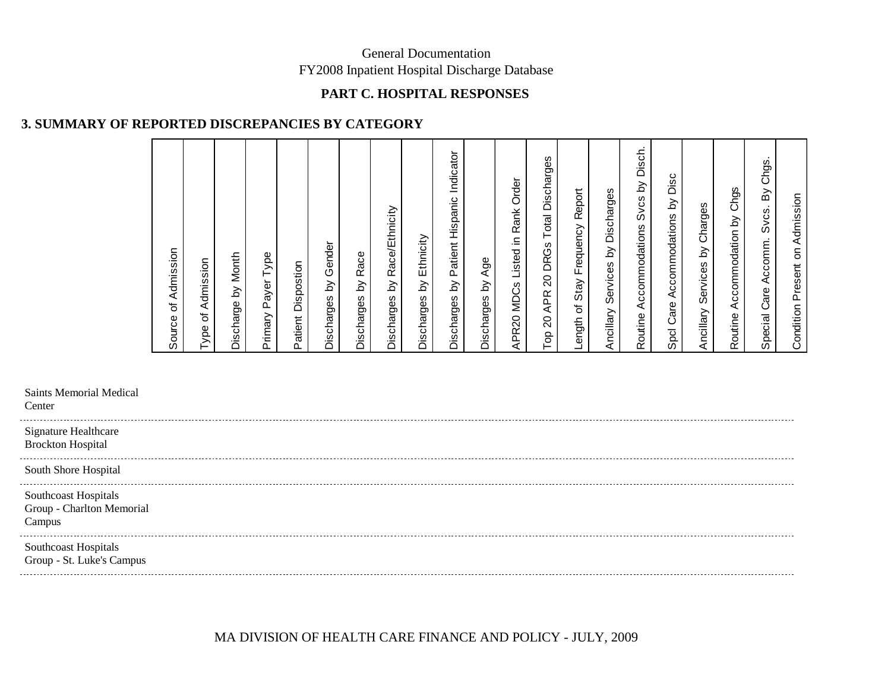General Documentation
FY2008 Inpatient Hospital Discharge Database

**PART C. HOSPITAL RESPONSES**

## 3. SUMMARY OF REPORTED DISCREPANCIES BY CATEGORY

| | Source of Admission | Type of Admission | Discharge by Month | Primary Payer Type | Patient Dispostion | Discharges by Gender | Discharges by Race | Discharges by Race/Ethnicity | Discharges by Ethnicity | Discharges by Patient Hispanic Indicator | Discharges by Age | APR20 MDCs Listed in Rank Order | Top 20 APR 20 DRGs Total Discharges | Length of Stay Frequency Report | Ancillary Services by Discharges | Routine Accommodations Svcs by Disch. | Spcl Care Accommodations by Disc | Ancillary Services by Charges | Routine Accommodation by Chgs | Special Care Accomm. Svcs. By Chgs. | Condition Present on Admission |
|---|---|---|---|---|---|---|---|---|---|---|---|---|---|---|---|---|---|---|---|---|---|
| Saints Memorial Medical Center | | | | | | | | | | | | | | | | | | | | | |
| Signature Healthcare Brockton Hospital | | | | | | | | | | | | | | | | | | | | | |
| South Shore Hospital | | | | | | | | | | | | | | | | | | | | | |
| Southcoast Hospitals Group - Charlton Memorial Campus | | | | | | | | | | | | | | | | | | | | | |
| Southcoast Hospitals Group - St. Luke's Campus | | | | | | | | | | | | | | | | | | | | | |

MA DIVISION OF HEALTH CARE FINANCE AND POLICY - JULY, 2009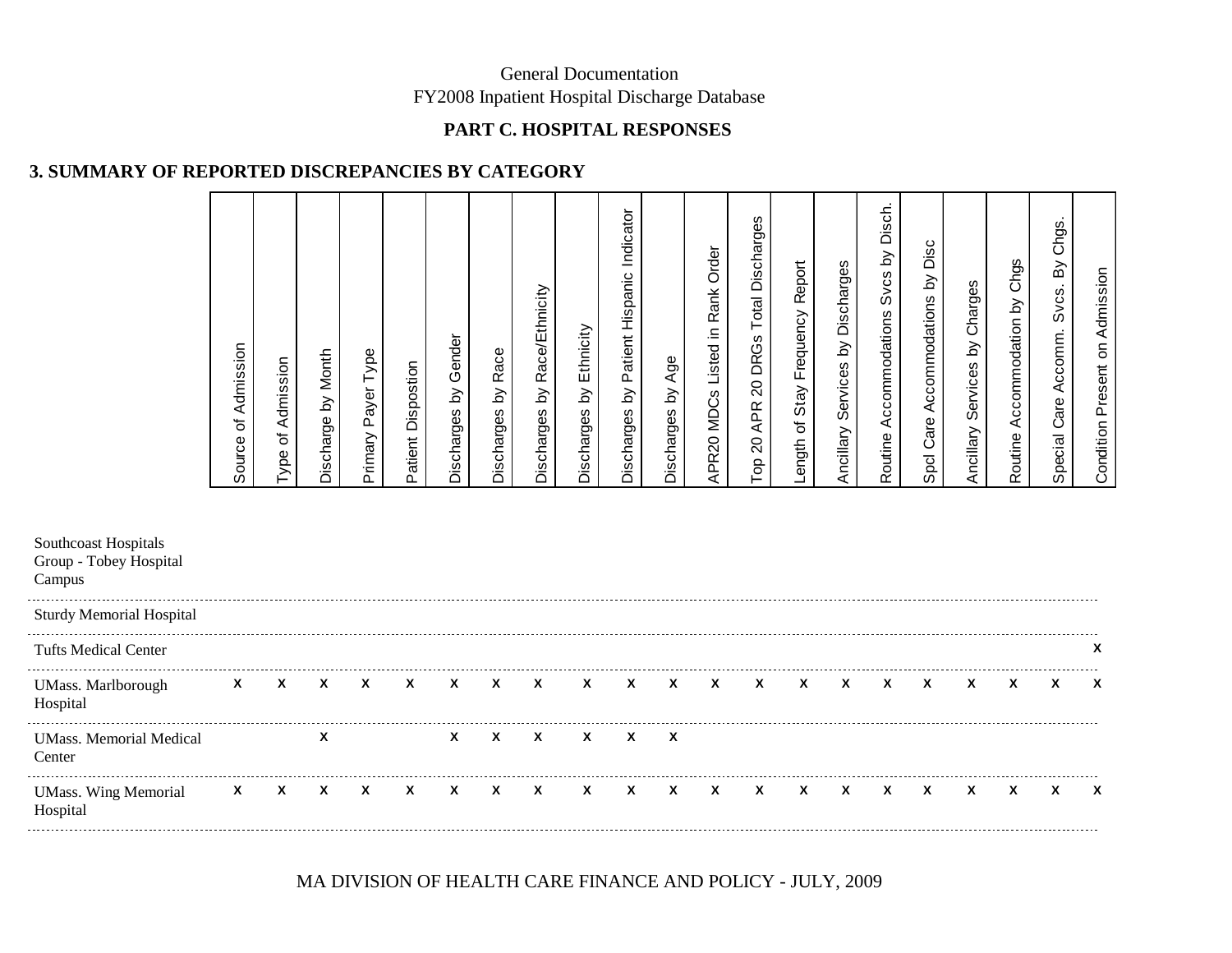General Documentation
FY2008 Inpatient Hospital Discharge Database

## PART C. HOSPITAL RESPONSES

### 3. SUMMARY OF REPORTED DISCREPANCIES BY CATEGORY

| | Source of Admission | Type of Admission | Discharge by Month | Primary Payer Type | Patient Dispostion | Discharges by Gender | Discharges by Race | Discharges by Race/Ethnicity | Discharges by Ethnicity | Discharges by Patient Hispanic Indicator | Discharges by Age | APR20 MDCs Listed in Rank Order | Top 20 APR 20 DRGs Total Discharges | Length of Stay Frequency Report | Ancillary Services by Discharges | Routine Accommodations Svcs by Disch. | Spcl Care Accommodations by Disc | Ancillary Services by Charges | Routine Accommodation by Chgs | Special Care Accomm. Svcs. By Chgs. | Condition Present on Admission |
|---|---|---|---|---|---|---|---|---|---|---|---|---|---|---|---|---|---|---|---|---|---|
| Southcoast Hospitals Group - Tobey Hospital Campus | | | | | | | | | | | | | | | | | | | | | |
| Sturdy Memorial Hospital | | | | | | | | | | | | | | | | | | | | | |
| Tufts Medical Center | | | | | | | | | | | | | | | | | | | | | x |
| UMass. Marlborough Hospital | x | x | x | x | x | x | x | x | x | x | x | x | x | x | x | x | x | x | x | x | x |
| UMass. Memorial Medical Center | | | x | | | x | x | x | x | x | x | | | | | | | | | | |
| UMass. Wing Memorial Hospital | x | x | x | x | x | x | x | x | x | x | x | x | x | x | x | x | x | x | x | x | x |

MA DIVISION OF HEALTH CARE FINANCE AND POLICY - JULY, 2009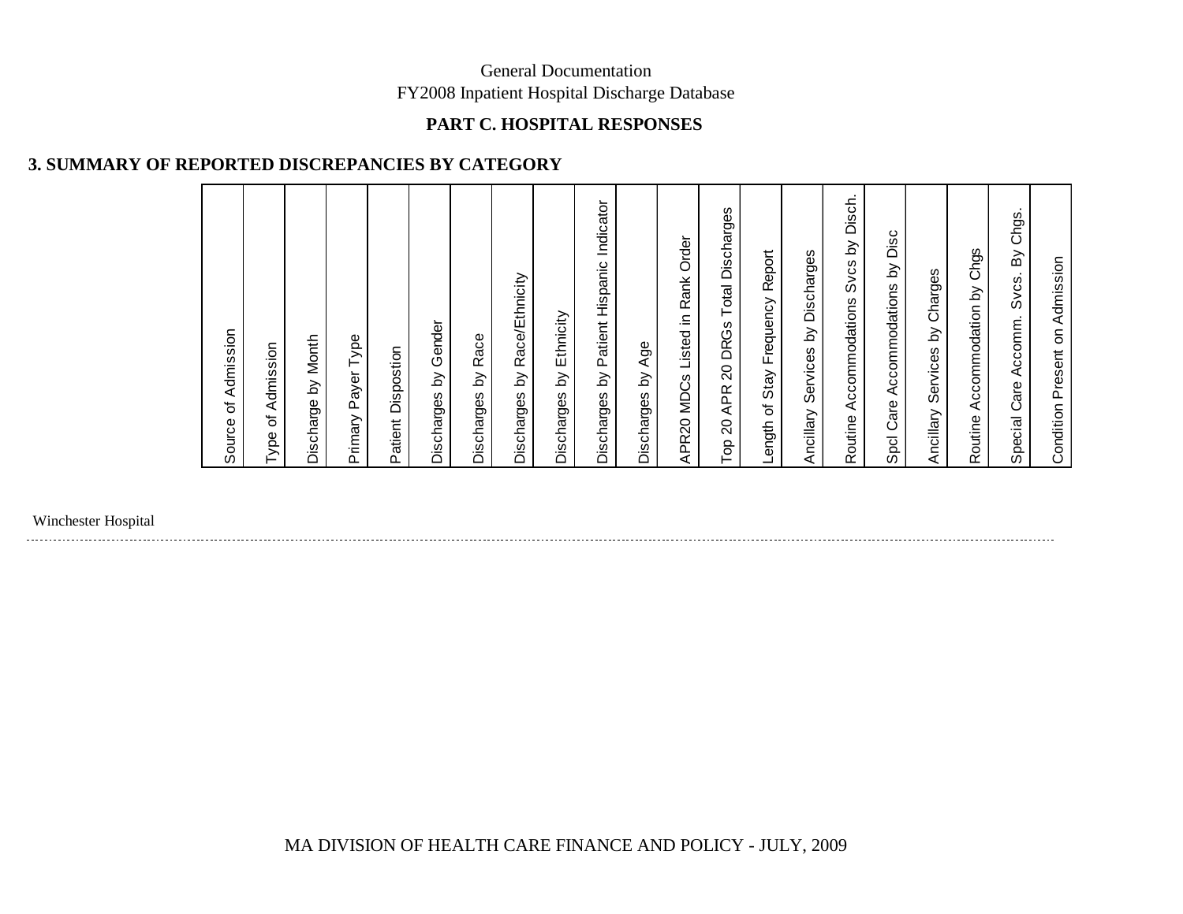General Documentation
FY2008 Inpatient Hospital Discharge Database

## PART C. HOSPITAL RESPONSES

### 3. SUMMARY OF REPORTED DISCREPANCIES BY CATEGORY

| | Source of Admission | Type of Admission | Discharge by Month | Primary Payer Type | Patient Dispostion | Discharges by Gender | Discharges by Race | Discharges by Race/Ethnicity | Discharges by Ethnicity | Discharges by Patient Hispanic Indicator | Discharges by Age | APR20 MDCs Listed in Rank Order | Top 20 APR 20 DRGs Total Discharges | Length of Stay Frequency Report | Ancillary Services by Discharges | Routine Accommodations Svcs by Disch. | Spcl Care Accommodations by Disc | Ancillary Services by Charges | Routine Accommodation by Chgs | Special Care Accomm. Svcs. By Chgs. | Condition Present on Admission |
|---|---|---|---|---|---|---|---|---|---|---|---|---|---|---|---|---|---|---|---|---|---|
| Winchester Hospital | | | | | | | | | | | | | | | | | | | | | |

MA DIVISION OF HEALTH CARE FINANCE AND POLICY - JULY, 2009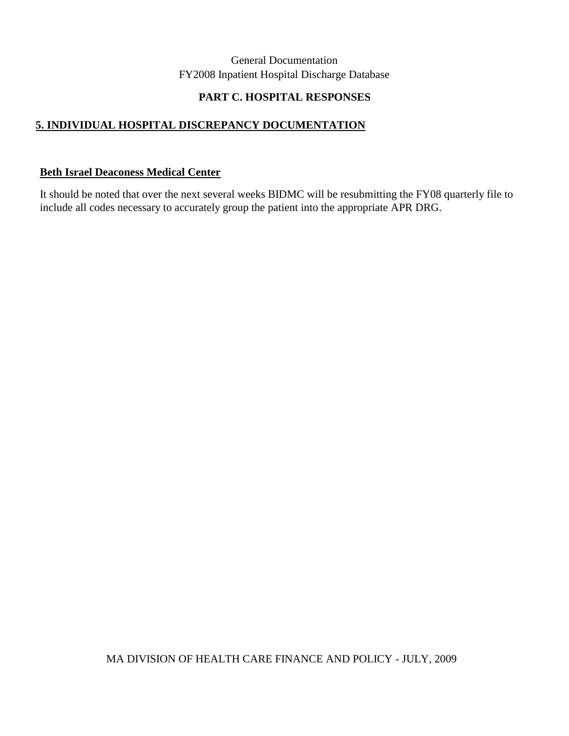General Documentation
FY2008 Inpatient Hospital Discharge Database

**PART C. HOSPITAL RESPONSES**

## 5. INDIVIDUAL HOSPITAL DISCREPANCY DOCUMENTATION

### Beth Israel Deaconess Medical Center

It should be noted that over the next several weeks BIDMC will be resubmitting the FY08 quarterly file to include all codes necessary to accurately group the patient into the appropriate APR DRG.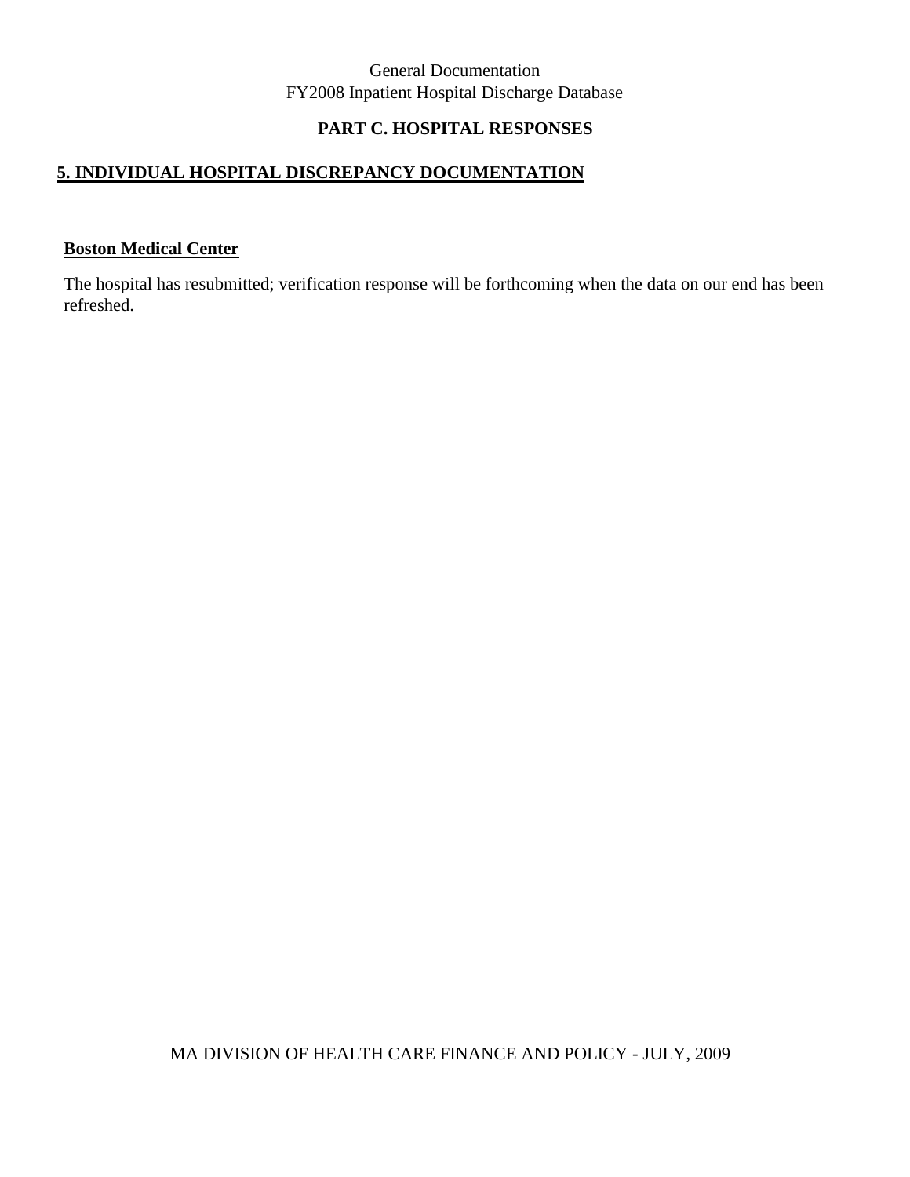## PART C. HOSPITAL RESPONSES

## 5. INDIVIDUAL HOSPITAL DISCREPANCY DOCUMENTATION

### Boston Medical Center

The hospital has resubmitted; verification response will be forthcoming when the data on our end has been refreshed.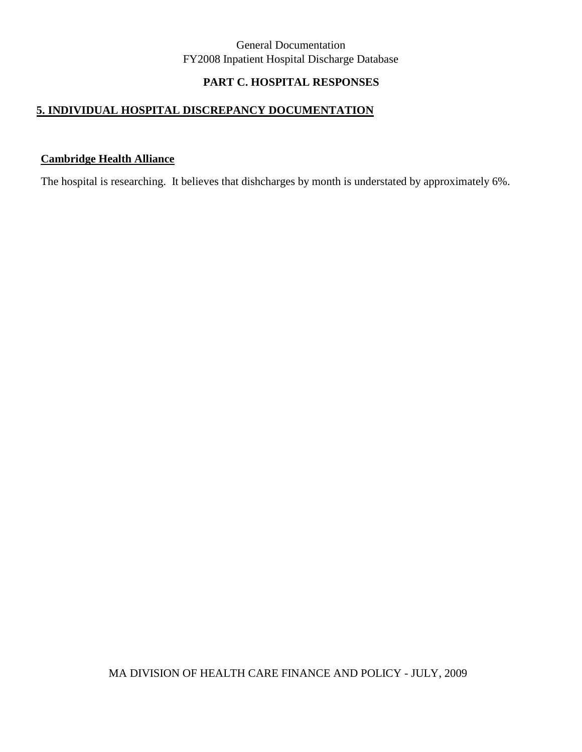General Documentation
FY2008 Inpatient Hospital Discharge Database

**PART C. HOSPITAL RESPONSES**

## 5. INDIVIDUAL HOSPITAL DISCREPANCY DOCUMENTATION

### Cambridge Health Alliance

The hospital is researching. It believes that dishcharges by month is understated by approximately 6%.

MA DIVISION OF HEALTH CARE FINANCE AND POLICY - JULY, 2009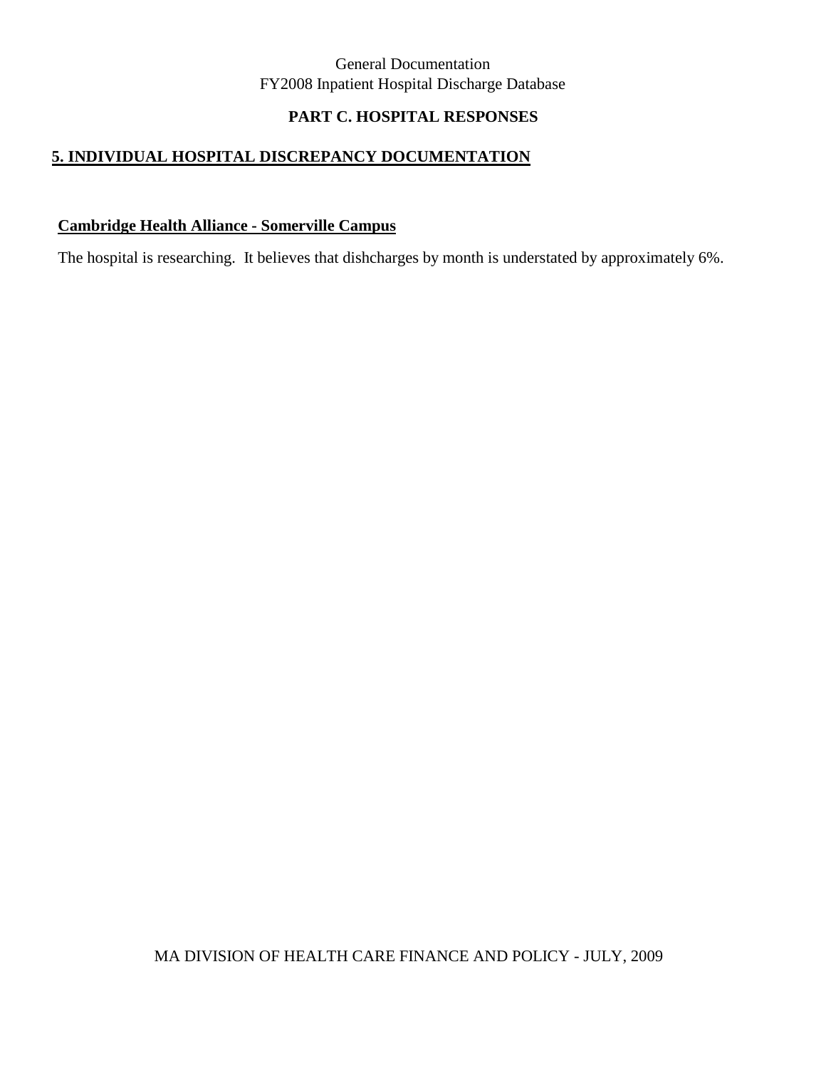**PART C. HOSPITAL RESPONSES**

## 5. INDIVIDUAL HOSPITAL DISCREPANCY DOCUMENTATION

### Cambridge Health Alliance - Somerville Campus

The hospital is researching. It believes that dishcharges by month is understated by approximately 6%.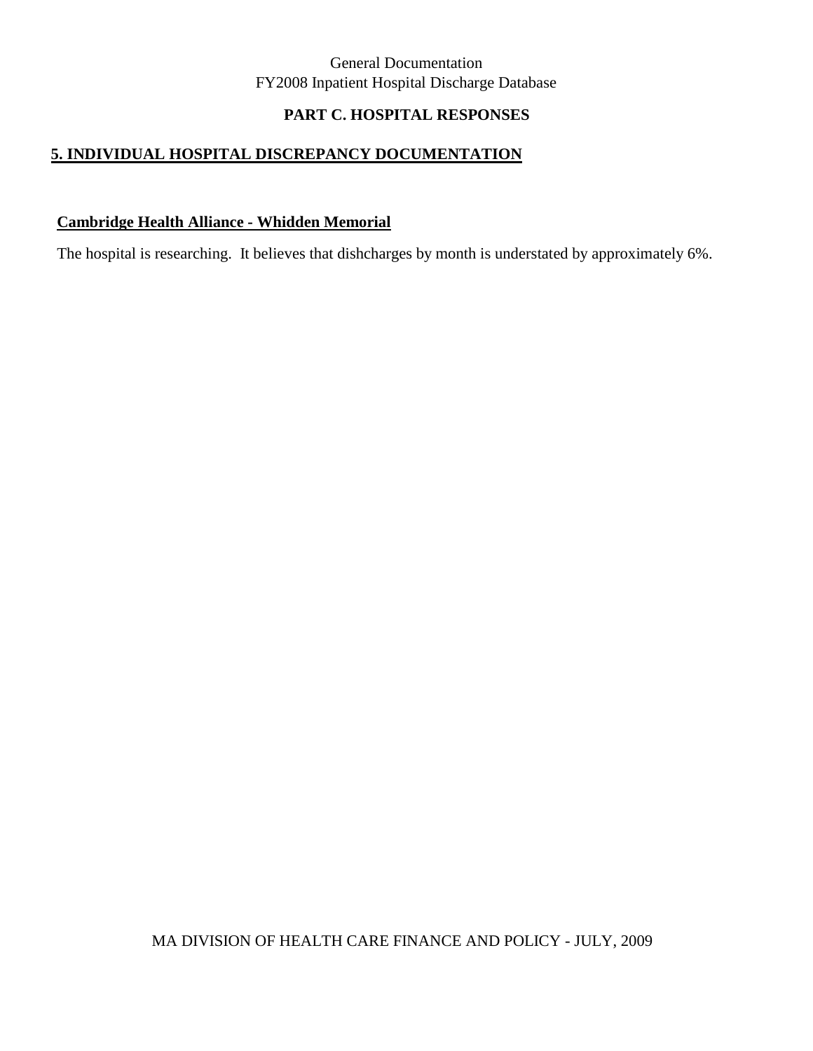General Documentation
FY2008 Inpatient Hospital Discharge Database

**PART C. HOSPITAL RESPONSES**

## 5. INDIVIDUAL HOSPITAL DISCREPANCY DOCUMENTATION

### Cambridge Health Alliance - Whidden Memorial

The hospital is researching. It believes that dishcharges by month is understated by approximately 6%.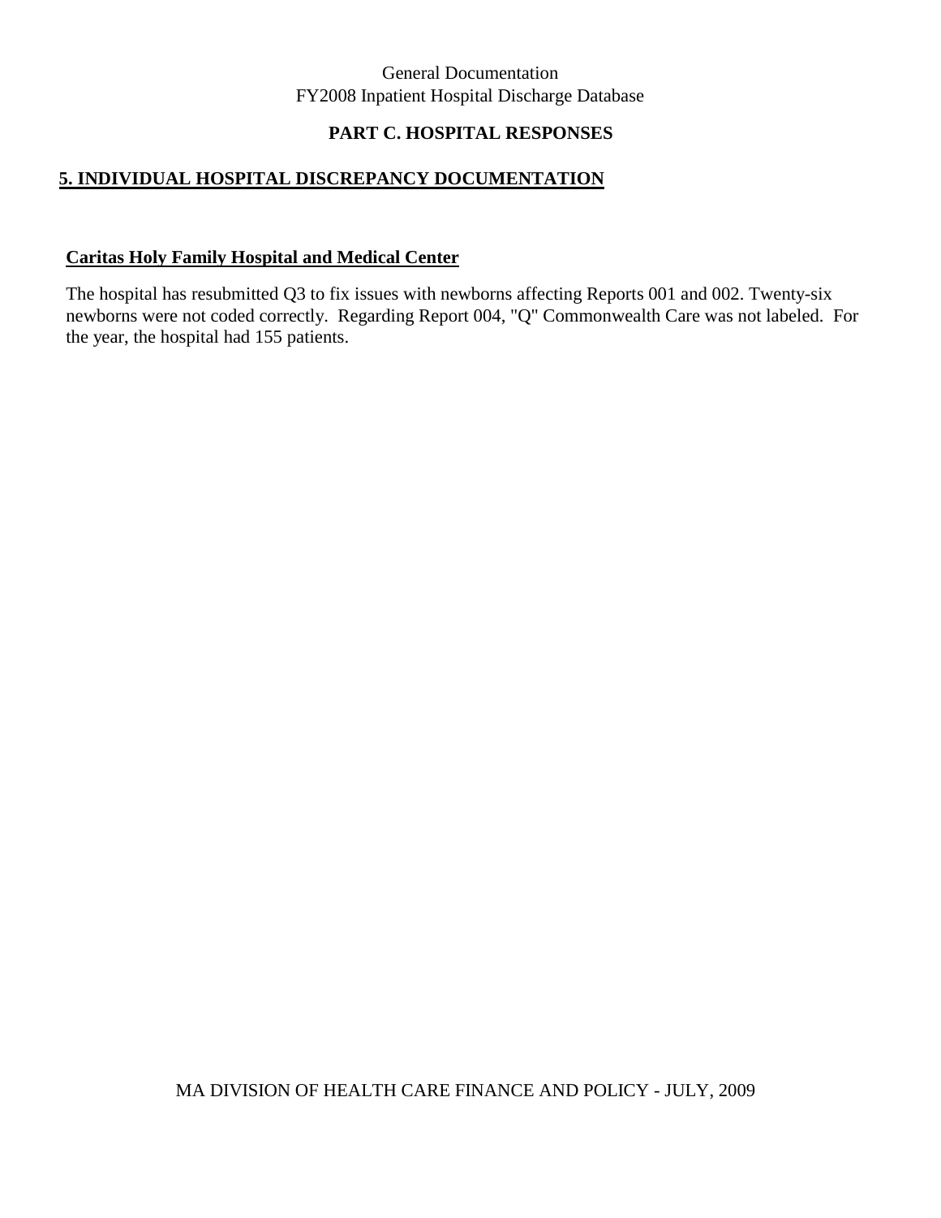## PART C. HOSPITAL RESPONSES

## 5. INDIVIDUAL HOSPITAL DISCREPANCY DOCUMENTATION

### Caritas Holy Family Hospital and Medical Center

The hospital has resubmitted Q3 to fix issues with newborns affecting Reports 001 and 002. Twenty-six newborns were not coded correctly. Regarding Report 004, "Q" Commonwealth Care was not labeled. For the year, the hospital had 155 patients.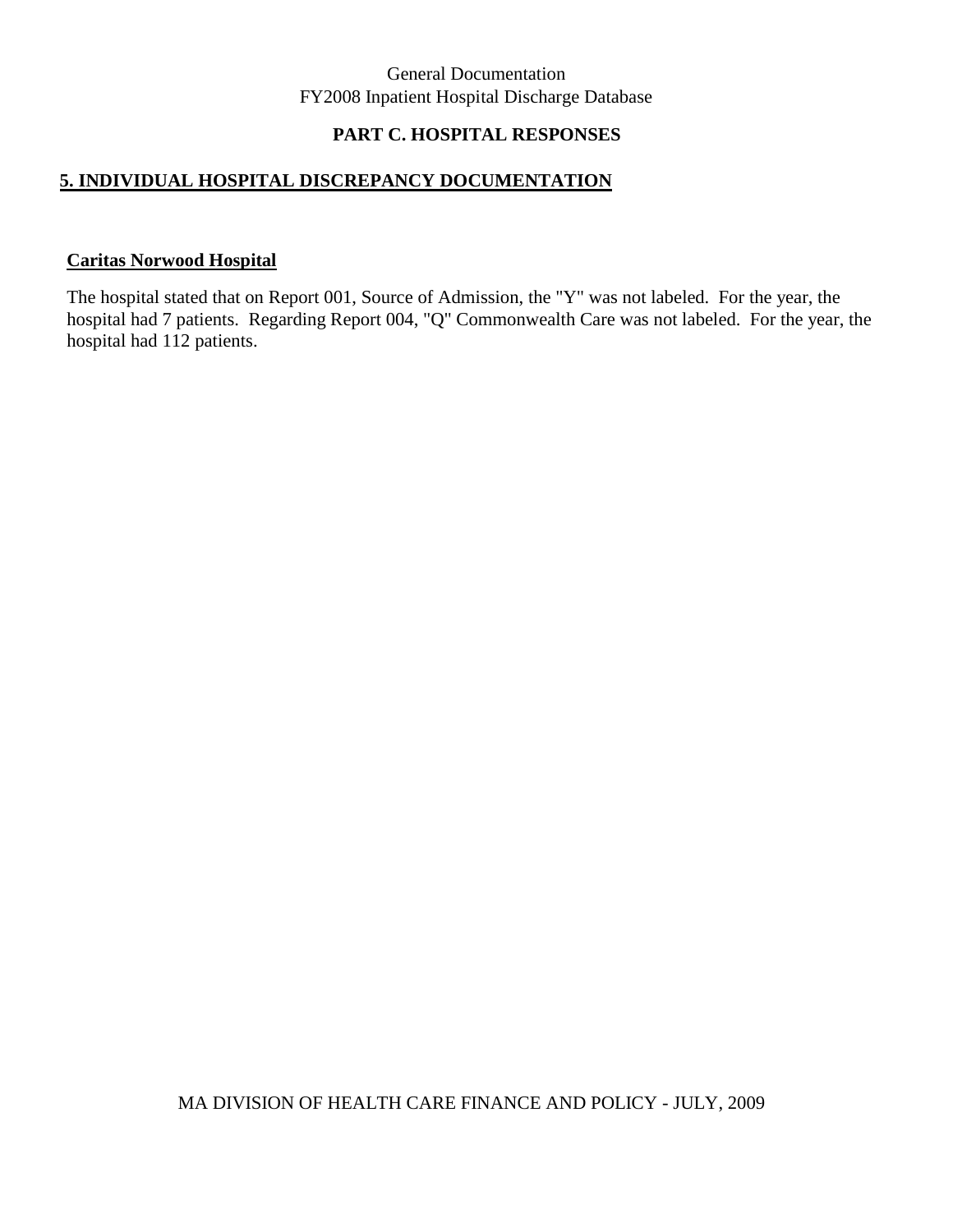## PART C. HOSPITAL RESPONSES

## 5. INDIVIDUAL HOSPITAL DISCREPANCY DOCUMENTATION

### Caritas Norwood Hospital

The hospital stated that on Report 001, Source of Admission, the "Y" was not labeled. For the year, the hospital had 7 patients. Regarding Report 004, "Q" Commonwealth Care was not labeled. For the year, the hospital had 112 patients.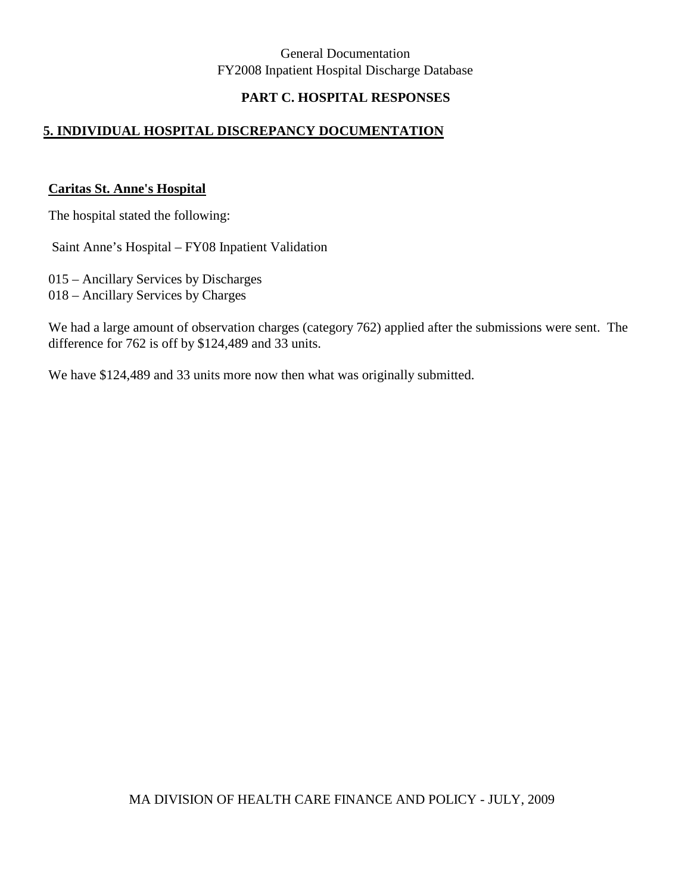## PART C. HOSPITAL RESPONSES

### 5. INDIVIDUAL HOSPITAL DISCREPANCY DOCUMENTATION

**Caritas St. Anne's Hospital**

The hospital stated the following:

Saint Anne's Hospital – FY08 Inpatient Validation

015 – Ancillary Services by Discharges
018 – Ancillary Services by Charges

We had a large amount of observation charges (category 762) applied after the submissions were sent. The difference for 762 is off by $124,489 and 33 units.

We have $124,489 and 33 units more now then what was originally submitted.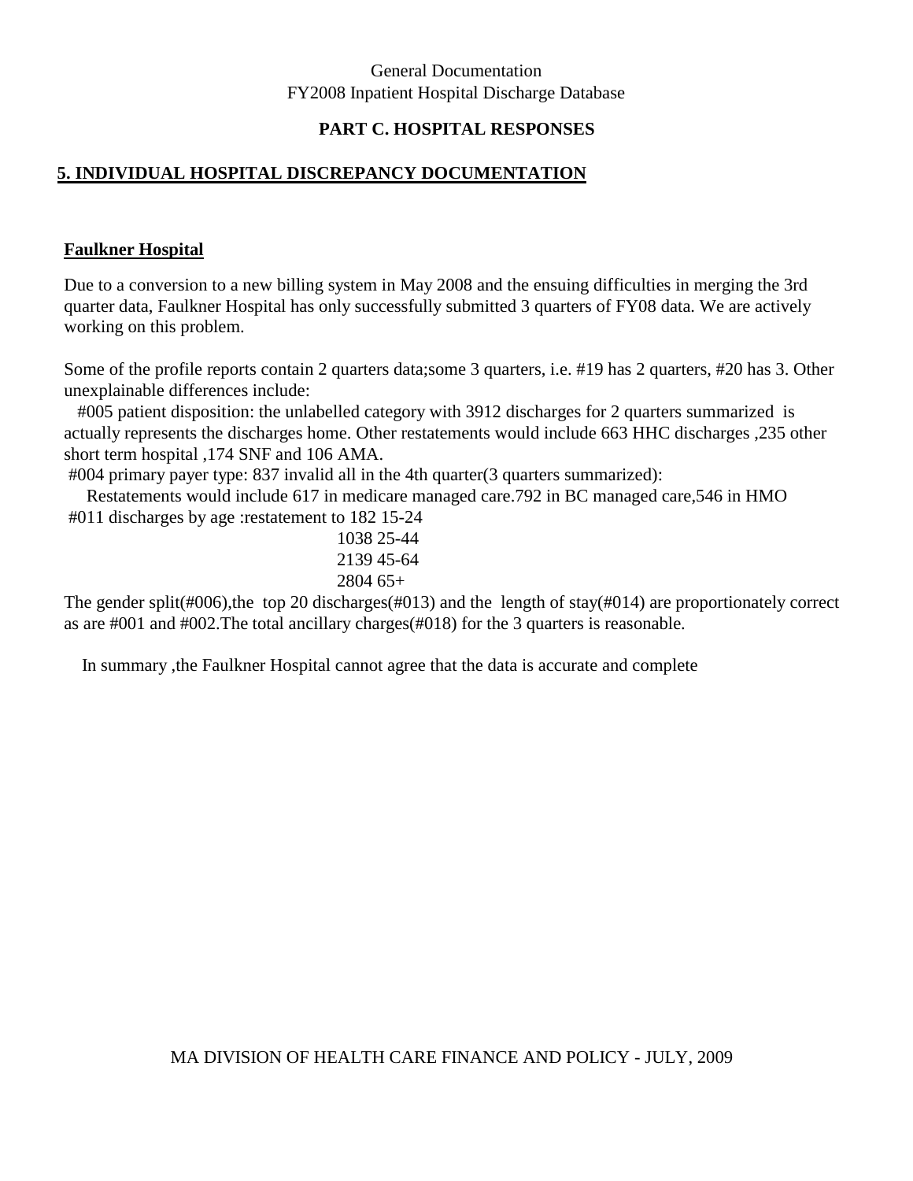General Documentation
FY2008 Inpatient Hospital Discharge Database

**PART C. HOSPITAL RESPONSES**

## 5. INDIVIDUAL HOSPITAL DISCREPANCY DOCUMENTATION

### Faulkner Hospital

Due to a conversion to a new billing system in May 2008 and the ensuing difficulties in merging the 3rd quarter data, Faulkner Hospital has only successfully submitted 3 quarters of FY08 data. We are actively working on this problem.

Some of the profile reports contain 2 quarters data;some 3 quarters, i.e. #19 has 2 quarters, #20 has 3. Other unexplainable differences include:

#005 patient disposition: the unlabelled category with 3912 discharges for 2 quarters summarized is actually represents the discharges home. Other restatements would include 663 HHC discharges ,235 other short term hospital ,174 SNF and 106 AMA.

#004 primary payer type: 837 invalid all in the 4th quarter(3 quarters summarized):

Restatements would include 617 in medicare managed care.792 in BC managed care,546 in HMO

#011 discharges by age :restatement to 182 15-24
1038 25-44
2139 45-64
2804 65+

The gender split(#006),the top 20 discharges(#013) and the length of stay(#014) are proportionately correct as are #001 and #002.The total ancillary charges(#018) for the 3 quarters is reasonable.

In summary ,the Faulkner Hospital cannot agree that the data is accurate and complete

MA DIVISION OF HEALTH CARE FINANCE AND POLICY - JULY, 2009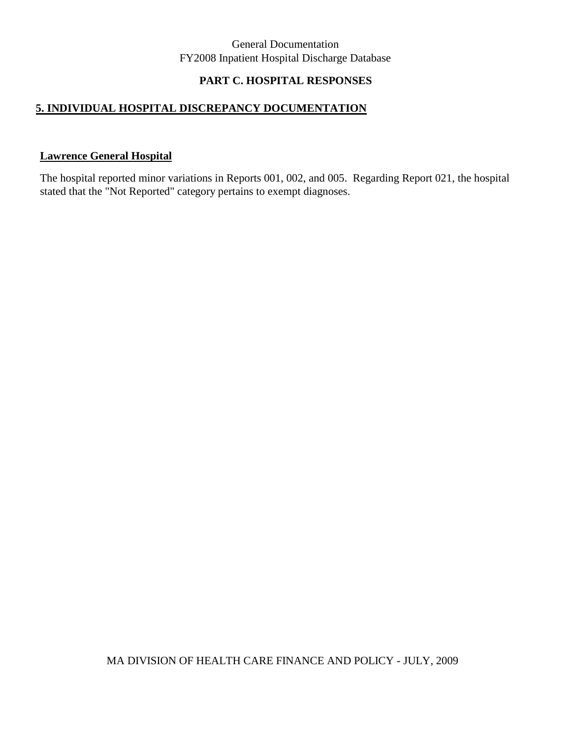## PART C. HOSPITAL RESPONSES

### 5. INDIVIDUAL HOSPITAL DISCREPANCY DOCUMENTATION

**Lawrence General Hospital**

The hospital reported minor variations in Reports 001, 002, and 005. Regarding Report 021, the hospital stated that the "Not Reported" category pertains to exempt diagnoses.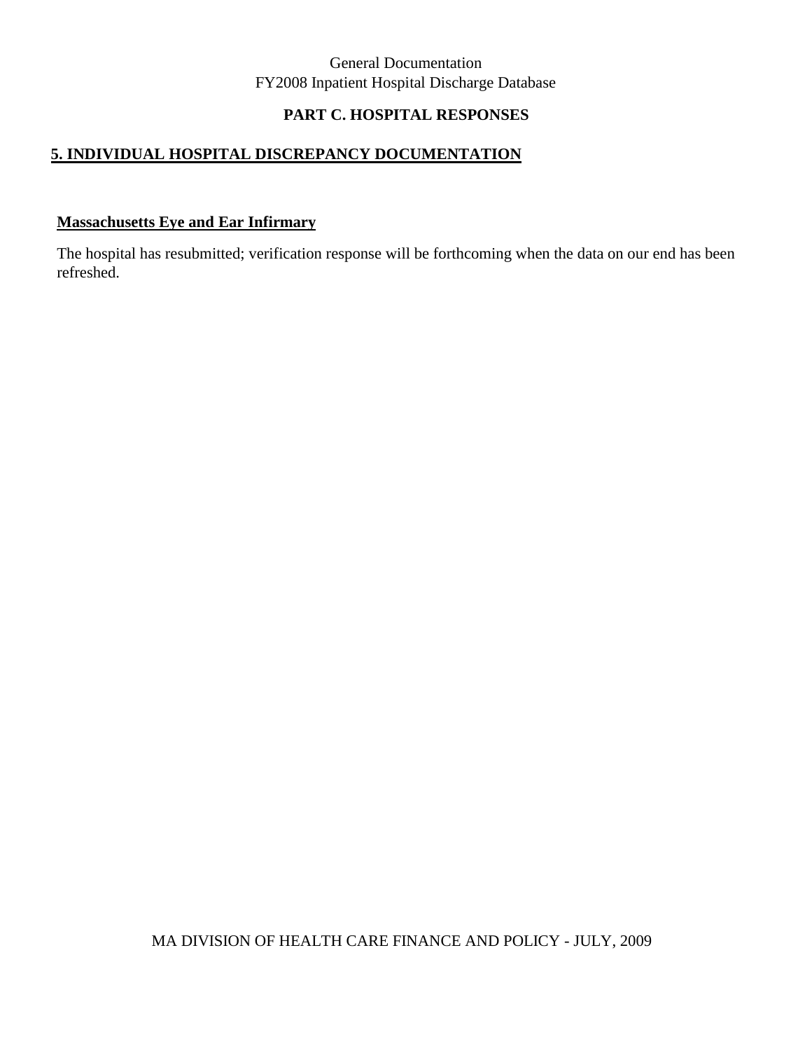## PART C. HOSPITAL RESPONSES

### 5. INDIVIDUAL HOSPITAL DISCREPANCY DOCUMENTATION

**Massachusetts Eye and Ear Infirmary**

The hospital has resubmitted; verification response will be forthcoming when the data on our end has been refreshed.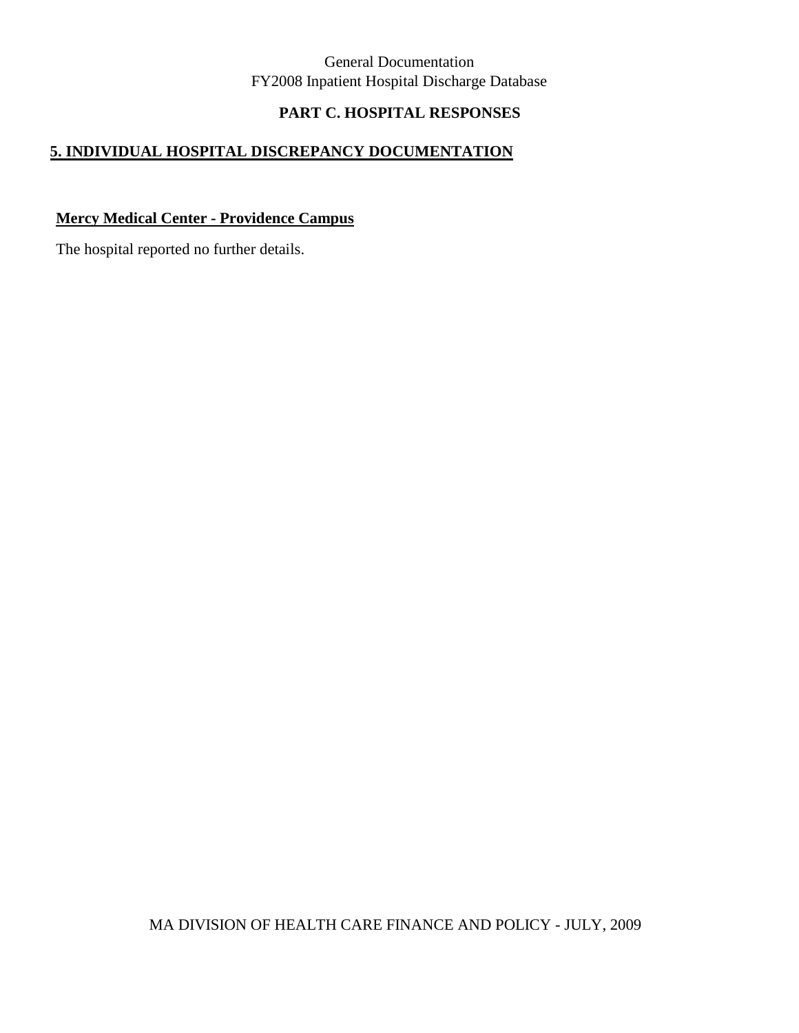## PART C. HOSPITAL RESPONSES

## 5. INDIVIDUAL HOSPITAL DISCREPANCY DOCUMENTATION

### Mercy Medical Center - Providence Campus

The hospital reported no further details.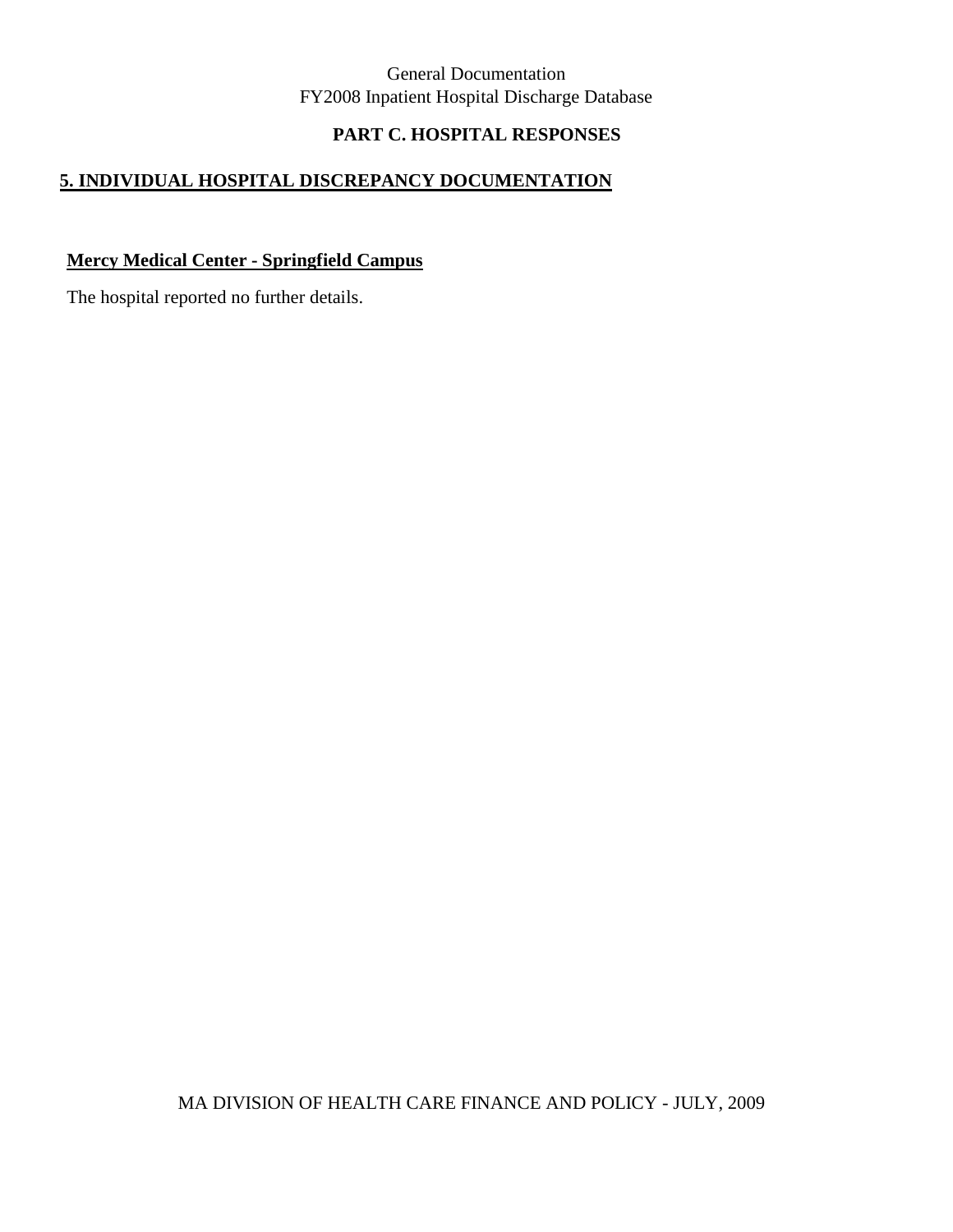## PART C. HOSPITAL RESPONSES

## 5. INDIVIDUAL HOSPITAL DISCREPANCY DOCUMENTATION

### Mercy Medical Center - Springfield Campus

The hospital reported no further details.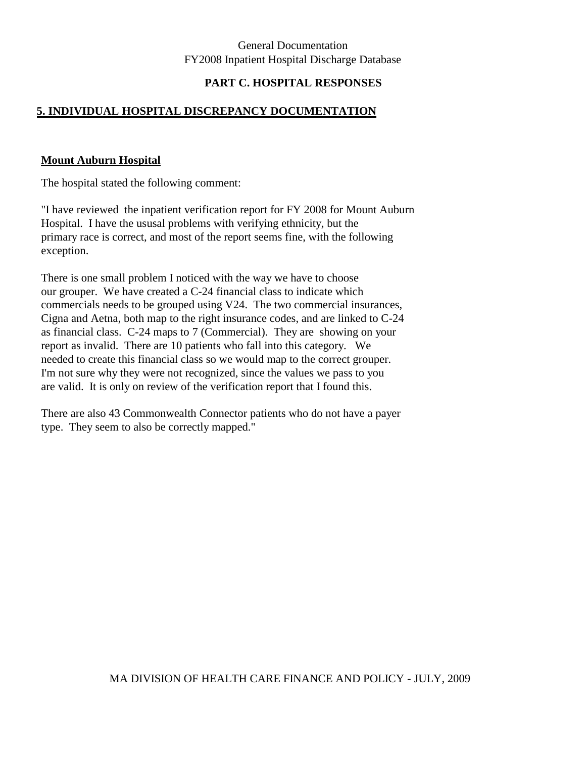## PART C. HOSPITAL RESPONSES

## 5. INDIVIDUAL HOSPITAL DISCREPANCY DOCUMENTATION

### Mount Auburn Hospital

The hospital stated the following comment:

"I have reviewed the inpatient verification report for FY 2008 for Mount Auburn Hospital. I have the ususal problems with verifying ethnicity, but the primary race is correct, and most of the report seems fine, with the following exception.

There is one small problem I noticed with the way we have to choose our grouper. We have created a C-24 financial class to indicate which commercials needs to be grouped using V24. The two commercial insurances, Cigna and Aetna, both map to the right insurance codes, and are linked to C-24 as financial class. C-24 maps to 7 (Commercial). They are showing on your report as invalid. There are 10 patients who fall into this category. We needed to create this financial class so we would map to the correct grouper. I'm not sure why they were not recognized, since the values we pass to you are valid. It is only on review of the verification report that I found this.

There are also 43 Commonwealth Connector patients who do not have a payer type. They seem to also be correctly mapped."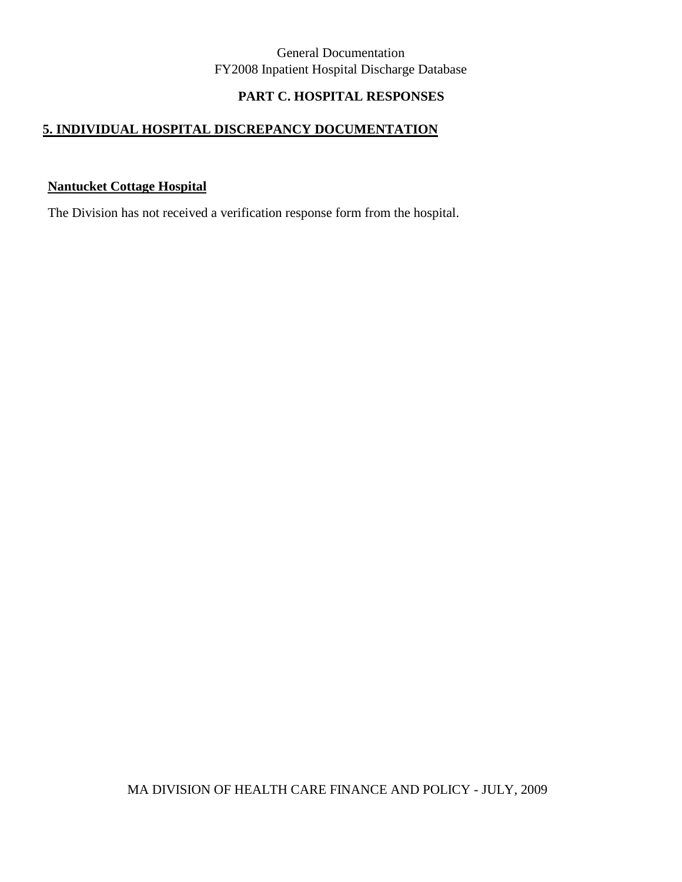## PART C. HOSPITAL RESPONSES

### 5. INDIVIDUAL HOSPITAL DISCREPANCY DOCUMENTATION

**Nantucket Cottage Hospital**

The Division has not received a verification response form from the hospital.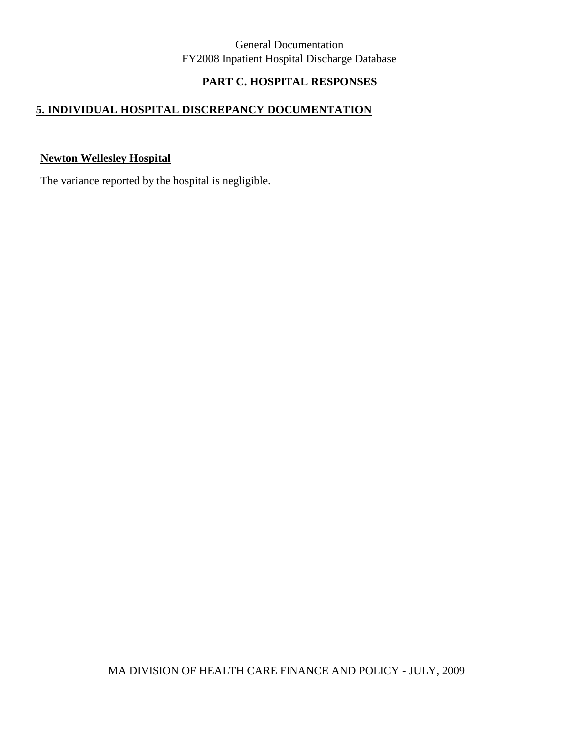## PART C. HOSPITAL RESPONSES

### 5. INDIVIDUAL HOSPITAL DISCREPANCY DOCUMENTATION

**Newton Wellesley Hospital**

The variance reported by the hospital is negligible.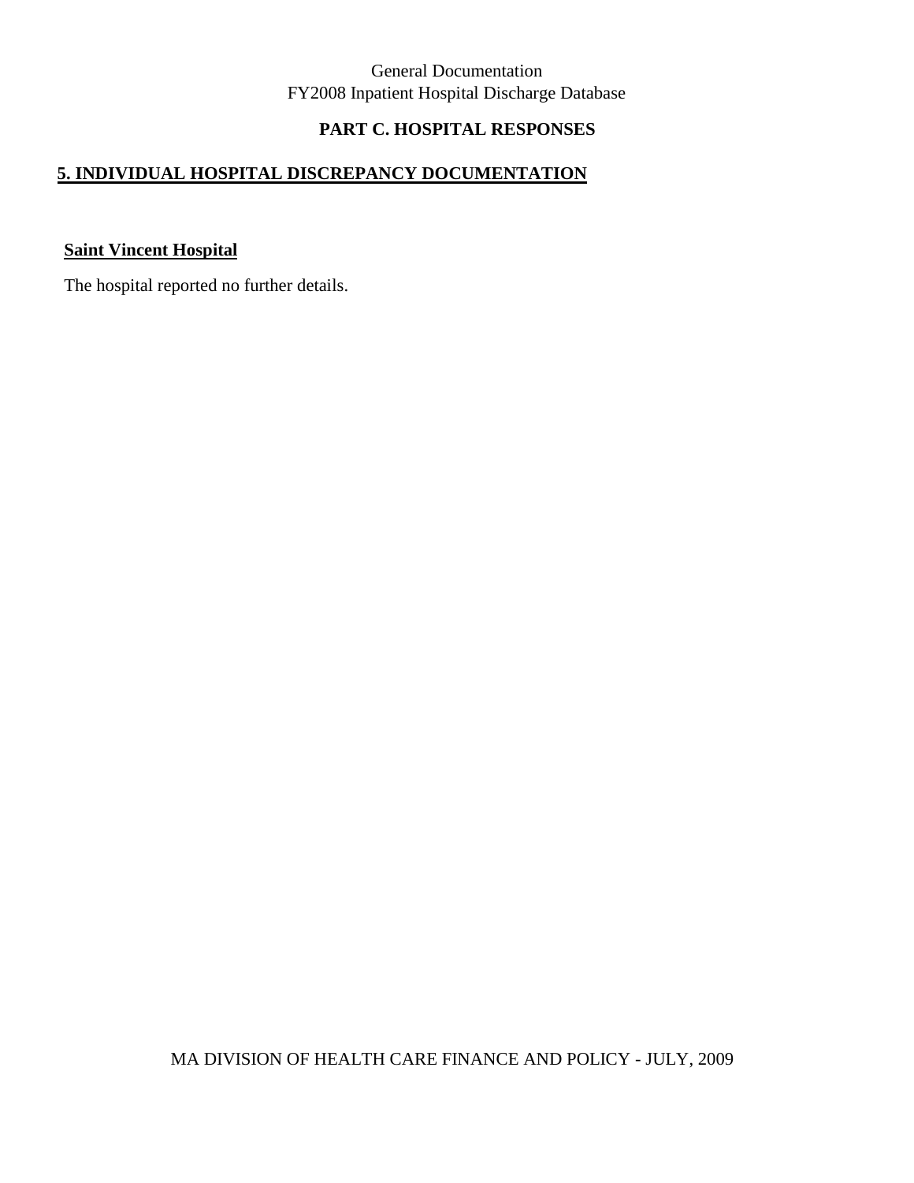## PART C. HOSPITAL RESPONSES

## 5. INDIVIDUAL HOSPITAL DISCREPANCY DOCUMENTATION

### Saint Vincent Hospital

The hospital reported no further details.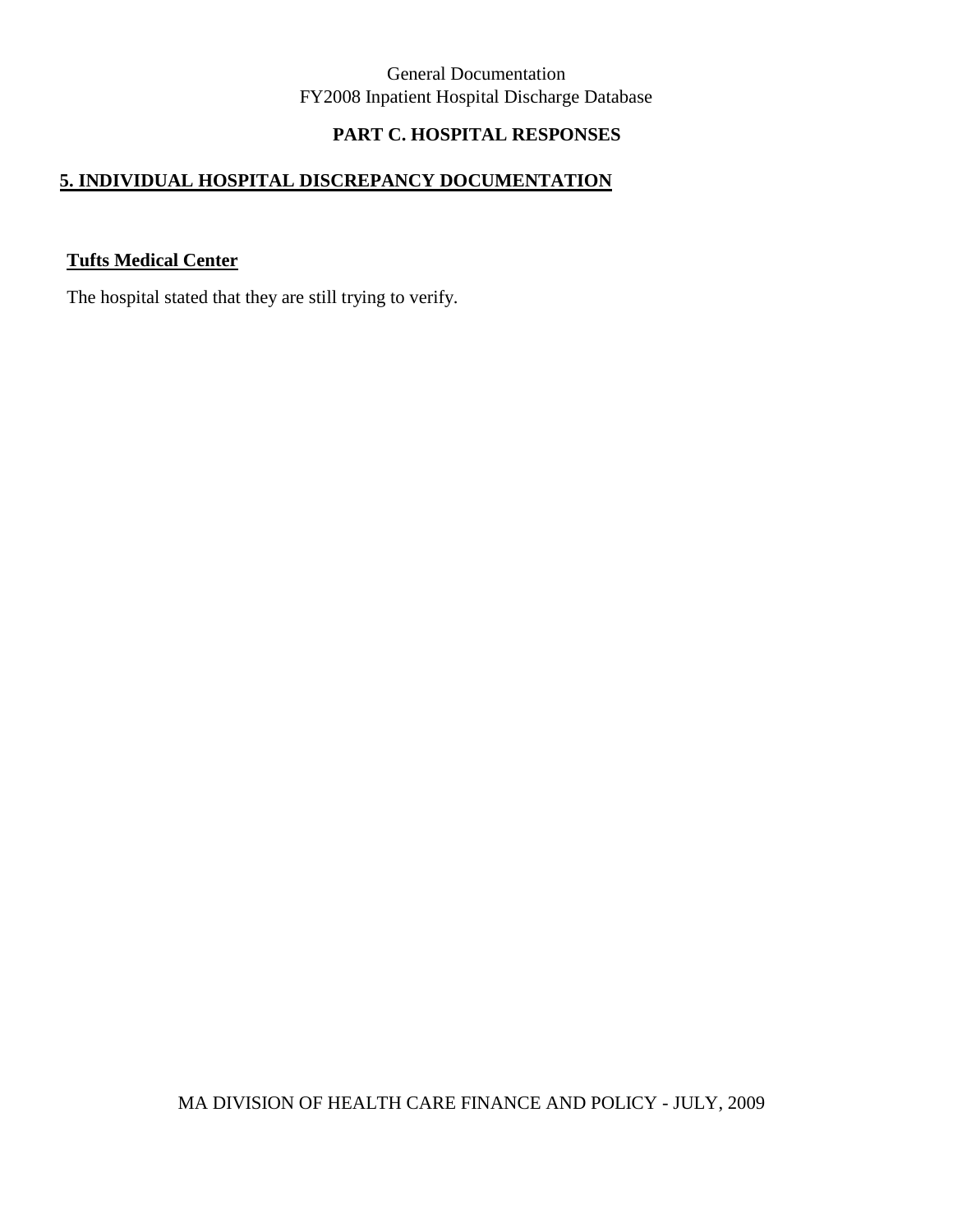## PART C. HOSPITAL RESPONSES

## 5. INDIVIDUAL HOSPITAL DISCREPANCY DOCUMENTATION

### Tufts Medical Center

The hospital stated that they are still trying to verify.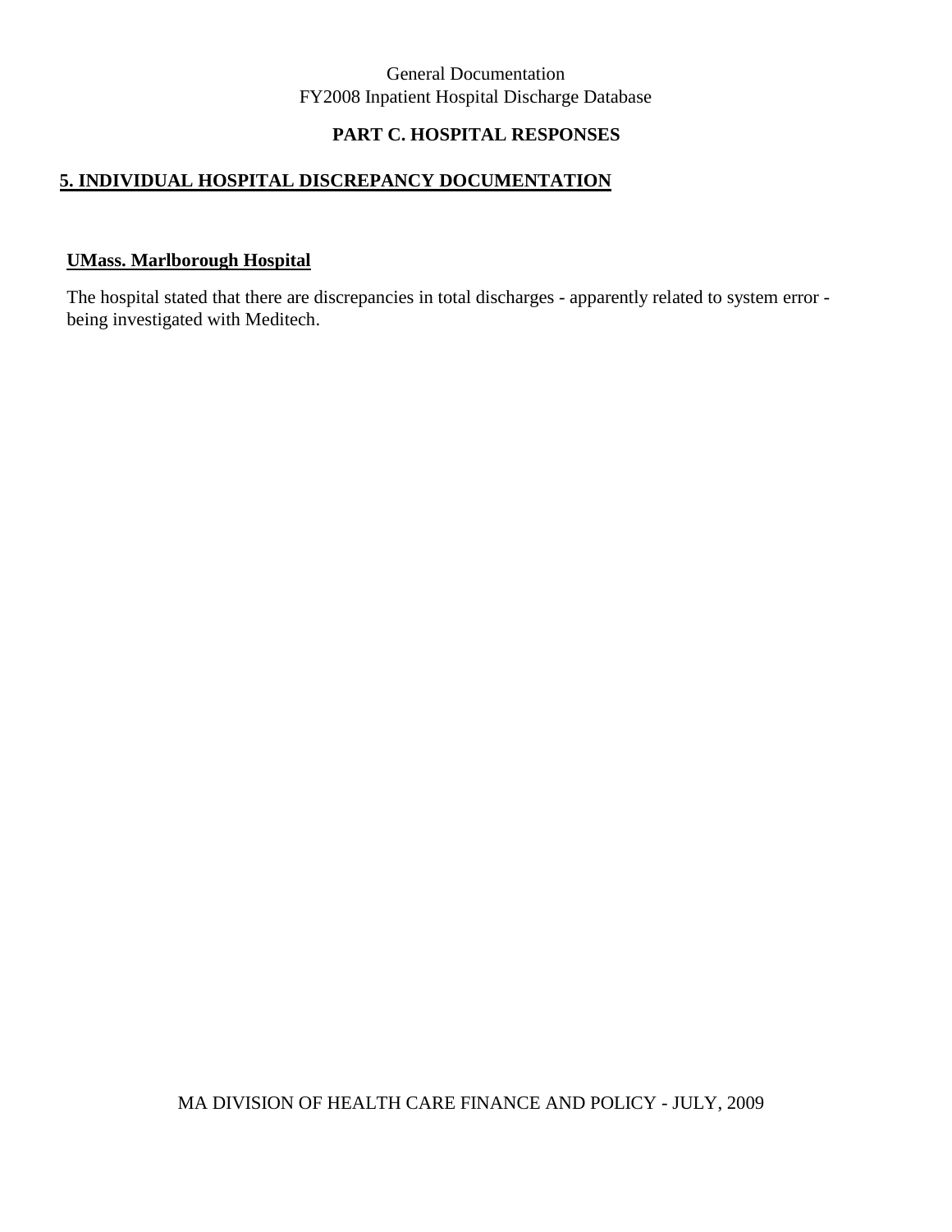## PART C. HOSPITAL RESPONSES

### 5. INDIVIDUAL HOSPITAL DISCREPANCY DOCUMENTATION

**UMass. Marlborough Hospital**

The hospital stated that there are discrepancies in total discharges - apparently related to system error - being investigated with Meditech.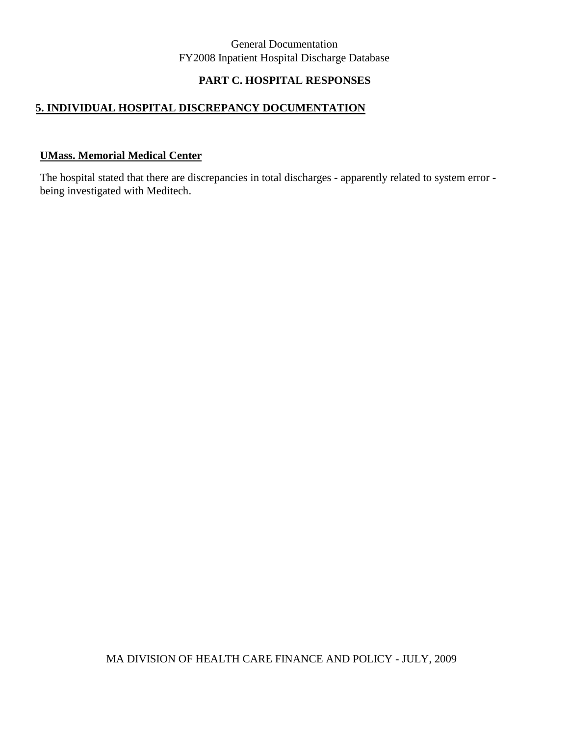## PART C. HOSPITAL RESPONSES

### 5. INDIVIDUAL HOSPITAL DISCREPANCY DOCUMENTATION

**UMass. Memorial Medical Center**

The hospital stated that there are discrepancies in total discharges - apparently related to system error - being investigated with Meditech.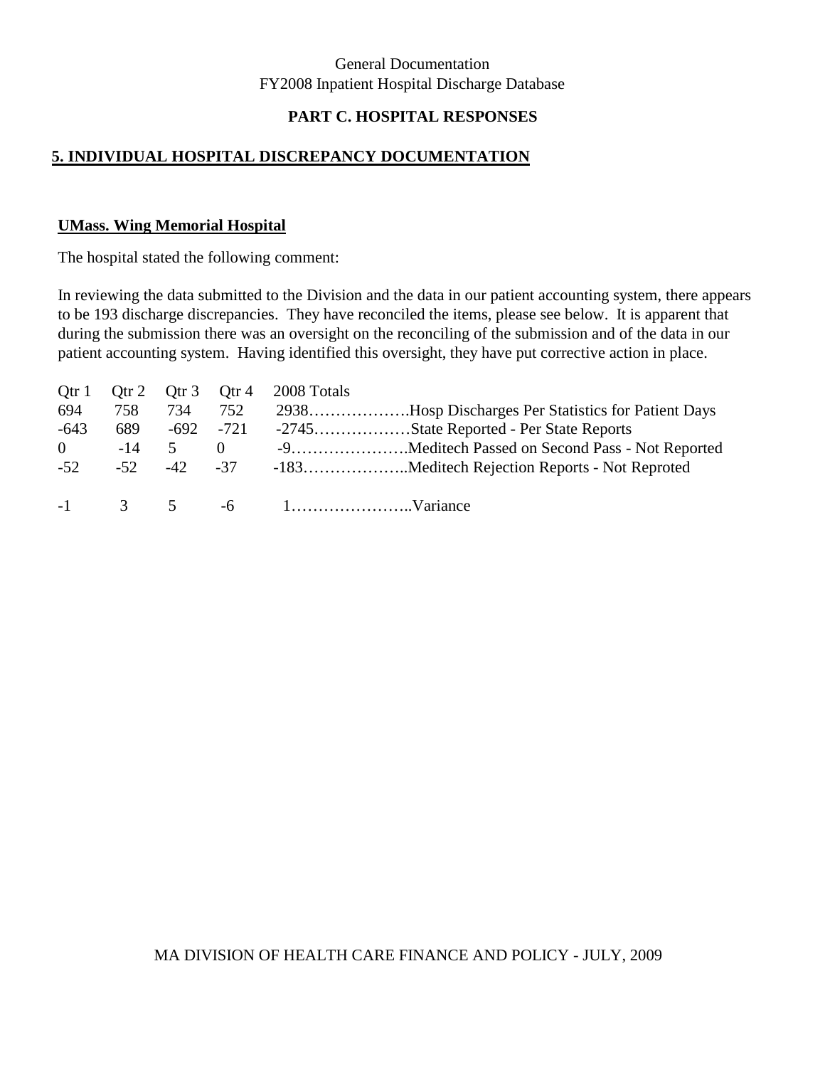General Documentation
FY2008 Inpatient Hospital Discharge Database

**PART C. HOSPITAL RESPONSES**

## 5. INDIVIDUAL HOSPITAL DISCREPANCY DOCUMENTATION

### UMass. Wing Memorial Hospital

The hospital stated the following comment:

In reviewing the data submitted to the Division and the data in our patient accounting system, there appears to be 193 discharge discrepancies. They have reconciled the items, please see below. It is apparent that during the submission there was an oversight on the reconciling of the submission and of the data in our patient accounting system. Having identified this oversight, they have put corrective action in place.

| Qtr 1 | Qtr 2 | Qtr 3 | Qtr 4 | 2008 Totals | |
|---|---|---|---|---|---|
| 694 | 758 | 734 | 752 | 2938 | Hosp Discharges Per Statistics for Patient Days |
| -643 | 689 | -692 | -721 | -2745 | State Reported - Per State Reports |
| 0 | -14 | 5 | 0 | -9 | Meditech Passed on Second Pass - Not Reported |
| -52 | -52 | -42 | -37 | -183 | Meditech Rejection Reports - Not Reproted |
| | | | | | |
| -1 | 3 | 5 | -6 | 1 | Variance |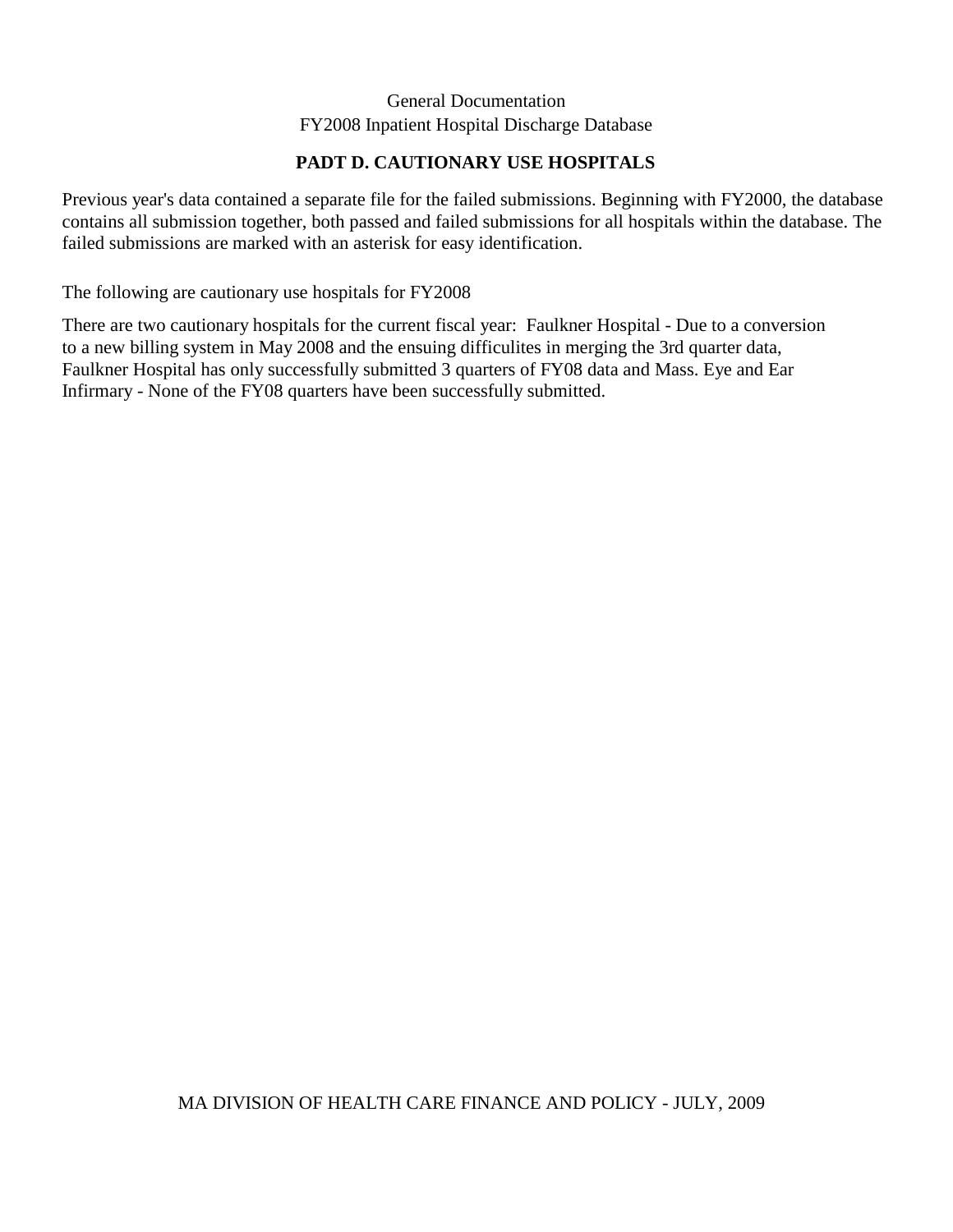General Documentation
FY2008 Inpatient Hospital Discharge Database

## PADT D. CAUTIONARY USE HOSPITALS

Previous year's data contained a separate file for the failed submissions. Beginning with FY2000, the database contains all submission together, both passed and failed submissions for all hospitals within the database. The failed submissions are marked with an asterisk for easy identification.

The following are cautionary use hospitals for FY2008

There are two cautionary hospitals for the current fiscal year: Faulkner Hospital - Due to a conversion to a new billing system in May 2008 and the ensuing difficulites in merging the 3rd quarter data, Faulkner Hospital has only successfully submitted 3 quarters of FY08 data and Mass. Eye and Ear Infirmary - None of the FY08 quarters have been successfully submitted.

MA DIVISION OF HEALTH CARE FINANCE AND POLICY - JULY, 2009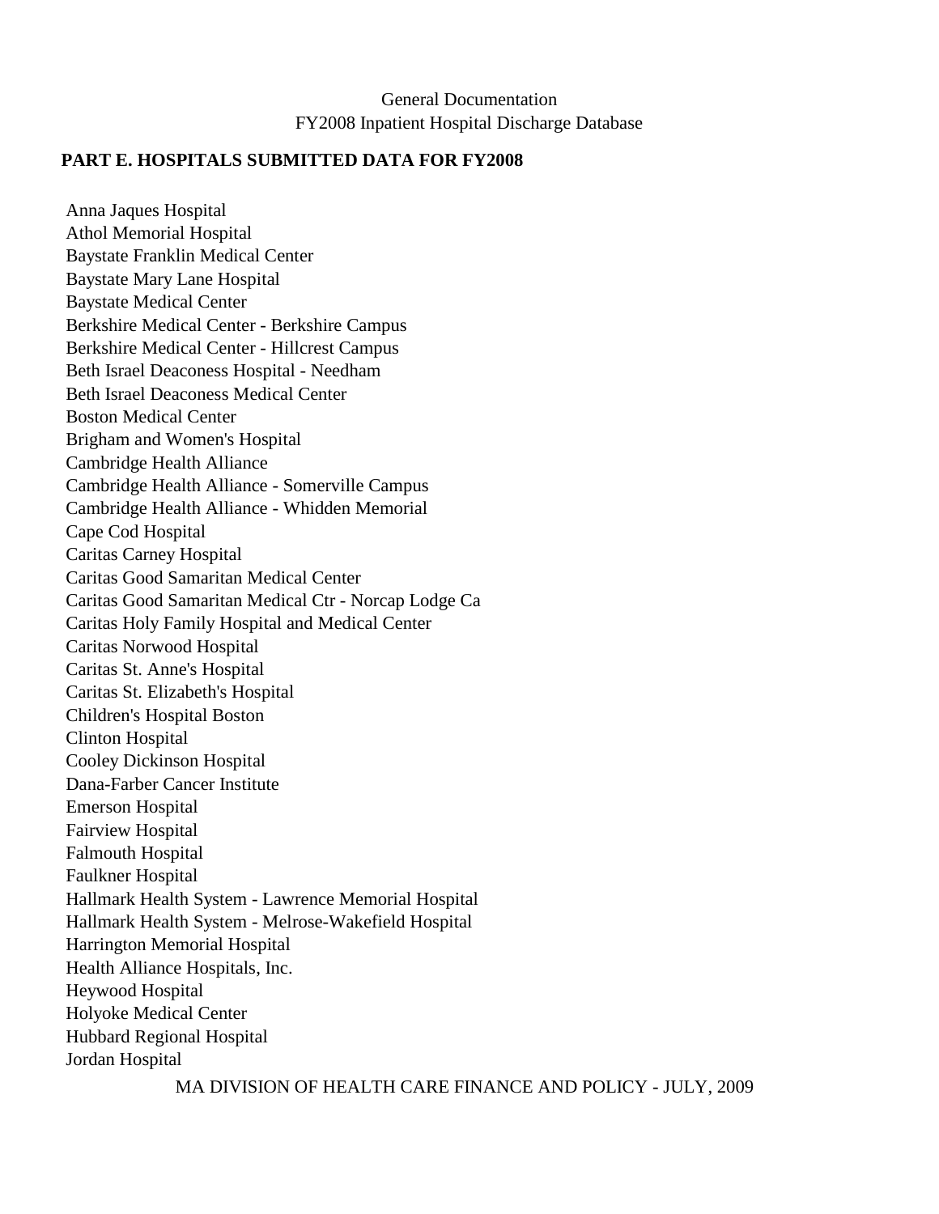General Documentation
FY2008 Inpatient Hospital Discharge Database

## PART E. HOSPITALS SUBMITTED DATA FOR FY2008

Anna Jaques Hospital
Athol Memorial Hospital
Baystate Franklin Medical Center
Baystate Mary Lane Hospital
Baystate Medical Center
Berkshire Medical Center - Berkshire Campus
Berkshire Medical Center - Hillcrest Campus
Beth Israel Deaconess Hospital - Needham
Beth Israel Deaconess Medical Center
Boston Medical Center
Brigham and Women's Hospital
Cambridge Health Alliance
Cambridge Health Alliance - Somerville Campus
Cambridge Health Alliance - Whidden Memorial
Cape Cod Hospital
Caritas Carney Hospital
Caritas Good Samaritan Medical Center
Caritas Good Samaritan Medical Ctr - Norcap Lodge Ca
Caritas Holy Family Hospital and Medical Center
Caritas Norwood Hospital
Caritas St. Anne's Hospital
Caritas St. Elizabeth's Hospital
Children's Hospital Boston
Clinton Hospital
Cooley Dickinson Hospital
Dana-Farber Cancer Institute
Emerson Hospital
Fairview Hospital
Falmouth Hospital
Faulkner Hospital
Hallmark Health System - Lawrence Memorial Hospital
Hallmark Health System - Melrose-Wakefield Hospital
Harrington Memorial Hospital
Health Alliance Hospitals, Inc.
Heywood Hospital
Holyoke Medical Center
Hubbard Regional Hospital
Jordan Hospital

MA DIVISION OF HEALTH CARE FINANCE AND POLICY - JULY, 2009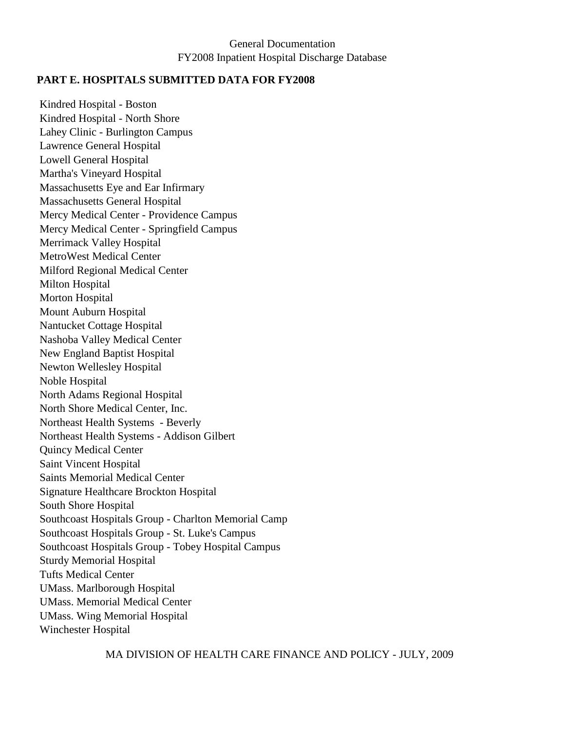## PART E. HOSPITALS SUBMITTED DATA FOR FY2008

Kindred Hospital - Boston
Kindred Hospital - North Shore
Lahey Clinic - Burlington Campus
Lawrence General Hospital
Lowell General Hospital
Martha's Vineyard Hospital
Massachusetts Eye and Ear Infirmary
Massachusetts General Hospital
Mercy Medical Center - Providence Campus
Mercy Medical Center - Springfield Campus
Merrimack Valley Hospital
MetroWest Medical Center
Milford Regional Medical Center
Milton Hospital
Morton Hospital
Mount Auburn Hospital
Nantucket Cottage Hospital
Nashoba Valley Medical Center
New England Baptist Hospital
Newton Wellesley Hospital
Noble Hospital
North Adams Regional Hospital
North Shore Medical Center, Inc.
Northeast Health Systems - Beverly
Northeast Health Systems - Addison Gilbert
Quincy Medical Center
Saint Vincent Hospital
Saints Memorial Medical Center
Signature Healthcare Brockton Hospital
South Shore Hospital
Southcoast Hospitals Group - Charlton Memorial Camp
Southcoast Hospitals Group - St. Luke's Campus
Southcoast Hospitals Group - Tobey Hospital Campus
Sturdy Memorial Hospital
Tufts Medical Center
UMass. Marlborough Hospital
UMass. Memorial Medical Center
UMass. Wing Memorial Hospital
Winchester Hospital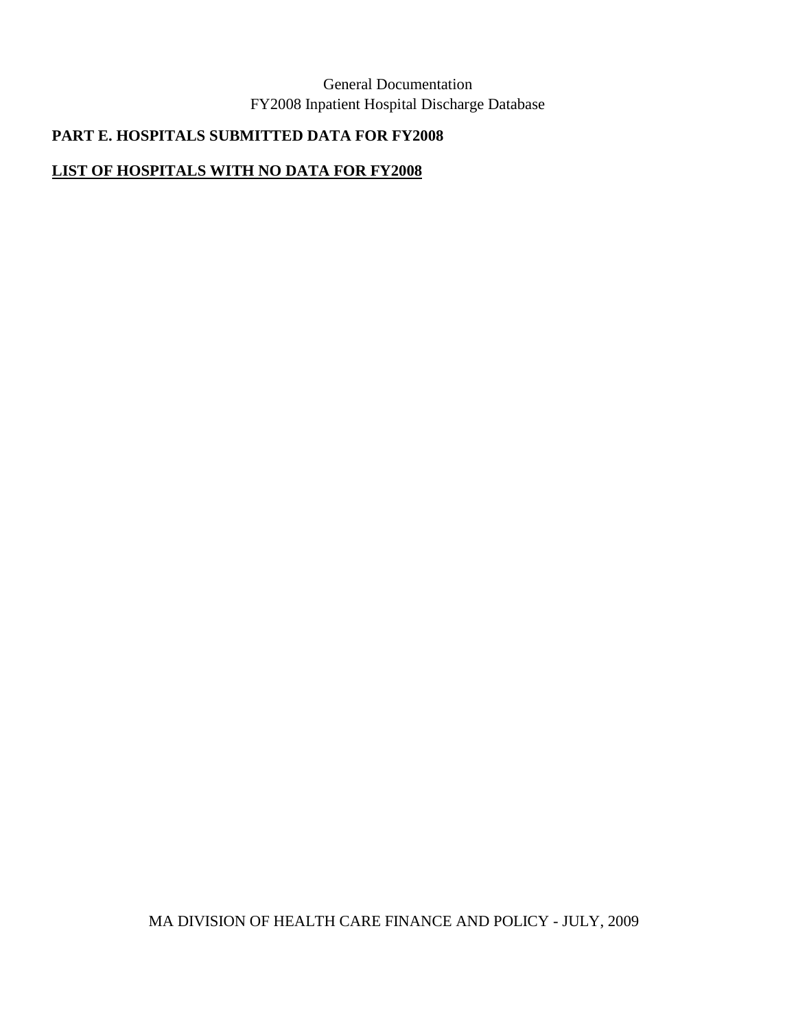## PART E. HOSPITALS SUBMITTED DATA FOR FY2008

**LIST OF HOSPITALS WITH NO DATA FOR FY2008**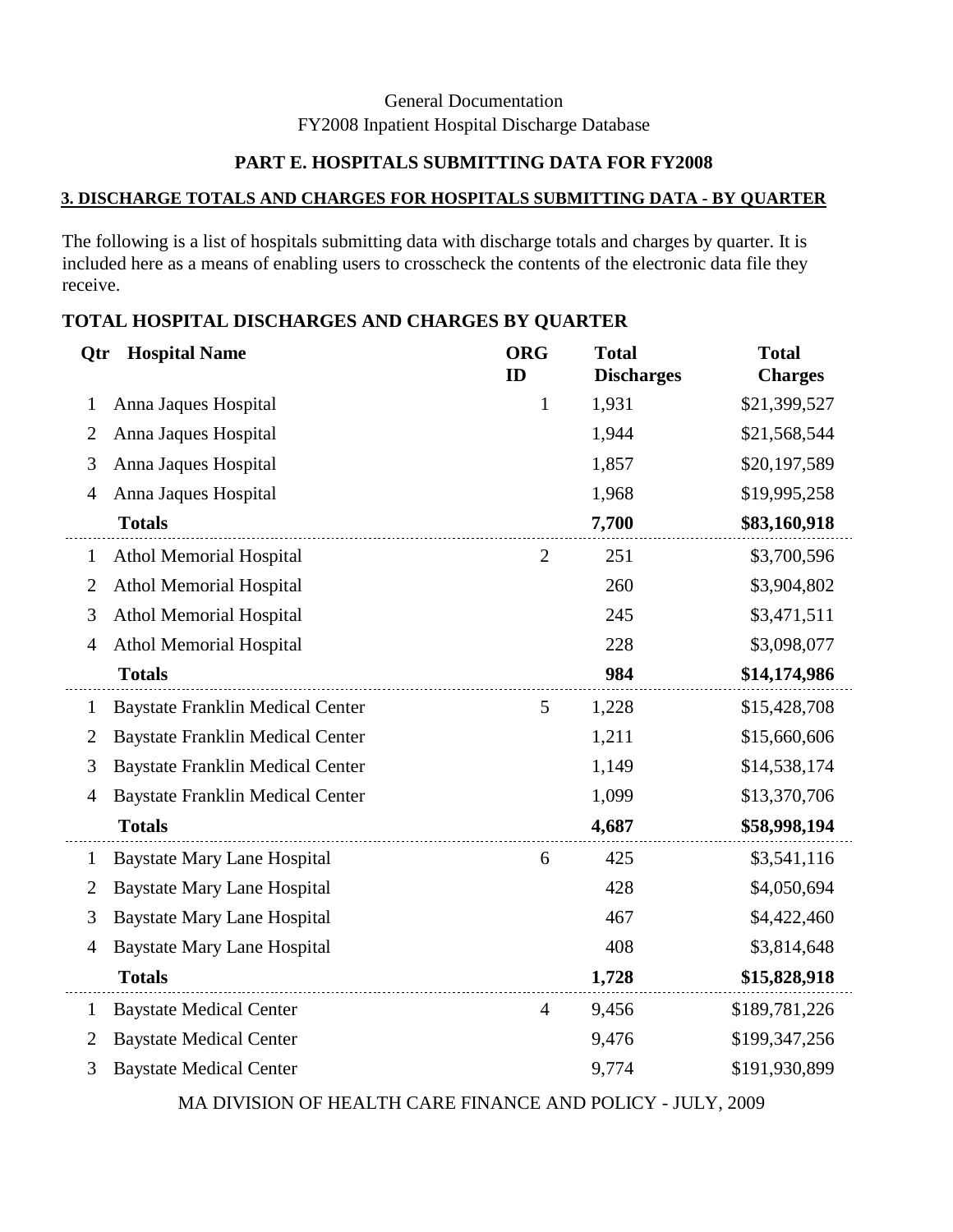General Documentation
FY2008 Inpatient Hospital Discharge Database

## PART E. HOSPITALS SUBMITTING DATA FOR FY2008

### 3. DISCHARGE TOTALS AND CHARGES FOR HOSPITALS SUBMITTING DATA - BY QUARTER

The following is a list of hospitals submitting data with discharge totals and charges by quarter. It is included here as a means of enabling users to crosscheck the contents of the electronic data file they receive.

### TOTAL HOSPITAL DISCHARGES AND CHARGES BY QUARTER

| Qtr | Hospital Name | ORG ID | Total Discharges | Total Charges |
|---|---|---|---|---|
| 1 | Anna Jaques Hospital | 1 | 1,931 | $21,399,527 |
| 2 | Anna Jaques Hospital | | 1,944 | $21,568,544 |
| 3 | Anna Jaques Hospital | | 1,857 | $20,197,589 |
| 4 | Anna Jaques Hospital | | 1,968 | $19,995,258 |
| | **Totals** | | **7,700** | **$83,160,918** |
| 1 | Athol Memorial Hospital | 2 | 251 | $3,700,596 |
| 2 | Athol Memorial Hospital | | 260 | $3,904,802 |
| 3 | Athol Memorial Hospital | | 245 | $3,471,511 |
| 4 | Athol Memorial Hospital | | 228 | $3,098,077 |
| | **Totals** | | **984** | **$14,174,986** |
| 1 | Baystate Franklin Medical Center | 5 | 1,228 | $15,428,708 |
| 2 | Baystate Franklin Medical Center | | 1,211 | $15,660,606 |
| 3 | Baystate Franklin Medical Center | | 1,149 | $14,538,174 |
| 4 | Baystate Franklin Medical Center | | 1,099 | $13,370,706 |
| | **Totals** | | **4,687** | **$58,998,194** |
| 1 | Baystate Mary Lane Hospital | 6 | 425 | $3,541,116 |
| 2 | Baystate Mary Lane Hospital | | 428 | $4,050,694 |
| 3 | Baystate Mary Lane Hospital | | 467 | $4,422,460 |
| 4 | Baystate Mary Lane Hospital | | 408 | $3,814,648 |
| | **Totals** | | **1,728** | **$15,828,918** |
| 1 | Baystate Medical Center | 4 | 9,456 | $189,781,226 |
| 2 | Baystate Medical Center | | 9,476 | $199,347,256 |
| 3 | Baystate Medical Center | | 9,774 | $191,930,899 |

MA DIVISION OF HEALTH CARE FINANCE AND POLICY - JULY, 2009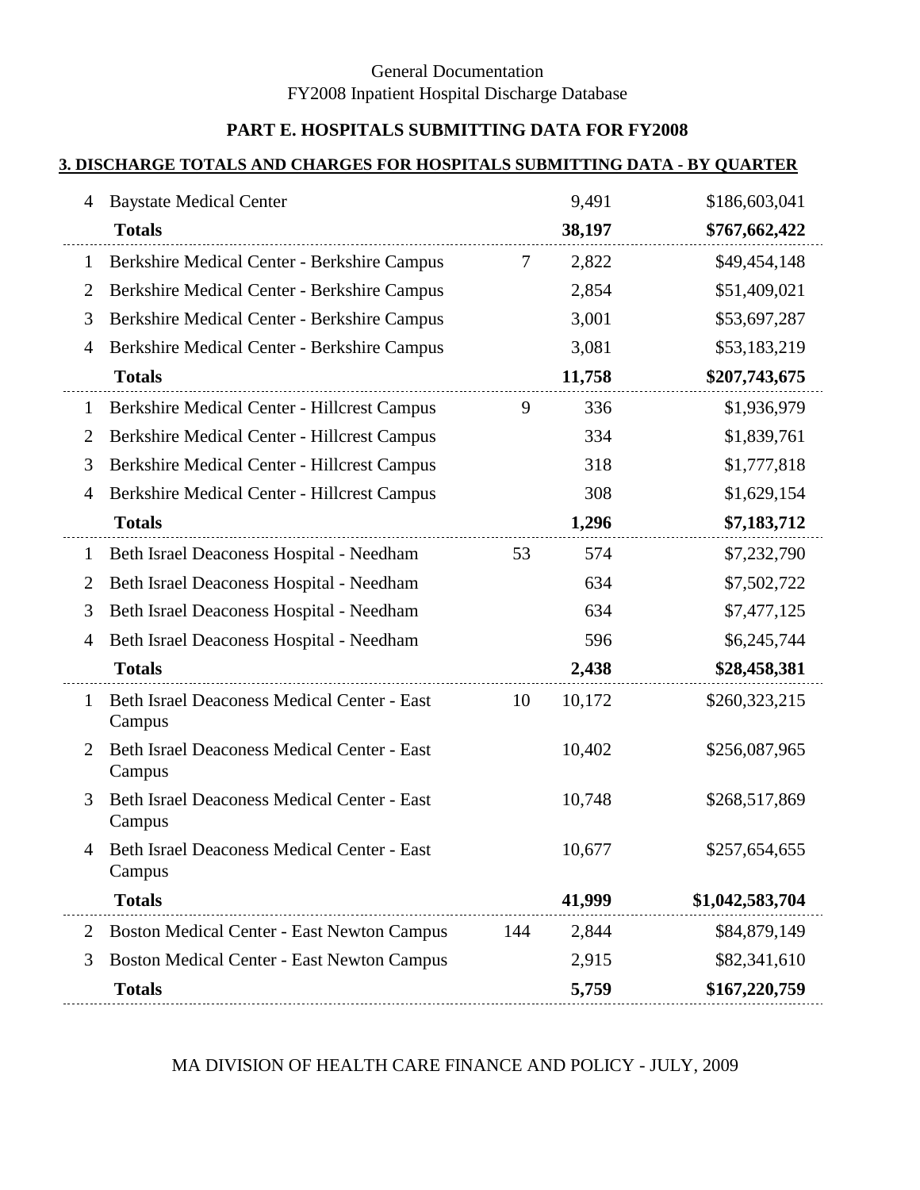General Documentation
FY2008 Inpatient Hospital Discharge Database

### PART E. HOSPITALS SUBMITTING DATA FOR FY2008

#### 3. DISCHARGE TOTALS AND CHARGES FOR HOSPITALS SUBMITTING DATA - BY QUARTER

| | | | | |
|---|---|---|---|---|
| 4 | Baystate Medical Center | | 9,491 | $186,603,041 |
| | **Totals** | | **38,197** | **$767,662,422** |
| 1 | Berkshire Medical Center - Berkshire Campus | 7 | 2,822 | $49,454,148 |
| 2 | Berkshire Medical Center - Berkshire Campus | | 2,854 | $51,409,021 |
| 3 | Berkshire Medical Center - Berkshire Campus | | 3,001 | $53,697,287 |
| 4 | Berkshire Medical Center - Berkshire Campus | | 3,081 | $53,183,219 |
| | **Totals** | | **11,758** | **$207,743,675** |
| 1 | Berkshire Medical Center - Hillcrest Campus | 9 | 336 | $1,936,979 |
| 2 | Berkshire Medical Center - Hillcrest Campus | | 334 | $1,839,761 |
| 3 | Berkshire Medical Center - Hillcrest Campus | | 318 | $1,777,818 |
| 4 | Berkshire Medical Center - Hillcrest Campus | | 308 | $1,629,154 |
| | **Totals** | | **1,296** | **$7,183,712** |
| 1 | Beth Israel Deaconess Hospital - Needham | 53 | 574 | $7,232,790 |
| 2 | Beth Israel Deaconess Hospital - Needham | | 634 | $7,502,722 |
| 3 | Beth Israel Deaconess Hospital - Needham | | 634 | $7,477,125 |
| 4 | Beth Israel Deaconess Hospital - Needham | | 596 | $6,245,744 |
| | **Totals** | | **2,438** | **$28,458,381** |
| 1 | Beth Israel Deaconess Medical Center - East Campus | 10 | 10,172 | $260,323,215 |
| 2 | Beth Israel Deaconess Medical Center - East Campus | | 10,402 | $256,087,965 |
| 3 | Beth Israel Deaconess Medical Center - East Campus | | 10,748 | $268,517,869 |
| 4 | Beth Israel Deaconess Medical Center - East Campus | | 10,677 | $257,654,655 |
| | **Totals** | | **41,999** | **$1,042,583,704** |
| 2 | Boston Medical Center - East Newton Campus | 144 | 2,844 | $84,879,149 |
| 3 | Boston Medical Center - East Newton Campus | | 2,915 | $82,341,610 |
| | **Totals** | | **5,759** | **$167,220,759** |

MA DIVISION OF HEALTH CARE FINANCE AND POLICY - JULY, 2009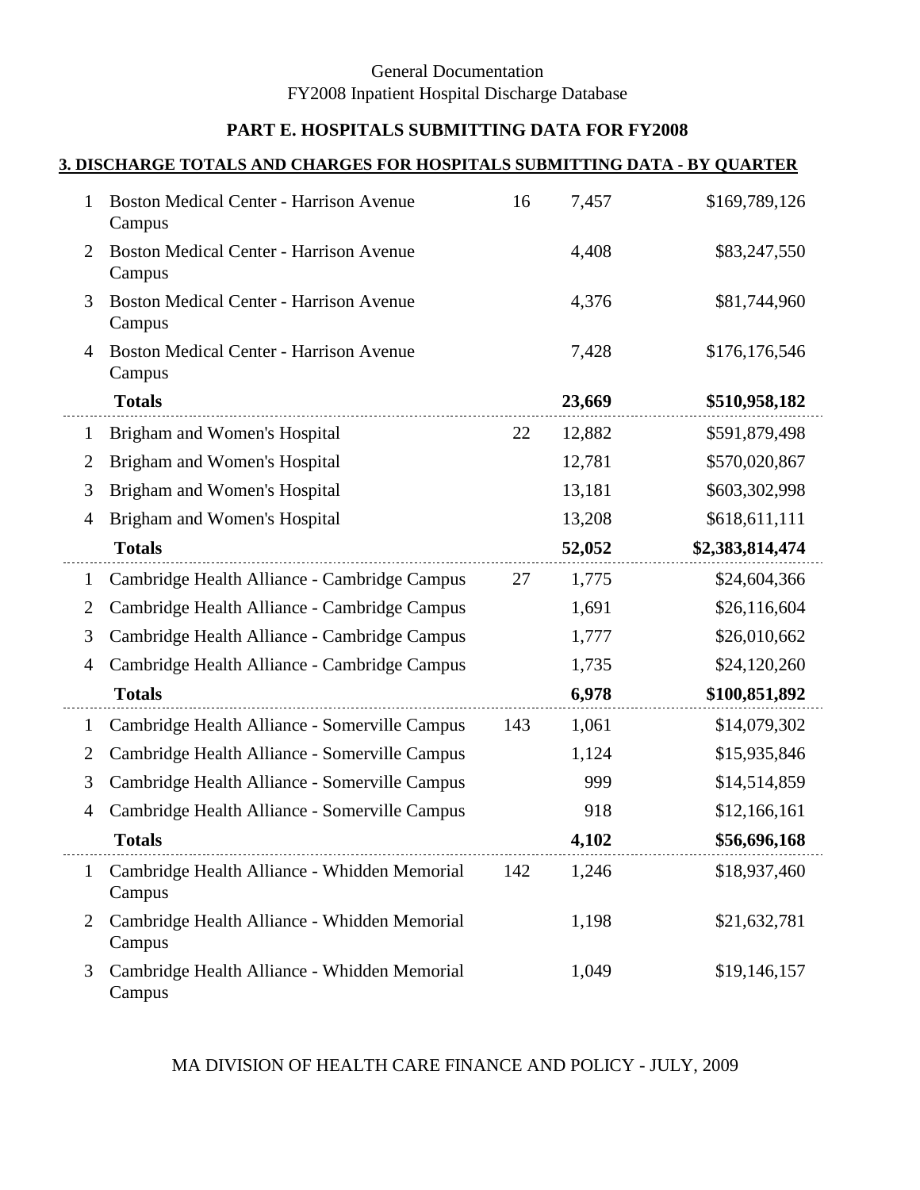General Documentation
FY2008 Inpatient Hospital Discharge Database

## PART E. HOSPITALS SUBMITTING DATA FOR FY2008

### 3. DISCHARGE TOTALS AND CHARGES FOR HOSPITALS SUBMITTING DATA - BY QUARTER

| | | | | |
|---|---|---|---|---|
| 1 | Boston Medical Center - Harrison Avenue Campus | 16 | 7,457 | $169,789,126 |
| 2 | Boston Medical Center - Harrison Avenue Campus | | 4,408 | $83,247,550 |
| 3 | Boston Medical Center - Harrison Avenue Campus | | 4,376 | $81,744,960 |
| 4 | Boston Medical Center - Harrison Avenue Campus | | 7,428 | $176,176,546 |
| | **Totals** | | **23,669** | **$510,958,182** |
| 1 | Brigham and Women's Hospital | 22 | 12,882 | $591,879,498 |
| 2 | Brigham and Women's Hospital | | 12,781 | $570,020,867 |
| 3 | Brigham and Women's Hospital | | 13,181 | $603,302,998 |
| 4 | Brigham and Women's Hospital | | 13,208 | $618,611,111 |
| | **Totals** | | **52,052** | **$2,383,814,474** |
| 1 | Cambridge Health Alliance - Cambridge Campus | 27 | 1,775 | $24,604,366 |
| 2 | Cambridge Health Alliance - Cambridge Campus | | 1,691 | $26,116,604 |
| 3 | Cambridge Health Alliance - Cambridge Campus | | 1,777 | $26,010,662 |
| 4 | Cambridge Health Alliance - Cambridge Campus | | 1,735 | $24,120,260 |
| | **Totals** | | **6,978** | **$100,851,892** |
| 1 | Cambridge Health Alliance - Somerville Campus | 143 | 1,061 | $14,079,302 |
| 2 | Cambridge Health Alliance - Somerville Campus | | 1,124 | $15,935,846 |
| 3 | Cambridge Health Alliance - Somerville Campus | | 999 | $14,514,859 |
| 4 | Cambridge Health Alliance - Somerville Campus | | 918 | $12,166,161 |
| | **Totals** | | **4,102** | **$56,696,168** |
| 1 | Cambridge Health Alliance - Whidden Memorial Campus | 142 | 1,246 | $18,937,460 |
| 2 | Cambridge Health Alliance - Whidden Memorial Campus | | 1,198 | $21,632,781 |
| 3 | Cambridge Health Alliance - Whidden Memorial Campus | | 1,049 | $19,146,157 |

MA DIVISION OF HEALTH CARE FINANCE AND POLICY - JULY, 2009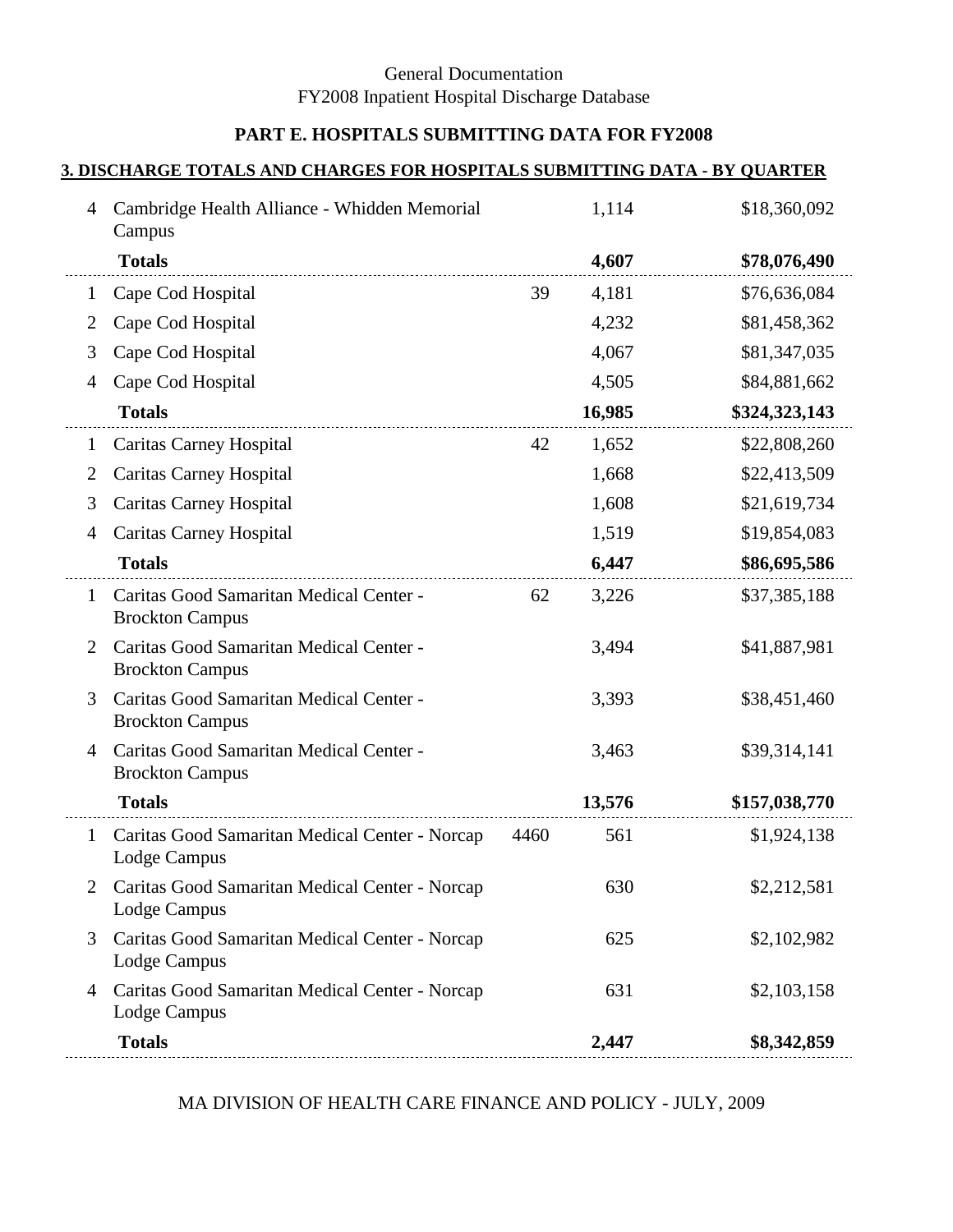General Documentation
FY2008 Inpatient Hospital Discharge Database

### PART E. HOSPITALS SUBMITTING DATA FOR FY2008

#### 3. DISCHARGE TOTALS AND CHARGES FOR HOSPITALS SUBMITTING DATA - BY QUARTER

| | | | | |
|---|---|---|---|---|
| 4 | Cambridge Health Alliance - Whidden Memorial Campus | | 1,114 | $18,360,092 |
| | **Totals** | | **4,607** | **$78,076,490** |
| 1 | Cape Cod Hospital | 39 | 4,181 | $76,636,084 |
| 2 | Cape Cod Hospital | | 4,232 | $81,458,362 |
| 3 | Cape Cod Hospital | | 4,067 | $81,347,035 |
| 4 | Cape Cod Hospital | | 4,505 | $84,881,662 |
| | **Totals** | | **16,985** | **$324,323,143** |
| 1 | Caritas Carney Hospital | 42 | 1,652 | $22,808,260 |
| 2 | Caritas Carney Hospital | | 1,668 | $22,413,509 |
| 3 | Caritas Carney Hospital | | 1,608 | $21,619,734 |
| 4 | Caritas Carney Hospital | | 1,519 | $19,854,083 |
| | **Totals** | | **6,447** | **$86,695,586** |
| 1 | Caritas Good Samaritan Medical Center - Brockton Campus | 62 | 3,226 | $37,385,188 |
| 2 | Caritas Good Samaritan Medical Center - Brockton Campus | | 3,494 | $41,887,981 |
| 3 | Caritas Good Samaritan Medical Center - Brockton Campus | | 3,393 | $38,451,460 |
| 4 | Caritas Good Samaritan Medical Center - Brockton Campus | | 3,463 | $39,314,141 |
| | **Totals** | | **13,576** | **$157,038,770** |
| 1 | Caritas Good Samaritan Medical Center - Norcap Lodge Campus | 4460 | 561 | $1,924,138 |
| 2 | Caritas Good Samaritan Medical Center - Norcap Lodge Campus | | 630 | $2,212,581 |
| 3 | Caritas Good Samaritan Medical Center - Norcap Lodge Campus | | 625 | $2,102,982 |
| 4 | Caritas Good Samaritan Medical Center - Norcap Lodge Campus | | 631 | $2,103,158 |
| | **Totals** | | **2,447** | **$8,342,859** |

MA DIVISION OF HEALTH CARE FINANCE AND POLICY - JULY, 2009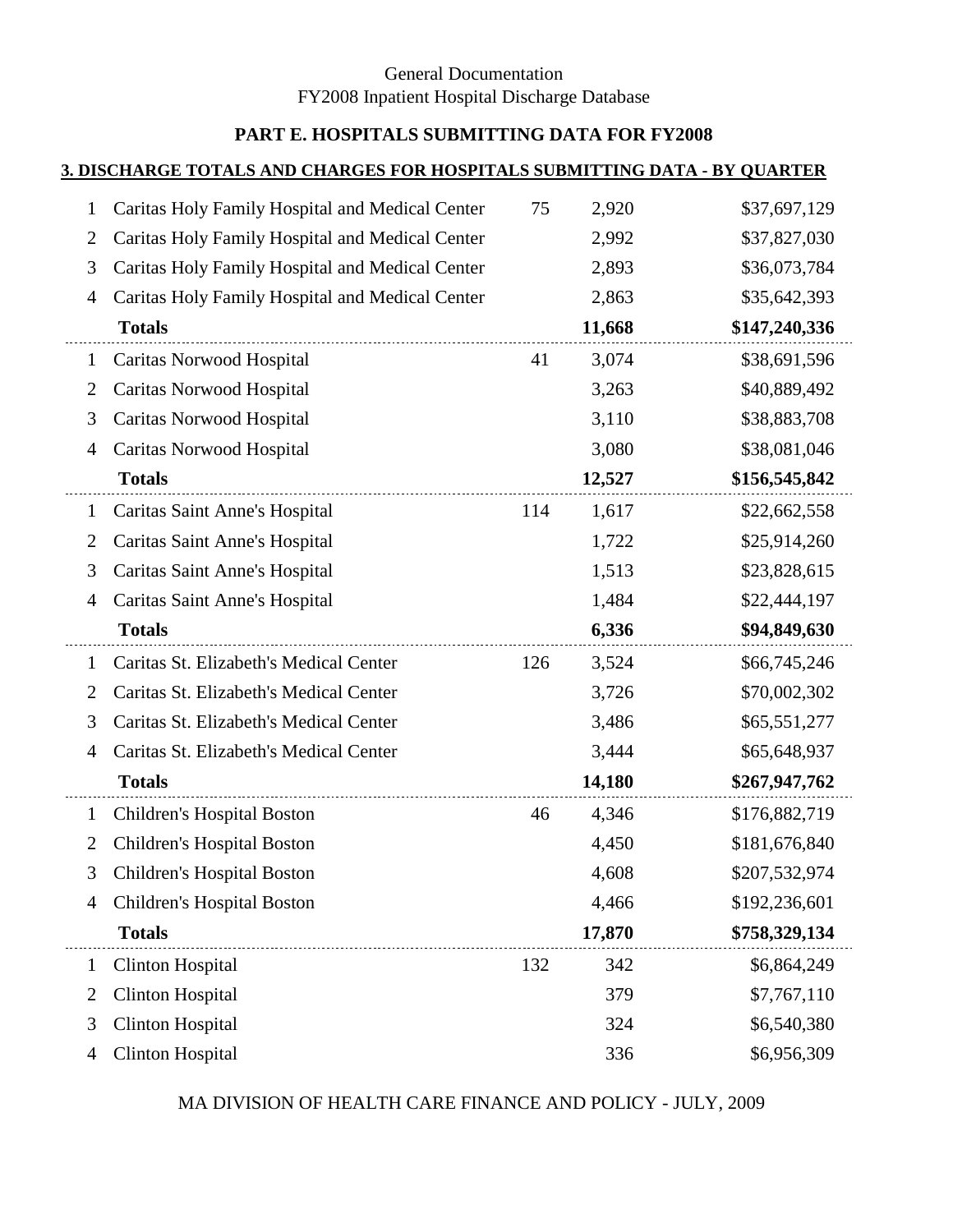General Documentation
FY2008 Inpatient Hospital Discharge Database

## PART E. HOSPITALS SUBMITTING DATA FOR FY2008

### 3. DISCHARGE TOTALS AND CHARGES FOR HOSPITALS SUBMITTING DATA - BY QUARTER

| | | | | |
|---|---|---|---|---|
| 1 | Caritas Holy Family Hospital and Medical Center | 75 | 2,920 | $37,697,129 |
| 2 | Caritas Holy Family Hospital and Medical Center | | 2,992 | $37,827,030 |
| 3 | Caritas Holy Family Hospital and Medical Center | | 2,893 | $36,073,784 |
| 4 | Caritas Holy Family Hospital and Medical Center | | 2,863 | $35,642,393 |
| | **Totals** | | **11,668** | **$147,240,336** |
| 1 | Caritas Norwood Hospital | 41 | 3,074 | $38,691,596 |
| 2 | Caritas Norwood Hospital | | 3,263 | $40,889,492 |
| 3 | Caritas Norwood Hospital | | 3,110 | $38,883,708 |
| 4 | Caritas Norwood Hospital | | 3,080 | $38,081,046 |
| | **Totals** | | **12,527** | **$156,545,842** |
| 1 | Caritas Saint Anne's Hospital | 114 | 1,617 | $22,662,558 |
| 2 | Caritas Saint Anne's Hospital | | 1,722 | $25,914,260 |
| 3 | Caritas Saint Anne's Hospital | | 1,513 | $23,828,615 |
| 4 | Caritas Saint Anne's Hospital | | 1,484 | $22,444,197 |
| | **Totals** | | **6,336** | **$94,849,630** |
| 1 | Caritas St. Elizabeth's Medical Center | 126 | 3,524 | $66,745,246 |
| 2 | Caritas St. Elizabeth's Medical Center | | 3,726 | $70,002,302 |
| 3 | Caritas St. Elizabeth's Medical Center | | 3,486 | $65,551,277 |
| 4 | Caritas St. Elizabeth's Medical Center | | 3,444 | $65,648,937 |
| | **Totals** | | **14,180** | **$267,947,762** |
| 1 | Children's Hospital Boston | 46 | 4,346 | $176,882,719 |
| 2 | Children's Hospital Boston | | 4,450 | $181,676,840 |
| 3 | Children's Hospital Boston | | 4,608 | $207,532,974 |
| 4 | Children's Hospital Boston | | 4,466 | $192,236,601 |
| | **Totals** | | **17,870** | **$758,329,134** |
| 1 | Clinton Hospital | 132 | 342 | $6,864,249 |
| 2 | Clinton Hospital | | 379 | $7,767,110 |
| 3 | Clinton Hospital | | 324 | $6,540,380 |
| 4 | Clinton Hospital | | 336 | $6,956,309 |

MA DIVISION OF HEALTH CARE FINANCE AND POLICY - JULY, 2009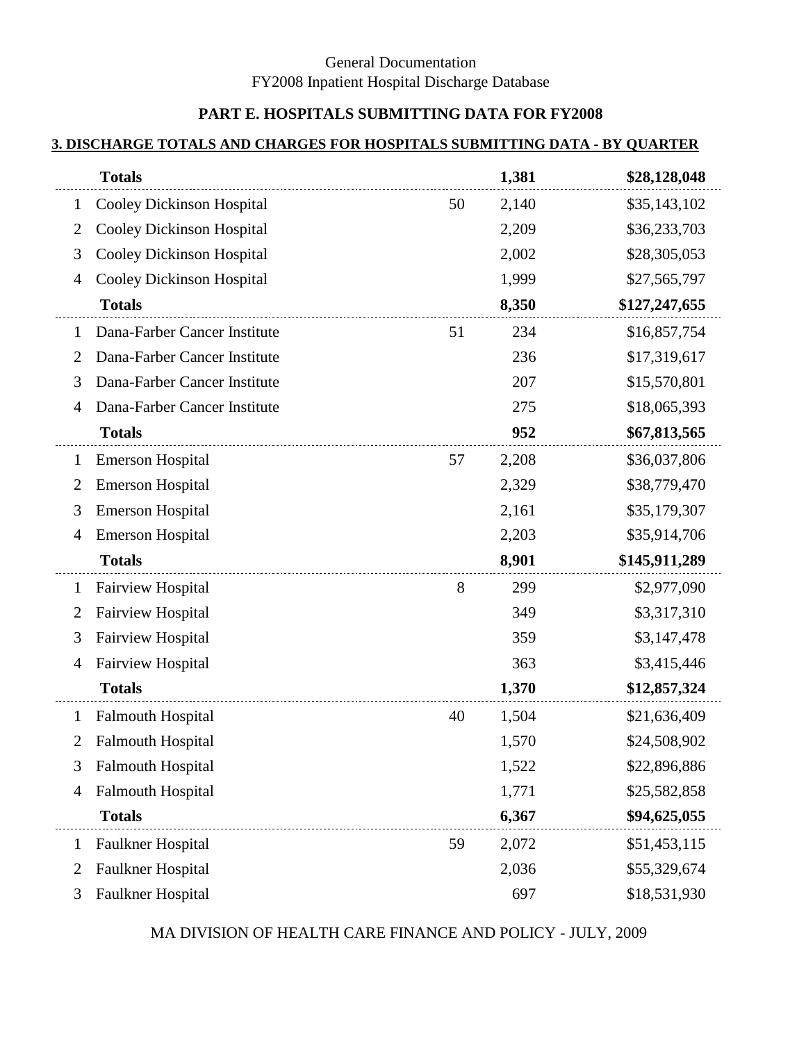General Documentation
FY2008 Inpatient Hospital Discharge Database

**PART E. HOSPITALS SUBMITTING DATA FOR FY2008**

**3. DISCHARGE TOTALS AND CHARGES FOR HOSPITALS SUBMITTING DATA - BY QUARTER**

| | | | | |
|---|---|---|---|---|
| | **Totals** | | **1,381** | **$28,128,048** |
| 1 | Cooley Dickinson Hospital | 50 | 2,140 | $35,143,102 |
| 2 | Cooley Dickinson Hospital | | 2,209 | $36,233,703 |
| 3 | Cooley Dickinson Hospital | | 2,002 | $28,305,053 |
| 4 | Cooley Dickinson Hospital | | 1,999 | $27,565,797 |
| | **Totals** | | **8,350** | **$127,247,655** |
| 1 | Dana-Farber Cancer Institute | 51 | 234 | $16,857,754 |
| 2 | Dana-Farber Cancer Institute | | 236 | $17,319,617 |
| 3 | Dana-Farber Cancer Institute | | 207 | $15,570,801 |
| 4 | Dana-Farber Cancer Institute | | 275 | $18,065,393 |
| | **Totals** | | **952** | **$67,813,565** |
| 1 | Emerson Hospital | 57 | 2,208 | $36,037,806 |
| 2 | Emerson Hospital | | 2,329 | $38,779,470 |
| 3 | Emerson Hospital | | 2,161 | $35,179,307 |
| 4 | Emerson Hospital | | 2,203 | $35,914,706 |
| | **Totals** | | **8,901** | **$145,911,289** |
| 1 | Fairview Hospital | 8 | 299 | $2,977,090 |
| 2 | Fairview Hospital | | 349 | $3,317,310 |
| 3 | Fairview Hospital | | 359 | $3,147,478 |
| 4 | Fairview Hospital | | 363 | $3,415,446 |
| | **Totals** | | **1,370** | **$12,857,324** |
| 1 | Falmouth Hospital | 40 | 1,504 | $21,636,409 |
| 2 | Falmouth Hospital | | 1,570 | $24,508,902 |
| 3 | Falmouth Hospital | | 1,522 | $22,896,886 |
| 4 | Falmouth Hospital | | 1,771 | $25,582,858 |
| | **Totals** | | **6,367** | **$94,625,055** |
| 1 | Faulkner Hospital | 59 | 2,072 | $51,453,115 |
| 2 | Faulkner Hospital | | 2,036 | $55,329,674 |
| 3 | Faulkner Hospital | | 697 | $18,531,930 |

MA DIVISION OF HEALTH CARE FINANCE AND POLICY - JULY, 2009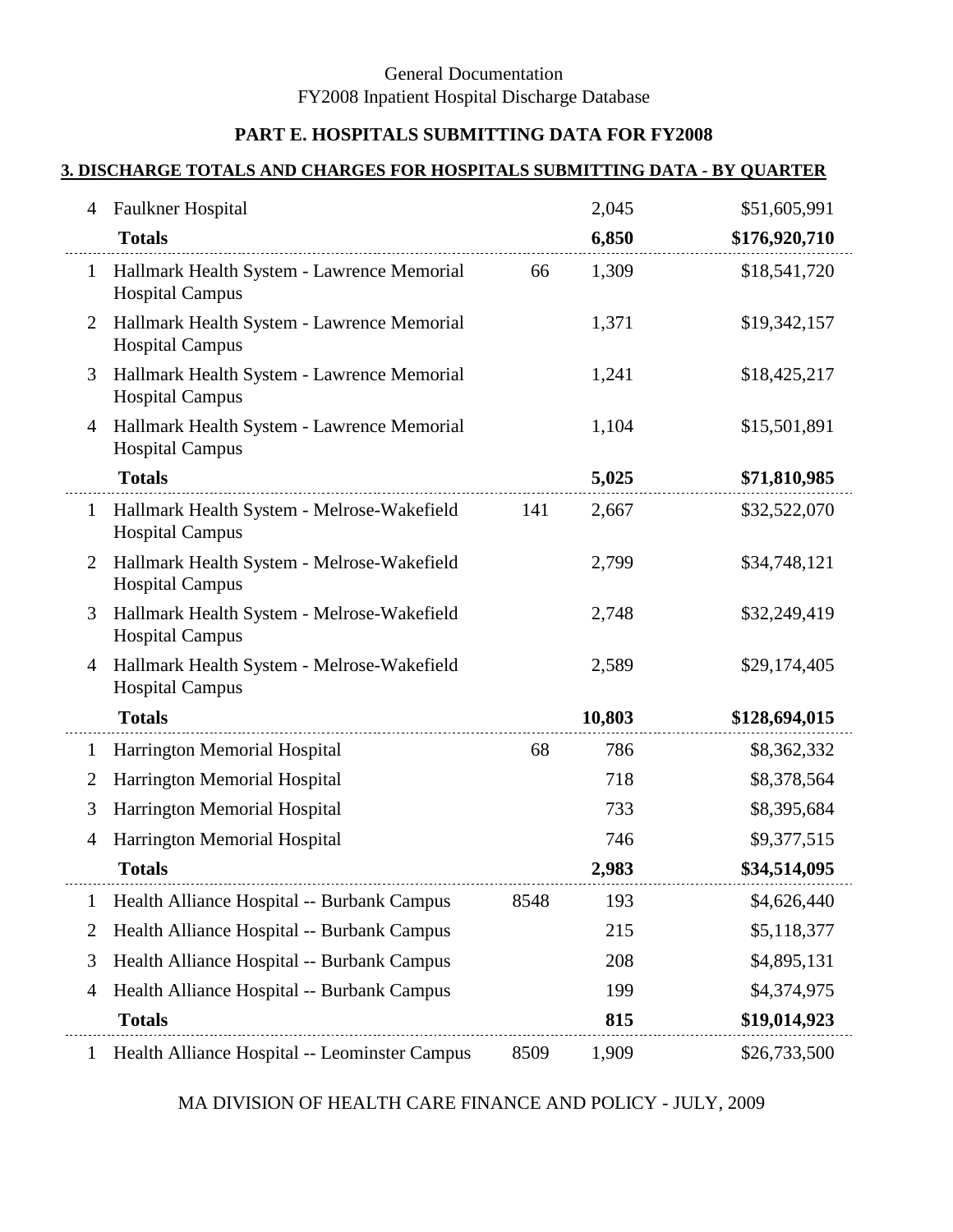General Documentation
FY2008 Inpatient Hospital Discharge Database

## PART E. HOSPITALS SUBMITTING DATA FOR FY2008

### 3. DISCHARGE TOTALS AND CHARGES FOR HOSPITALS SUBMITTING DATA - BY QUARTER

| | | | | |
|---|---|---|---|---|
| 4 | Faulkner Hospital | | 2,045 | $51,605,991 |
| | **Totals** | | **6,850** | **$176,920,710** |
| 1 | Hallmark Health System - Lawrence Memorial Hospital Campus | 66 | 1,309 | $18,541,720 |
| 2 | Hallmark Health System - Lawrence Memorial Hospital Campus | | 1,371 | $19,342,157 |
| 3 | Hallmark Health System - Lawrence Memorial Hospital Campus | | 1,241 | $18,425,217 |
| 4 | Hallmark Health System - Lawrence Memorial Hospital Campus | | 1,104 | $15,501,891 |
| | **Totals** | | **5,025** | **$71,810,985** |
| 1 | Hallmark Health System - Melrose-Wakefield Hospital Campus | 141 | 2,667 | $32,522,070 |
| 2 | Hallmark Health System - Melrose-Wakefield Hospital Campus | | 2,799 | $34,748,121 |
| 3 | Hallmark Health System - Melrose-Wakefield Hospital Campus | | 2,748 | $32,249,419 |
| 4 | Hallmark Health System - Melrose-Wakefield Hospital Campus | | 2,589 | $29,174,405 |
| | **Totals** | | **10,803** | **$128,694,015** |
| 1 | Harrington Memorial Hospital | 68 | 786 | $8,362,332 |
| 2 | Harrington Memorial Hospital | | 718 | $8,378,564 |
| 3 | Harrington Memorial Hospital | | 733 | $8,395,684 |
| 4 | Harrington Memorial Hospital | | 746 | $9,377,515 |
| | **Totals** | | **2,983** | **$34,514,095** |
| 1 | Health Alliance Hospital -- Burbank Campus | 8548 | 193 | $4,626,440 |
| 2 | Health Alliance Hospital -- Burbank Campus | | 215 | $5,118,377 |
| 3 | Health Alliance Hospital -- Burbank Campus | | 208 | $4,895,131 |
| 4 | Health Alliance Hospital -- Burbank Campus | | 199 | $4,374,975 |
| | **Totals** | | **815** | **$19,014,923** |
| 1 | Health Alliance Hospital -- Leominster Campus | 8509 | 1,909 | $26,733,500 |

MA DIVISION OF HEALTH CARE FINANCE AND POLICY - JULY, 2009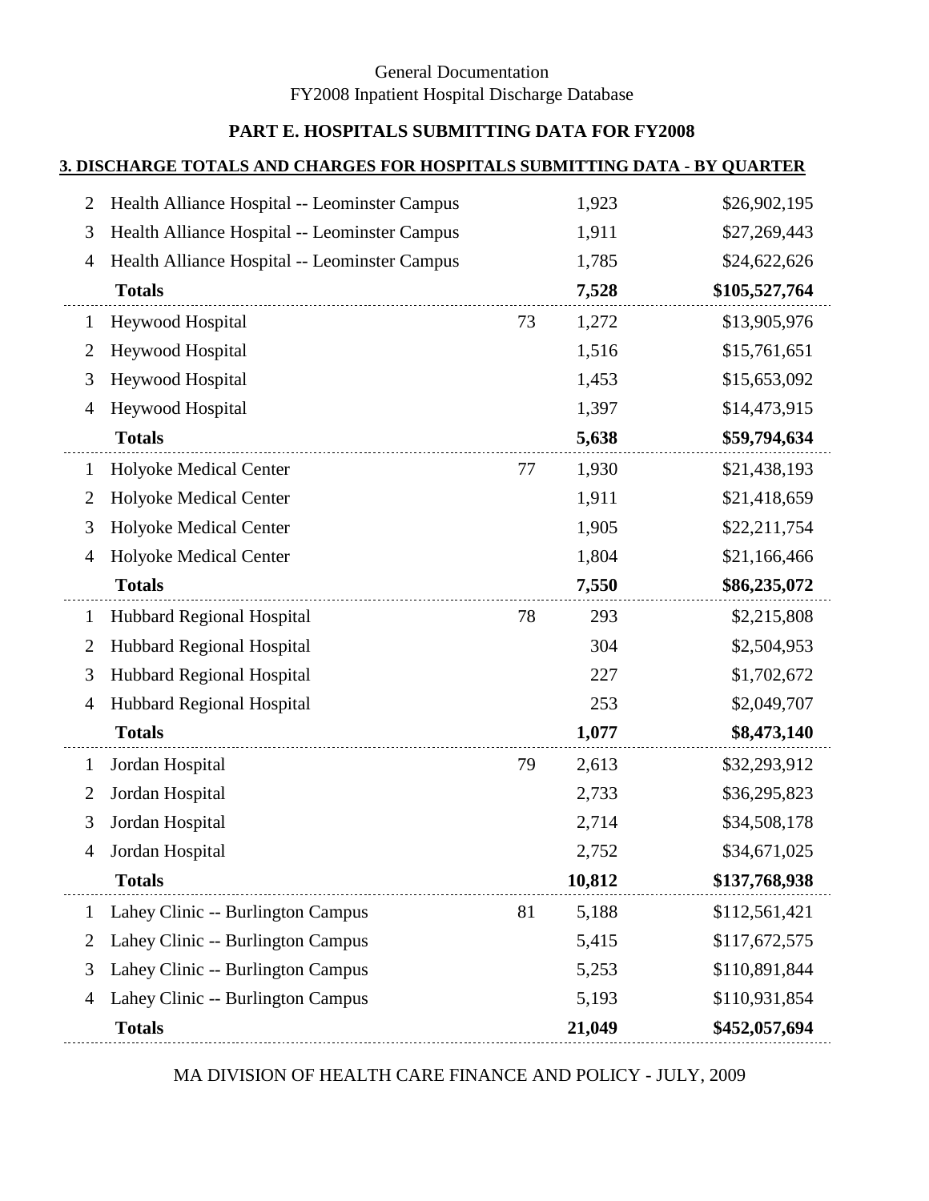General Documentation
FY2008 Inpatient Hospital Discharge Database

## PART E. HOSPITALS SUBMITTING DATA FOR FY2008

### 3. DISCHARGE TOTALS AND CHARGES FOR HOSPITALS SUBMITTING DATA - BY QUARTER

| | | | | |
|---|---|---|---|---|
| 2 | Health Alliance Hospital -- Leominster Campus | | 1,923 | $26,902,195 |
| 3 | Health Alliance Hospital -- Leominster Campus | | 1,911 | $27,269,443 |
| 4 | Health Alliance Hospital -- Leominster Campus | | 1,785 | $24,622,626 |
| | **Totals** | | **7,528** | **$105,527,764** |
| 1 | Heywood Hospital | 73 | 1,272 | $13,905,976 |
| 2 | Heywood Hospital | | 1,516 | $15,761,651 |
| 3 | Heywood Hospital | | 1,453 | $15,653,092 |
| 4 | Heywood Hospital | | 1,397 | $14,473,915 |
| | **Totals** | | **5,638** | **$59,794,634** |
| 1 | Holyoke Medical Center | 77 | 1,930 | $21,438,193 |
| 2 | Holyoke Medical Center | | 1,911 | $21,418,659 |
| 3 | Holyoke Medical Center | | 1,905 | $22,211,754 |
| 4 | Holyoke Medical Center | | 1,804 | $21,166,466 |
| | **Totals** | | **7,550** | **$86,235,072** |
| 1 | Hubbard Regional Hospital | 78 | 293 | $2,215,808 |
| 2 | Hubbard Regional Hospital | | 304 | $2,504,953 |
| 3 | Hubbard Regional Hospital | | 227 | $1,702,672 |
| 4 | Hubbard Regional Hospital | | 253 | $2,049,707 |
| | **Totals** | | **1,077** | **$8,473,140** |
| 1 | Jordan Hospital | 79 | 2,613 | $32,293,912 |
| 2 | Jordan Hospital | | 2,733 | $36,295,823 |
| 3 | Jordan Hospital | | 2,714 | $34,508,178 |
| 4 | Jordan Hospital | | 2,752 | $34,671,025 |
| | **Totals** | | **10,812** | **$137,768,938** |
| 1 | Lahey Clinic -- Burlington Campus | 81 | 5,188 | $112,561,421 |
| 2 | Lahey Clinic -- Burlington Campus | | 5,415 | $117,672,575 |
| 3 | Lahey Clinic -- Burlington Campus | | 5,253 | $110,891,844 |
| 4 | Lahey Clinic -- Burlington Campus | | 5,193 | $110,931,854 |
| | **Totals** | | **21,049** | **$452,057,694** |

MA DIVISION OF HEALTH CARE FINANCE AND POLICY - JULY, 2009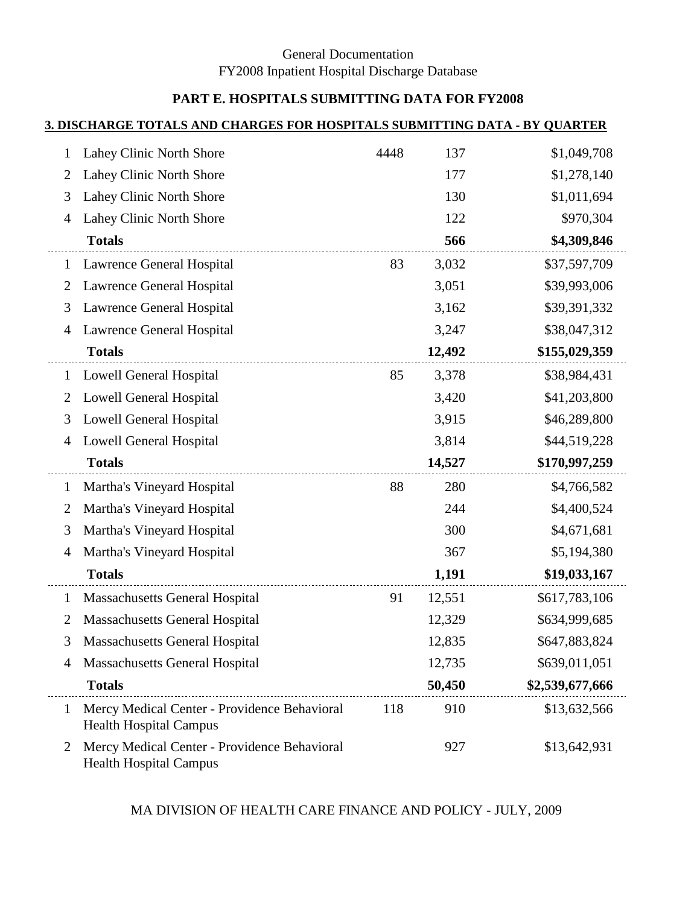General Documentation
FY2008 Inpatient Hospital Discharge Database

## PART E. HOSPITALS SUBMITTING DATA FOR FY2008

### 3. DISCHARGE TOTALS AND CHARGES FOR HOSPITALS SUBMITTING DATA - BY QUARTER

| | | | | |
|---|---|---|---|---|
| 1 | Lahey Clinic North Shore | 4448 | 137 | $1,049,708 |
| 2 | Lahey Clinic North Shore | | 177 | $1,278,140 |
| 3 | Lahey Clinic North Shore | | 130 | $1,011,694 |
| 4 | Lahey Clinic North Shore | | 122 | $970,304 |
| | **Totals** | | **566** | **$4,309,846** |
| 1 | Lawrence General Hospital | 83 | 3,032 | $37,597,709 |
| 2 | Lawrence General Hospital | | 3,051 | $39,993,006 |
| 3 | Lawrence General Hospital | | 3,162 | $39,391,332 |
| 4 | Lawrence General Hospital | | 3,247 | $38,047,312 |
| | **Totals** | | **12,492** | **$155,029,359** |
| 1 | Lowell General Hospital | 85 | 3,378 | $38,984,431 |
| 2 | Lowell General Hospital | | 3,420 | $41,203,800 |
| 3 | Lowell General Hospital | | 3,915 | $46,289,800 |
| 4 | Lowell General Hospital | | 3,814 | $44,519,228 |
| | **Totals** | | **14,527** | **$170,997,259** |
| 1 | Martha's Vineyard Hospital | 88 | 280 | $4,766,582 |
| 2 | Martha's Vineyard Hospital | | 244 | $4,400,524 |
| 3 | Martha's Vineyard Hospital | | 300 | $4,671,681 |
| 4 | Martha's Vineyard Hospital | | 367 | $5,194,380 |
| | **Totals** | | **1,191** | **$19,033,167** |
| 1 | Massachusetts General Hospital | 91 | 12,551 | $617,783,106 |
| 2 | Massachusetts General Hospital | | 12,329 | $634,999,685 |
| 3 | Massachusetts General Hospital | | 12,835 | $647,883,824 |
| 4 | Massachusetts General Hospital | | 12,735 | $639,011,051 |
| | **Totals** | | **50,450** | **$2,539,677,666** |
| 1 | Mercy Medical Center - Providence Behavioral Health Hospital Campus | 118 | 910 | $13,632,566 |
| 2 | Mercy Medical Center - Providence Behavioral Health Hospital Campus | | 927 | $13,642,931 |

MA DIVISION OF HEALTH CARE FINANCE AND POLICY - JULY, 2009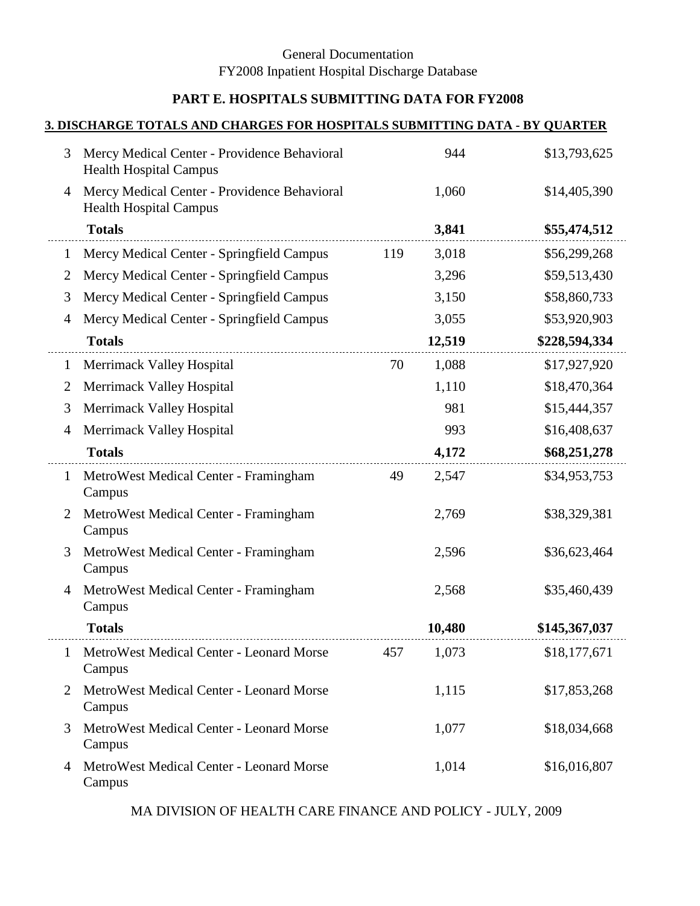General Documentation

FY2008 Inpatient Hospital Discharge Database

## PART E. HOSPITALS SUBMITTING DATA FOR FY2008

### 3. DISCHARGE TOTALS AND CHARGES FOR HOSPITALS SUBMITTING DATA - BY QUARTER

| | | | | |
|---|---|---|---|---|
| 3 | Mercy Medical Center - Providence Behavioral Health Hospital Campus | | 944 | $13,793,625 |
| 4 | Mercy Medical Center - Providence Behavioral Health Hospital Campus | | 1,060 | $14,405,390 |
| | **Totals** | | **3,841** | **$55,474,512** |
| 1 | Mercy Medical Center - Springfield Campus | 119 | 3,018 | $56,299,268 |
| 2 | Mercy Medical Center - Springfield Campus | | 3,296 | $59,513,430 |
| 3 | Mercy Medical Center - Springfield Campus | | 3,150 | $58,860,733 |
| 4 | Mercy Medical Center - Springfield Campus | | 3,055 | $53,920,903 |
| | **Totals** | | **12,519** | **$228,594,334** |
| 1 | Merrimack Valley Hospital | 70 | 1,088 | $17,927,920 |
| 2 | Merrimack Valley Hospital | | 1,110 | $18,470,364 |
| 3 | Merrimack Valley Hospital | | 981 | $15,444,357 |
| 4 | Merrimack Valley Hospital | | 993 | $16,408,637 |
| | **Totals** | | **4,172** | **$68,251,278** |
| 1 | MetroWest Medical Center - Framingham Campus | 49 | 2,547 | $34,953,753 |
| 2 | MetroWest Medical Center - Framingham Campus | | 2,769 | $38,329,381 |
| 3 | MetroWest Medical Center - Framingham Campus | | 2,596 | $36,623,464 |
| 4 | MetroWest Medical Center - Framingham Campus | | 2,568 | $35,460,439 |
| | **Totals** | | **10,480** | **$145,367,037** |
| 1 | MetroWest Medical Center - Leonard Morse Campus | 457 | 1,073 | $18,177,671 |
| 2 | MetroWest Medical Center - Leonard Morse Campus | | 1,115 | $17,853,268 |
| 3 | MetroWest Medical Center - Leonard Morse Campus | | 1,077 | $18,034,668 |
| 4 | MetroWest Medical Center - Leonard Morse Campus | | 1,014 | $16,016,807 |

MA DIVISION OF HEALTH CARE FINANCE AND POLICY - JULY, 2009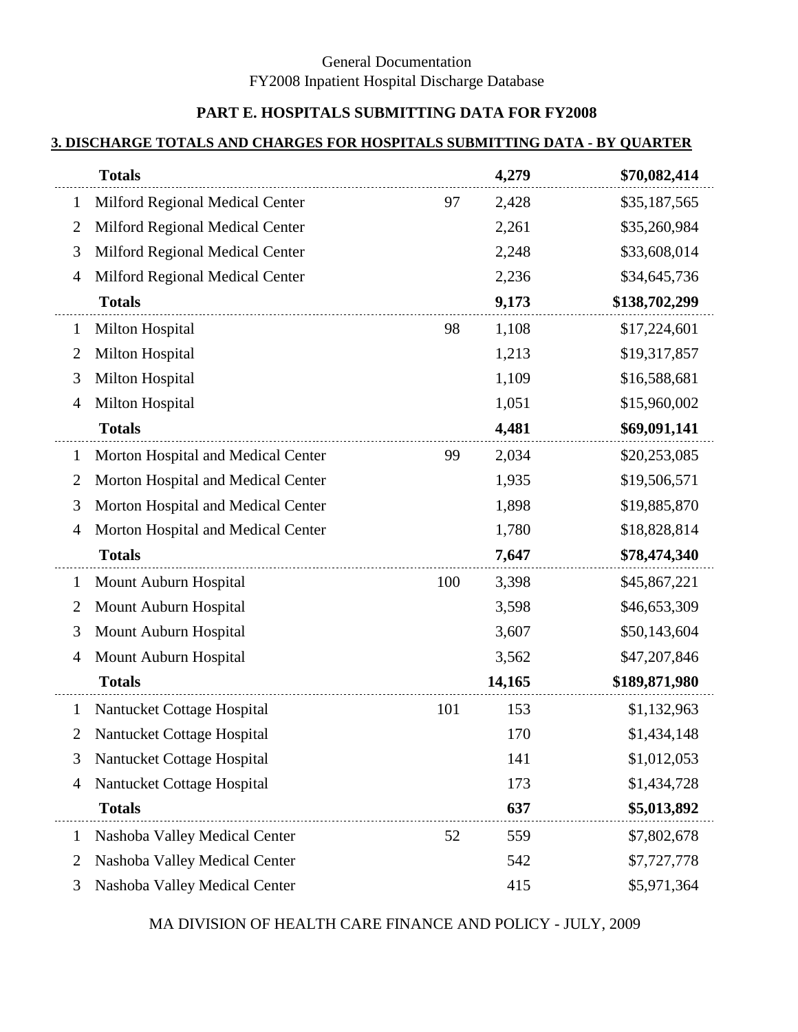General Documentation
FY2008 Inpatient Hospital Discharge Database

## PART E. HOSPITALS SUBMITTING DATA FOR FY2008

### 3. DISCHARGE TOTALS AND CHARGES FOR HOSPITALS SUBMITTING DATA - BY QUARTER

| | | | | |
|---|---|---|---|---|
| | **Totals** | | **4,279** | **$70,082,414** |
| 1 | Milford Regional Medical Center | 97 | 2,428 | $35,187,565 |
| 2 | Milford Regional Medical Center | | 2,261 | $35,260,984 |
| 3 | Milford Regional Medical Center | | 2,248 | $33,608,014 |
| 4 | Milford Regional Medical Center | | 2,236 | $34,645,736 |
| | **Totals** | | **9,173** | **$138,702,299** |
| 1 | Milton Hospital | 98 | 1,108 | $17,224,601 |
| 2 | Milton Hospital | | 1,213 | $19,317,857 |
| 3 | Milton Hospital | | 1,109 | $16,588,681 |
| 4 | Milton Hospital | | 1,051 | $15,960,002 |
| | **Totals** | | **4,481** | **$69,091,141** |
| 1 | Morton Hospital and Medical Center | 99 | 2,034 | $20,253,085 |
| 2 | Morton Hospital and Medical Center | | 1,935 | $19,506,571 |
| 3 | Morton Hospital and Medical Center | | 1,898 | $19,885,870 |
| 4 | Morton Hospital and Medical Center | | 1,780 | $18,828,814 |
| | **Totals** | | **7,647** | **$78,474,340** |
| 1 | Mount Auburn Hospital | 100 | 3,398 | $45,867,221 |
| 2 | Mount Auburn Hospital | | 3,598 | $46,653,309 |
| 3 | Mount Auburn Hospital | | 3,607 | $50,143,604 |
| 4 | Mount Auburn Hospital | | 3,562 | $47,207,846 |
| | **Totals** | | **14,165** | **$189,871,980** |
| 1 | Nantucket Cottage Hospital | 101 | 153 | $1,132,963 |
| 2 | Nantucket Cottage Hospital | | 170 | $1,434,148 |
| 3 | Nantucket Cottage Hospital | | 141 | $1,012,053 |
| 4 | Nantucket Cottage Hospital | | 173 | $1,434,728 |
| | **Totals** | | **637** | **$5,013,892** |
| 1 | Nashoba Valley Medical Center | 52 | 559 | $7,802,678 |
| 2 | Nashoba Valley Medical Center | | 542 | $7,727,778 |
| 3 | Nashoba Valley Medical Center | | 415 | $5,971,364 |

MA DIVISION OF HEALTH CARE FINANCE AND POLICY - JULY, 2009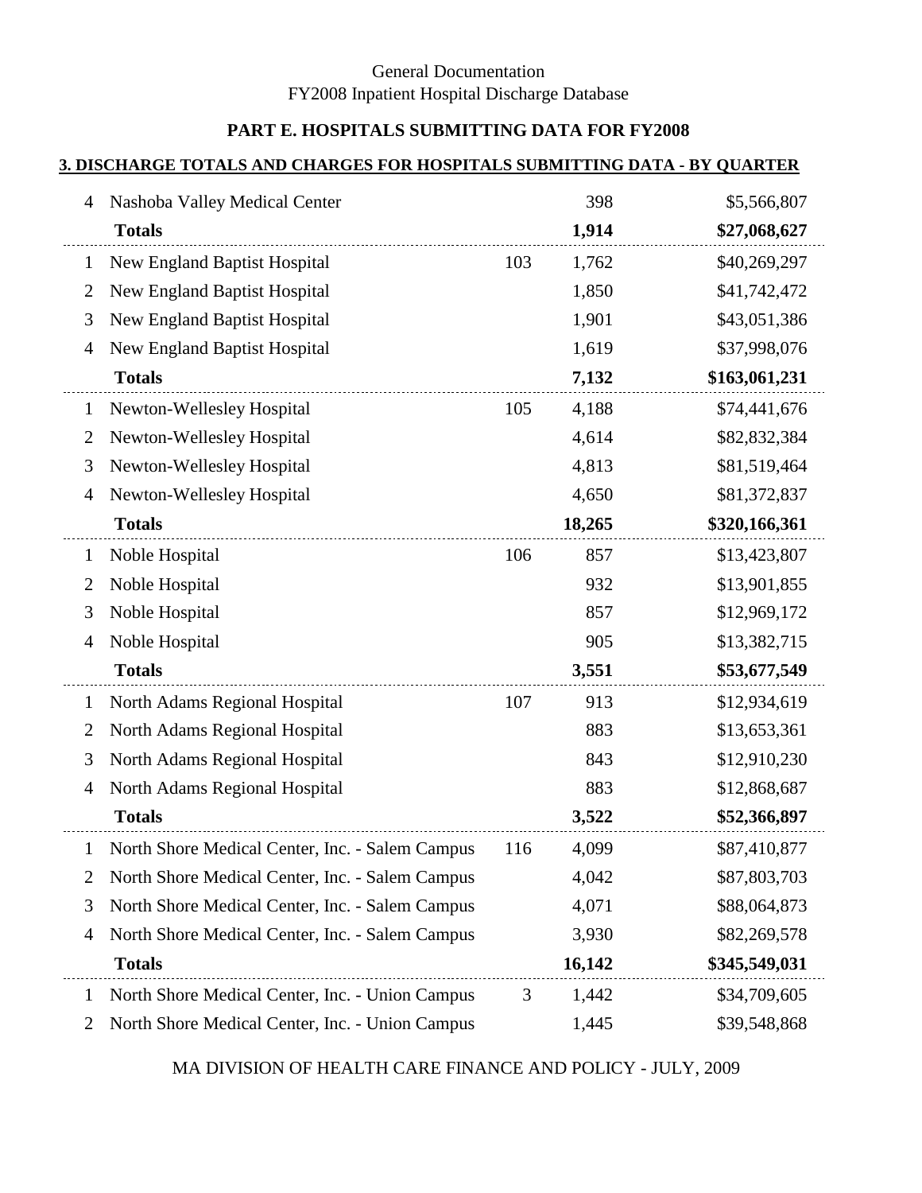General Documentation
FY2008 Inpatient Hospital Discharge Database

## PART E. HOSPITALS SUBMITTING DATA FOR FY2008

### 3. DISCHARGE TOTALS AND CHARGES FOR HOSPITALS SUBMITTING DATA - BY QUARTER

| | | | | |
|---|---|---|---|---|
| 4 | Nashoba Valley Medical Center | | 398 | $5,566,807 |
| | **Totals** | | **1,914** | **$27,068,627** |
| 1 | New England Baptist Hospital | 103 | 1,762 | $40,269,297 |
| 2 | New England Baptist Hospital | | 1,850 | $41,742,472 |
| 3 | New England Baptist Hospital | | 1,901 | $43,051,386 |
| 4 | New England Baptist Hospital | | 1,619 | $37,998,076 |
| | **Totals** | | **7,132** | **$163,061,231** |
| 1 | Newton-Wellesley Hospital | 105 | 4,188 | $74,441,676 |
| 2 | Newton-Wellesley Hospital | | 4,614 | $82,832,384 |
| 3 | Newton-Wellesley Hospital | | 4,813 | $81,519,464 |
| 4 | Newton-Wellesley Hospital | | 4,650 | $81,372,837 |
| | **Totals** | | **18,265** | **$320,166,361** |
| 1 | Noble Hospital | 106 | 857 | $13,423,807 |
| 2 | Noble Hospital | | 932 | $13,901,855 |
| 3 | Noble Hospital | | 857 | $12,969,172 |
| 4 | Noble Hospital | | 905 | $13,382,715 |
| | **Totals** | | **3,551** | **$53,677,549** |
| 1 | North Adams Regional Hospital | 107 | 913 | $12,934,619 |
| 2 | North Adams Regional Hospital | | 883 | $13,653,361 |
| 3 | North Adams Regional Hospital | | 843 | $12,910,230 |
| 4 | North Adams Regional Hospital | | 883 | $12,868,687 |
| | **Totals** | | **3,522** | **$52,366,897** |
| 1 | North Shore Medical Center, Inc. - Salem Campus | 116 | 4,099 | $87,410,877 |
| 2 | North Shore Medical Center, Inc. - Salem Campus | | 4,042 | $87,803,703 |
| 3 | North Shore Medical Center, Inc. - Salem Campus | | 4,071 | $88,064,873 |
| 4 | North Shore Medical Center, Inc. - Salem Campus | | 3,930 | $82,269,578 |
| | **Totals** | | **16,142** | **$345,549,031** |
| 1 | North Shore Medical Center, Inc. - Union Campus | 3 | 1,442 | $34,709,605 |
| 2 | North Shore Medical Center, Inc. - Union Campus | | 1,445 | $39,548,868 |

MA DIVISION OF HEALTH CARE FINANCE AND POLICY - JULY, 2009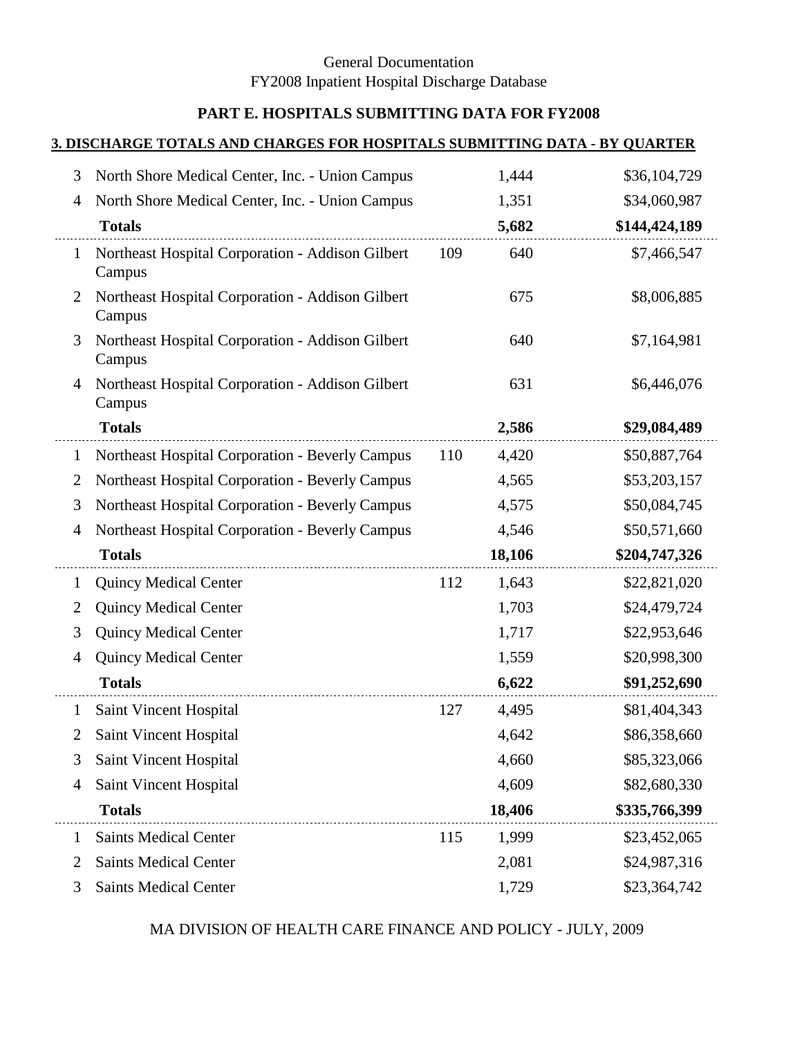General Documentation
FY2008 Inpatient Hospital Discharge Database

**PART E. HOSPITALS SUBMITTING DATA FOR FY2008**

**3. DISCHARGE TOTALS AND CHARGES FOR HOSPITALS SUBMITTING DATA - BY QUARTER**

| | | | | |
|---|---|---|---|---|
| 3 | North Shore Medical Center, Inc. - Union Campus | | 1,444 | $36,104,729 |
| 4 | North Shore Medical Center, Inc. - Union Campus | | 1,351 | $34,060,987 |
| | **Totals** | | **5,682** | **$144,424,189** |
| 1 | Northeast Hospital Corporation - Addison Gilbert Campus | 109 | 640 | $7,466,547 |
| 2 | Northeast Hospital Corporation - Addison Gilbert Campus | | 675 | $8,006,885 |
| 3 | Northeast Hospital Corporation - Addison Gilbert Campus | | 640 | $7,164,981 |
| 4 | Northeast Hospital Corporation - Addison Gilbert Campus | | 631 | $6,446,076 |
| | **Totals** | | **2,586** | **$29,084,489** |
| 1 | Northeast Hospital Corporation - Beverly Campus | 110 | 4,420 | $50,887,764 |
| 2 | Northeast Hospital Corporation - Beverly Campus | | 4,565 | $53,203,157 |
| 3 | Northeast Hospital Corporation - Beverly Campus | | 4,575 | $50,084,745 |
| 4 | Northeast Hospital Corporation - Beverly Campus | | 4,546 | $50,571,660 |
| | **Totals** | | **18,106** | **$204,747,326** |
| 1 | Quincy Medical Center | 112 | 1,643 | $22,821,020 |
| 2 | Quincy Medical Center | | 1,703 | $24,479,724 |
| 3 | Quincy Medical Center | | 1,717 | $22,953,646 |
| 4 | Quincy Medical Center | | 1,559 | $20,998,300 |
| | **Totals** | | **6,622** | **$91,252,690** |
| 1 | Saint Vincent Hospital | 127 | 4,495 | $81,404,343 |
| 2 | Saint Vincent Hospital | | 4,642 | $86,358,660 |
| 3 | Saint Vincent Hospital | | 4,660 | $85,323,066 |
| 4 | Saint Vincent Hospital | | 4,609 | $82,680,330 |
| | **Totals** | | **18,406** | **$335,766,399** |
| 1 | Saints Medical Center | 115 | 1,999 | $23,452,065 |
| 2 | Saints Medical Center | | 2,081 | $24,987,316 |
| 3 | Saints Medical Center | | 1,729 | $23,364,742 |

MA DIVISION OF HEALTH CARE FINANCE AND POLICY - JULY, 2009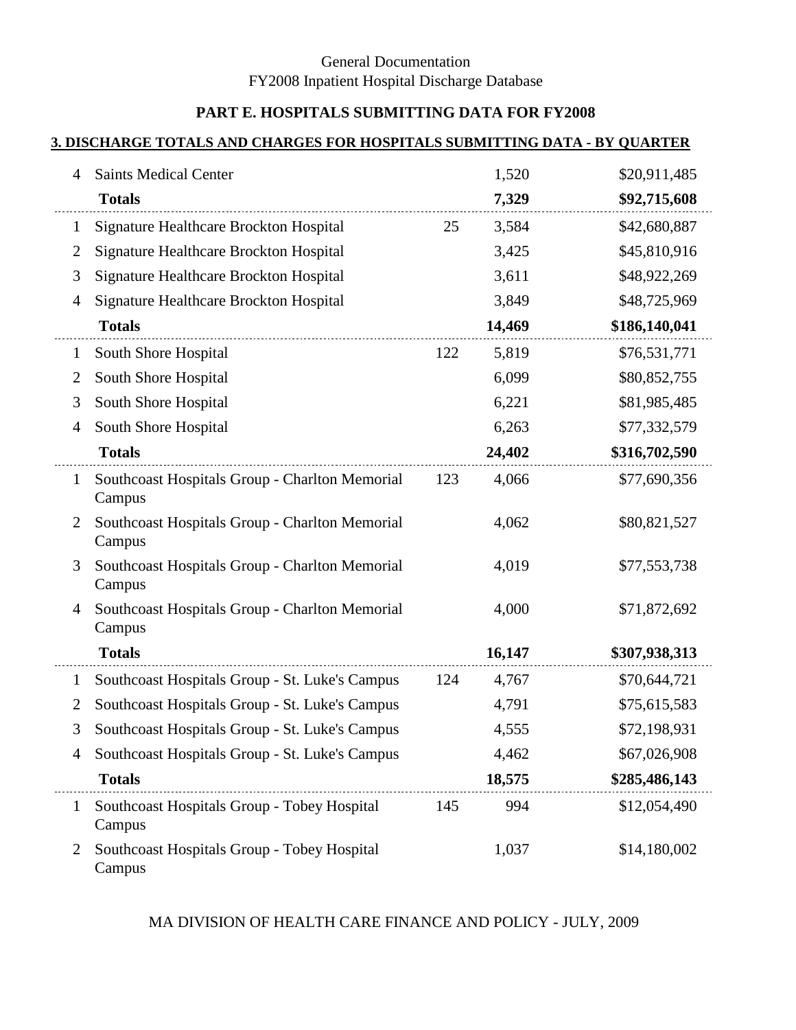General Documentation
FY2008 Inpatient Hospital Discharge Database

**PART E. HOSPITALS SUBMITTING DATA FOR FY2008**

**3. DISCHARGE TOTALS AND CHARGES FOR HOSPITALS SUBMITTING DATA - BY QUARTER**

| | | | | |
|---|---|---|---|---|
| 4 | Saints Medical Center | | 1,520 | $20,911,485 |
| | **Totals** | | **7,329** | **$92,715,608** |
| 1 | Signature Healthcare Brockton Hospital | 25 | 3,584 | $42,680,887 |
| 2 | Signature Healthcare Brockton Hospital | | 3,425 | $45,810,916 |
| 3 | Signature Healthcare Brockton Hospital | | 3,611 | $48,922,269 |
| 4 | Signature Healthcare Brockton Hospital | | 3,849 | $48,725,969 |
| | **Totals** | | **14,469** | **$186,140,041** |
| 1 | South Shore Hospital | 122 | 5,819 | $76,531,771 |
| 2 | South Shore Hospital | | 6,099 | $80,852,755 |
| 3 | South Shore Hospital | | 6,221 | $81,985,485 |
| 4 | South Shore Hospital | | 6,263 | $77,332,579 |
| | **Totals** | | **24,402** | **$316,702,590** |
| 1 | Southcoast Hospitals Group - Charlton Memorial Campus | 123 | 4,066 | $77,690,356 |
| 2 | Southcoast Hospitals Group - Charlton Memorial Campus | | 4,062 | $80,821,527 |
| 3 | Southcoast Hospitals Group - Charlton Memorial Campus | | 4,019 | $77,553,738 |
| 4 | Southcoast Hospitals Group - Charlton Memorial Campus | | 4,000 | $71,872,692 |
| | **Totals** | | **16,147** | **$307,938,313** |
| 1 | Southcoast Hospitals Group - St. Luke's Campus | 124 | 4,767 | $70,644,721 |
| 2 | Southcoast Hospitals Group - St. Luke's Campus | | 4,791 | $75,615,583 |
| 3 | Southcoast Hospitals Group - St. Luke's Campus | | 4,555 | $72,198,931 |
| 4 | Southcoast Hospitals Group - St. Luke's Campus | | 4,462 | $67,026,908 |
| | **Totals** | | **18,575** | **$285,486,143** |
| 1 | Southcoast Hospitals Group - Tobey Hospital Campus | 145 | 994 | $12,054,490 |
| 2 | Southcoast Hospitals Group - Tobey Hospital Campus | | 1,037 | $14,180,002 |

MA DIVISION OF HEALTH CARE FINANCE AND POLICY - JULY, 2009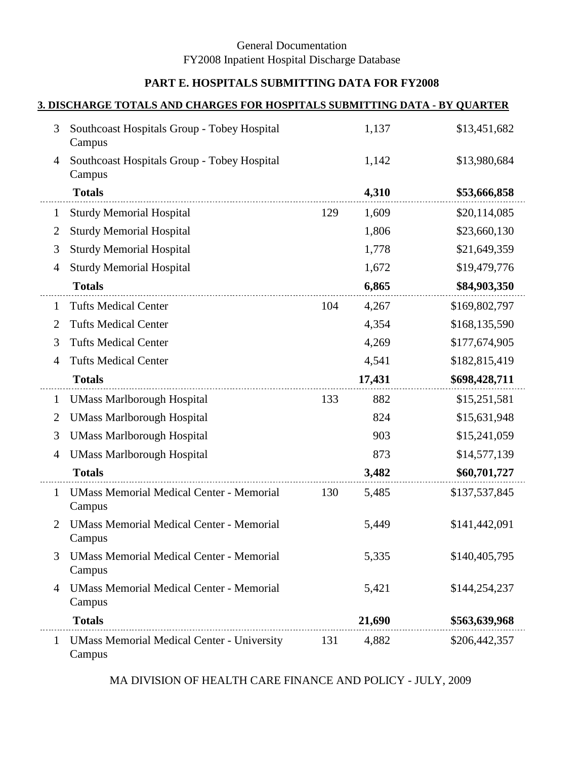PART E. HOSPITALS SUBMITTING DATA FOR FY2008

3. DISCHARGE TOTALS AND CHARGES FOR HOSPITALS SUBMITTING DATA - BY QUARTER

| | | | | |
|---|---|---|---|---|
| 3 | Southcoast Hospitals Group - Tobey Hospital Campus | | 1,137 | $13,451,682 |
| 4 | Southcoast Hospitals Group - Tobey Hospital Campus | | 1,142 | $13,980,684 |
| | **Totals** | | **4,310** | **$53,666,858** |
| 1 | Sturdy Memorial Hospital | 129 | 1,609 | $20,114,085 |
| 2 | Sturdy Memorial Hospital | | 1,806 | $23,660,130 |
| 3 | Sturdy Memorial Hospital | | 1,778 | $21,649,359 |
| 4 | Sturdy Memorial Hospital | | 1,672 | $19,479,776 |
| | **Totals** | | **6,865** | **$84,903,350** |
| 1 | Tufts Medical Center | 104 | 4,267 | $169,802,797 |
| 2 | Tufts Medical Center | | 4,354 | $168,135,590 |
| 3 | Tufts Medical Center | | 4,269 | $177,674,905 |
| 4 | Tufts Medical Center | | 4,541 | $182,815,419 |
| | **Totals** | | **17,431** | **$698,428,711** |
| 1 | UMass Marlborough Hospital | 133 | 882 | $15,251,581 |
| 2 | UMass Marlborough Hospital | | 824 | $15,631,948 |
| 3 | UMass Marlborough Hospital | | 903 | $15,241,059 |
| 4 | UMass Marlborough Hospital | | 873 | $14,577,139 |
| | **Totals** | | **3,482** | **$60,701,727** |
| 1 | UMass Memorial Medical Center - Memorial Campus | 130 | 5,485 | $137,537,845 |
| 2 | UMass Memorial Medical Center - Memorial Campus | | 5,449 | $141,442,091 |
| 3 | UMass Memorial Medical Center - Memorial Campus | | 5,335 | $140,405,795 |
| 4 | UMass Memorial Medical Center - Memorial Campus | | 5,421 | $144,254,237 |
| | **Totals** | | **21,690** | **$563,639,968** |
| 1 | UMass Memorial Medical Center - University Campus | 131 | 4,882 | $206,442,357 |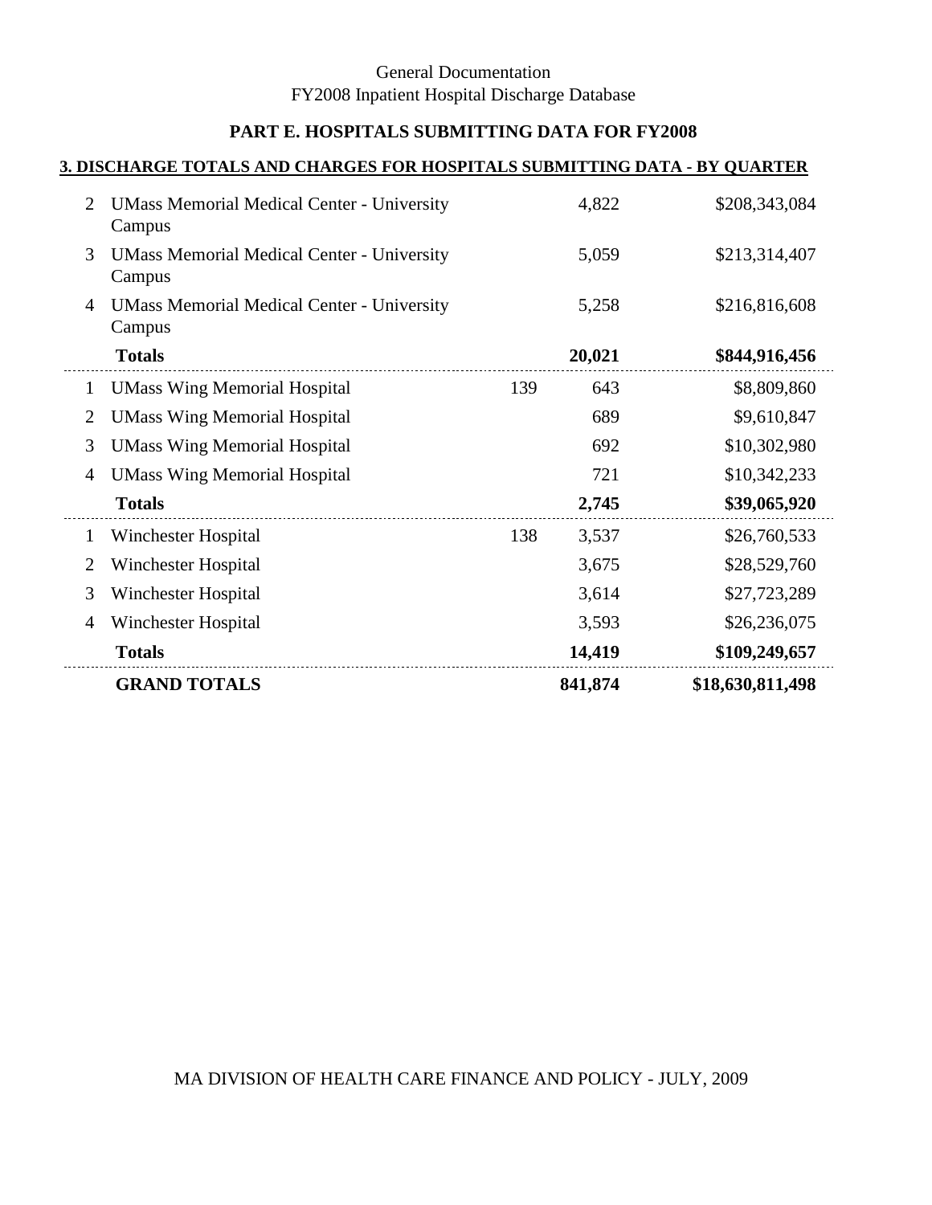General Documentation
FY2008 Inpatient Hospital Discharge Database

## PART E. HOSPITALS SUBMITTING DATA FOR FY2008

### 3. DISCHARGE TOTALS AND CHARGES FOR HOSPITALS SUBMITTING DATA - BY QUARTER

| | | | | |
|---|---|---|---|---|
| 2 | UMass Memorial Medical Center - University Campus | | 4,822 | $208,343,084 |
| 3 | UMass Memorial Medical Center - University Campus | | 5,059 | $213,314,407 |
| 4 | UMass Memorial Medical Center - University Campus | | 5,258 | $216,816,608 |
| | **Totals** | | **20,021** | **$844,916,456** |
| 1 | UMass Wing Memorial Hospital | 139 | 643 | $8,809,860 |
| 2 | UMass Wing Memorial Hospital | | 689 | $9,610,847 |
| 3 | UMass Wing Memorial Hospital | | 692 | $10,302,980 |
| 4 | UMass Wing Memorial Hospital | | 721 | $10,342,233 |
| | **Totals** | | **2,745** | **$39,065,920** |
| 1 | Winchester Hospital | 138 | 3,537 | $26,760,533 |
| 2 | Winchester Hospital | | 3,675 | $28,529,760 |
| 3 | Winchester Hospital | | 3,614 | $27,723,289 |
| 4 | Winchester Hospital | | 3,593 | $26,236,075 |
| | **Totals** | | **14,419** | **$109,249,657** |
| | **GRAND TOTALS** | | **841,874** | **$18,630,811,498** |

MA DIVISION OF HEALTH CARE FINANCE AND POLICY - JULY, 2009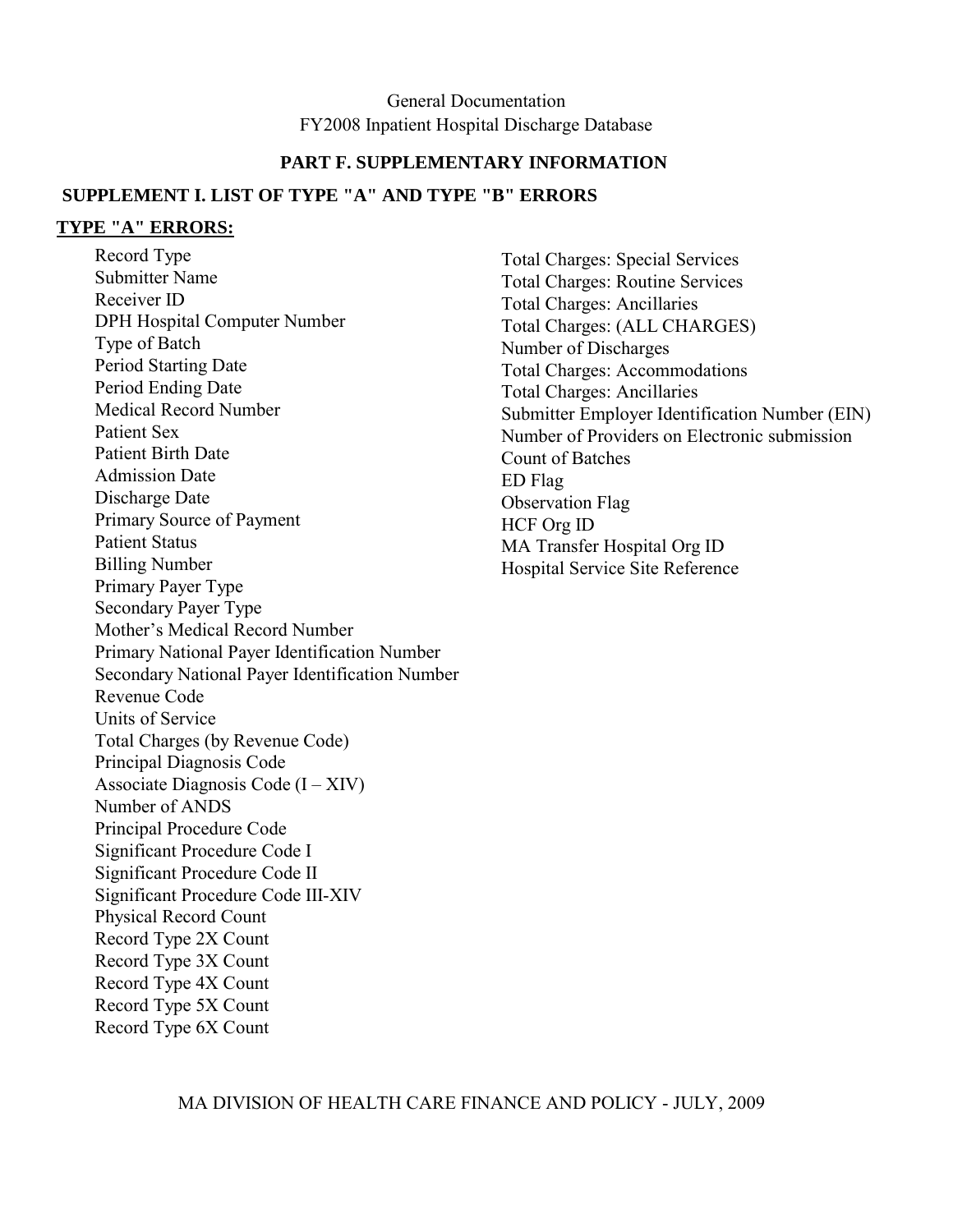## PART F. SUPPLEMENTARY INFORMATION

### SUPPLEMENT I. LIST OF TYPE "A" AND TYPE "B" ERRORS

**TYPE "A" ERRORS:**

- Record Type
- Submitter Name
- Receiver ID
- DPH Hospital Computer Number
- Type of Batch
- Period Starting Date
- Period Ending Date
- Medical Record Number
- Patient Sex
- Patient Birth Date
- Admission Date
- Discharge Date
- Primary Source of Payment
- Patient Status
- Billing Number
- Primary Payer Type
- Secondary Payer Type
- Mother's Medical Record Number
- Primary National Payer Identification Number
- Secondary National Payer Identification Number
- Revenue Code
- Units of Service
- Total Charges (by Revenue Code)
- Principal Diagnosis Code
- Associate Diagnosis Code (I – XIV)
- Number of ANDS
- Principal Procedure Code
- Significant Procedure Code I
- Significant Procedure Code II
- Significant Procedure Code III-XIV
- Physical Record Count
- Record Type 2X Count
- Record Type 3X Count
- Record Type 4X Count
- Record Type 5X Count
- Record Type 6X Count
- Total Charges: Special Services
- Total Charges: Routine Services
- Total Charges: Ancillaries
- Total Charges: (ALL CHARGES)
- Number of Discharges
- Total Charges: Accommodations
- Total Charges: Ancillaries
- Submitter Employer Identification Number (EIN)
- Number of Providers on Electronic submission
- Count of Batches
- ED Flag
- Observation Flag
- HCF Org ID
- MA Transfer Hospital Org ID
- Hospital Service Site Reference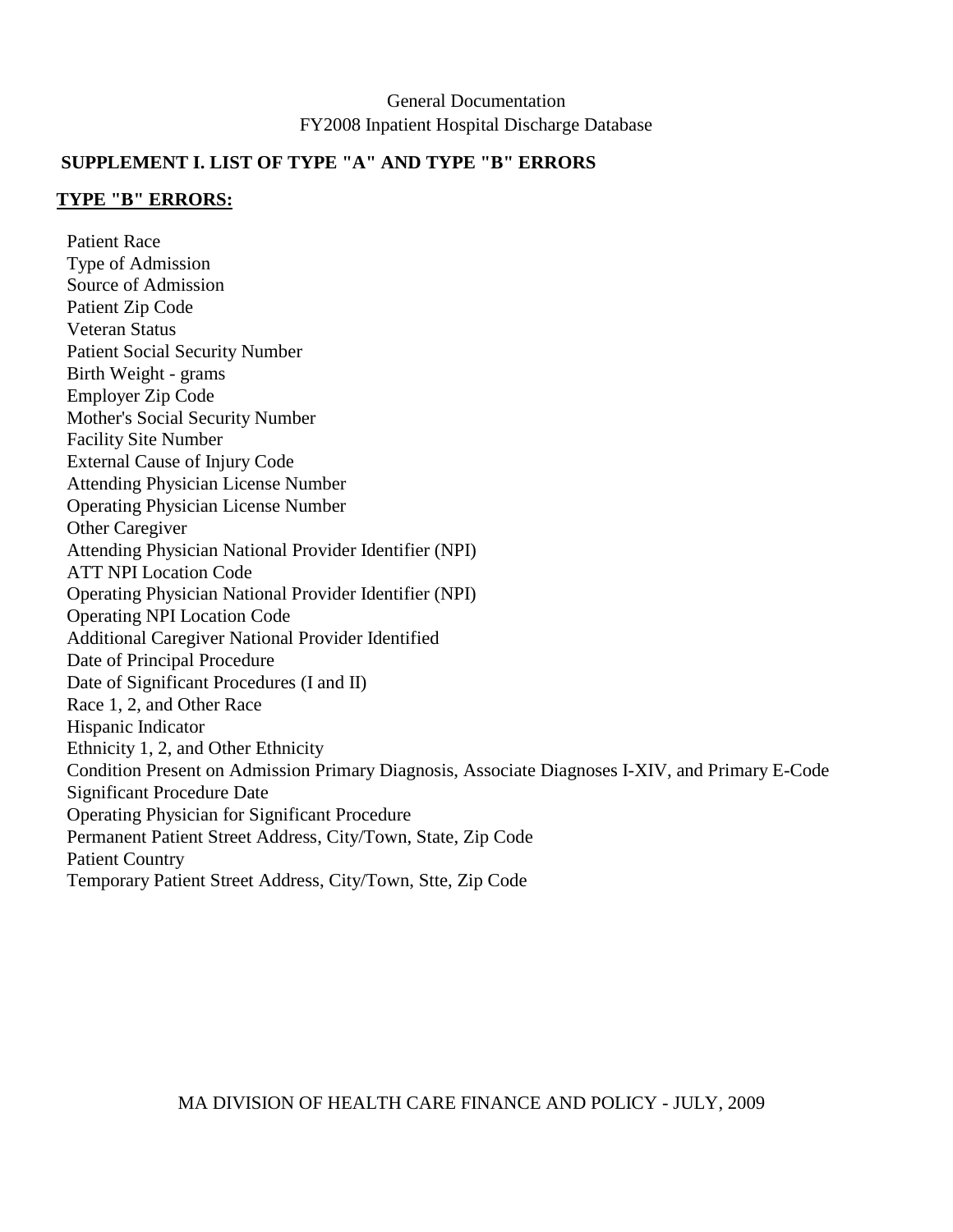General Documentation
FY2008 Inpatient Hospital Discharge Database

## SUPPLEMENT I. LIST OF TYPE "A" AND TYPE "B" ERRORS

### TYPE "B" ERRORS:

Patient Race
Type of Admission
Source of Admission
Patient Zip Code
Veteran Status
Patient Social Security Number
Birth Weight - grams
Employer Zip Code
Mother's Social Security Number
Facility Site Number
External Cause of Injury Code
Attending Physician License Number
Operating Physician License Number
Other Caregiver
Attending Physician National Provider Identifier (NPI)
ATT NPI Location Code
Operating Physician National Provider Identifier (NPI)
Operating NPI Location Code
Additional Caregiver National Provider Identified
Date of Principal Procedure
Date of Significant Procedures (I and II)
Race 1, 2, and Other Race
Hispanic Indicator
Ethnicity 1, 2, and Other Ethnicity
Condition Present on Admission Primary Diagnosis, Associate Diagnoses I-XIV, and Primary E-Code
Significant Procedure Date
Operating Physician for Significant Procedure
Permanent Patient Street Address, City/Town, State, Zip Code
Patient Country
Temporary Patient Street Address, City/Town, Stte, Zip Code

MA DIVISION OF HEALTH CARE FINANCE AND POLICY - JULY, 2009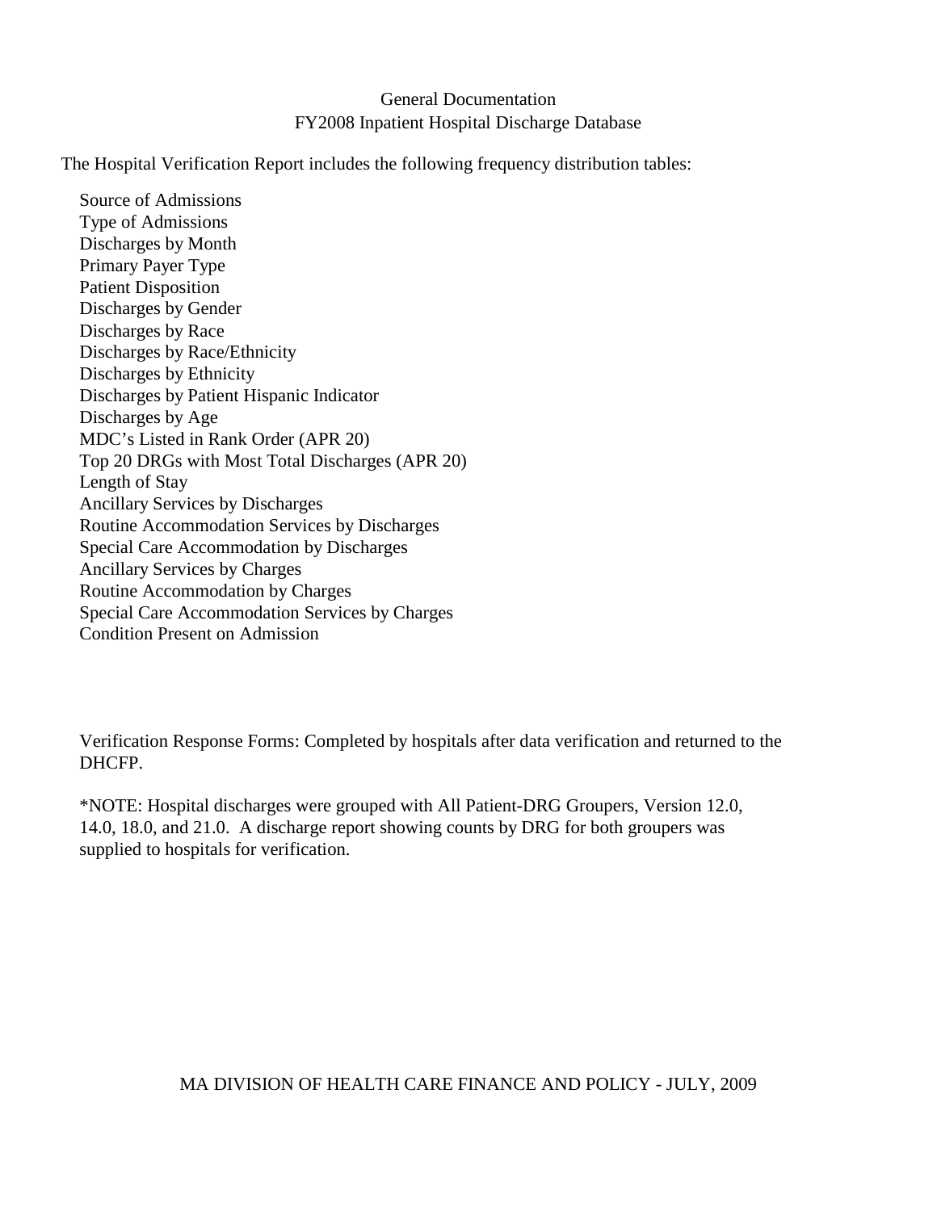General Documentation
FY2008 Inpatient Hospital Discharge Database

The Hospital Verification Report includes the following frequency distribution tables:

- Source of Admissions
- Type of Admissions
- Discharges by Month
- Primary Payer Type
- Patient Disposition
- Discharges by Gender
- Discharges by Race
- Discharges by Race/Ethnicity
- Discharges by Ethnicity
- Discharges by Patient Hispanic Indicator
- Discharges by Age
- MDC's Listed in Rank Order (APR 20)
- Top 20 DRGs with Most Total Discharges (APR 20)
- Length of Stay
- Ancillary Services by Discharges
- Routine Accommodation Services by Discharges
- Special Care Accommodation by Discharges
- Ancillary Services by Charges
- Routine Accommodation by Charges
- Special Care Accommodation Services by Charges
- Condition Present on Admission

Verification Response Forms: Completed by hospitals after data verification and returned to the DHCFP.

*NOTE: Hospital discharges were grouped with All Patient-DRG Groupers, Version 12.0, 14.0, 18.0, and 21.0. A discharge report showing counts by DRG for both groupers was supplied to hospitals for verification.

MA DIVISION OF HEALTH CARE FINANCE AND POLICY - JULY, 2009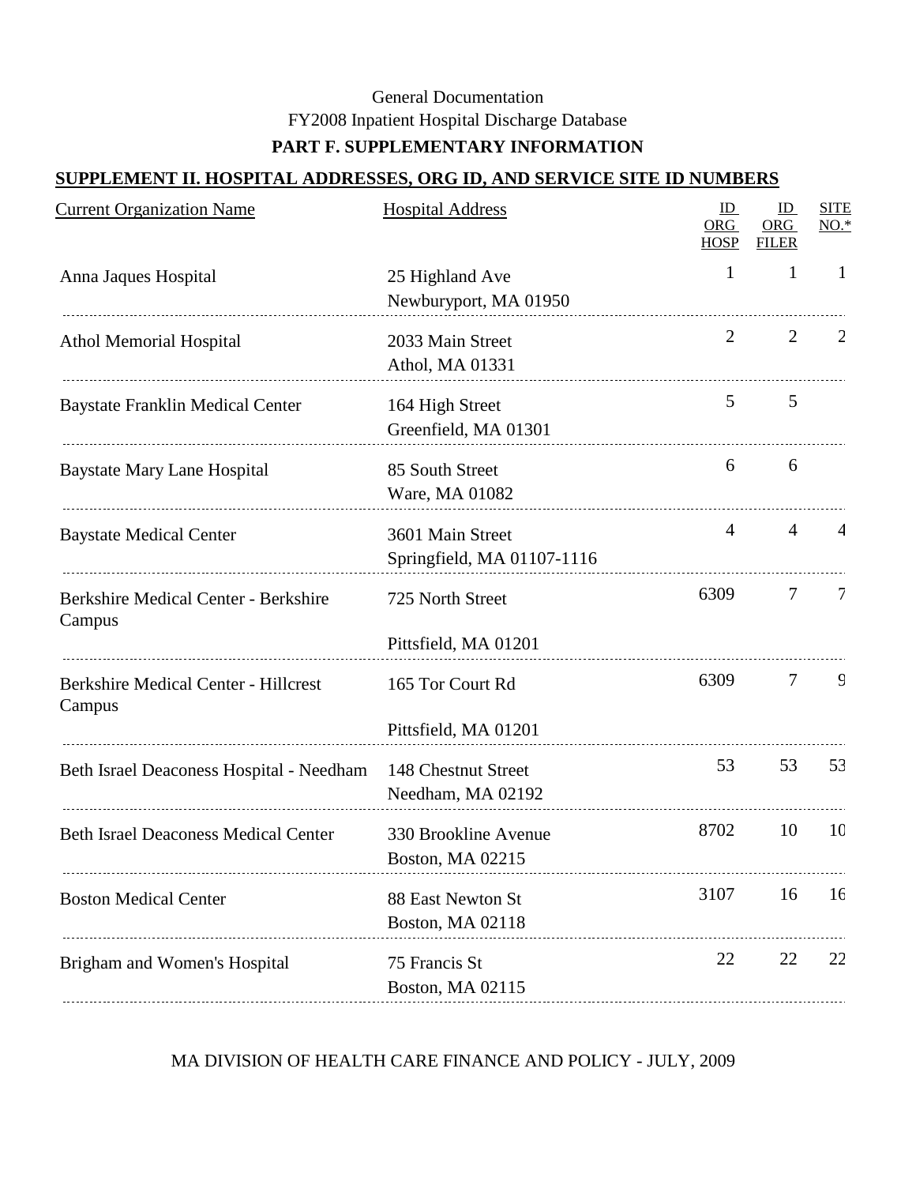General Documentation

FY2008 Inpatient Hospital Discharge Database

## PART F. SUPPLEMENTARY INFORMATION

### SUPPLEMENT II. HOSPITAL ADDRESSES, ORG ID, AND SERVICE SITE ID NUMBERS

| Current Organization Name | Hospital Address | ID ORG HOSP | ID ORG FILER | SITE NO.* |
|---|---|---|---|---|
| Anna Jaques Hospital | 25 Highland Ave<br>Newburyport, MA 01950 | 1 | 1 | 1 |
| Athol Memorial Hospital | 2033 Main Street<br>Athol, MA 01331 | 2 | 2 | 2 |
| Baystate Franklin Medical Center | 164 High Street<br>Greenfield, MA 01301 | 5 | 5 | |
| Baystate Mary Lane Hospital | 85 South Street<br>Ware, MA 01082 | 6 | 6 | |
| Baystate Medical Center | 3601 Main Street<br>Springfield, MA 01107-1116 | 4 | 4 | 4 |
| Berkshire Medical Center - Berkshire Campus | 725 North Street<br>Pittsfield, MA 01201 | 6309 | 7 | 7 |
| Berkshire Medical Center - Hillcrest Campus | 165 Tor Court Rd<br>Pittsfield, MA 01201 | 6309 | 7 | 9 |
| Beth Israel Deaconess Hospital - Needham | 148 Chestnut Street<br>Needham, MA 02192 | 53 | 53 | 53 |
| Beth Israel Deaconess Medical Center | 330 Brookline Avenue<br>Boston, MA 02215 | 8702 | 10 | 10 |
| Boston Medical Center | 88 East Newton St<br>Boston, MA 02118 | 3107 | 16 | 16 |
| Brigham and Women's Hospital | 75 Francis St<br>Boston, MA 02115 | 22 | 22 | 22 |

MA DIVISION OF HEALTH CARE FINANCE AND POLICY - JULY, 2009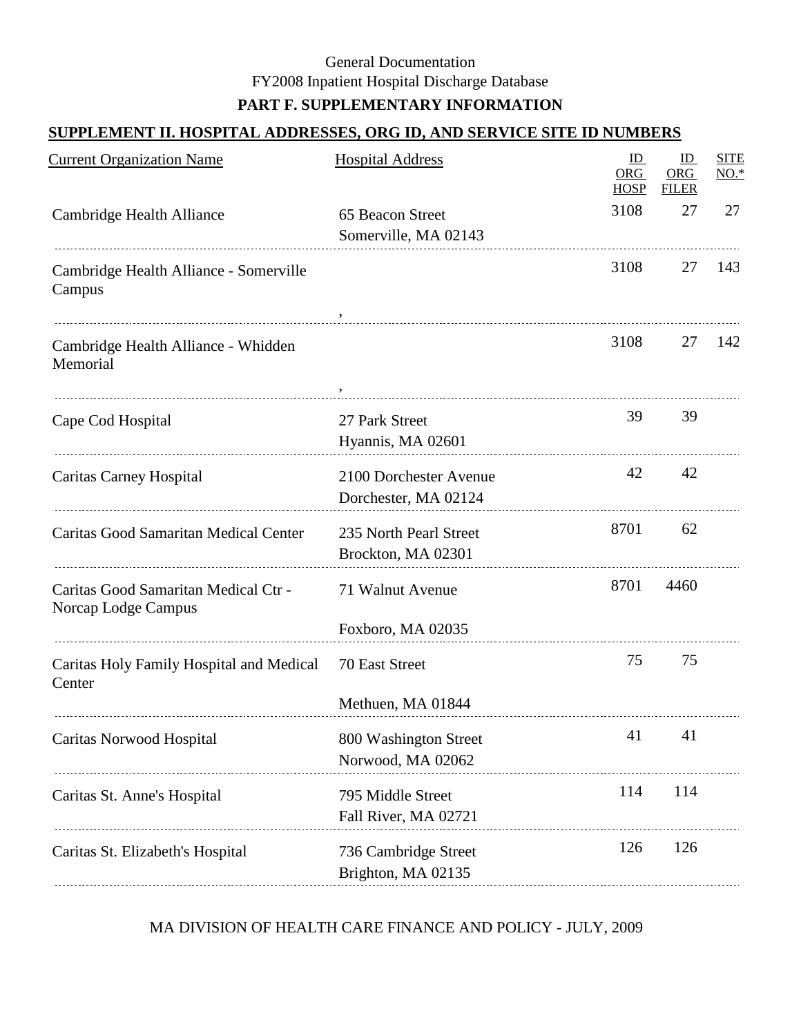General Documentation
FY2008 Inpatient Hospital Discharge Database

## PART F. SUPPLEMENTARY INFORMATION

### SUPPLEMENT II. HOSPITAL ADDRESSES, ORG ID, AND SERVICE SITE ID NUMBERS

| Current Organization Name | Hospital Address | ID ORG HOSP | ID ORG FILER | SITE NO.* |
|---|---|---|---|---|
| Cambridge Health Alliance | 65 Beacon Street<br>Somerville, MA 02143 | 3108 | 27 | 27 |
| Cambridge Health Alliance - Somerville Campus | , | 3108 | 27 | 143 |
| Cambridge Health Alliance - Whidden Memorial | , | 3108 | 27 | 142 |
| Cape Cod Hospital | 27 Park Street<br>Hyannis, MA 02601 | 39 | 39 | |
| Caritas Carney Hospital | 2100 Dorchester Avenue<br>Dorchester, MA 02124 | 42 | 42 | |
| Caritas Good Samaritan Medical Center | 235 North Pearl Street<br>Brockton, MA 02301 | 8701 | 62 | |
| Caritas Good Samaritan Medical Ctr - Norcap Lodge Campus | 71 Walnut Avenue<br>Foxboro, MA 02035 | 8701 | 4460 | |
| Caritas Holy Family Hospital and Medical Center | 70 East Street<br>Methuen, MA 01844 | 75 | 75 | |
| Caritas Norwood Hospital | 800 Washington Street<br>Norwood, MA 02062 | 41 | 41 | |
| Caritas St. Anne's Hospital | 795 Middle Street<br>Fall River, MA 02721 | 114 | 114 | |
| Caritas St. Elizabeth's Hospital | 736 Cambridge Street<br>Brighton, MA 02135 | 126 | 126 | |

MA DIVISION OF HEALTH CARE FINANCE AND POLICY - JULY, 2009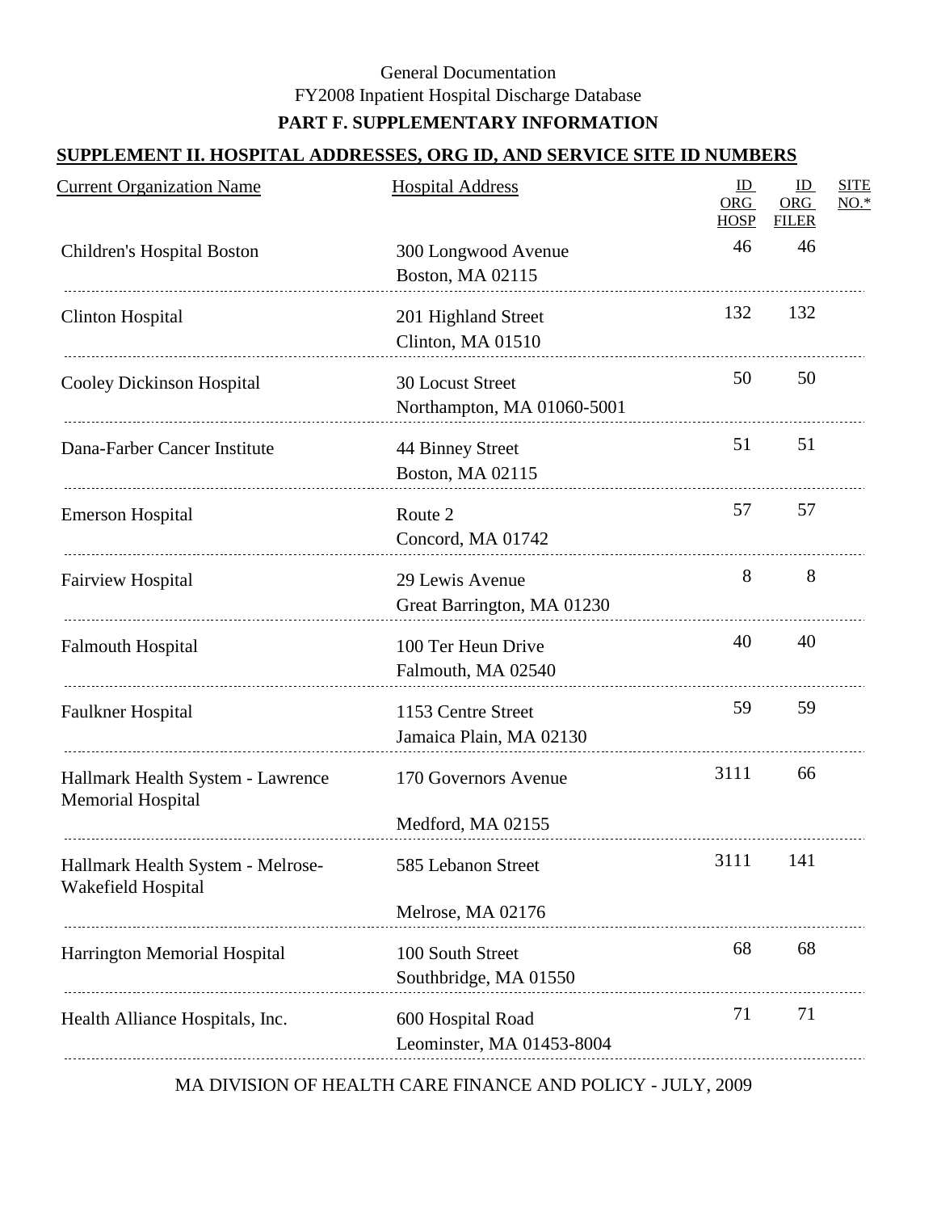General Documentation
FY2008 Inpatient Hospital Discharge Database

**PART F. SUPPLEMENTARY INFORMATION**

## SUPPLEMENT II. HOSPITAL ADDRESSES, ORG ID, AND SERVICE SITE ID NUMBERS

| Current Organization Name | Hospital Address | ID ORG HOSP | ID ORG FILER | SITE NO.* |
|---|---|---|---|---|
| Children's Hospital Boston | 300 Longwood Avenue<br>Boston, MA 02115 | 46 | 46 | |
| Clinton Hospital | 201 Highland Street<br>Clinton, MA 01510 | 132 | 132 | |
| Cooley Dickinson Hospital | 30 Locust Street<br>Northampton, MA 01060-5001 | 50 | 50 | |
| Dana-Farber Cancer Institute | 44 Binney Street<br>Boston, MA 02115 | 51 | 51 | |
| Emerson Hospital | Route 2<br>Concord, MA 01742 | 57 | 57 | |
| Fairview Hospital | 29 Lewis Avenue<br>Great Barrington, MA 01230 | 8 | 8 | |
| Falmouth Hospital | 100 Ter Heun Drive<br>Falmouth, MA 02540 | 40 | 40 | |
| Faulkner Hospital | 1153 Centre Street<br>Jamaica Plain, MA 02130 | 59 | 59 | |
| Hallmark Health System - Lawrence Memorial Hospital | 170 Governors Avenue<br>Medford, MA 02155 | 3111 | 66 | |
| Hallmark Health System - Melrose-Wakefield Hospital | 585 Lebanon Street<br>Melrose, MA 02176 | 3111 | 141 | |
| Harrington Memorial Hospital | 100 South Street<br>Southbridge, MA 01550 | 68 | 68 | |
| Health Alliance Hospitals, Inc. | 600 Hospital Road<br>Leominster, MA 01453-8004 | 71 | 71 | |

MA DIVISION OF HEALTH CARE FINANCE AND POLICY - JULY, 2009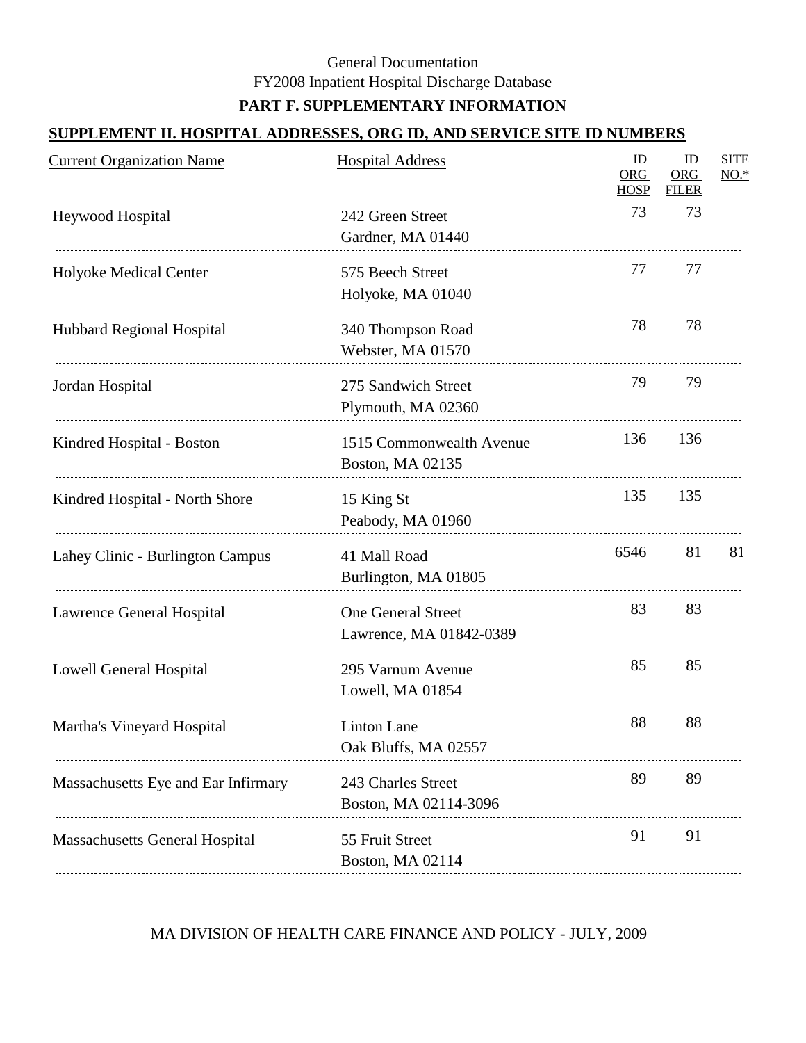General Documentation

FY2008 Inpatient Hospital Discharge Database

**PART F. SUPPLEMENTARY INFORMATION**

## SUPPLEMENT II. HOSPITAL ADDRESSES, ORG ID, AND SERVICE SITE ID NUMBERS

| Current Organization Name | Hospital Address | ID ORG HOSP | ID ORG FILER | SITE NO.* |
|---|---|---|---|---|
| Heywood Hospital | 242 Green Street<br>Gardner, MA 01440 | 73 | 73 | |
| Holyoke Medical Center | 575 Beech Street<br>Holyoke, MA 01040 | 77 | 77 | |
| Hubbard Regional Hospital | 340 Thompson Road<br>Webster, MA 01570 | 78 | 78 | |
| Jordan Hospital | 275 Sandwich Street<br>Plymouth, MA 02360 | 79 | 79 | |
| Kindred Hospital - Boston | 1515 Commonwealth Avenue<br>Boston, MA 02135 | 136 | 136 | |
| Kindred Hospital - North Shore | 15 King St<br>Peabody, MA 01960 | 135 | 135 | |
| Lahey Clinic - Burlington Campus | 41 Mall Road<br>Burlington, MA 01805 | 6546 | 81 | 81 |
| Lawrence General Hospital | One General Street<br>Lawrence, MA 01842-0389 | 83 | 83 | |
| Lowell General Hospital | 295 Varnum Avenue<br>Lowell, MA 01854 | 85 | 85 | |
| Martha's Vineyard Hospital | Linton Lane<br>Oak Bluffs, MA 02557 | 88 | 88 | |
| Massachusetts Eye and Ear Infirmary | 243 Charles Street<br>Boston, MA 02114-3096 | 89 | 89 | |
| Massachusetts General Hospital | 55 Fruit Street<br>Boston, MA 02114 | 91 | 91 | |

MA DIVISION OF HEALTH CARE FINANCE AND POLICY - JULY, 2009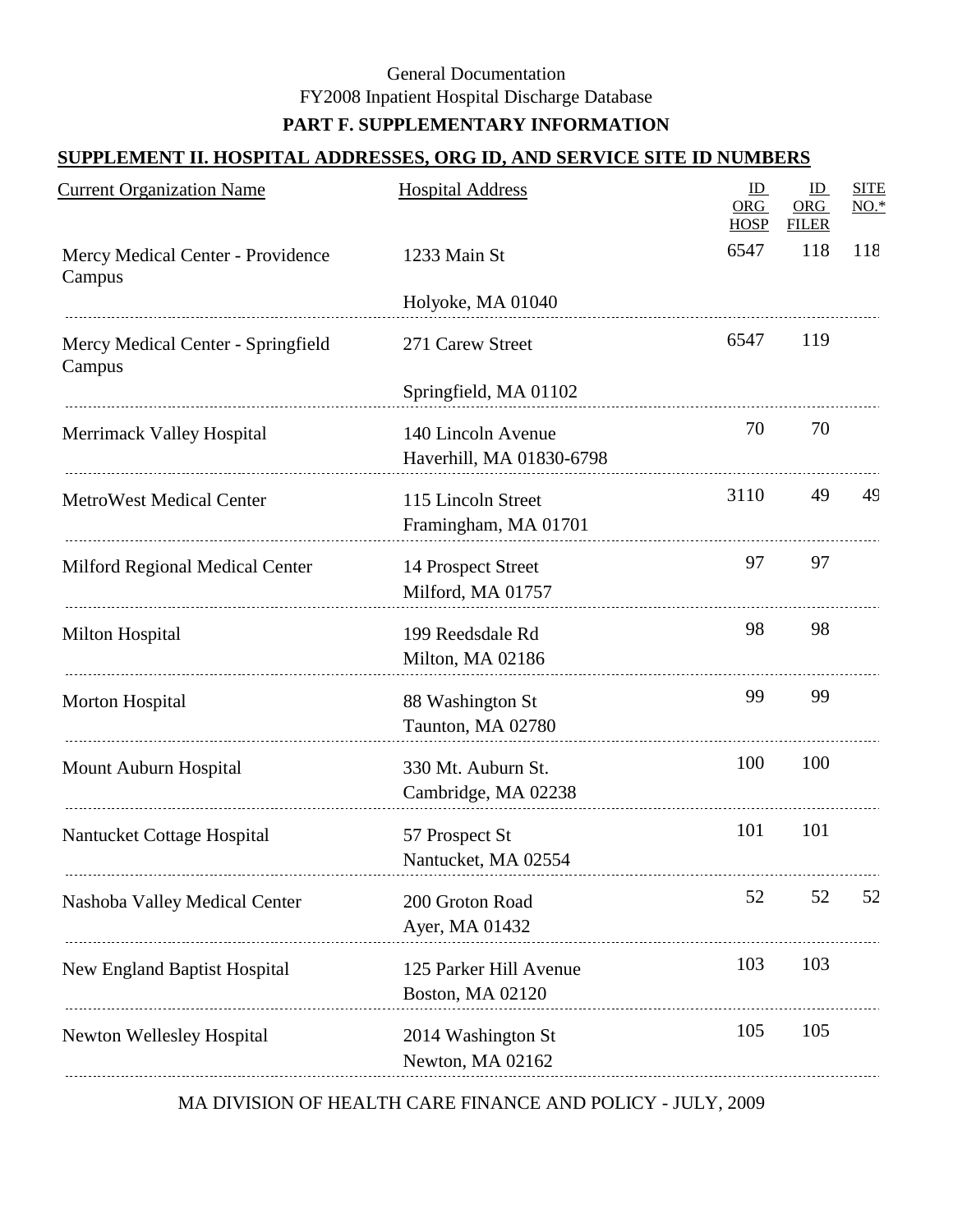General Documentation
FY2008 Inpatient Hospital Discharge Database

**PART F. SUPPLEMENTARY INFORMATION**

## SUPPLEMENT II. HOSPITAL ADDRESSES, ORG ID, AND SERVICE SITE ID NUMBERS

| Current Organization Name | Hospital Address | ID ORG HOSP | ID ORG FILER | SITE NO.* |
|---|---|---|---|---|
| Mercy Medical Center - Providence Campus | 1233 Main St<br>Holyoke, MA 01040 | 6547 | 118 | 118 |
| Mercy Medical Center - Springfield Campus | 271 Carew Street<br>Springfield, MA 01102 | 6547 | 119 | |
| Merrimack Valley Hospital | 140 Lincoln Avenue<br>Haverhill, MA 01830-6798 | 70 | 70 | |
| MetroWest Medical Center | 115 Lincoln Street<br>Framingham, MA 01701 | 3110 | 49 | 49 |
| Milford Regional Medical Center | 14 Prospect Street<br>Milford, MA 01757 | 97 | 97 | |
| Milton Hospital | 199 Reedsdale Rd<br>Milton, MA 02186 | 98 | 98 | |
| Morton Hospital | 88 Washington St<br>Taunton, MA 02780 | 99 | 99 | |
| Mount Auburn Hospital | 330 Mt. Auburn St.<br>Cambridge, MA 02238 | 100 | 100 | |
| Nantucket Cottage Hospital | 57 Prospect St<br>Nantucket, MA 02554 | 101 | 101 | |
| Nashoba Valley Medical Center | 200 Groton Road<br>Ayer, MA 01432 | 52 | 52 | 52 |
| New England Baptist Hospital | 125 Parker Hill Avenue<br>Boston, MA 02120 | 103 | 103 | |
| Newton Wellesley Hospital | 2014 Washington St<br>Newton, MA 02162 | 105 | 105 | |

MA DIVISION OF HEALTH CARE FINANCE AND POLICY - JULY, 2009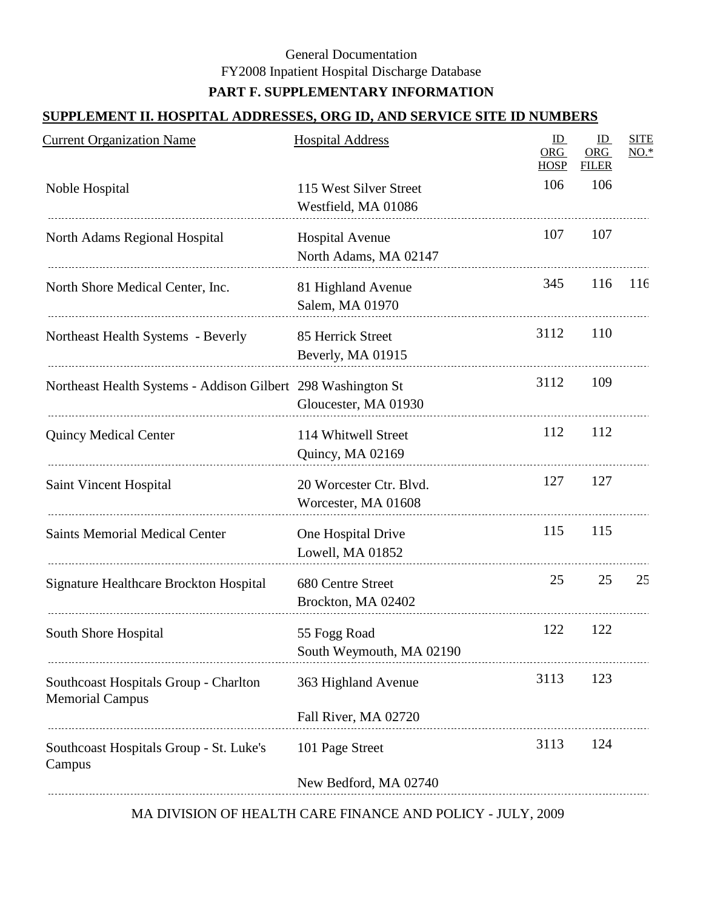General Documentation
FY2008 Inpatient Hospital Discharge Database

**PART F. SUPPLEMENTARY INFORMATION**

## SUPPLEMENT II. HOSPITAL ADDRESSES, ORG ID, AND SERVICE SITE ID NUMBERS

| Current Organization Name | Hospital Address | ID ORG HOSP | ID ORG FILER | SITE NO.* |
|---|---|---|---|---|
| Noble Hospital | 115 West Silver Street Westfield, MA 01086 | 106 | 106 | |
| North Adams Regional Hospital | Hospital Avenue North Adams, MA 02147 | 107 | 107 | |
| North Shore Medical Center, Inc. | 81 Highland Avenue Salem, MA 01970 | 345 | 116 | 116 |
| Northeast Health Systems - Beverly | 85 Herrick Street Beverly, MA 01915 | 3112 | 110 | |
| Northeast Health Systems - Addison Gilbert | 298 Washington St Gloucester, MA 01930 | 3112 | 109 | |
| Quincy Medical Center | 114 Whitwell Street Quincy, MA 02169 | 112 | 112 | |
| Saint Vincent Hospital | 20 Worcester Ctr. Blvd. Worcester, MA 01608 | 127 | 127 | |
| Saints Memorial Medical Center | One Hospital Drive Lowell, MA 01852 | 115 | 115 | |
| Signature Healthcare Brockton Hospital | 680 Centre Street Brockton, MA 02402 | 25 | 25 | 25 |
| South Shore Hospital | 55 Fogg Road South Weymouth, MA 02190 | 122 | 122 | |
| Southcoast Hospitals Group - Charlton Memorial Campus | 363 Highland Avenue Fall River, MA 02720 | 3113 | 123 | |
| Southcoast Hospitals Group - St. Luke's Campus | 101 Page Street New Bedford, MA 02740 | 3113 | 124 | |

MA DIVISION OF HEALTH CARE FINANCE AND POLICY - JULY, 2009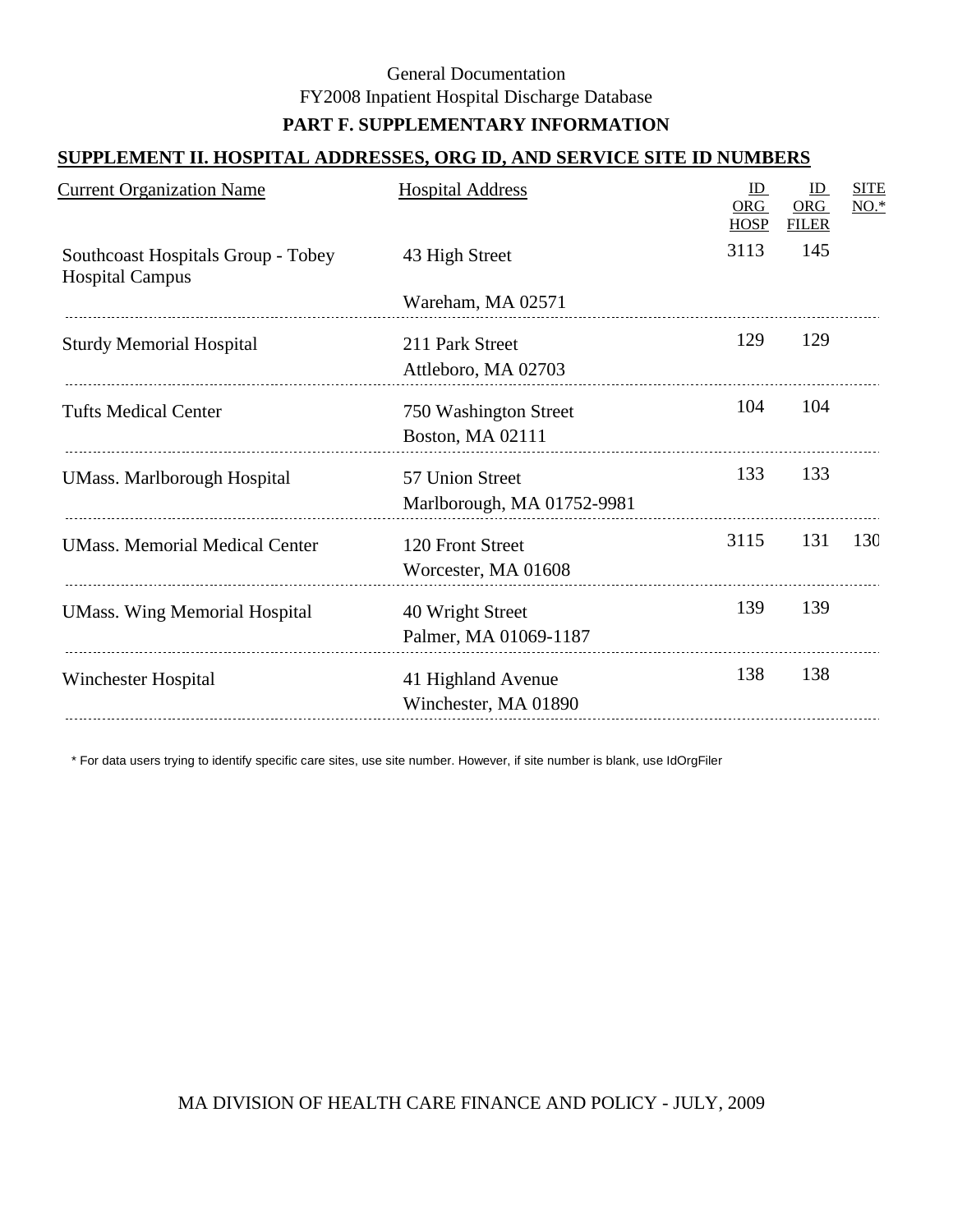General Documentation

FY2008 Inpatient Hospital Discharge Database

**PART F. SUPPLEMENTARY INFORMATION**

## SUPPLEMENT II. HOSPITAL ADDRESSES, ORG ID, AND SERVICE SITE ID NUMBERS

| Current Organization Name | Hospital Address | ID ORG HOSP | ID ORG FILER | SITE NO.* |
|---|---|---|---|---|
| Southcoast Hospitals Group - Tobey Hospital Campus | 43 High Street<br>Wareham, MA 02571 | 3113 | 145 | |
| Sturdy Memorial Hospital | 211 Park Street<br>Attleboro, MA 02703 | 129 | 129 | |
| Tufts Medical Center | 750 Washington Street<br>Boston, MA 02111 | 104 | 104 | |
| UMass. Marlborough Hospital | 57 Union Street<br>Marlborough, MA 01752-9981 | 133 | 133 | |
| UMass. Memorial Medical Center | 120 Front Street<br>Worcester, MA 01608 | 3115 | 131 | 130 |
| UMass. Wing Memorial Hospital | 40 Wright Street<br>Palmer, MA 01069-1187 | 139 | 139 | |
| Winchester Hospital | 41 Highland Avenue<br>Winchester, MA 01890 | 138 | 138 | |

* For data users trying to identify specific care sites, use site number. However, if site number is blank, use IdOrgFiler

MA DIVISION OF HEALTH CARE FINANCE AND POLICY - JULY, 2009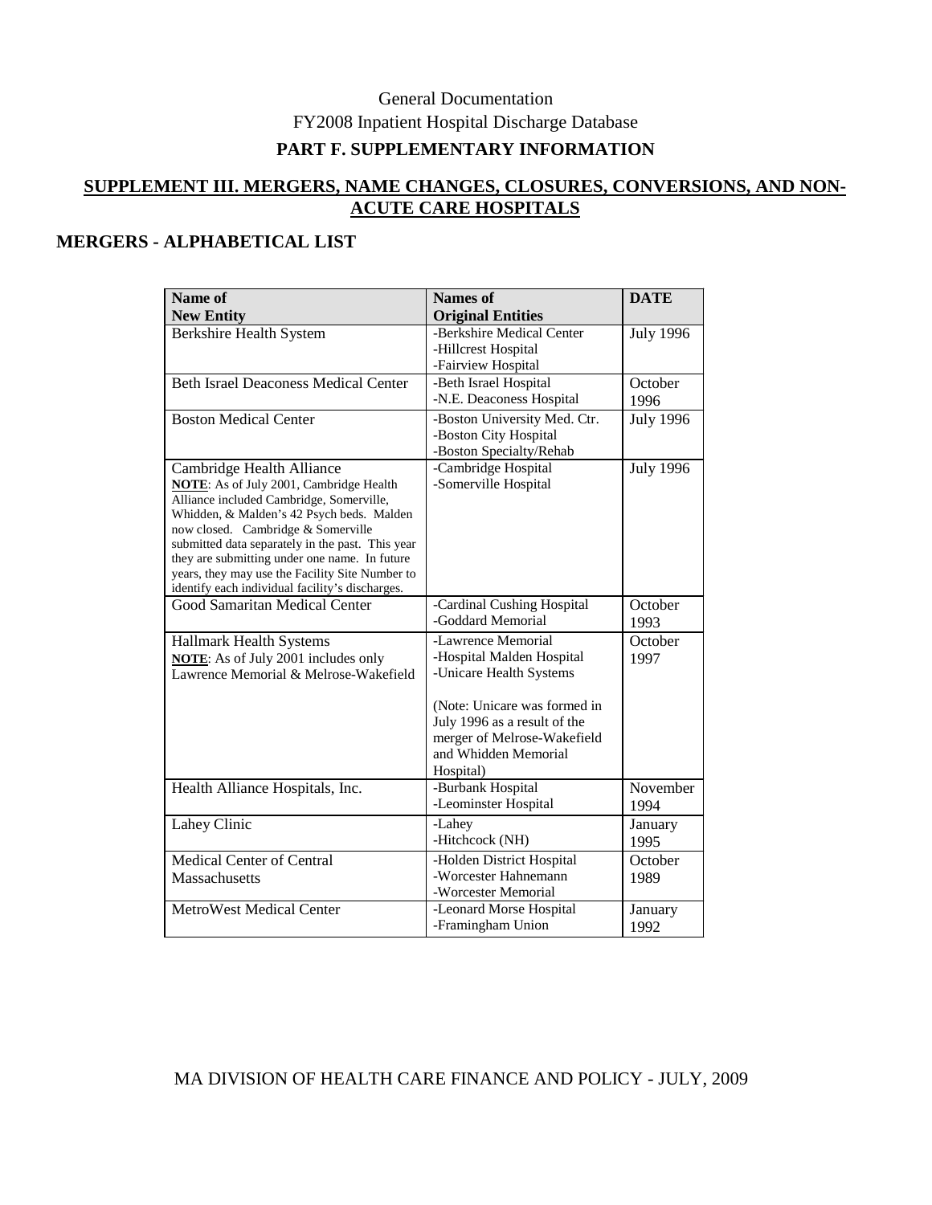General Documentation

FY2008 Inpatient Hospital Discharge Database

## PART F. SUPPLEMENTARY INFORMATION

## SUPPLEMENT III. MERGERS, NAME CHANGES, CLOSURES, CONVERSIONS, AND NON-ACUTE CARE HOSPITALS

### MERGERS - ALPHABETICAL LIST

| Name of New Entity | Names of Original Entities | DATE |
|---|---|---|
| Berkshire Health System | -Berkshire Medical Center<br>-Hillcrest Hospital<br>-Fairview Hospital | July 1996 |
| Beth Israel Deaconess Medical Center | -Beth Israel Hospital<br>-N.E. Deaconess Hospital | October 1996 |
| Boston Medical Center | -Boston University Med. Ctr.<br>-Boston City Hospital<br>-Boston Specialty/Rehab | July 1996 |
| Cambridge Health Alliance<br>**NOTE**: As of July 2001, Cambridge Health Alliance included Cambridge, Somerville, Whidden, & Malden's 42 Psych beds. Malden now closed. Cambridge & Somerville submitted data separately in the past. This year they are submitting under one name. In future years, they may use the Facility Site Number to identify each individual facility's discharges. | -Cambridge Hospital<br>-Somerville Hospital | July 1996 |
| Good Samaritan Medical Center | -Cardinal Cushing Hospital<br>-Goddard Memorial | October 1993 |
| Hallmark Health Systems<br>**NOTE**: As of July 2001 includes only Lawrence Memorial & Melrose-Wakefield | -Lawrence Memorial<br>-Hospital Malden Hospital<br>-Unicare Health Systems<br><br>(Note: Unicare was formed in July 1996 as a result of the merger of Melrose-Wakefield and Whidden Memorial Hospital) | October 1997 |
| Health Alliance Hospitals, Inc. | -Burbank Hospital<br>-Leominster Hospital | November 1994 |
| Lahey Clinic | -Lahey<br>-Hitchcock (NH) | January 1995 |
| Medical Center of Central Massachusetts | -Holden District Hospital<br>-Worcester Hahnemann<br>-Worcester Memorial | October 1989 |
| MetroWest Medical Center | -Leonard Morse Hospital<br>-Framingham Union | January 1992 |

MA DIVISION OF HEALTH CARE FINANCE AND POLICY - JULY, 2009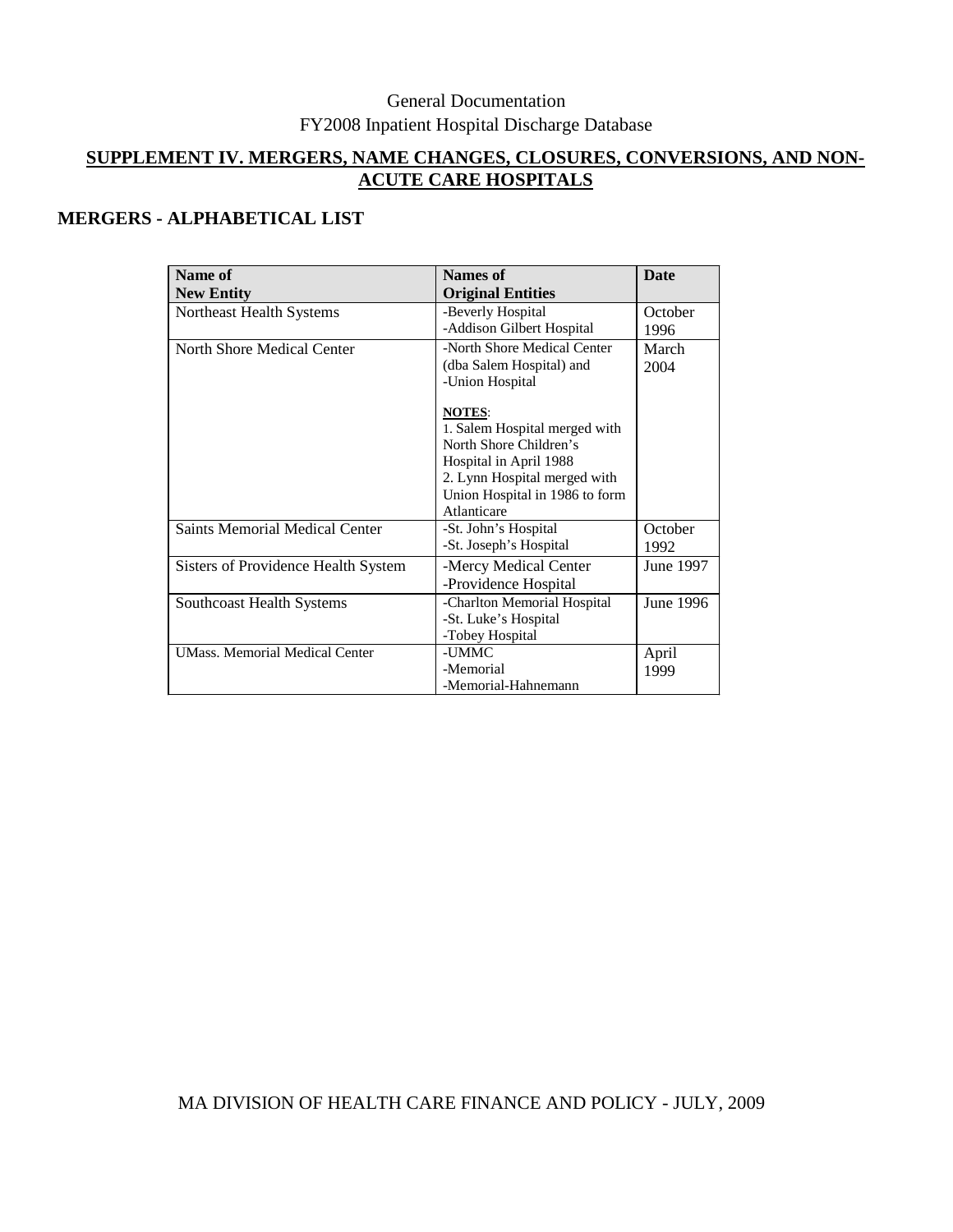General Documentation
FY2008 Inpatient Hospital Discharge Database

## SUPPLEMENT IV. MERGERS, NAME CHANGES, CLOSURES, CONVERSIONS, AND NON-ACUTE CARE HOSPITALS

### MERGERS - ALPHABETICAL LIST

| Name of New Entity | Names of Original Entities | Date |
|---|---|---|
| Northeast Health Systems | -Beverly Hospital<br>-Addison Gilbert Hospital | October 1996 |
| North Shore Medical Center | -North Shore Medical Center (dba Salem Hospital) and<br>-Union Hospital<br><br>**NOTES**:<br>1. Salem Hospital merged with North Shore Children's Hospital in April 1988<br>2. Lynn Hospital merged with Union Hospital in 1986 to form Atlanticare | March 2004 |
| Saints Memorial Medical Center | -St. John's Hospital<br>-St. Joseph's Hospital | October 1992 |
| Sisters of Providence Health System | -Mercy Medical Center<br>-Providence Hospital | June 1997 |
| Southcoast Health Systems | -Charlton Memorial Hospital<br>-St. Luke's Hospital<br>-Tobey Hospital | June 1996 |
| UMass. Memorial Medical Center | -UMMC<br>-Memorial<br>-Memorial-Hahnemann | April 1999 |

MA DIVISION OF HEALTH CARE FINANCE AND POLICY - JULY, 2009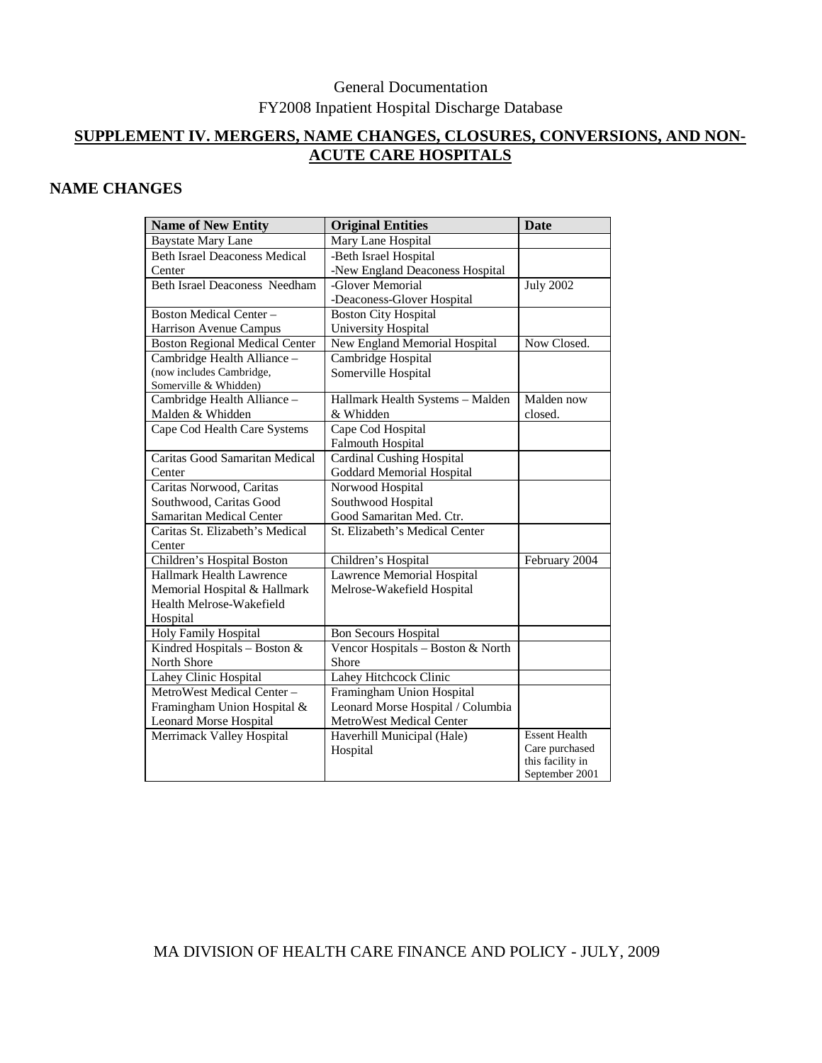General Documentation
FY2008 Inpatient Hospital Discharge Database

## SUPPLEMENT IV. MERGERS, NAME CHANGES, CLOSURES, CONVERSIONS, AND NON-ACUTE CARE HOSPITALS

### NAME CHANGES

| Name of New Entity | Original Entities | Date |
|---|---|---|
| Baystate Mary Lane | Mary Lane Hospital | |
| Beth Israel Deaconess Medical Center | -Beth Israel Hospital<br>-New England Deaconess Hospital | |
| Beth Israel Deaconess Needham | -Glover Memorial<br>-Deaconess-Glover Hospital | July 2002 |
| Boston Medical Center – Harrison Avenue Campus | Boston City Hospital<br>University Hospital | |
| Boston Regional Medical Center | New England Memorial Hospital | Now Closed. |
| Cambridge Health Alliance – (now includes Cambridge, Somerville & Whidden) | Cambridge Hospital<br>Somerville Hospital | |
| Cambridge Health Alliance – Malden & Whidden | Hallmark Health Systems – Malden & Whidden | Malden now closed. |
| Cape Cod Health Care Systems | Cape Cod Hospital<br>Falmouth Hospital | |
| Caritas Good Samaritan Medical Center | Cardinal Cushing Hospital<br>Goddard Memorial Hospital | |
| Caritas Norwood, Caritas Southwood, Caritas Good Samaritan Medical Center | Norwood Hospital<br>Southwood Hospital<br>Good Samaritan Med. Ctr. | |
| Caritas St. Elizabeth's Medical Center | St. Elizabeth's Medical Center | |
| Children's Hospital Boston | Children's Hospital | February 2004 |
| Hallmark Health Lawrence Memorial Hospital & Hallmark Health Melrose-Wakefield Hospital | Lawrence Memorial Hospital<br>Melrose-Wakefield Hospital | |
| Holy Family Hospital | Bon Secours Hospital | |
| Kindred Hospitals – Boston & North Shore | Vencor Hospitals – Boston & North Shore | |
| Lahey Clinic Hospital | Lahey Hitchcock Clinic | |
| MetroWest Medical Center – Framingham Union Hospital & Leonard Morse Hospital | Framingham Union Hospital<br>Leonard Morse Hospital / Columbia MetroWest Medical Center | |
| Merrimack Valley Hospital | Haverhill Municipal (Hale) Hospital | Essent Health Care purchased this facility in September 2001 |

MA DIVISION OF HEALTH CARE FINANCE AND POLICY - JULY, 2009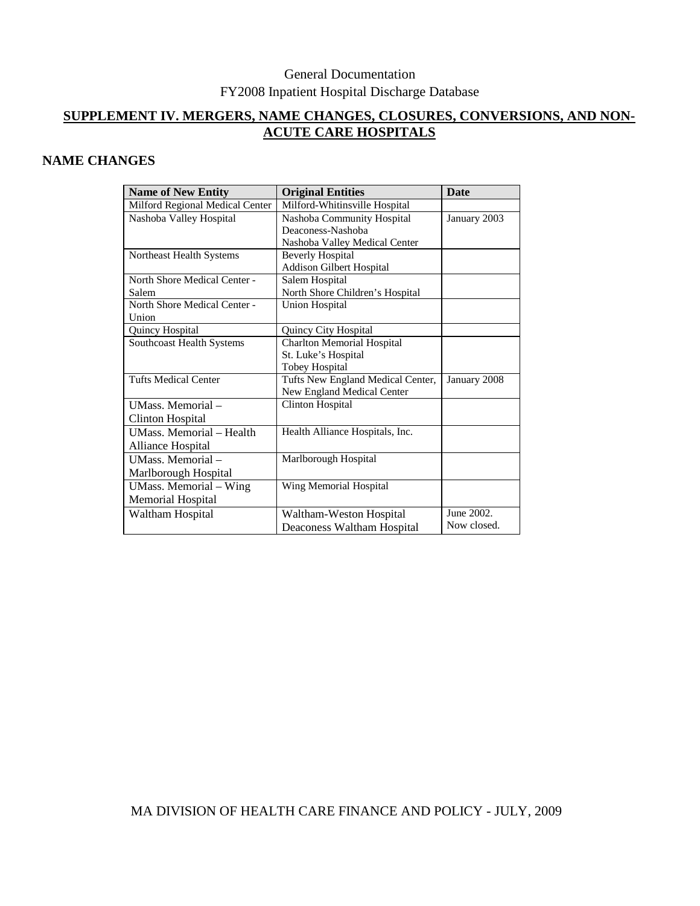General Documentation
FY2008 Inpatient Hospital Discharge Database

## SUPPLEMENT IV. MERGERS, NAME CHANGES, CLOSURES, CONVERSIONS, AND NON-ACUTE CARE HOSPITALS

### NAME CHANGES

| Name of New Entity | Original Entities | Date |
|---|---|---|
| Milford Regional Medical Center | Milford-Whitinsville Hospital | |
| Nashoba Valley Hospital | Nashoba Community Hospital<br>Deaconess-Nashoba<br>Nashoba Valley Medical Center | January 2003 |
| Northeast Health Systems | Beverly Hospital<br>Addison Gilbert Hospital | |
| North Shore Medical Center - Salem | Salem Hospital<br>North Shore Children's Hospital | |
| North Shore Medical Center - Union | Union Hospital | |
| Quincy Hospital | Quincy City Hospital | |
| Southcoast Health Systems | Charlton Memorial Hospital<br>St. Luke's Hospital<br>Tobey Hospital | |
| Tufts Medical Center | Tufts New England Medical Center,<br>New England Medical Center | January 2008 |
| UMass. Memorial – Clinton Hospital | Clinton Hospital | |
| UMass. Memorial – Health Alliance Hospital | Health Alliance Hospitals, Inc. | |
| UMass. Memorial – Marlborough Hospital | Marlborough Hospital | |
| UMass. Memorial – Wing Memorial Hospital | Wing Memorial Hospital | |
| Waltham Hospital | Waltham-Weston Hospital<br>Deaconess Waltham Hospital | June 2002.<br>Now closed. |

MA DIVISION OF HEALTH CARE FINANCE AND POLICY - JULY, 2009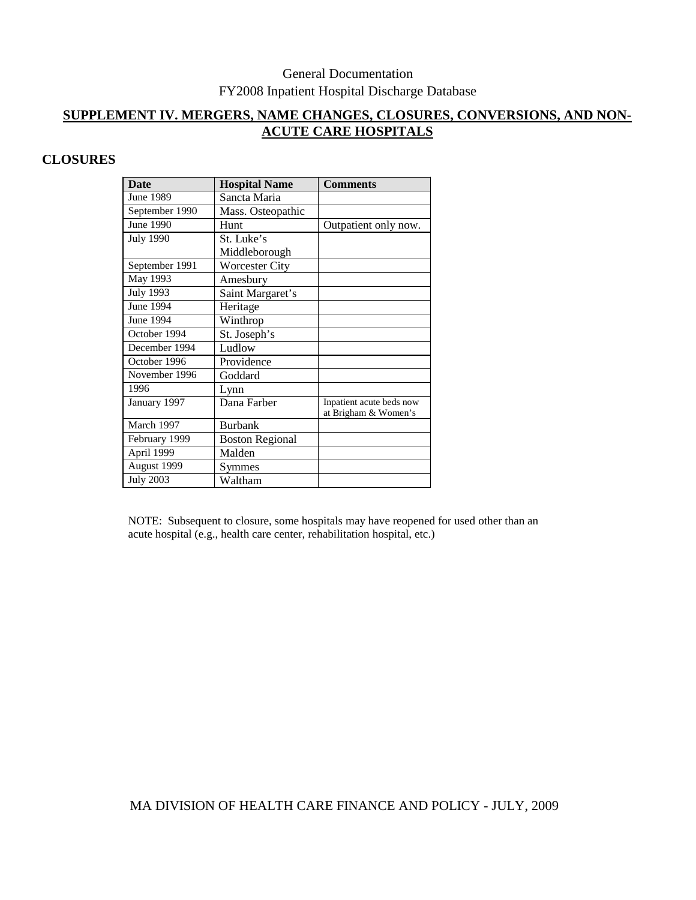General Documentation
FY2008 Inpatient Hospital Discharge Database

## SUPPLEMENT IV. MERGERS, NAME CHANGES, CLOSURES, CONVERSIONS, AND NON-ACUTE CARE HOSPITALS

### CLOSURES

| Date | Hospital Name | Comments |
|---|---|---|
| June 1989 | Sancta Maria | |
| September 1990 | Mass. Osteopathic | |
| June 1990 | Hunt | Outpatient only now. |
| July 1990 | St. Luke's Middleborough | |
| September 1991 | Worcester City | |
| May 1993 | Amesbury | |
| July 1993 | Saint Margaret's | |
| June 1994 | Heritage | |
| June 1994 | Winthrop | |
| October 1994 | St. Joseph's | |
| December 1994 | Ludlow | |
| October 1996 | Providence | |
| November 1996 | Goddard | |
| 1996 | Lynn | |
| January 1997 | Dana Farber | Inpatient acute beds now at Brigham & Women's |
| March 1997 | Burbank | |
| February 1999 | Boston Regional | |
| April 1999 | Malden | |
| August 1999 | Symmes | |
| July 2003 | Waltham | |

NOTE: Subsequent to closure, some hospitals may have reopened for used other than an acute hospital (e.g., health care center, rehabilitation hospital, etc.)

MA DIVISION OF HEALTH CARE FINANCE AND POLICY - JULY, 2009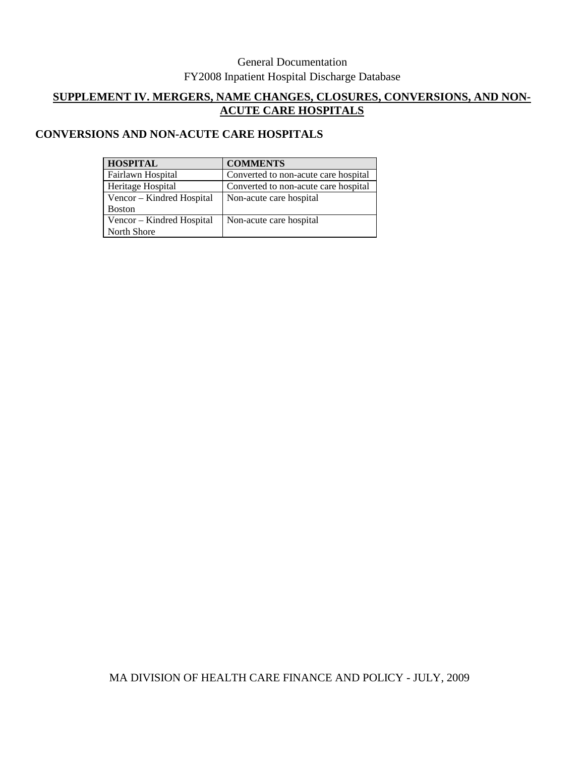## SUPPLEMENT IV. MERGERS, NAME CHANGES, CLOSURES, CONVERSIONS, AND NON-ACUTE CARE HOSPITALS

### CONVERSIONS AND NON-ACUTE CARE HOSPITALS

| HOSPITAL | COMMENTS |
|---|---|
| Fairlawn Hospital | Converted to non-acute care hospital |
| Heritage Hospital | Converted to non-acute care hospital |
| Vencor – Kindred Hospital Boston | Non-acute care hospital |
| Vencor – Kindred Hospital North Shore | Non-acute care hospital |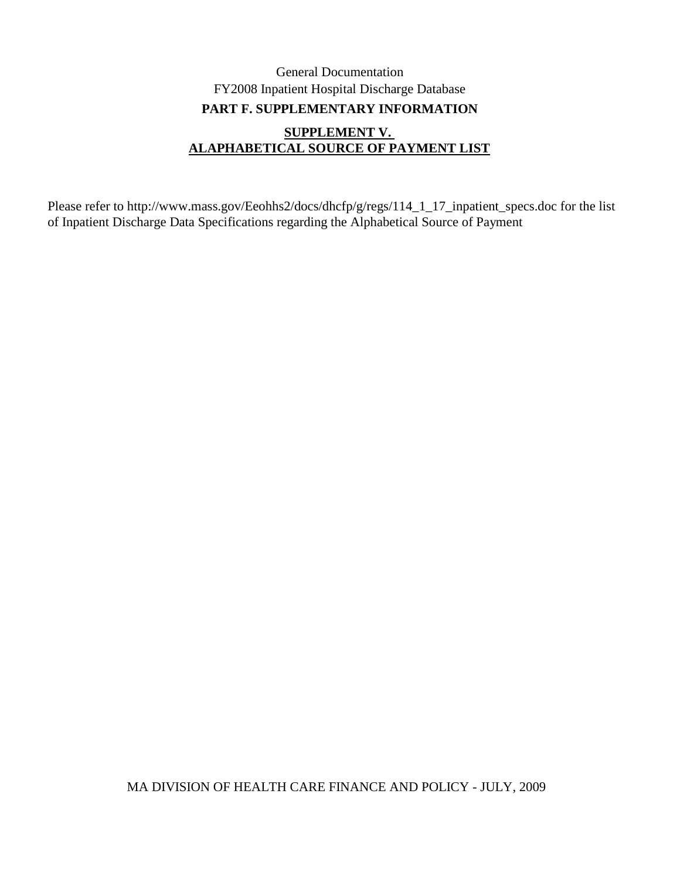General Documentation

FY2008 Inpatient Hospital Discharge Database

**PART F. SUPPLEMENTARY INFORMATION**

## SUPPLEMENT V. ALAPHABETICAL SOURCE OF PAYMENT LIST

Please refer to http://www.mass.gov/Eeohhs2/docs/dhcfp/g/regs/114_1_17_inpatient_specs.doc for the list of Inpatient Discharge Data Specifications regarding the Alphabetical Source of Payment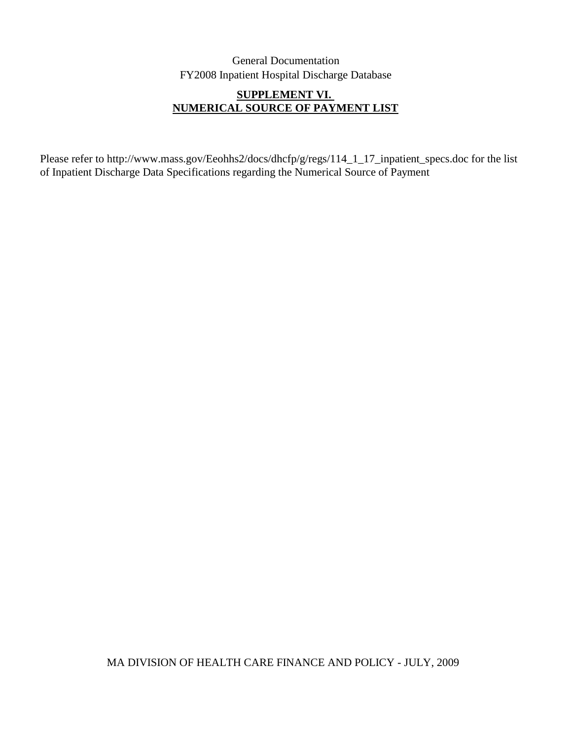## SUPPLEMENT VI.
## NUMERICAL SOURCE OF PAYMENT LIST

Please refer to http://www.mass.gov/Eeohhs2/docs/dhcfp/g/regs/114_1_17_inpatient_specs.doc for the list of Inpatient Discharge Data Specifications regarding the Numerical Source of Payment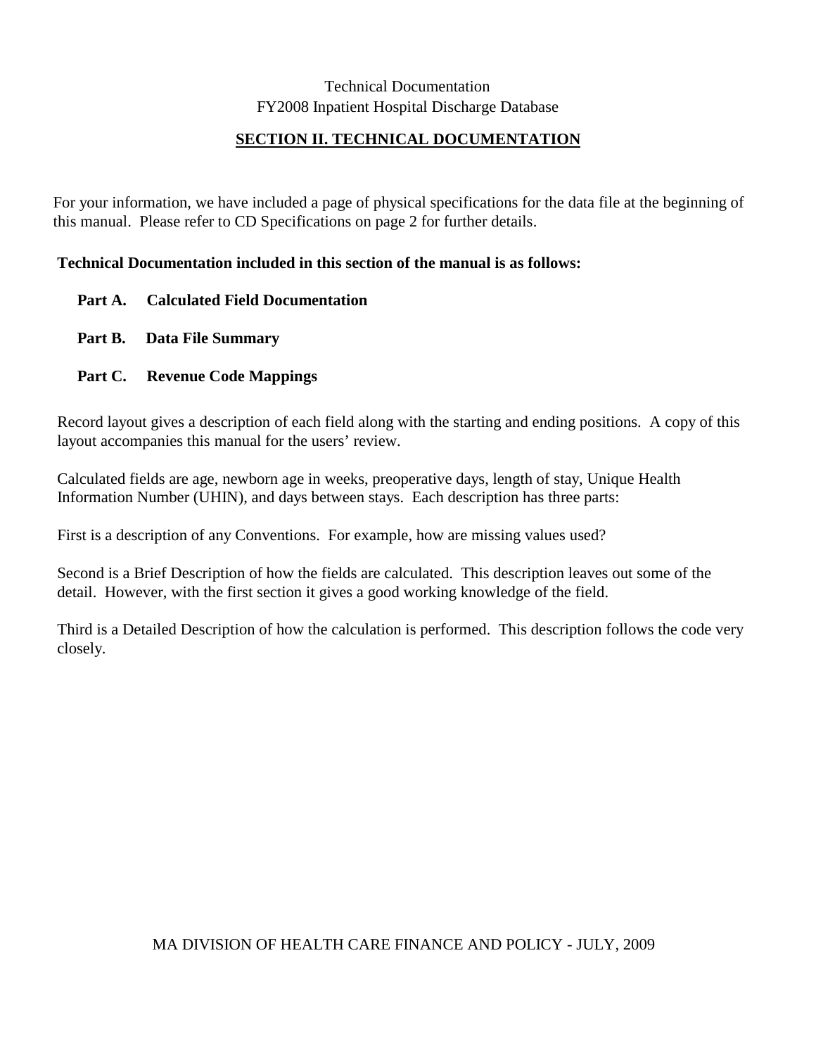## SECTION II. TECHNICAL DOCUMENTATION

For your information, we have included a page of physical specifications for the data file at the beginning of this manual. Please refer to CD Specifications on page 2 for further details.

**Technical Documentation included in this section of the manual is as follows:**

**Part A. Calculated Field Documentation**

**Part B. Data File Summary**

**Part C. Revenue Code Mappings**

Record layout gives a description of each field along with the starting and ending positions. A copy of this layout accompanies this manual for the users' review.

Calculated fields are age, newborn age in weeks, preoperative days, length of stay, Unique Health Information Number (UHIN), and days between stays. Each description has three parts:

First is a description of any Conventions. For example, how are missing values used?

Second is a Brief Description of how the fields are calculated. This description leaves out some of the detail. However, with the first section it gives a good working knowledge of the field.

Third is a Detailed Description of how the calculation is performed. This description follows the code very closely.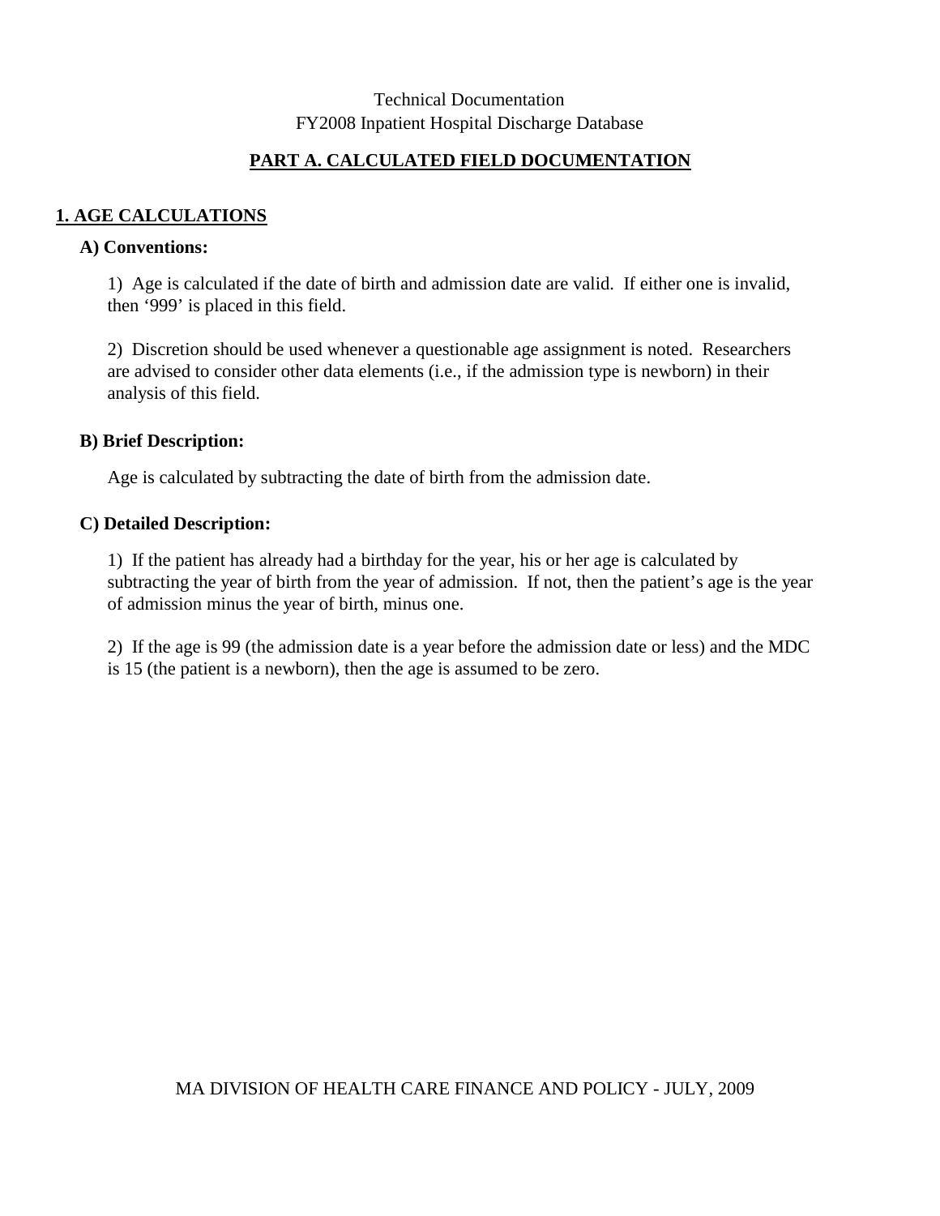Technical Documentation
FY2008 Inpatient Hospital Discharge Database

## PART A. CALCULATED FIELD DOCUMENTATION

### 1. AGE CALCULATIONS

**A) Conventions:**

1) Age is calculated if the date of birth and admission date are valid. If either one is invalid, then '999' is placed in this field.

2) Discretion should be used whenever a questionable age assignment is noted. Researchers are advised to consider other data elements (i.e., if the admission type is newborn) in their analysis of this field.

**B) Brief Description:**

Age is calculated by subtracting the date of birth from the admission date.

**C) Detailed Description:**

1) If the patient has already had a birthday for the year, his or her age is calculated by subtracting the year of birth from the year of admission. If not, then the patient's age is the year of admission minus the year of birth, minus one.

2) If the age is 99 (the admission date is a year before the admission date or less) and the MDC is 15 (the patient is a newborn), then the age is assumed to be zero.

MA DIVISION OF HEALTH CARE FINANCE AND POLICY - JULY, 2009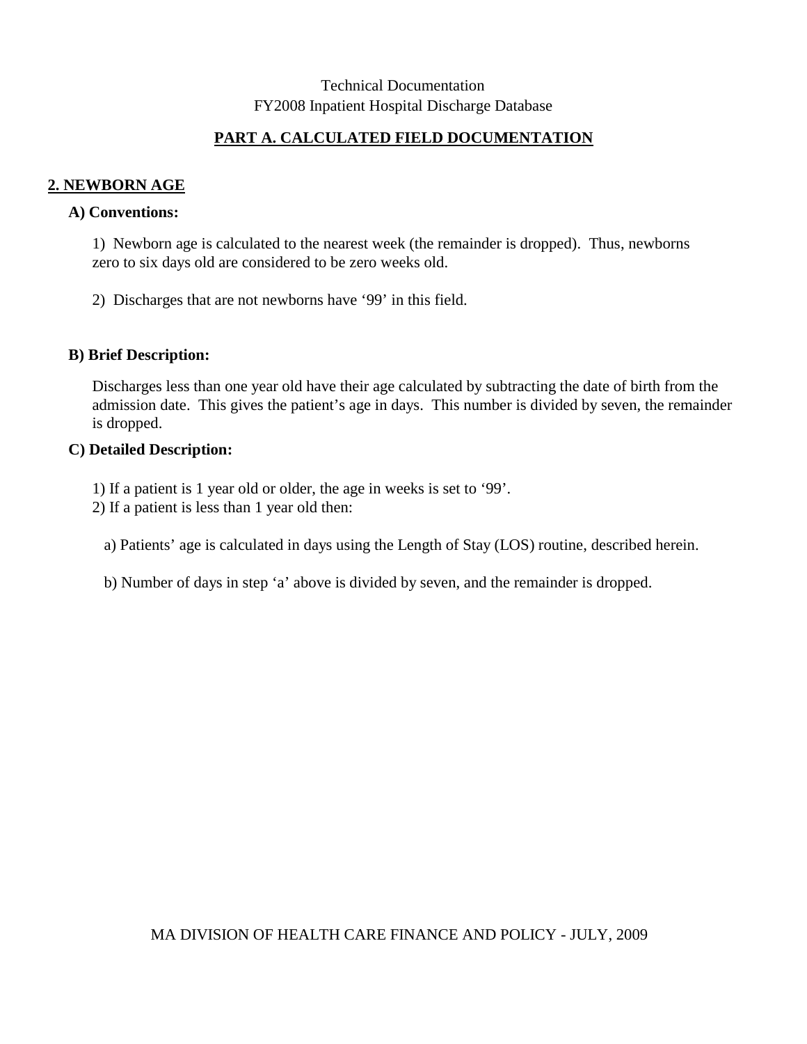Technical Documentation
FY2008 Inpatient Hospital Discharge Database

## PART A. CALCULATED FIELD DOCUMENTATION

### 2. NEWBORN AGE

**A) Conventions:**

1) Newborn age is calculated to the nearest week (the remainder is dropped). Thus, newborns zero to six days old are considered to be zero weeks old.

2) Discharges that are not newborns have '99' in this field.

**B) Brief Description:**

Discharges less than one year old have their age calculated by subtracting the date of birth from the admission date. This gives the patient's age in days. This number is divided by seven, the remainder is dropped.

**C) Detailed Description:**

1) If a patient is 1 year old or older, the age in weeks is set to '99'.
2) If a patient is less than 1 year old then:

a) Patients' age is calculated in days using the Length of Stay (LOS) routine, described herein.

b) Number of days in step 'a' above is divided by seven, and the remainder is dropped.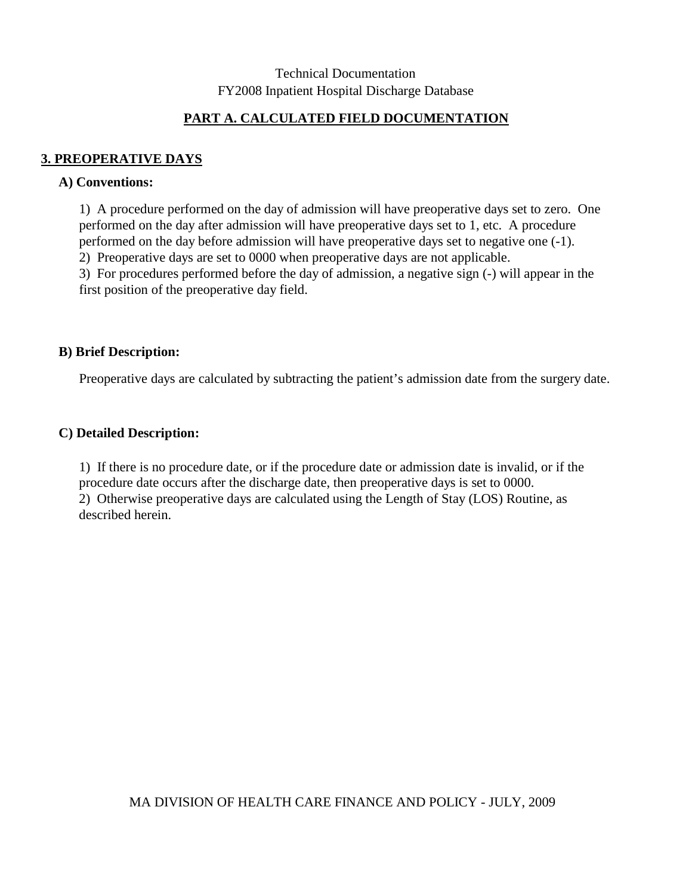Technical Documentation
FY2008 Inpatient Hospital Discharge Database

## PART A. CALCULATED FIELD DOCUMENTATION

### 3. PREOPERATIVE DAYS

**A) Conventions:**

1) A procedure performed on the day of admission will have preoperative days set to zero. One performed on the day after admission will have preoperative days set to 1, etc. A procedure performed on the day before admission will have preoperative days set to negative one (-1).
2) Preoperative days are set to 0000 when preoperative days are not applicable.
3) For procedures performed before the day of admission, a negative sign (-) will appear in the first position of the preoperative day field.

**B) Brief Description:**

Preoperative days are calculated by subtracting the patient's admission date from the surgery date.

**C) Detailed Description:**

1) If there is no procedure date, or if the procedure date or admission date is invalid, or if the procedure date occurs after the discharge date, then preoperative days is set to 0000.
2) Otherwise preoperative days are calculated using the Length of Stay (LOS) Routine, as described herein.

MA DIVISION OF HEALTH CARE FINANCE AND POLICY - JULY, 2009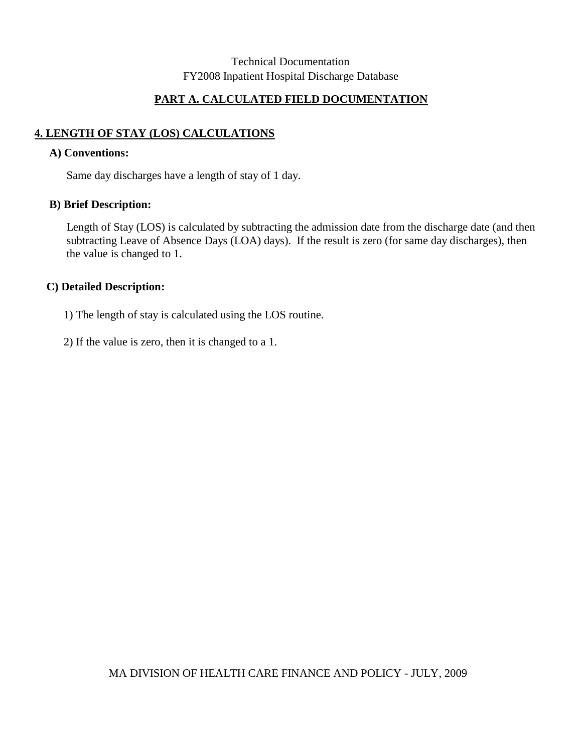Technical Documentation
FY2008 Inpatient Hospital Discharge Database

## PART A. CALCULATED FIELD DOCUMENTATION

### 4. LENGTH OF STAY (LOS) CALCULATIONS

**A) Conventions:**

Same day discharges have a length of stay of 1 day.

**B) Brief Description:**

Length of Stay (LOS) is calculated by subtracting the admission date from the discharge date (and then subtracting Leave of Absence Days (LOA) days). If the result is zero (for same day discharges), then the value is changed to 1.

**C) Detailed Description:**

1) The length of stay is calculated using the LOS routine.

2) If the value is zero, then it is changed to a 1.

MA DIVISION OF HEALTH CARE FINANCE AND POLICY - JULY, 2009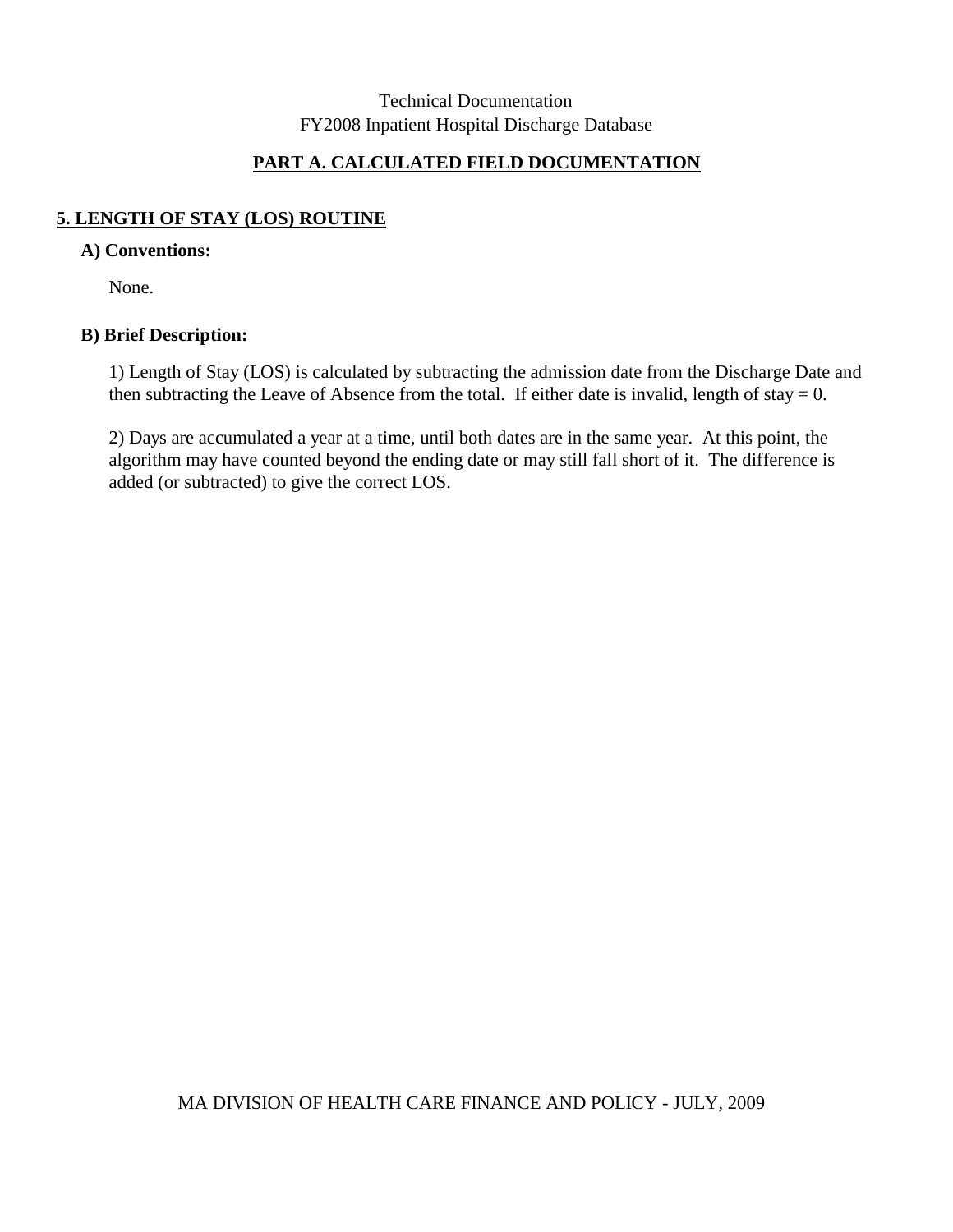Technical Documentation
FY2008 Inpatient Hospital Discharge Database

## PART A. CALCULATED FIELD DOCUMENTATION

### 5. LENGTH OF STAY (LOS) ROUTINE

**A) Conventions:**

None.

**B) Brief Description:**

1) Length of Stay (LOS) is calculated by subtracting the admission date from the Discharge Date and then subtracting the Leave of Absence from the total. If either date is invalid, length of stay = 0.

2) Days are accumulated a year at a time, until both dates are in the same year. At this point, the algorithm may have counted beyond the ending date or may still fall short of it. The difference is added (or subtracted) to give the correct LOS.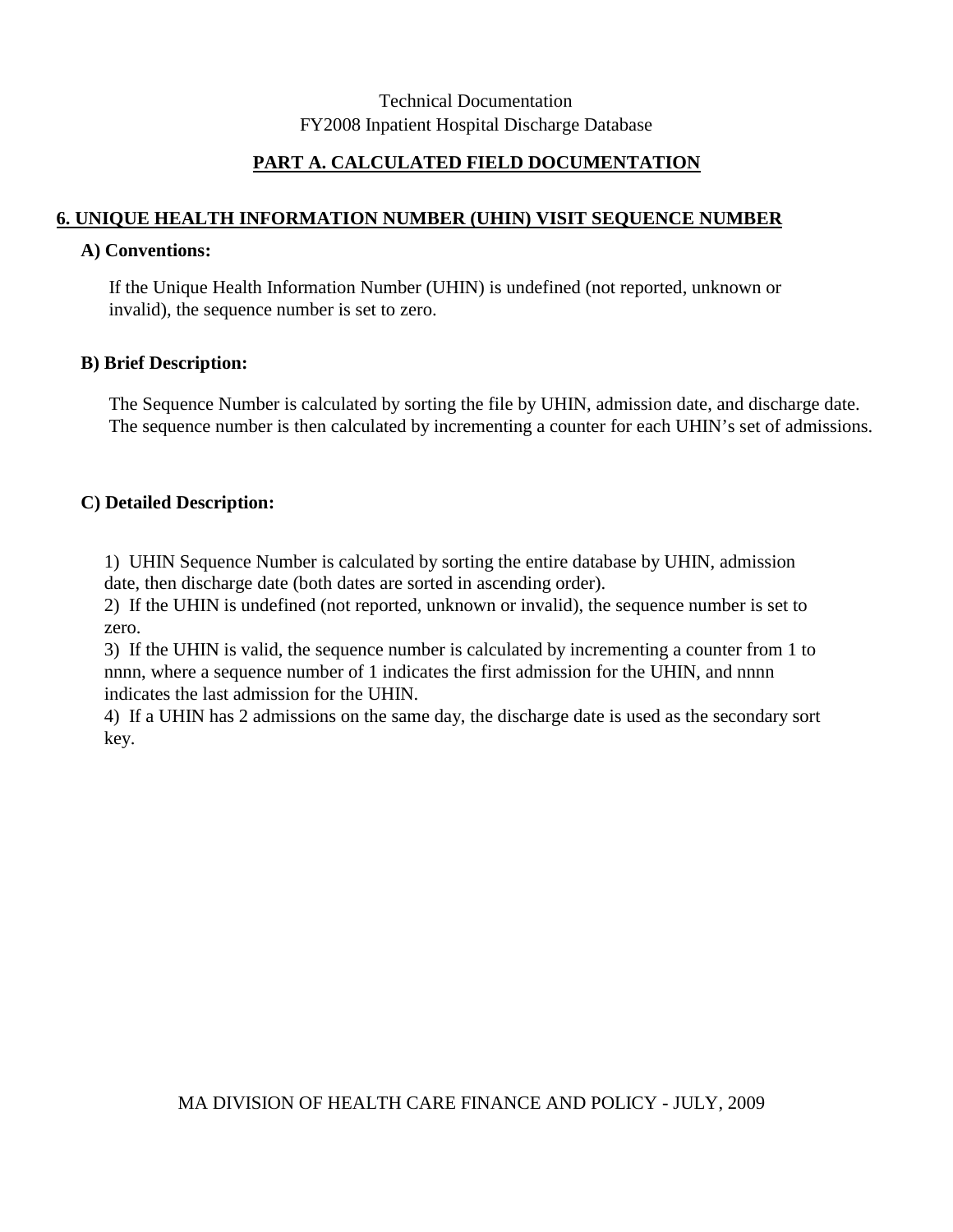Technical Documentation
FY2008 Inpatient Hospital Discharge Database

## PART A. CALCULATED FIELD DOCUMENTATION

### 6. UNIQUE HEALTH INFORMATION NUMBER (UHIN) VISIT SEQUENCE NUMBER

**A) Conventions:**

If the Unique Health Information Number (UHIN) is undefined (not reported, unknown or invalid), the sequence number is set to zero.

**B) Brief Description:**

The Sequence Number is calculated by sorting the file by UHIN, admission date, and discharge date. The sequence number is then calculated by incrementing a counter for each UHIN's set of admissions.

**C) Detailed Description:**

1) UHIN Sequence Number is calculated by sorting the entire database by UHIN, admission date, then discharge date (both dates are sorted in ascending order).
2) If the UHIN is undefined (not reported, unknown or invalid), the sequence number is set to zero.
3) If the UHIN is valid, the sequence number is calculated by incrementing a counter from 1 to nnnn, where a sequence number of 1 indicates the first admission for the UHIN, and nnnn indicates the last admission for the UHIN.
4) If a UHIN has 2 admissions on the same day, the discharge date is used as the secondary sort key.

MA DIVISION OF HEALTH CARE FINANCE AND POLICY - JULY, 2009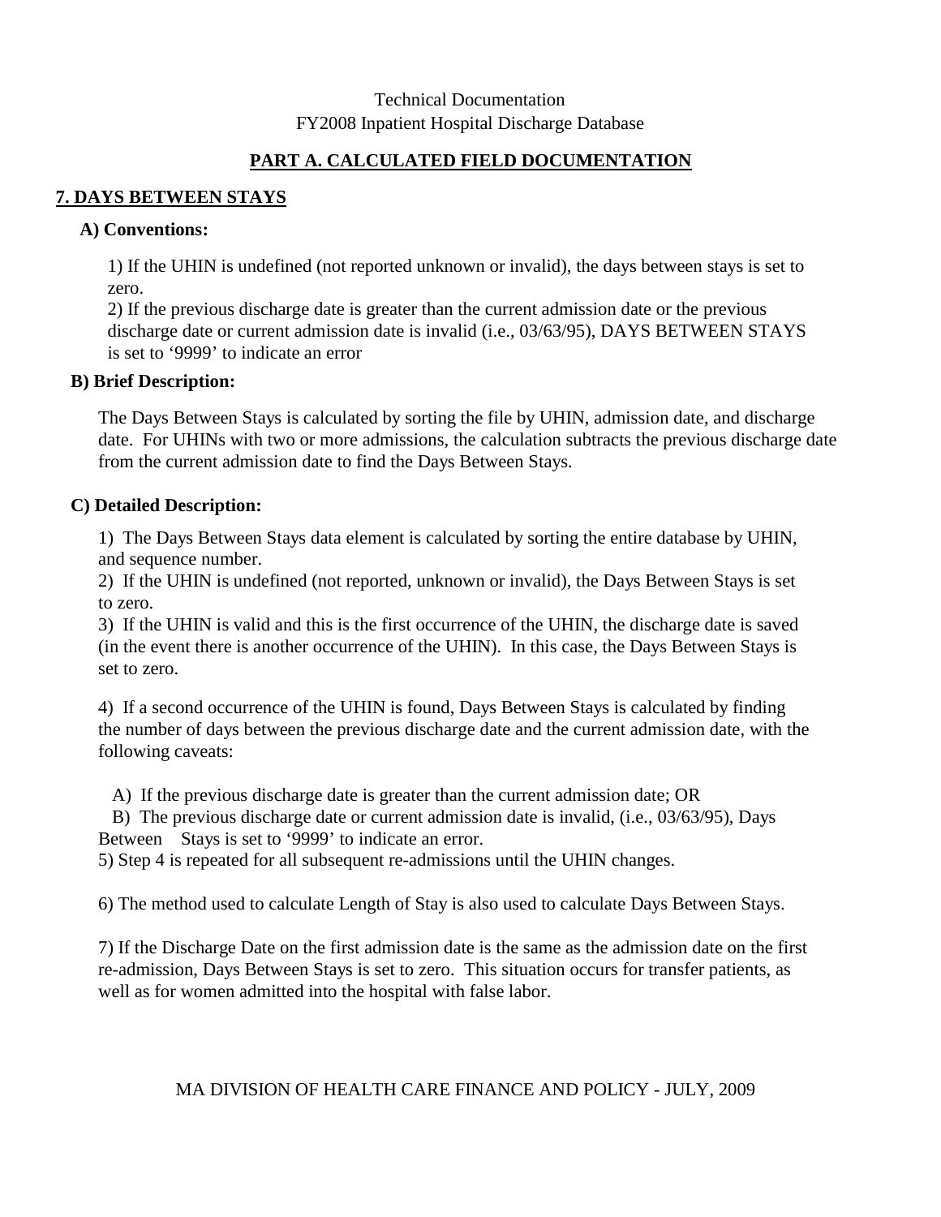Technical Documentation
FY2008 Inpatient Hospital Discharge Database

## PART A. CALCULATED FIELD DOCUMENTATION

### 7. DAYS BETWEEN STAYS

**A) Conventions:**

1) If the UHIN is undefined (not reported unknown or invalid), the days between stays is set to zero.
2) If the previous discharge date is greater than the current admission date or the previous discharge date or current admission date is invalid (i.e., 03/63/95), DAYS BETWEEN STAYS is set to '9999' to indicate an error

**B) Brief Description:**

The Days Between Stays is calculated by sorting the file by UHIN, admission date, and discharge date. For UHINs with two or more admissions, the calculation subtracts the previous discharge date from the current admission date to find the Days Between Stays.

**C) Detailed Description:**

1) The Days Between Stays data element is calculated by sorting the entire database by UHIN, and sequence number.
2) If the UHIN is undefined (not reported, unknown or invalid), the Days Between Stays is set to zero.
3) If the UHIN is valid and this is the first occurrence of the UHIN, the discharge date is saved (in the event there is another occurrence of the UHIN). In this case, the Days Between Stays is set to zero.

4) If a second occurrence of the UHIN is found, Days Between Stays is calculated by finding the number of days between the previous discharge date and the current admission date, with the following caveats:

A) If the previous discharge date is greater than the current admission date; OR
B) The previous discharge date or current admission date is invalid, (i.e., 03/63/95), Days Between Stays is set to '9999' to indicate an error.

5) Step 4 is repeated for all subsequent re-admissions until the UHIN changes.

6) The method used to calculate Length of Stay is also used to calculate Days Between Stays.

7) If the Discharge Date on the first admission date is the same as the admission date on the first re-admission, Days Between Stays is set to zero. This situation occurs for transfer patients, as well as for women admitted into the hospital with false labor.

MA DIVISION OF HEALTH CARE FINANCE AND POLICY - JULY, 2009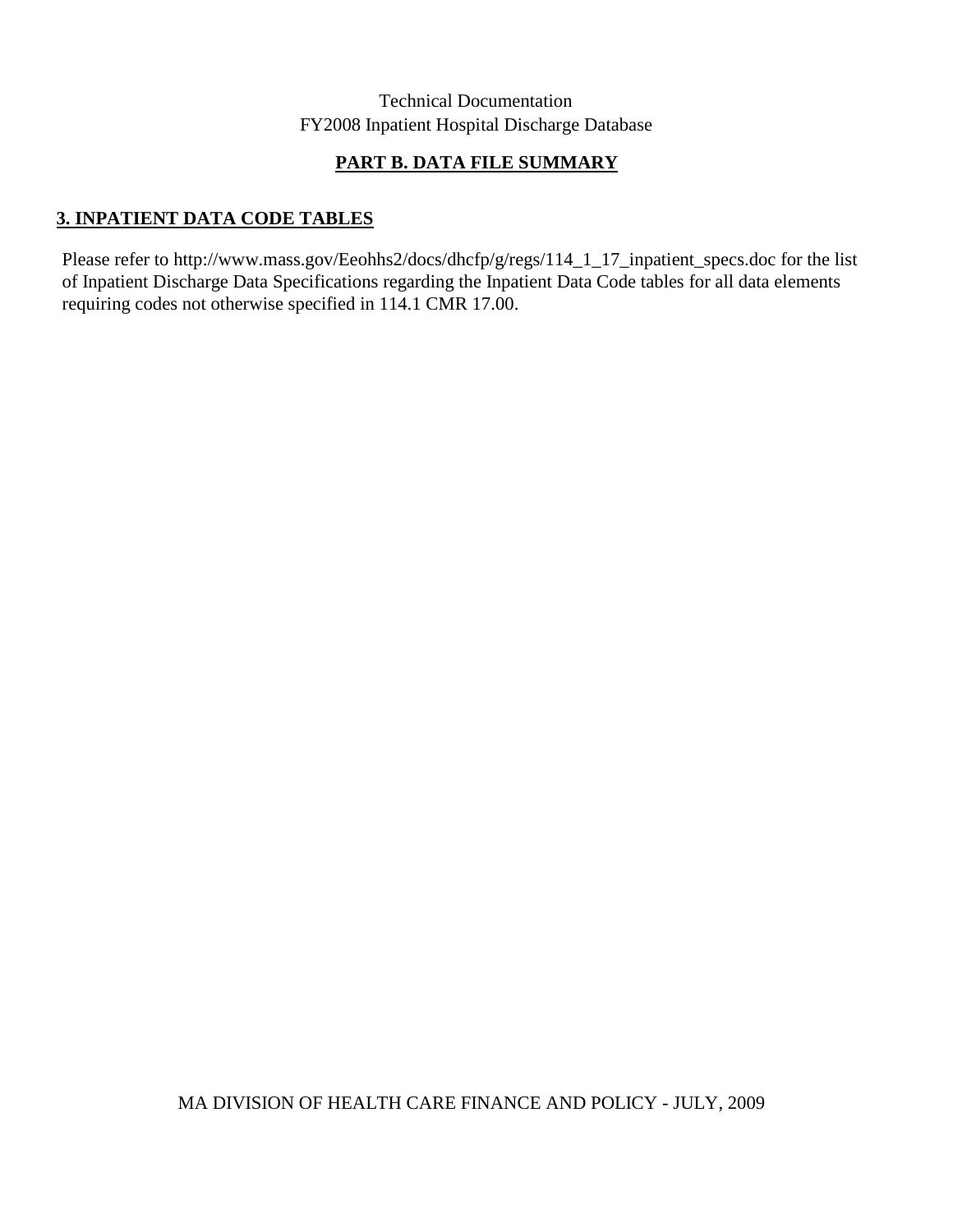## PART B. DATA FILE SUMMARY

### 3. INPATIENT DATA CODE TABLES

Please refer to http://www.mass.gov/Eeohhs2/docs/dhcfp/g/regs/114_1_17_inpatient_specs.doc for the list of Inpatient Discharge Data Specifications regarding the Inpatient Data Code tables for all data elements requiring codes not otherwise specified in 114.1 CMR 17.00.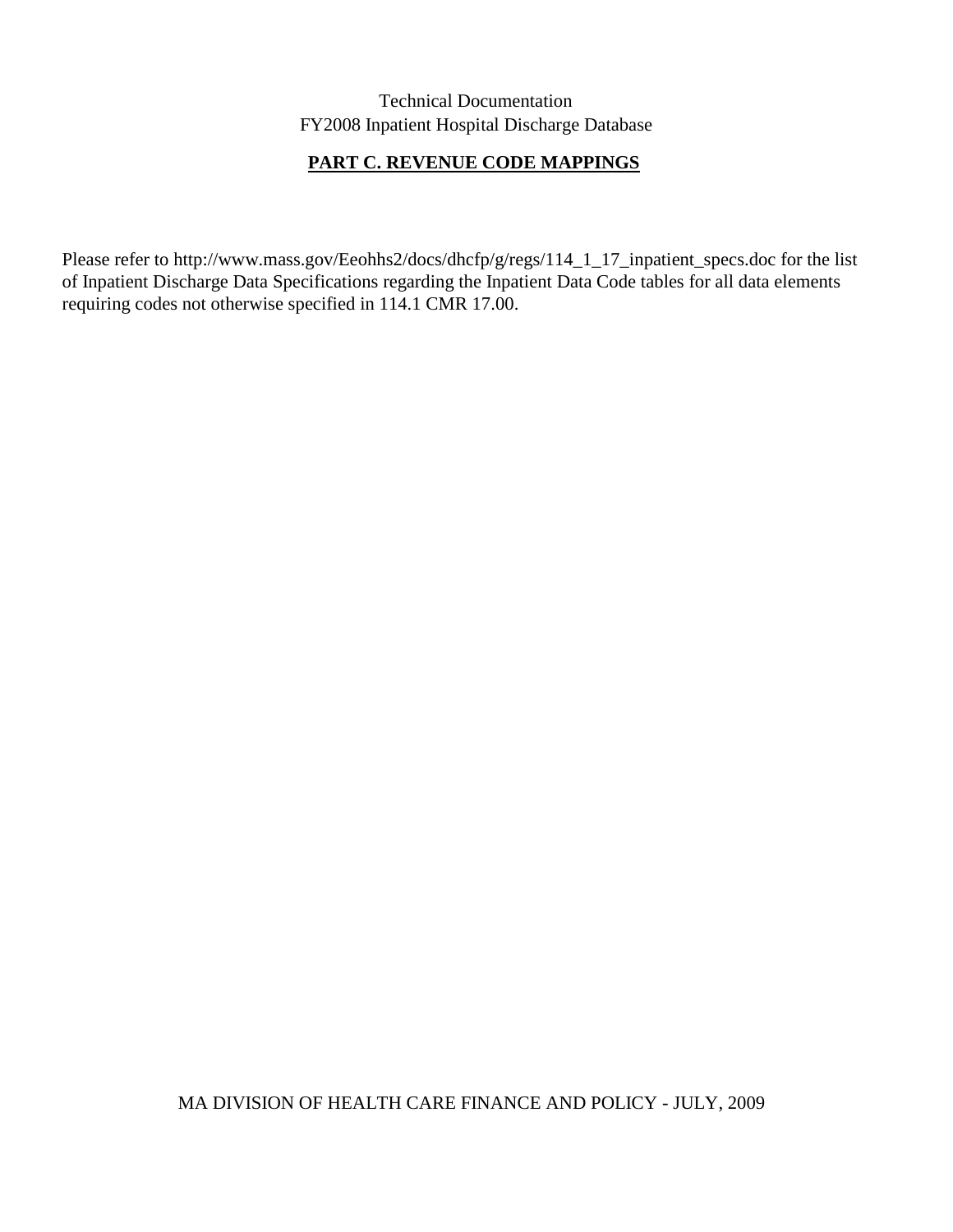Technical Documentation
FY2008 Inpatient Hospital Discharge Database

## PART C. REVENUE CODE MAPPINGS

Please refer to http://www.mass.gov/Eeohhs2/docs/dhcfp/g/regs/114_1_17_inpatient_specs.doc for the list of Inpatient Discharge Data Specifications regarding the Inpatient Data Code tables for all data elements requiring codes not otherwise specified in 114.1 CMR 17.00.